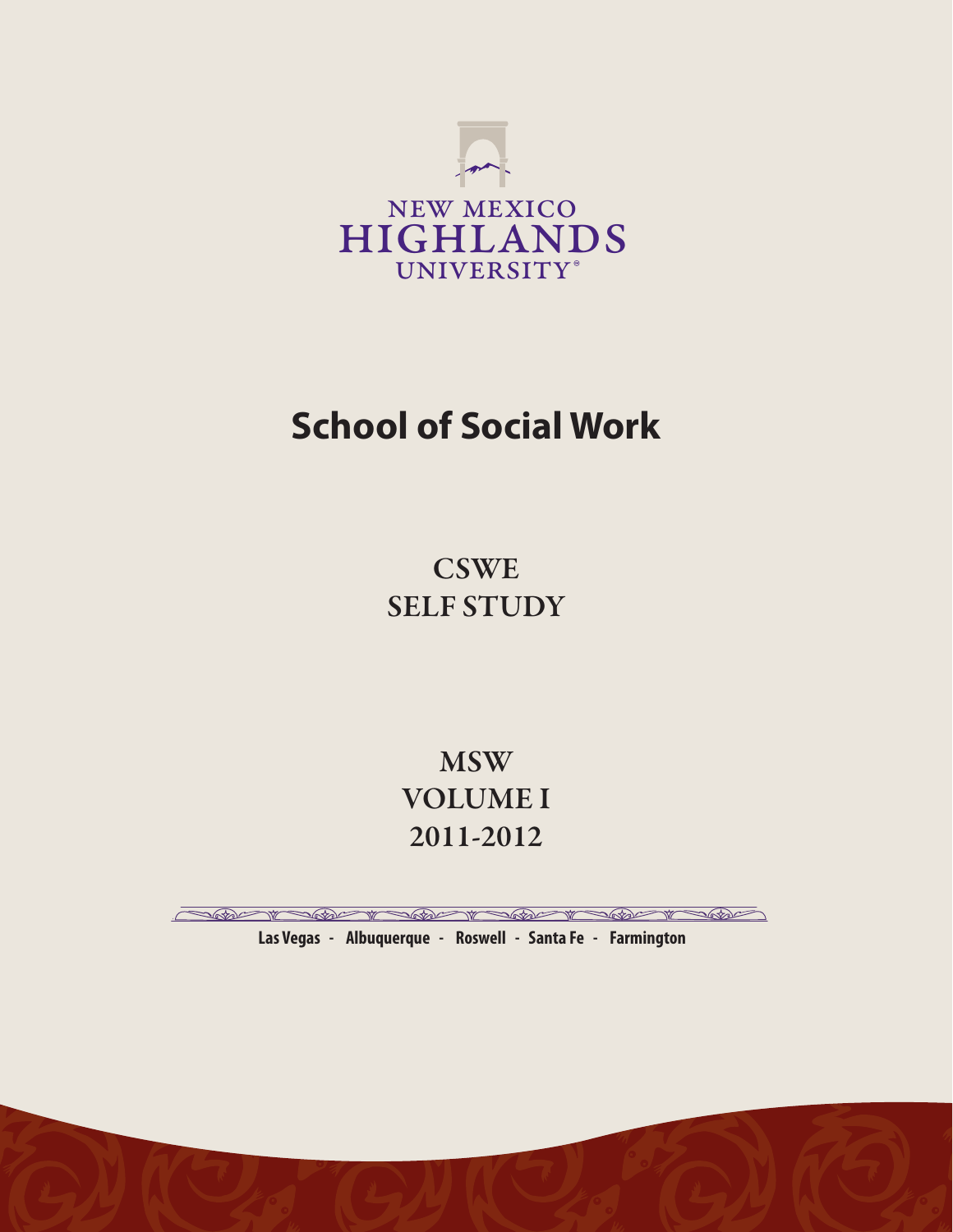NEW MEXICO
HIGHLANDS
UNIVERSITY®

# School of Social Work

## CSWE
## SELF STUDY

## MSW
## VOLUME I
## 2011-2012

**Las Vegas - Albuquerque - Roswell - Santa Fe - Farmington**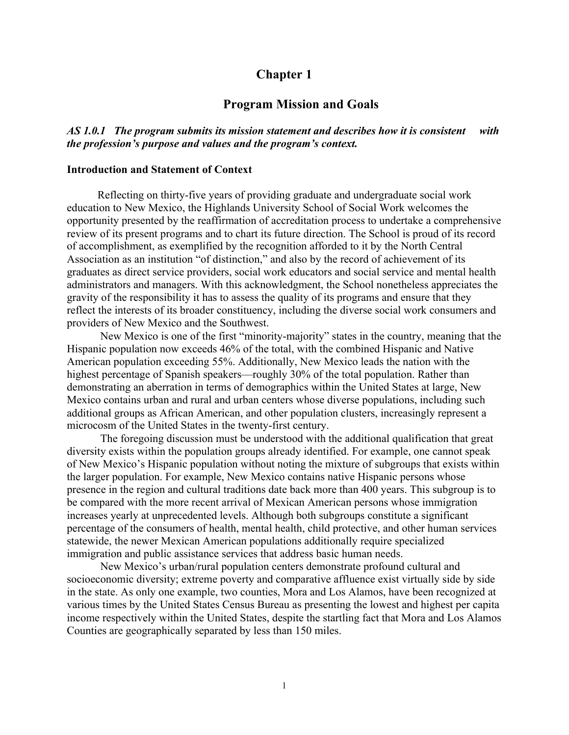# Chapter 1

## Program Mission and Goals

***AS 1.0.1 The program submits its mission statement and describes how it is consistent with the profession's purpose and values and the program's context.***

### Introduction and Statement of Context

Reflecting on thirty-five years of providing graduate and undergraduate social work education to New Mexico, the Highlands University School of Social Work welcomes the opportunity presented by the reaffirmation of accreditation process to undertake a comprehensive review of its present programs and to chart its future direction. The School is proud of its record of accomplishment, as exemplified by the recognition afforded to it by the North Central Association as an institution "of distinction," and also by the record of achievement of its graduates as direct service providers, social work educators and social service and mental health administrators and managers. With this acknowledgment, the School nonetheless appreciates the gravity of the responsibility it has to assess the quality of its programs and ensure that they reflect the interests of its broader constituency, including the diverse social work consumers and providers of New Mexico and the Southwest.

New Mexico is one of the first "minority-majority" states in the country, meaning that the Hispanic population now exceeds 46% of the total, with the combined Hispanic and Native American population exceeding 55%. Additionally, New Mexico leads the nation with the highest percentage of Spanish speakers—roughly 30% of the total population. Rather than demonstrating an aberration in terms of demographics within the United States at large, New Mexico contains urban and rural and urban centers whose diverse populations, including such additional groups as African American, and other population clusters, increasingly represent a microcosm of the United States in the twenty-first century.

The foregoing discussion must be understood with the additional qualification that great diversity exists within the population groups already identified. For example, one cannot speak of New Mexico's Hispanic population without noting the mixture of subgroups that exists within the larger population. For example, New Mexico contains native Hispanic persons whose presence in the region and cultural traditions date back more than 400 years. This subgroup is to be compared with the more recent arrival of Mexican American persons whose immigration increases yearly at unprecedented levels. Although both subgroups constitute a significant percentage of the consumers of health, mental health, child protective, and other human services statewide, the newer Mexican American populations additionally require specialized immigration and public assistance services that address basic human needs.

New Mexico's urban/rural population centers demonstrate profound cultural and socioeconomic diversity; extreme poverty and comparative affluence exist virtually side by side in the state. As only one example, two counties, Mora and Los Alamos, have been recognized at various times by the United States Census Bureau as presenting the lowest and highest per capita income respectively within the United States, despite the startling fact that Mora and Los Alamos Counties are geographically separated by less than 150 miles.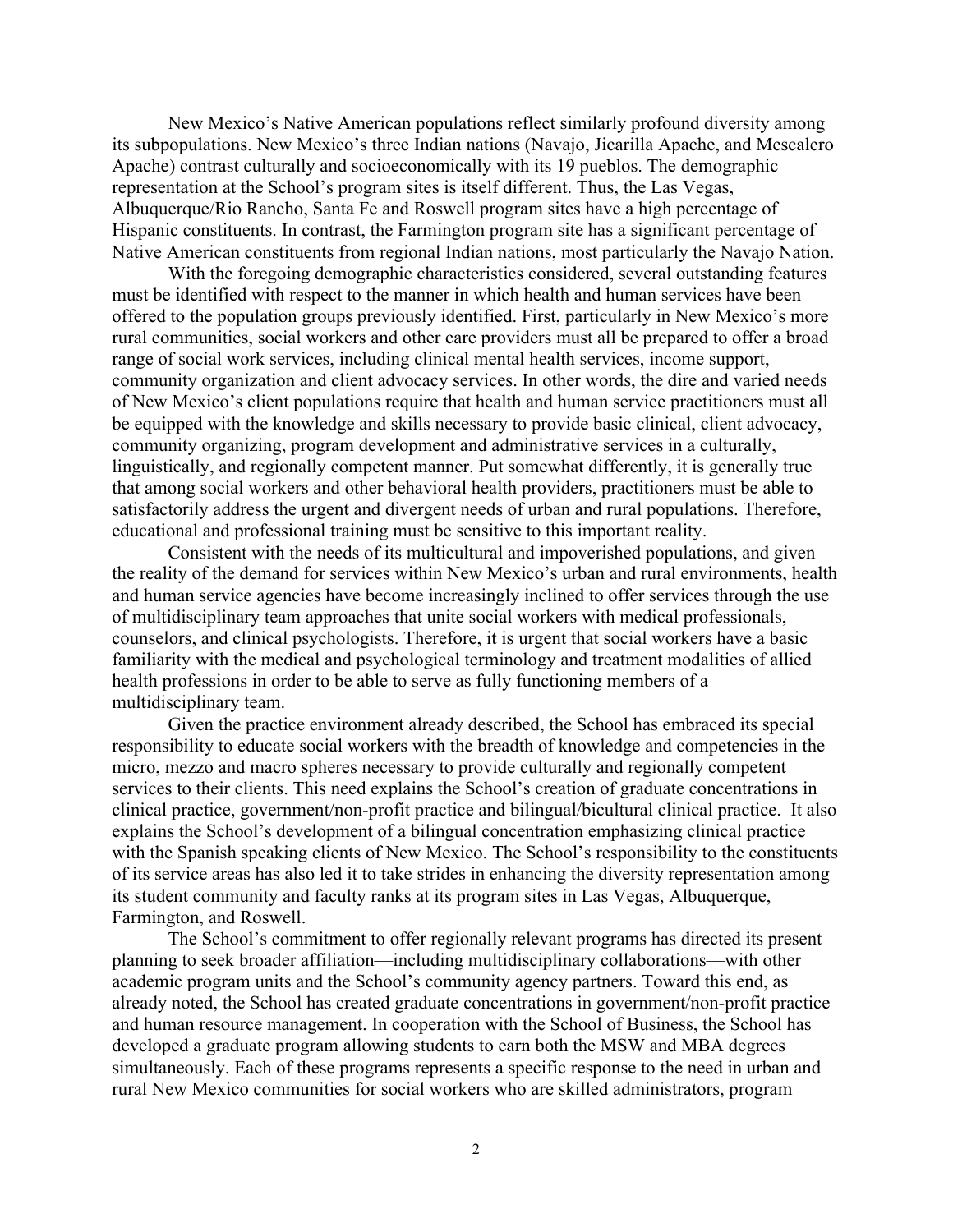New Mexico's Native American populations reflect similarly profound diversity among its subpopulations. New Mexico's three Indian nations (Navajo, Jicarilla Apache, and Mescalero Apache) contrast culturally and socioeconomically with its 19 pueblos. The demographic representation at the School's program sites is itself different. Thus, the Las Vegas, Albuquerque/Rio Rancho, Santa Fe and Roswell program sites have a high percentage of Hispanic constituents. In contrast, the Farmington program site has a significant percentage of Native American constituents from regional Indian nations, most particularly the Navajo Nation.

With the foregoing demographic characteristics considered, several outstanding features must be identified with respect to the manner in which health and human services have been offered to the population groups previously identified. First, particularly in New Mexico's more rural communities, social workers and other care providers must all be prepared to offer a broad range of social work services, including clinical mental health services, income support, community organization and client advocacy services. In other words, the dire and varied needs of New Mexico's client populations require that health and human service practitioners must all be equipped with the knowledge and skills necessary to provide basic clinical, client advocacy, community organizing, program development and administrative services in a culturally, linguistically, and regionally competent manner. Put somewhat differently, it is generally true that among social workers and other behavioral health providers, practitioners must be able to satisfactorily address the urgent and divergent needs of urban and rural populations. Therefore, educational and professional training must be sensitive to this important reality.

Consistent with the needs of its multicultural and impoverished populations, and given the reality of the demand for services within New Mexico's urban and rural environments, health and human service agencies have become increasingly inclined to offer services through the use of multidisciplinary team approaches that unite social workers with medical professionals, counselors, and clinical psychologists. Therefore, it is urgent that social workers have a basic familiarity with the medical and psychological terminology and treatment modalities of allied health professions in order to be able to serve as fully functioning members of a multidisciplinary team.

Given the practice environment already described, the School has embraced its special responsibility to educate social workers with the breadth of knowledge and competencies in the micro, mezzo and macro spheres necessary to provide culturally and regionally competent services to their clients. This need explains the School's creation of graduate concentrations in clinical practice, government/non-profit practice and bilingual/bicultural clinical practice. It also explains the School's development of a bilingual concentration emphasizing clinical practice with the Spanish speaking clients of New Mexico. The School's responsibility to the constituents of its service areas has also led it to take strides in enhancing the diversity representation among its student community and faculty ranks at its program sites in Las Vegas, Albuquerque, Farmington, and Roswell.

The School's commitment to offer regionally relevant programs has directed its present planning to seek broader affiliation—including multidisciplinary collaborations—with other academic program units and the School's community agency partners. Toward this end, as already noted, the School has created graduate concentrations in government/non-profit practice and human resource management. In cooperation with the School of Business, the School has developed a graduate program allowing students to earn both the MSW and MBA degrees simultaneously. Each of these programs represents a specific response to the need in urban and rural New Mexico communities for social workers who are skilled administrators, program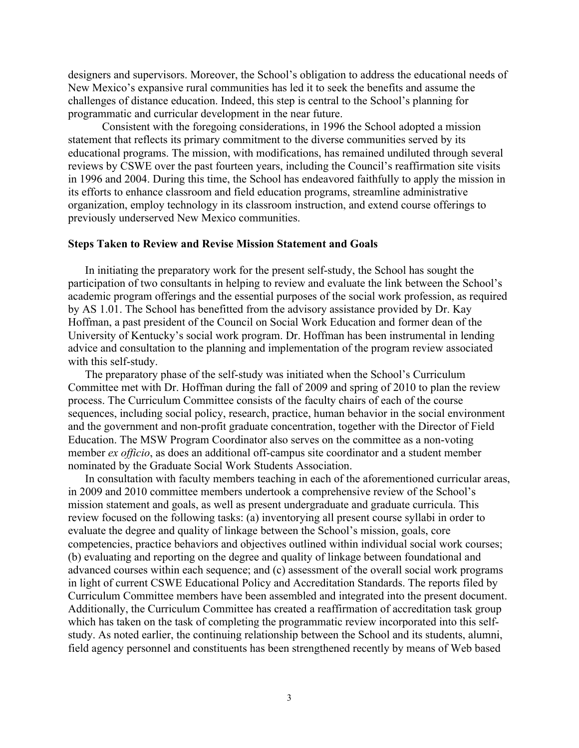designers and supervisors. Moreover, the School's obligation to address the educational needs of New Mexico's expansive rural communities has led it to seek the benefits and assume the challenges of distance education. Indeed, this step is central to the School's planning for programmatic and curricular development in the near future.

Consistent with the foregoing considerations, in 1996 the School adopted a mission statement that reflects its primary commitment to the diverse communities served by its educational programs. The mission, with modifications, has remained undiluted through several reviews by CSWE over the past fourteen years, including the Council's reaffirmation site visits in 1996 and 2004. During this time, the School has endeavored faithfully to apply the mission in its efforts to enhance classroom and field education programs, streamline administrative organization, employ technology in its classroom instruction, and extend course offerings to previously underserved New Mexico communities.

**Steps Taken to Review and Revise Mission Statement and Goals**

In initiating the preparatory work for the present self-study, the School has sought the participation of two consultants in helping to review and evaluate the link between the School's academic program offerings and the essential purposes of the social work profession, as required by AS 1.01. The School has benefitted from the advisory assistance provided by Dr. Kay Hoffman, a past president of the Council on Social Work Education and former dean of the University of Kentucky's social work program. Dr. Hoffman has been instrumental in lending advice and consultation to the planning and implementation of the program review associated with this self-study.

The preparatory phase of the self-study was initiated when the School's Curriculum Committee met with Dr. Hoffman during the fall of 2009 and spring of 2010 to plan the review process. The Curriculum Committee consists of the faculty chairs of each of the course sequences, including social policy, research, practice, human behavior in the social environment and the government and non-profit graduate concentration, together with the Director of Field Education. The MSW Program Coordinator also serves on the committee as a non-voting member *ex officio*, as does an additional off-campus site coordinator and a student member nominated by the Graduate Social Work Students Association.

In consultation with faculty members teaching in each of the aforementioned curricular areas, in 2009 and 2010 committee members undertook a comprehensive review of the School's mission statement and goals, as well as present undergraduate and graduate curricula. This review focused on the following tasks: (a) inventorying all present course syllabi in order to evaluate the degree and quality of linkage between the School's mission, goals, core competencies, practice behaviors and objectives outlined within individual social work courses; (b) evaluating and reporting on the degree and quality of linkage between foundational and advanced courses within each sequence; and (c) assessment of the overall social work programs in light of current CSWE Educational Policy and Accreditation Standards. The reports filed by Curriculum Committee members have been assembled and integrated into the present document. Additionally, the Curriculum Committee has created a reaffirmation of accreditation task group which has taken on the task of completing the programmatic review incorporated into this self-study. As noted earlier, the continuing relationship between the School and its students, alumni, field agency personnel and constituents has been strengthened recently by means of Web based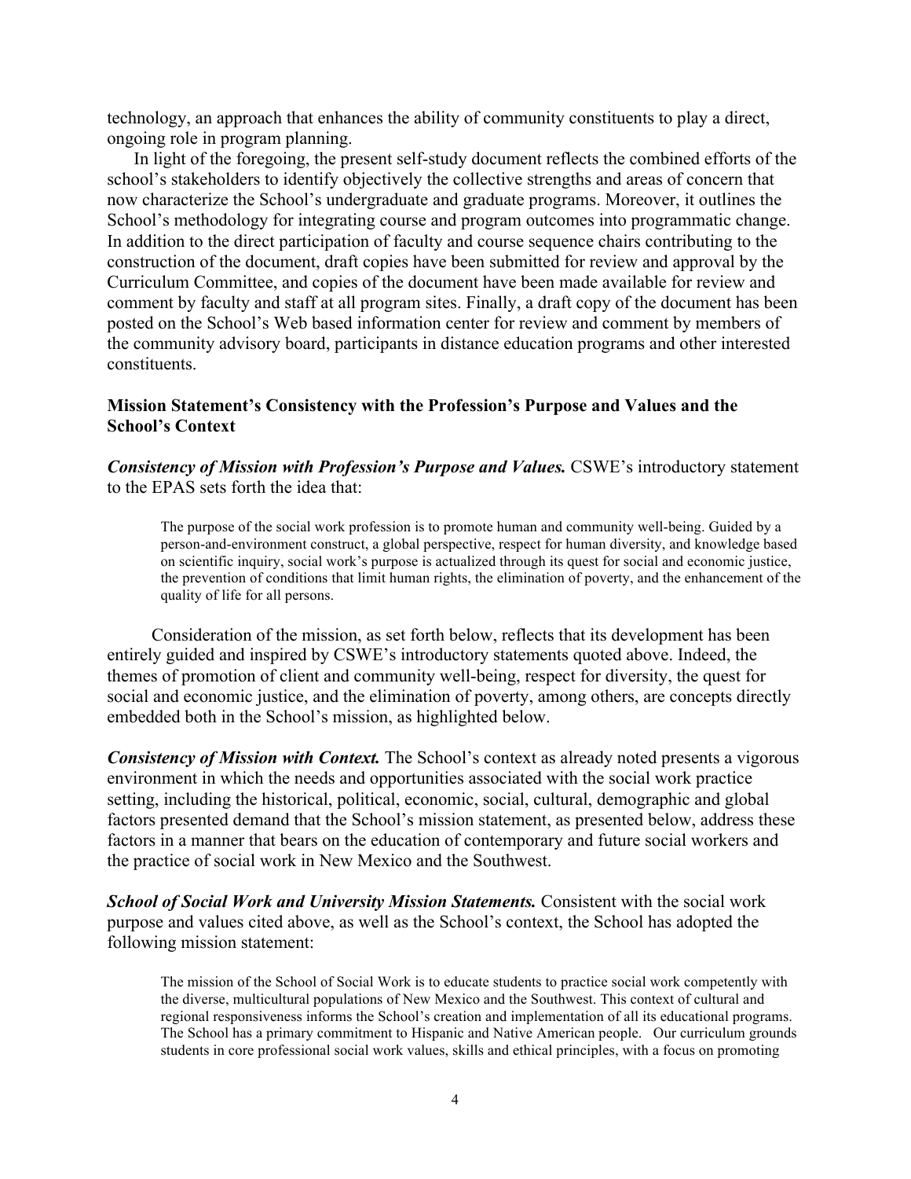technology, an approach that enhances the ability of community constituents to play a direct, ongoing role in program planning.

In light of the foregoing, the present self-study document reflects the combined efforts of the school's stakeholders to identify objectively the collective strengths and areas of concern that now characterize the School's undergraduate and graduate programs. Moreover, it outlines the School's methodology for integrating course and program outcomes into programmatic change. In addition to the direct participation of faculty and course sequence chairs contributing to the construction of the document, draft copies have been submitted for review and approval by the Curriculum Committee, and copies of the document have been made available for review and comment by faculty and staff at all program sites. Finally, a draft copy of the document has been posted on the School's Web based information center for review and comment by members of the community advisory board, participants in distance education programs and other interested constituents.

### Mission Statement's Consistency with the Profession's Purpose and Values and the School's Context

***Consistency of Mission with Profession's Purpose and Values.*** CSWE's introductory statement to the EPAS sets forth the idea that:

> The purpose of the social work profession is to promote human and community well-being. Guided by a person-and-environment construct, a global perspective, respect for human diversity, and knowledge based on scientific inquiry, social work's purpose is actualized through its quest for social and economic justice, the prevention of conditions that limit human rights, the elimination of poverty, and the enhancement of the quality of life for all persons.

Consideration of the mission, as set forth below, reflects that its development has been entirely guided and inspired by CSWE's introductory statements quoted above. Indeed, the themes of promotion of client and community well-being, respect for diversity, the quest for social and economic justice, and the elimination of poverty, among others, are concepts directly embedded both in the School's mission, as highlighted below.

***Consistency of Mission with Context.*** The School's context as already noted presents a vigorous environment in which the needs and opportunities associated with the social work practice setting, including the historical, political, economic, social, cultural, demographic and global factors presented demand that the School's mission statement, as presented below, address these factors in a manner that bears on the education of contemporary and future social workers and the practice of social work in New Mexico and the Southwest.

***School of Social Work and University Mission Statements.*** Consistent with the social work purpose and values cited above, as well as the School's context, the School has adopted the following mission statement:

> The mission of the School of Social Work is to educate students to practice social work competently with the diverse, multicultural populations of New Mexico and the Southwest. This context of cultural and regional responsiveness informs the School's creation and implementation of all its educational programs. The School has a primary commitment to Hispanic and Native American people. Our curriculum grounds students in core professional social work values, skills and ethical principles, with a focus on promoting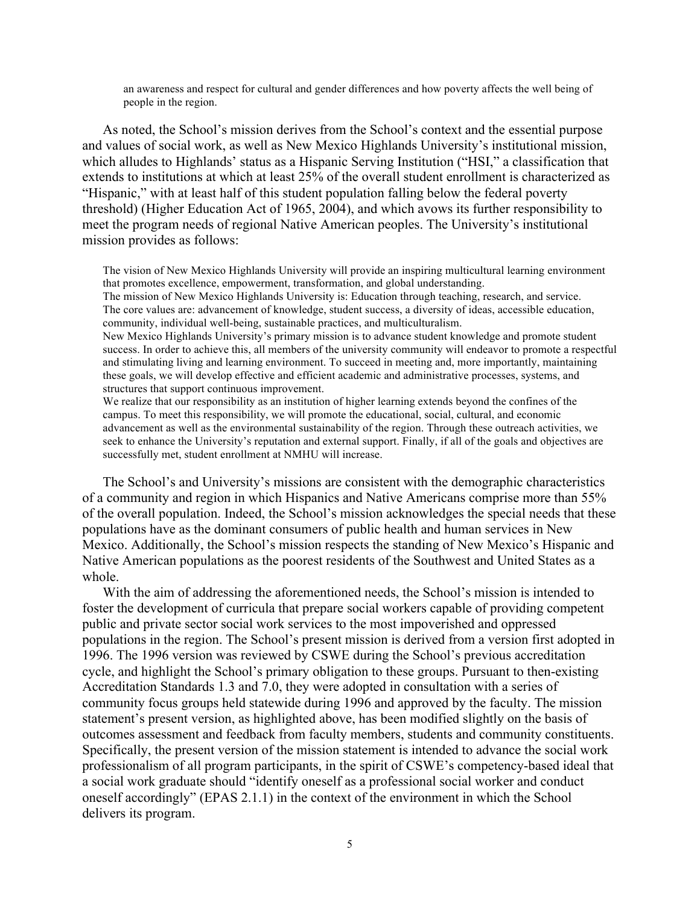> an awareness and respect for cultural and gender differences and how poverty affects the well being of people in the region.

As noted, the School's mission derives from the School's context and the essential purpose and values of social work, as well as New Mexico Highlands University's institutional mission, which alludes to Highlands' status as a Hispanic Serving Institution ("HSI," a classification that extends to institutions at which at least 25% of the overall student enrollment is characterized as "Hispanic," with at least half of this student population falling below the federal poverty threshold) (Higher Education Act of 1965, 2004), and which avows its further responsibility to meet the program needs of regional Native American peoples. The University's institutional mission provides as follows:

> The vision of New Mexico Highlands University will provide an inspiring multicultural learning environment that promotes excellence, empowerment, transformation, and global understanding.
> The mission of New Mexico Highlands University is: Education through teaching, research, and service.
> The core values are: advancement of knowledge, student success, a diversity of ideas, accessible education, community, individual well-being, sustainable practices, and multiculturalism.
> New Mexico Highlands University's primary mission is to advance student knowledge and promote student success. In order to achieve this, all members of the university community will endeavor to promote a respectful and stimulating living and learning environment. To succeed in meeting and, more importantly, maintaining these goals, we will develop effective and efficient academic and administrative processes, systems, and structures that support continuous improvement.
> We realize that our responsibility as an institution of higher learning extends beyond the confines of the campus. To meet this responsibility, we will promote the educational, social, cultural, and economic advancement as well as the environmental sustainability of the region. Through these outreach activities, we seek to enhance the University's reputation and external support. Finally, if all of the goals and objectives are successfully met, student enrollment at NMHU will increase.

The School's and University's missions are consistent with the demographic characteristics of a community and region in which Hispanics and Native Americans comprise more than 55% of the overall population. Indeed, the School's mission acknowledges the special needs that these populations have as the dominant consumers of public health and human services in New Mexico. Additionally, the School's mission respects the standing of New Mexico's Hispanic and Native American populations as the poorest residents of the Southwest and United States as a whole.

With the aim of addressing the aforementioned needs, the School's mission is intended to foster the development of curricula that prepare social workers capable of providing competent public and private sector social work services to the most impoverished and oppressed populations in the region. The School's present mission is derived from a version first adopted in 1996. The 1996 version was reviewed by CSWE during the School's previous accreditation cycle, and highlight the School's primary obligation to these groups. Pursuant to then-existing Accreditation Standards 1.3 and 7.0, they were adopted in consultation with a series of community focus groups held statewide during 1996 and approved by the faculty. The mission statement's present version, as highlighted above, has been modified slightly on the basis of outcomes assessment and feedback from faculty members, students and community constituents. Specifically, the present version of the mission statement is intended to advance the social work professionalism of all program participants, in the spirit of CSWE's competency-based ideal that a social work graduate should "identify oneself as a professional social worker and conduct oneself accordingly" (EPAS 2.1.1) in the context of the environment in which the School delivers its program.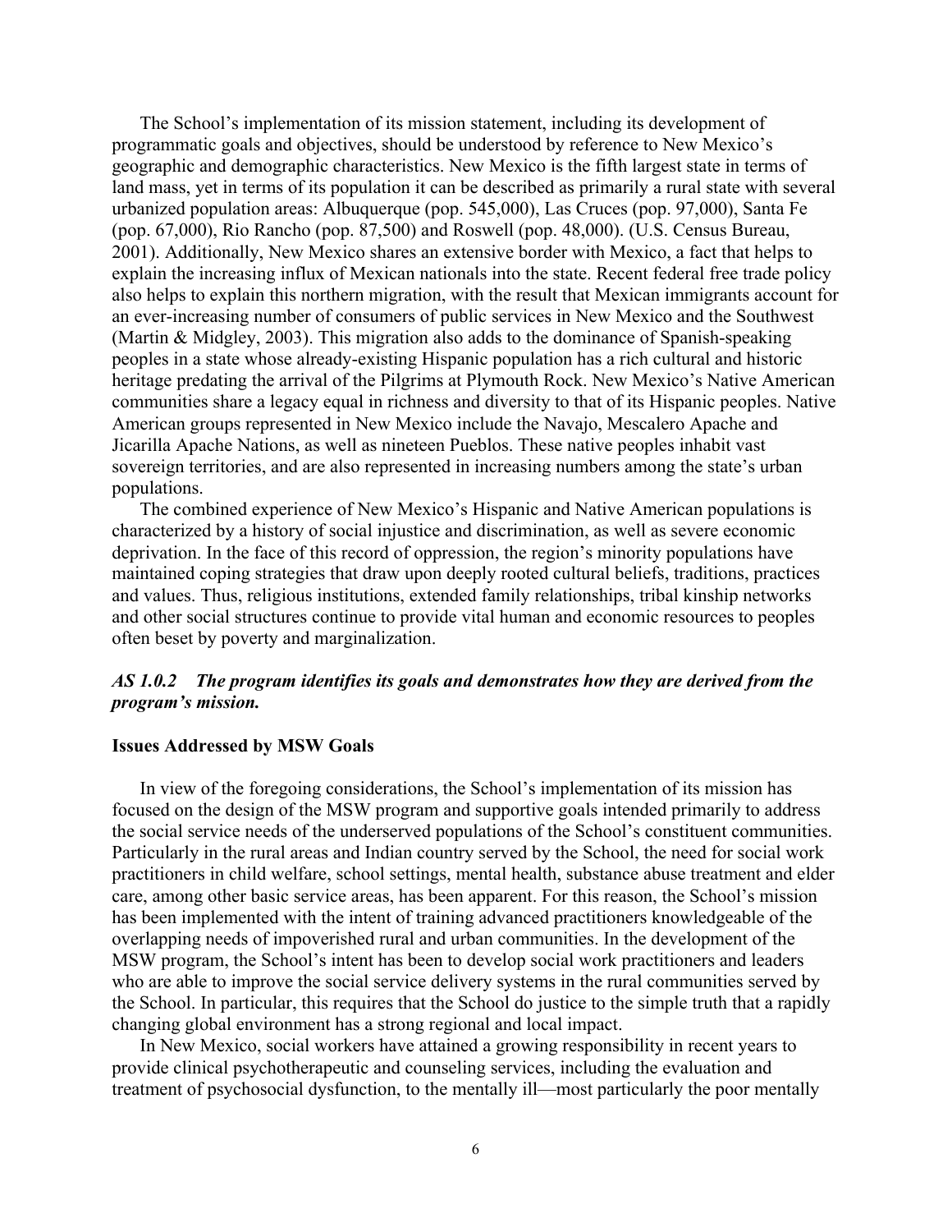The School's implementation of its mission statement, including its development of programmatic goals and objectives, should be understood by reference to New Mexico's geographic and demographic characteristics. New Mexico is the fifth largest state in terms of land mass, yet in terms of its population it can be described as primarily a rural state with several urbanized population areas: Albuquerque (pop. 545,000), Las Cruces (pop. 97,000), Santa Fe (pop. 67,000), Rio Rancho (pop. 87,500) and Roswell (pop. 48,000). (U.S. Census Bureau, 2001). Additionally, New Mexico shares an extensive border with Mexico, a fact that helps to explain the increasing influx of Mexican nationals into the state. Recent federal free trade policy also helps to explain this northern migration, with the result that Mexican immigrants account for an ever-increasing number of consumers of public services in New Mexico and the Southwest (Martin & Midgley, 2003). This migration also adds to the dominance of Spanish-speaking peoples in a state whose already-existing Hispanic population has a rich cultural and historic heritage predating the arrival of the Pilgrims at Plymouth Rock. New Mexico's Native American communities share a legacy equal in richness and diversity to that of its Hispanic peoples. Native American groups represented in New Mexico include the Navajo, Mescalero Apache and Jicarilla Apache Nations, as well as nineteen Pueblos. These native peoples inhabit vast sovereign territories, and are also represented in increasing numbers among the state's urban populations.

The combined experience of New Mexico's Hispanic and Native American populations is characterized by a history of social injustice and discrimination, as well as severe economic deprivation. In the face of this record of oppression, the region's minority populations have maintained coping strategies that draw upon deeply rooted cultural beliefs, traditions, practices and values. Thus, religious institutions, extended family relationships, tribal kinship networks and other social structures continue to provide vital human and economic resources to peoples often beset by poverty and marginalization.

### *AS 1.0.2 The program identifies its goals and demonstrates how they are derived from the program's mission.*

#### Issues Addressed by MSW Goals

In view of the foregoing considerations, the School's implementation of its mission has focused on the design of the MSW program and supportive goals intended primarily to address the social service needs of the underserved populations of the School's constituent communities. Particularly in the rural areas and Indian country served by the School, the need for social work practitioners in child welfare, school settings, mental health, substance abuse treatment and elder care, among other basic service areas, has been apparent. For this reason, the School's mission has been implemented with the intent of training advanced practitioners knowledgeable of the overlapping needs of impoverished rural and urban communities. In the development of the MSW program, the School's intent has been to develop social work practitioners and leaders who are able to improve the social service delivery systems in the rural communities served by the School. In particular, this requires that the School do justice to the simple truth that a rapidly changing global environment has a strong regional and local impact.

In New Mexico, social workers have attained a growing responsibility in recent years to provide clinical psychotherapeutic and counseling services, including the evaluation and treatment of psychosocial dysfunction, to the mentally ill—most particularly the poor mentally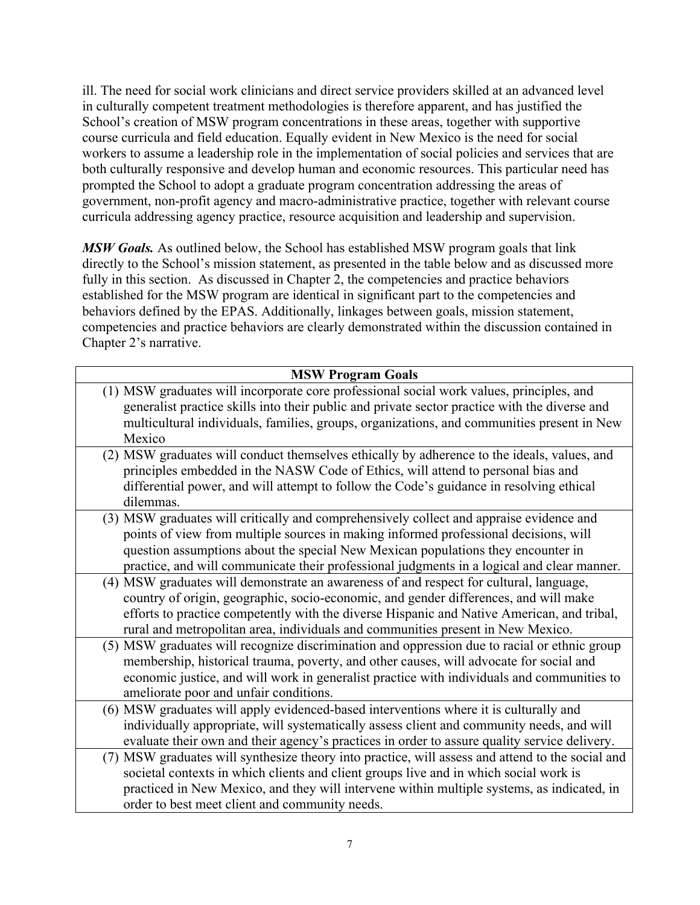ill. The need for social work clinicians and direct service providers skilled at an advanced level in culturally competent treatment methodologies is therefore apparent, and has justified the School's creation of MSW program concentrations in these areas, together with supportive course curricula and field education. Equally evident in New Mexico is the need for social workers to assume a leadership role in the implementation of social policies and services that are both culturally responsive and develop human and economic resources. This particular need has prompted the School to adopt a graduate program concentration addressing the areas of government, non-profit agency and macro-administrative practice, together with relevant course curricula addressing agency practice, resource acquisition and leadership and supervision.

***MSW Goals.*** As outlined below, the School has established MSW program goals that link directly to the School's mission statement, as presented in the table below and as discussed more fully in this section. As discussed in Chapter 2, the competencies and practice behaviors established for the MSW program are identical in significant part to the competencies and behaviors defined by the EPAS. Additionally, linkages between goals, mission statement, competencies and practice behaviors are clearly demonstrated within the discussion contained in Chapter 2's narrative.

| **MSW Program Goals** |
|---|
| (1) MSW graduates will incorporate core professional social work values, principles, and generalist practice skills into their public and private sector practice with the diverse and multicultural individuals, families, groups, organizations, and communities present in New Mexico |
| (2) MSW graduates will conduct themselves ethically by adherence to the ideals, values, and principles embedded in the NASW Code of Ethics, will attend to personal bias and differential power, and will attempt to follow the Code's guidance in resolving ethical dilemmas. |
| (3) MSW graduates will critically and comprehensively collect and appraise evidence and points of view from multiple sources in making informed professional decisions, will question assumptions about the special New Mexican populations they encounter in practice, and will communicate their professional judgments in a logical and clear manner. |
| (4) MSW graduates will demonstrate an awareness of and respect for cultural, language, country of origin, geographic, socio-economic, and gender differences, and will make efforts to practice competently with the diverse Hispanic and Native American, and tribal, rural and metropolitan area, individuals and communities present in New Mexico. |
| (5) MSW graduates will recognize discrimination and oppression due to racial or ethnic group membership, historical trauma, poverty, and other causes, will advocate for social and economic justice, and will work in generalist practice with individuals and communities to ameliorate poor and unfair conditions. |
| (6) MSW graduates will apply evidenced-based interventions where it is culturally and individually appropriate, will systematically assess client and community needs, and will evaluate their own and their agency's practices in order to assure quality service delivery. |
| (7) MSW graduates will synthesize theory into practice, will assess and attend to the social and societal contexts in which clients and client groups live and in which social work is practiced in New Mexico, and they will intervene within multiple systems, as indicated, in order to best meet client and community needs. |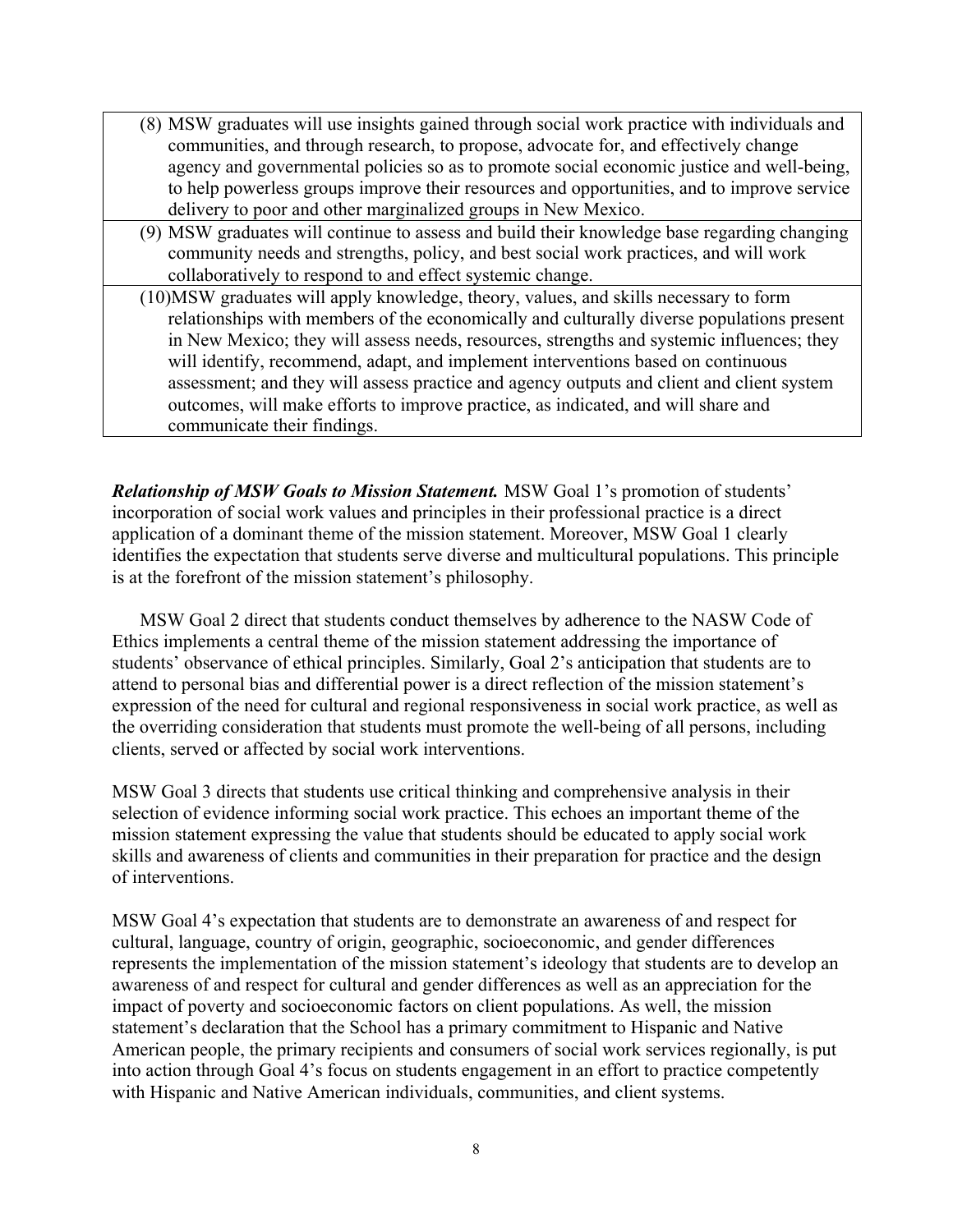| |
|---|
| (8) MSW graduates will use insights gained through social work practice with individuals and communities, and through research, to propose, advocate for, and effectively change agency and governmental policies so as to promote social economic justice and well-being, to help powerless groups improve their resources and opportunities, and to improve service delivery to poor and other marginalized groups in New Mexico. |
| (9) MSW graduates will continue to assess and build their knowledge base regarding changing community needs and strengths, policy, and best social work practices, and will work collaboratively to respond to and effect systemic change. |
| (10)MSW graduates will apply knowledge, theory, values, and skills necessary to form relationships with members of the economically and culturally diverse populations present in New Mexico; they will assess needs, resources, strengths and systemic influences; they will identify, recommend, adapt, and implement interventions based on continuous assessment; and they will assess practice and agency outputs and client and client system outcomes, will make efforts to improve practice, as indicated, and will share and communicate their findings. |

***Relationship of MSW Goals to Mission Statement.*** MSW Goal 1's promotion of students' incorporation of social work values and principles in their professional practice is a direct application of a dominant theme of the mission statement. Moreover, MSW Goal 1 clearly identifies the expectation that students serve diverse and multicultural populations. This principle is at the forefront of the mission statement's philosophy.

MSW Goal 2 direct that students conduct themselves by adherence to the NASW Code of Ethics implements a central theme of the mission statement addressing the importance of students' observance of ethical principles. Similarly, Goal 2's anticipation that students are to attend to personal bias and differential power is a direct reflection of the mission statement's expression of the need for cultural and regional responsiveness in social work practice, as well as the overriding consideration that students must promote the well-being of all persons, including clients, served or affected by social work interventions.

MSW Goal 3 directs that students use critical thinking and comprehensive analysis in their selection of evidence informing social work practice. This echoes an important theme of the mission statement expressing the value that students should be educated to apply social work skills and awareness of clients and communities in their preparation for practice and the design of interventions.

MSW Goal 4's expectation that students are to demonstrate an awareness of and respect for cultural, language, country of origin, geographic, socioeconomic, and gender differences represents the implementation of the mission statement's ideology that students are to develop an awareness of and respect for cultural and gender differences as well as an appreciation for the impact of poverty and socioeconomic factors on client populations. As well, the mission statement's declaration that the School has a primary commitment to Hispanic and Native American people, the primary recipients and consumers of social work services regionally, is put into action through Goal 4's focus on students engagement in an effort to practice competently with Hispanic and Native American individuals, communities, and client systems.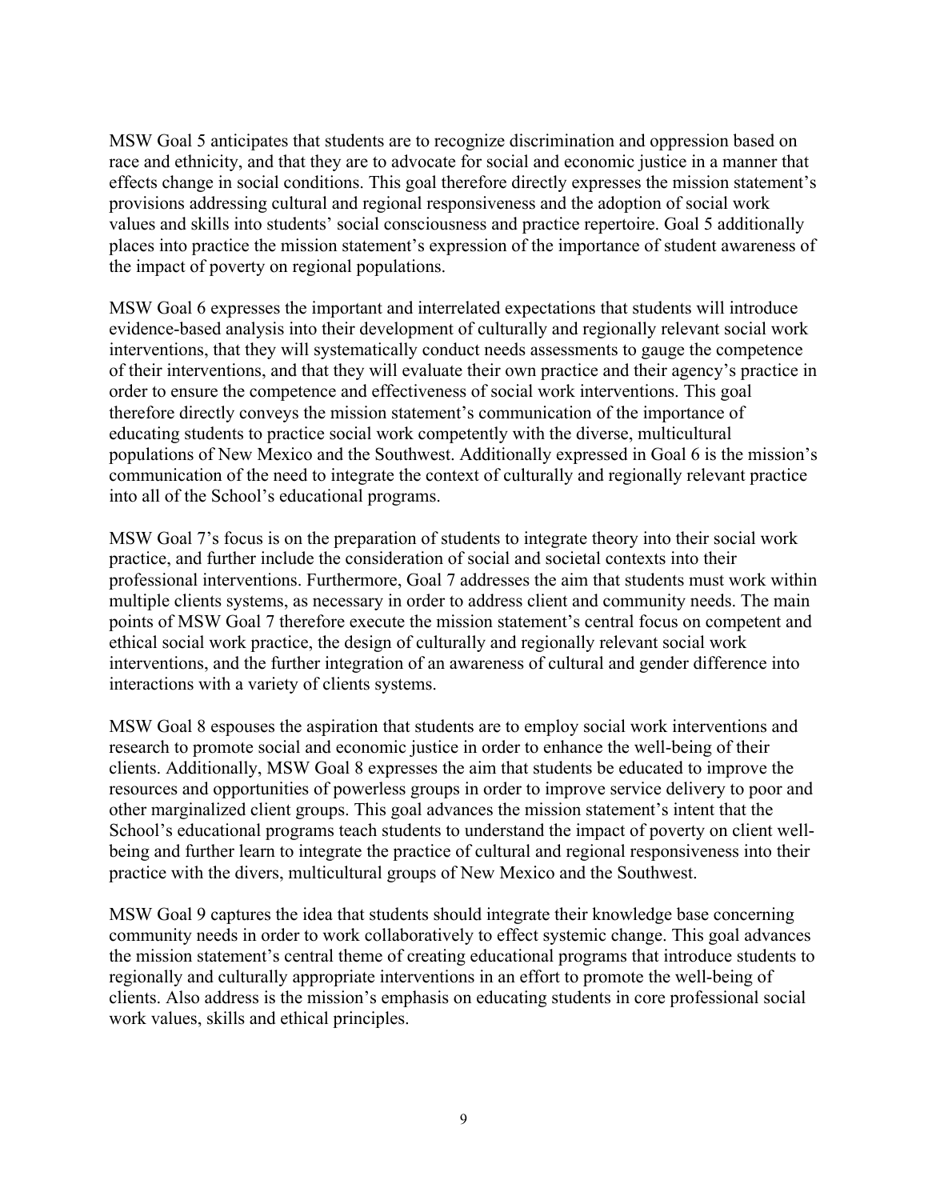MSW Goal 5 anticipates that students are to recognize discrimination and oppression based on race and ethnicity, and that they are to advocate for social and economic justice in a manner that effects change in social conditions. This goal therefore directly expresses the mission statement's provisions addressing cultural and regional responsiveness and the adoption of social work values and skills into students' social consciousness and practice repertoire. Goal 5 additionally places into practice the mission statement's expression of the importance of student awareness of the impact of poverty on regional populations.

MSW Goal 6 expresses the important and interrelated expectations that students will introduce evidence-based analysis into their development of culturally and regionally relevant social work interventions, that they will systematically conduct needs assessments to gauge the competence of their interventions, and that they will evaluate their own practice and their agency's practice in order to ensure the competence and effectiveness of social work interventions. This goal therefore directly conveys the mission statement's communication of the importance of educating students to practice social work competently with the diverse, multicultural populations of New Mexico and the Southwest. Additionally expressed in Goal 6 is the mission's communication of the need to integrate the context of culturally and regionally relevant practice into all of the School's educational programs.

MSW Goal 7's focus is on the preparation of students to integrate theory into their social work practice, and further include the consideration of social and societal contexts into their professional interventions. Furthermore, Goal 7 addresses the aim that students must work within multiple clients systems, as necessary in order to address client and community needs. The main points of MSW Goal 7 therefore execute the mission statement's central focus on competent and ethical social work practice, the design of culturally and regionally relevant social work interventions, and the further integration of an awareness of cultural and gender difference into interactions with a variety of clients systems.

MSW Goal 8 espouses the aspiration that students are to employ social work interventions and research to promote social and economic justice in order to enhance the well-being of their clients. Additionally, MSW Goal 8 expresses the aim that students be educated to improve the resources and opportunities of powerless groups in order to improve service delivery to poor and other marginalized client groups. This goal advances the mission statement's intent that the School's educational programs teach students to understand the impact of poverty on client well-being and further learn to integrate the practice of cultural and regional responsiveness into their practice with the divers, multicultural groups of New Mexico and the Southwest.

MSW Goal 9 captures the idea that students should integrate their knowledge base concerning community needs in order to work collaboratively to effect systemic change. This goal advances the mission statement's central theme of creating educational programs that introduce students to regionally and culturally appropriate interventions in an effort to promote the well-being of clients. Also address is the mission's emphasis on educating students in core professional social work values, skills and ethical principles.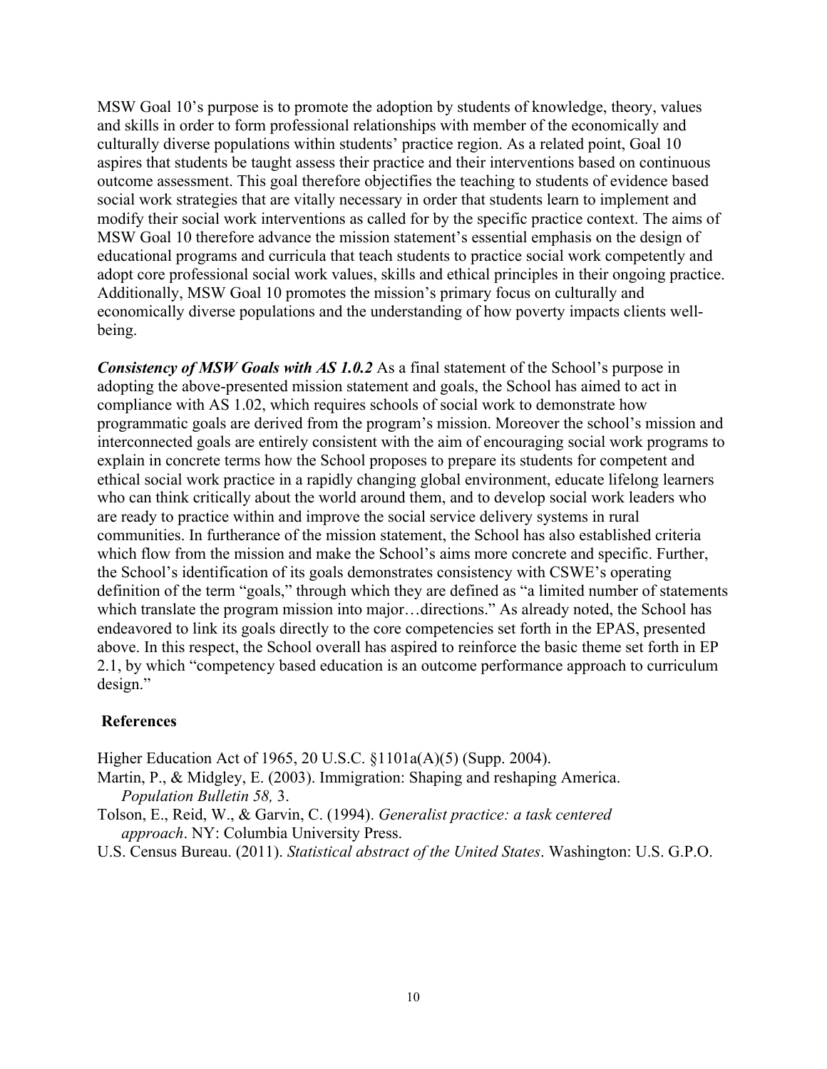MSW Goal 10's purpose is to promote the adoption by students of knowledge, theory, values and skills in order to form professional relationships with member of the economically and culturally diverse populations within students' practice region. As a related point, Goal 10 aspires that students be taught assess their practice and their interventions based on continuous outcome assessment. This goal therefore objectifies the teaching to students of evidence based social work strategies that are vitally necessary in order that students learn to implement and modify their social work interventions as called for by the specific practice context. The aims of MSW Goal 10 therefore advance the mission statement's essential emphasis on the design of educational programs and curricula that teach students to practice social work competently and adopt core professional social work values, skills and ethical principles in their ongoing practice. Additionally, MSW Goal 10 promotes the mission's primary focus on culturally and economically diverse populations and the understanding of how poverty impacts clients well-being.

***Consistency of MSW Goals with AS 1.0.2*** As a final statement of the School's purpose in adopting the above-presented mission statement and goals, the School has aimed to act in compliance with AS 1.02, which requires schools of social work to demonstrate how programmatic goals are derived from the program's mission. Moreover the school's mission and interconnected goals are entirely consistent with the aim of encouraging social work programs to explain in concrete terms how the School proposes to prepare its students for competent and ethical social work practice in a rapidly changing global environment, educate lifelong learners who can think critically about the world around them, and to develop social work leaders who are ready to practice within and improve the social service delivery systems in rural communities. In furtherance of the mission statement, the School has also established criteria which flow from the mission and make the School's aims more concrete and specific. Further, the School's identification of its goals demonstrates consistency with CSWE's operating definition of the term "goals," through which they are defined as "a limited number of statements which translate the program mission into major…directions." As already noted, the School has endeavored to link its goals directly to the core competencies set forth in the EPAS, presented above. In this respect, the School overall has aspired to reinforce the basic theme set forth in EP 2.1, by which "competency based education is an outcome performance approach to curriculum design."

**References**

Higher Education Act of 1965, 20 U.S.C. §1101a(A)(5) (Supp. 2004).

Martin, P., & Midgley, E. (2003). Immigration: Shaping and reshaping America. *Population Bulletin 58,* 3.

Tolson, E., Reid, W., & Garvin, C. (1994). *Generalist practice: a task centered approach*. NY: Columbia University Press.

U.S. Census Bureau. (2011). *Statistical abstract of the United States*. Washington: U.S. G.P.O.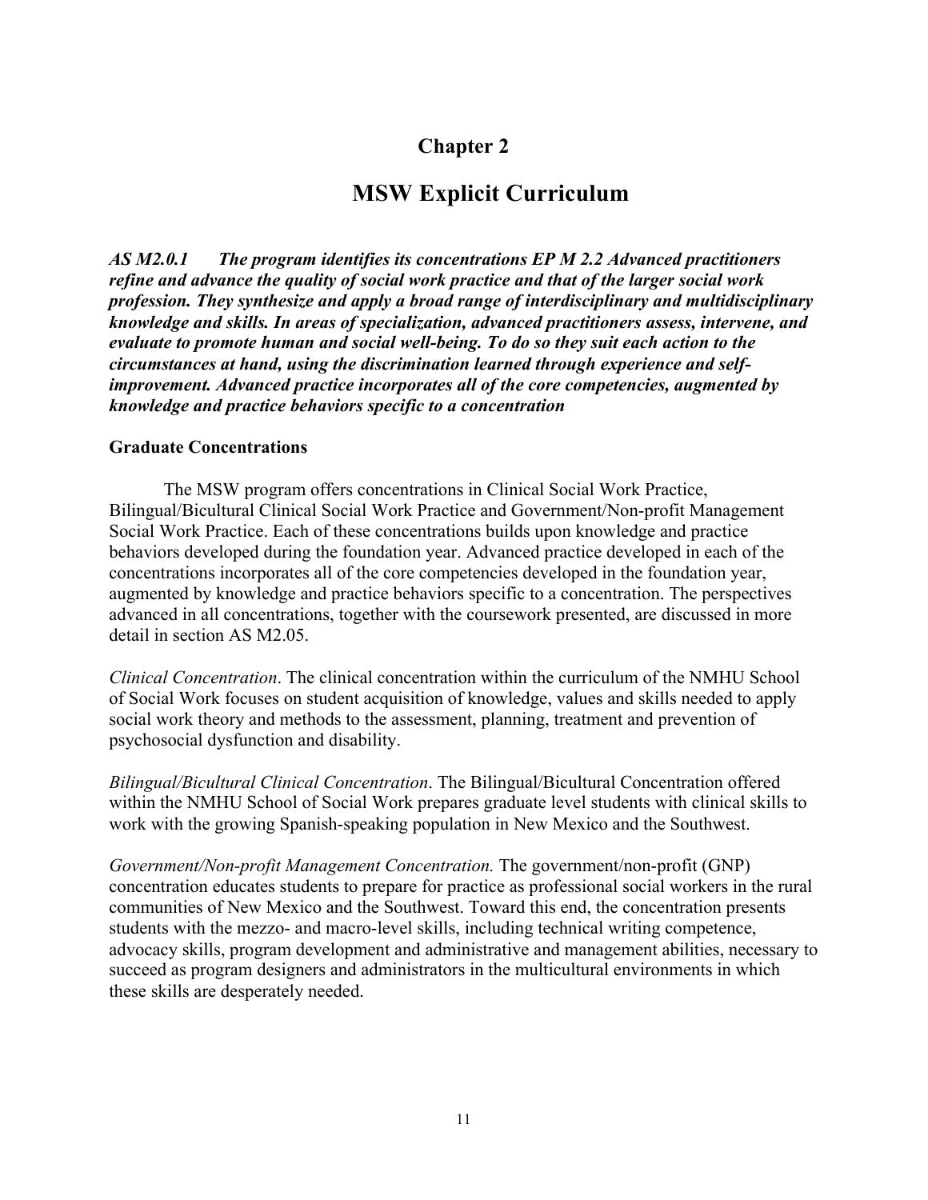# Chapter 2

# MSW Explicit Curriculum

***AS M2.0.1 The program identifies its concentrations EP M 2.2 Advanced practitioners refine and advance the quality of social work practice and that of the larger social work profession. They synthesize and apply a broad range of interdisciplinary and multidisciplinary knowledge and skills. In areas of specialization, advanced practitioners assess, intervene, and evaluate to promote human and social well-being. To do so they suit each action to the circumstances at hand, using the discrimination learned through experience and self-improvement. Advanced practice incorporates all of the core competencies, augmented by knowledge and practice behaviors specific to a concentration***

**Graduate Concentrations**

The MSW program offers concentrations in Clinical Social Work Practice, Bilingual/Bicultural Clinical Social Work Practice and Government/Non-profit Management Social Work Practice. Each of these concentrations builds upon knowledge and practice behaviors developed during the foundation year. Advanced practice developed in each of the concentrations incorporates all of the core competencies developed in the foundation year, augmented by knowledge and practice behaviors specific to a concentration. The perspectives advanced in all concentrations, together with the coursework presented, are discussed in more detail in section AS M2.05.

*Clinical Concentration*. The clinical concentration within the curriculum of the NMHU School of Social Work focuses on student acquisition of knowledge, values and skills needed to apply social work theory and methods to the assessment, planning, treatment and prevention of psychosocial dysfunction and disability.

*Bilingual/Bicultural Clinical Concentration*. The Bilingual/Bicultural Concentration offered within the NMHU School of Social Work prepares graduate level students with clinical skills to work with the growing Spanish-speaking population in New Mexico and the Southwest.

*Government/Non-profit Management Concentration.* The government/non-profit (GNP) concentration educates students to prepare for practice as professional social workers in the rural communities of New Mexico and the Southwest. Toward this end, the concentration presents students with the mezzo- and macro-level skills, including technical writing competence, advocacy skills, program development and administrative and management abilities, necessary to succeed as program designers and administrators in the multicultural environments in which these skills are desperately needed.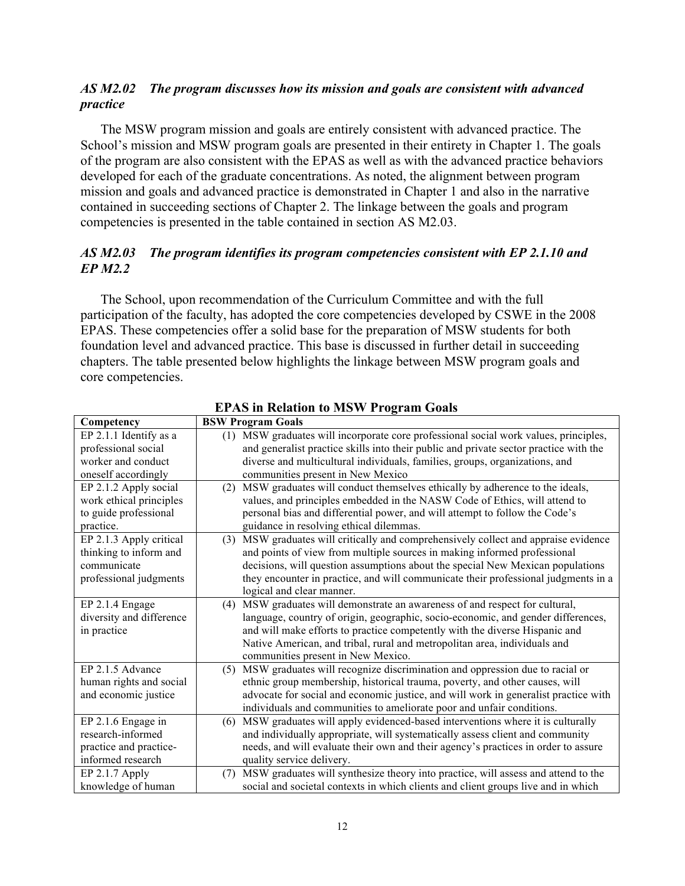### *AS M2.02 The program discusses how its mission and goals are consistent with advanced practice*

The MSW program mission and goals are entirely consistent with advanced practice. The School's mission and MSW program goals are presented in their entirety in Chapter 1. The goals of the program are also consistent with the EPAS as well as with the advanced practice behaviors developed for each of the graduate concentrations. As noted, the alignment between program mission and goals and advanced practice is demonstrated in Chapter 1 and also in the narrative contained in succeeding sections of Chapter 2. The linkage between the goals and program competencies is presented in the table contained in section AS M2.03.

### *AS M2.03 The program identifies its program competencies consistent with EP 2.1.10 and EP M2.2*

The School, upon recommendation of the Curriculum Committee and with the full participation of the faculty, has adopted the core competencies developed by CSWE in the 2008 EPAS. These competencies offer a solid base for the preparation of MSW students for both foundation level and advanced practice. This base is discussed in further detail in succeeding chapters. The table presented below highlights the linkage between MSW program goals and core competencies.

**EPAS in Relation to MSW Program Goals**

| Competency | BSW Program Goals |
|---|---|
| EP 2.1.1 Identify as a professional social worker and conduct oneself accordingly | (1) MSW graduates will incorporate core professional social work values, principles, and generalist practice skills into their public and private sector practice with the diverse and multicultural individuals, families, groups, organizations, and communities present in New Mexico |
| EP 2.1.2 Apply social work ethical principles to guide professional practice. | (2) MSW graduates will conduct themselves ethically by adherence to the ideals, values, and principles embedded in the NASW Code of Ethics, will attend to personal bias and differential power, and will attempt to follow the Code's guidance in resolving ethical dilemmas. |
| EP 2.1.3 Apply critical thinking to inform and communicate professional judgments | (3) MSW graduates will critically and comprehensively collect and appraise evidence and points of view from multiple sources in making informed professional decisions, will question assumptions about the special New Mexican populations they encounter in practice, and will communicate their professional judgments in a logical and clear manner. |
| EP 2.1.4 Engage diversity and difference in practice | (4) MSW graduates will demonstrate an awareness of and respect for cultural, language, country of origin, geographic, socio-economic, and gender differences, and will make efforts to practice competently with the diverse Hispanic and Native American, and tribal, rural and metropolitan area, individuals and communities present in New Mexico. |
| EP 2.1.5 Advance human rights and social and economic justice | (5) MSW graduates will recognize discrimination and oppression due to racial or ethnic group membership, historical trauma, poverty, and other causes, will advocate for social and economic justice, and will work in generalist practice with individuals and communities to ameliorate poor and unfair conditions. |
| EP 2.1.6 Engage in research-informed practice and practice-informed research | (6) MSW graduates will apply evidenced-based interventions where it is culturally and individually appropriate, will systematically assess client and community needs, and will evaluate their own and their agency's practices in order to assure quality service delivery. |
| EP 2.1.7 Apply knowledge of human | (7) MSW graduates will synthesize theory into practice, will assess and attend to the social and societal contexts in which clients and client groups live and in which |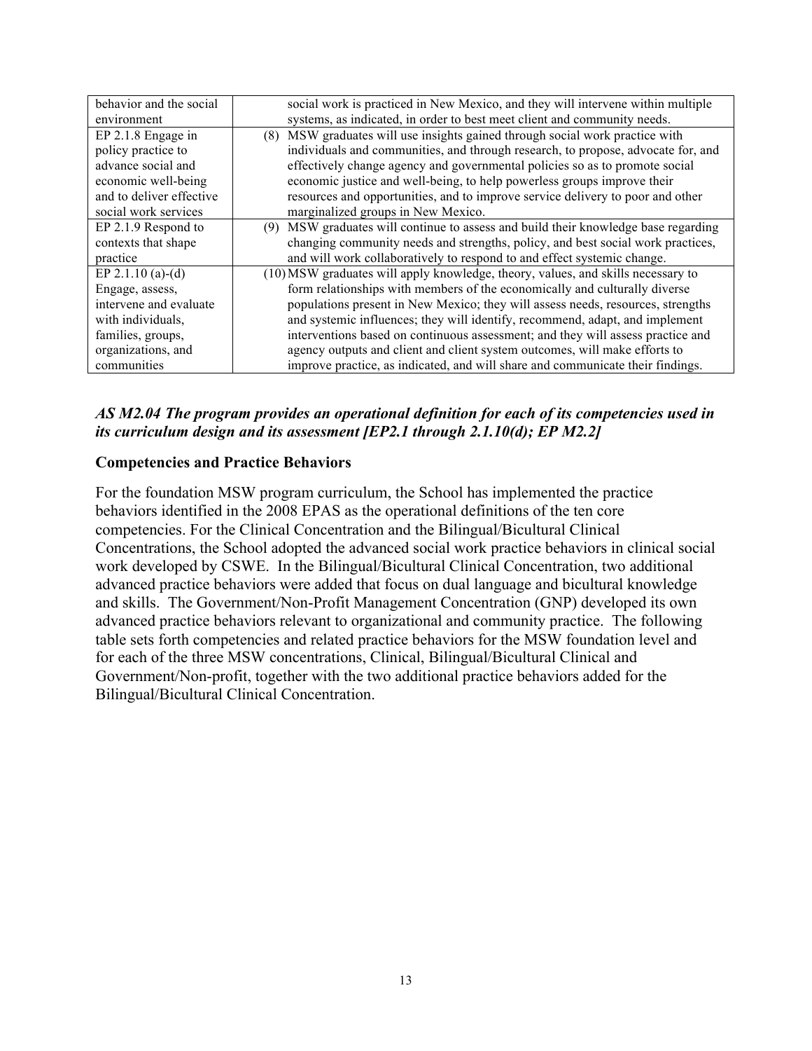| | |
|---|---|
| behavior and the social environment | social work is practiced in New Mexico, and they will intervene within multiple systems, as indicated, in order to best meet client and community needs. |
| EP 2.1.8 Engage in policy practice to advance social and economic well-being and to deliver effective social work services | (8) MSW graduates will use insights gained through social work practice with individuals and communities, and through research, to propose, advocate for, and effectively change agency and governmental policies so as to promote social economic justice and well-being, to help powerless groups improve their resources and opportunities, and to improve service delivery to poor and other marginalized groups in New Mexico. |
| EP 2.1.9 Respond to contexts that shape practice | (9) MSW graduates will continue to assess and build their knowledge base regarding changing community needs and strengths, policy, and best social work practices, and will work collaboratively to respond to and effect systemic change. |
| EP 2.1.10 (a)-(d) Engage, assess, intervene and evaluate with individuals, families, groups, organizations, and communities | (10) MSW graduates will apply knowledge, theory, values, and skills necessary to form relationships with members of the economically and culturally diverse populations present in New Mexico; they will assess needs, resources, strengths and systemic influences; they will identify, recommend, adapt, and implement interventions based on continuous assessment; and they will assess practice and agency outputs and client and client system outcomes, will make efforts to improve practice, as indicated, and will share and communicate their findings. |

***AS M2.04 The program provides an operational definition for each of its competencies used in its curriculum design and its assessment [EP2.1 through 2.1.10(d); EP M2.2]***

### Competencies and Practice Behaviors

For the foundation MSW program curriculum, the School has implemented the practice behaviors identified in the 2008 EPAS as the operational definitions of the ten core competencies. For the Clinical Concentration and the Bilingual/Bicultural Clinical Concentrations, the School adopted the advanced social work practice behaviors in clinical social work developed by CSWE. In the Bilingual/Bicultural Clinical Concentration, two additional advanced practice behaviors were added that focus on dual language and bicultural knowledge and skills. The Government/Non-Profit Management Concentration (GNP) developed its own advanced practice behaviors relevant to organizational and community practice. The following table sets forth competencies and related practice behaviors for the MSW foundation level and for each of the three MSW concentrations, Clinical, Bilingual/Bicultural Clinical and Government/Non-profit, together with the two additional practice behaviors added for the Bilingual/Bicultural Clinical Concentration.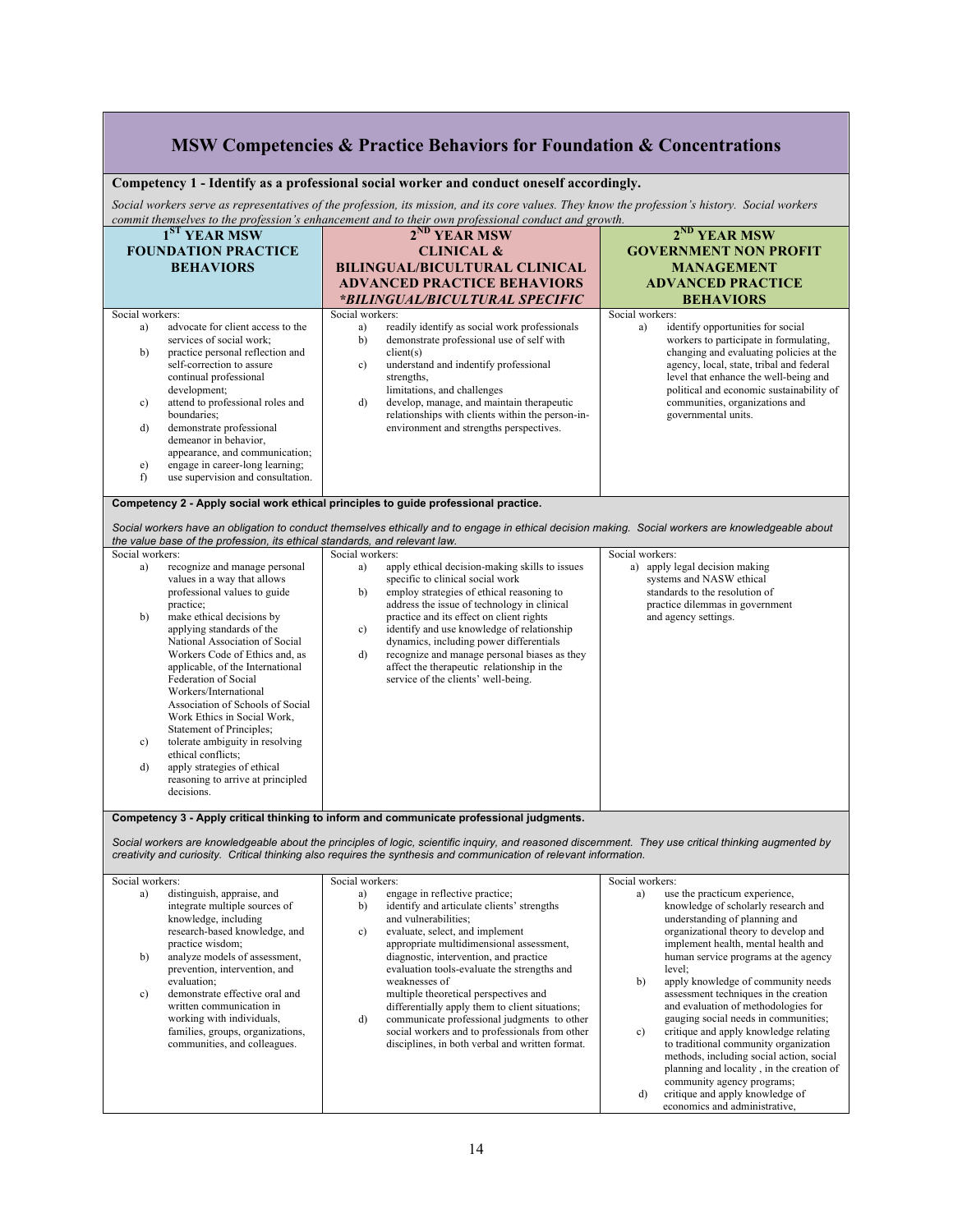# MSW Competencies & Practice Behaviors for Foundation & Concentrations

## Competency 1 - Identify as a professional social worker and conduct oneself accordingly.

*Social workers serve as representatives of the profession, its mission, and its core values. They know the profession's history. Social workers commit themselves to the profession's enhancement and to their own professional conduct and growth.*

| 1ST YEAR MSW FOUNDATION PRACTICE BEHAVIORS | 2ND YEAR MSW CLINICAL & BILINGUAL/BICULTURAL CLINICAL ADVANCED PRACTICE BEHAVIORS *BILINGUAL/BICULTURAL SPECIFIC | 2ND YEAR MSW GOVERNMENT NON PROFIT MANAGEMENT ADVANCED PRACTICE BEHAVIORS |
|---|---|---|
| Social workers:<br>a) advocate for client access to the services of social work;<br>b) practice personal reflection and self-correction to assure continual professional development;<br>c) attend to professional roles and boundaries;<br>d) demonstrate professional demeanor in behavior, appearance, and communication;<br>e) engage in career-long learning;<br>f) use supervision and consultation. | Social workers:<br>a) readily identify as social work professionals<br>b) demonstrate professional use of self with client(s)<br>c) understand and indentify professional strengths, limitations, and challenges<br>d) develop, manage, and maintain therapeutic relationships with clients within the person-in-environment and strengths perspectives. | Social workers:<br>a) identify opportunities for social workers to participate in formulating, changing and evaluating policies at the agency, local, state, tribal and federal level that enhance the well-being and political and economic sustainability of communities, organizations and governmental units. |

## Competency 2 - Apply social work ethical principles to guide professional practice.

*Social workers have an obligation to conduct themselves ethically and to engage in ethical decision making. Social workers are knowledgeable about the value base of the profession, its ethical standards, and relevant law.*

| 1ST YEAR MSW FOUNDATION PRACTICE BEHAVIORS | 2ND YEAR MSW CLINICAL & BILINGUAL/BICULTURAL CLINICAL ADVANCED PRACTICE BEHAVIORS | 2ND YEAR MSW GOVERNMENT NON PROFIT MANAGEMENT ADVANCED PRACTICE BEHAVIORS |
|---|---|---|
| Social workers:<br>a) recognize and manage personal values in a way that allows professional values to guide practice;<br>b) make ethical decisions by applying standards of the National Association of Social Workers Code of Ethics and, as applicable, of the International Federation of Social Workers/International Association of Schools of Social Work Ethics in Social Work, Statement of Principles;<br>c) tolerate ambiguity in resolving ethical conflicts;<br>d) apply strategies of ethical reasoning to arrive at principled decisions. | Social workers:<br>a) apply ethical decision-making skills to issues specific to clinical social work<br>b) employ strategies of ethical reasoning to address the issue of technology in clinical practice and its effect on client rights<br>c) identify and use knowledge of relationship dynamics, including power differentials<br>d) recognize and manage personal biases as they affect the therapeutic relationship in the service of the clients' well-being. | Social workers:<br>a) apply legal decision making systems and NASW ethical standards to the resolution of practice dilemmas in government and agency settings. |

## Competency 3 - Apply critical thinking to inform and communicate professional judgments.

*Social workers are knowledgeable about the principles of logic, scientific inquiry, and reasoned discernment. They use critical thinking augmented by creativity and curiosity. Critical thinking also requires the synthesis and communication of relevant information.*

| 1ST YEAR MSW FOUNDATION PRACTICE BEHAVIORS | 2ND YEAR MSW CLINICAL & BILINGUAL/BICULTURAL CLINICAL ADVANCED PRACTICE BEHAVIORS | 2ND YEAR MSW GOVERNMENT NON PROFIT MANAGEMENT ADVANCED PRACTICE BEHAVIORS |
|---|---|---|
| Social workers:<br>a) distinguish, appraise, and integrate multiple sources of knowledge, including research-based knowledge, and practice wisdom;<br>b) analyze models of assessment, prevention, intervention, and evaluation;<br>c) demonstrate effective oral and written communication in working with individuals, families, groups, organizations, communities, and colleagues. | Social workers:<br>a) engage in reflective practice;<br>b) identify and articulate clients' strengths and vulnerabilities;<br>c) evaluate, select, and implement appropriate multidimensional assessment, diagnostic, intervention, and practice evaluation tools-evaluate the strengths and weaknesses of multiple theoretical perspectives and differentially apply them to client situations;<br>d) communicate professional judgments to other social workers and to professionals from other disciplines, in both verbal and written format. | Social workers:<br>a) use the practicum experience, knowledge of scholarly research and understanding of planning and organizational theory to develop and implement health, mental health and human service programs at the agency level;<br>b) apply knowledge of community needs assessment techniques in the creation and evaluation of methodologies for gauging social needs in communities;<br>c) critique and apply knowledge relating to traditional community organization methods, including social action, social planning and locality , in the creation of community agency programs;<br>d) critique and apply knowledge of economics and administrative, |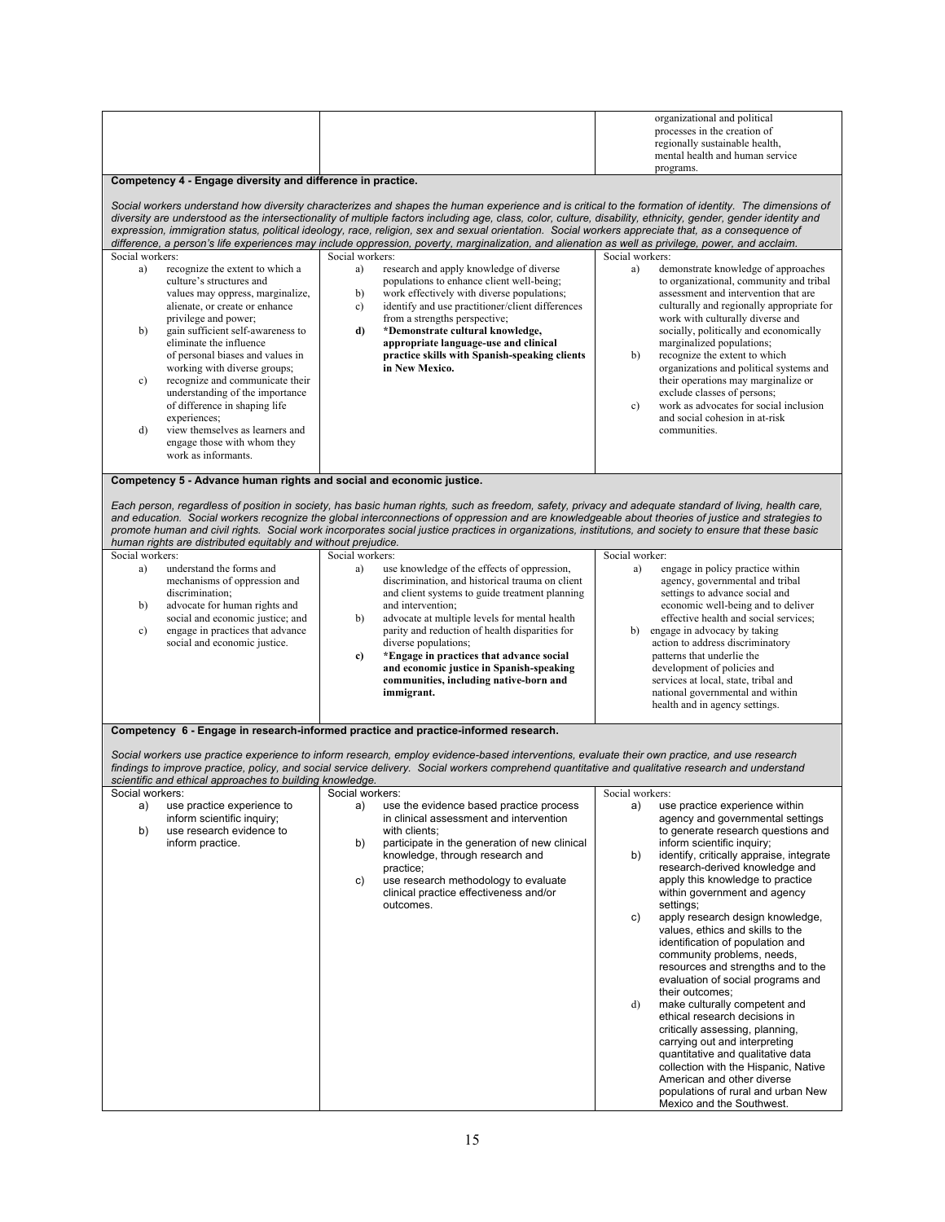| | | |
|---|---|---|
| | | organizational and political processes in the creation of regionally sustainable health, mental health and human service programs. |
| **Competency 4 - Engage diversity and difference in practice.**<br><br>*Social workers understand how diversity characterizes and shapes the human experience and is critical to the formation of identity. The dimensions of diversity are understood as the intersectionality of multiple factors including age, class, color, culture, disability, ethnicity, gender, gender identity and expression, immigration status, political ideology, race, religion, sex and sexual orientation. Social workers appreciate that, as a consequence of difference, a person's life experiences may include oppression, poverty, marginalization, and alienation as well as privilege, power, and acclaim.* | | |
| Social workers:<br>a) recognize the extent to which a culture's structures and values may oppress, marginalize, alienate, or create or enhance privilege and power;<br>b) gain sufficient self-awareness to eliminate the influence of personal biases and values in working with diverse groups;<br>c) recognize and communicate their understanding of the importance of difference in shaping life experiences;<br>d) view themselves as learners and engage those with whom they work as informants. | Social workers:<br>a) research and apply knowledge of diverse populations to enhance client well-being;<br>b) work effectively with diverse populations;<br>c) identify and use practitioner/client differences from a strengths perspective;<br>**d) *Demonstrate cultural knowledge, appropriate language-use and clinical practice skills with Spanish-speaking clients in New Mexico.** | Social workers:<br>a) demonstrate knowledge of approaches to organizational, community and tribal assessment and intervention that are culturally and regionally appropriate for work with culturally diverse and socially, politically and economically marginalized populations;<br>b) recognize the extent to which organizations and political systems and their operations may marginalize or exclude classes of persons;<br>c) work as advocates for social inclusion and social cohesion in at-risk communities. |
| **Competency 5 - Advance human rights and social and economic justice.**<br><br>*Each person, regardless of position in society, has basic human rights, such as freedom, safety, privacy and adequate standard of living, health care, and education. Social workers recognize the global interconnections of oppression and are knowledgeable about theories of justice and strategies to promote human and civil rights. Social work incorporates social justice practices in organizations, institutions, and society to ensure that these basic human rights are distributed equitably and without prejudice.* | | |
| Social workers:<br>a) understand the forms and mechanisms of oppression and discrimination;<br>b) advocate for human rights and social and economic justice; and<br>c) engage in practices that advance social and economic justice. | Social workers:<br>a) use knowledge of the effects of oppression, discrimination, and historical trauma on client and client systems to guide treatment planning and intervention;<br>b) advocate at multiple levels for mental health parity and reduction of health disparities for diverse populations;<br>**c) *Engage in practices that advance social and economic justice in Spanish-speaking communities, including native-born and immigrant.** | Social worker:<br>a) engage in policy practice within agency, governmental and tribal settings to advance social and economic well-being and to deliver effective health and social services;<br>b) engage in advocacy by taking action to address discriminatory patterns that underlie the development of policies and services at local, state, tribal and national governmental and within health and in agency settings. |
| **Competency 6 - Engage in research-informed practice and practice-informed research.**<br><br>*Social workers use practice experience to inform research, employ evidence-based interventions, evaluate their own practice, and use research findings to improve practice, policy, and social service delivery. Social workers comprehend quantitative and qualitative research and understand scientific and ethical approaches to building knowledge.* | | |
| Social workers:<br>a) use practice experience to inform scientific inquiry;<br>b) use research evidence to inform practice. | Social workers:<br>a) use the evidence based practice process in clinical assessment and intervention with clients;<br>b) participate in the generation of new clinical knowledge, through research and practice;<br>c) use research methodology to evaluate clinical practice effectiveness and/or outcomes. | Social workers:<br>a) use practice experience within agency and governmental settings to generate research questions and inform scientific inquiry;<br>b) identify, critically appraise, integrate research-derived knowledge and apply this knowledge to practice within government and agency settings;<br>c) apply research design knowledge, values, ethics and skills to the identification of population and community problems, needs, resources and strengths and to the evaluation of social programs and their outcomes;<br>d) make culturally competent and ethical research decisions in critically assessing, planning, carrying out and interpreting quantitative and qualitative data collection with the Hispanic, Native American and other diverse populations of rural and urban New Mexico and the Southwest. |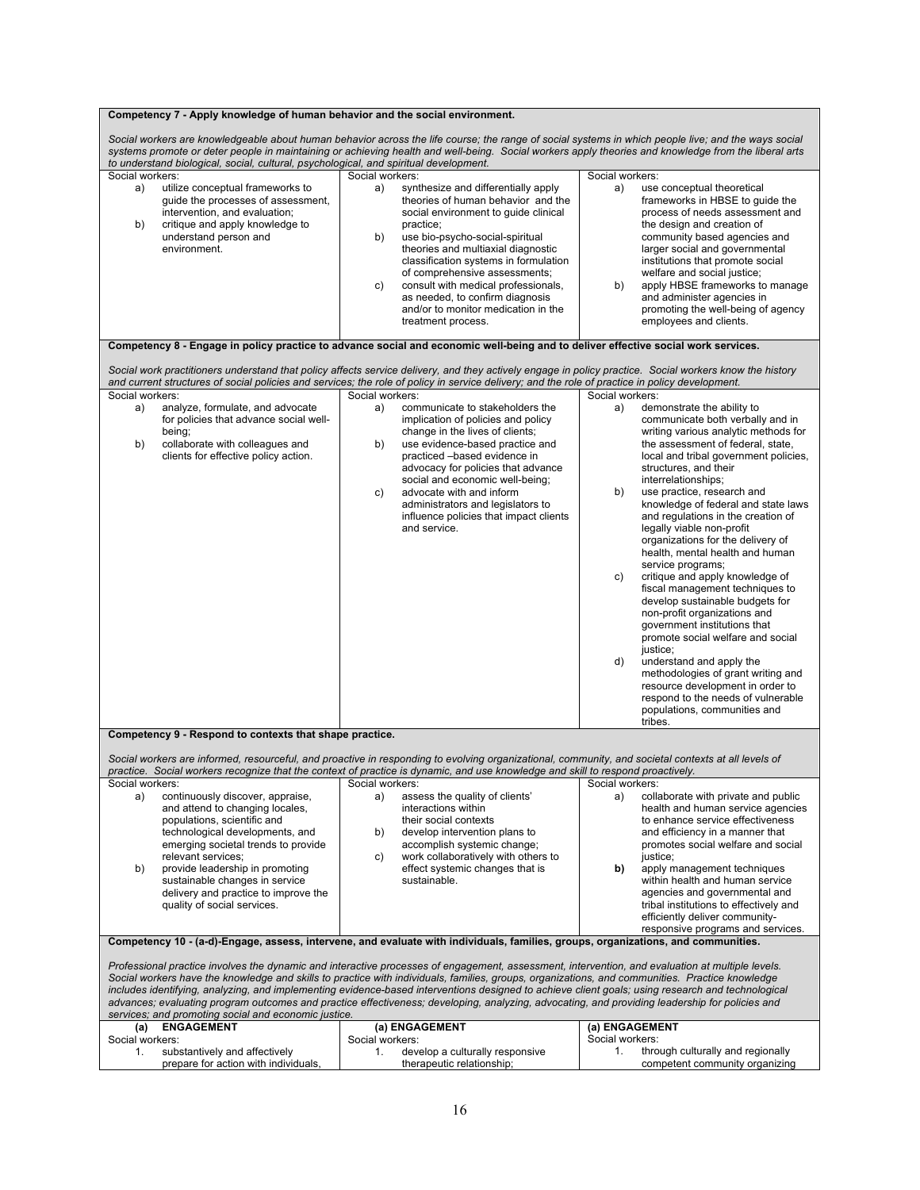**Competency 7 - Apply knowledge of human behavior and the social environment.**

*Social workers are knowledgeable about human behavior across the life course; the range of social systems in which people live; and the ways social systems promote or deter people in maintaining or achieving health and well-being. Social workers apply theories and knowledge from the liberal arts to understand biological, social, cultural, psychological, and spiritual development.*

| | | |
|---|---|---|
| Social workers:<br>a) utilize conceptual frameworks to guide the processes of assessment, intervention, and evaluation;<br>b) critique and apply knowledge to understand person and environment. | Social workers:<br>a) synthesize and differentially apply theories of human behavior and the social environment to guide clinical practice;<br>b) use bio-psycho-social-spiritual theories and multiaxial diagnostic classification systems in formulation of comprehensive assessments;<br>c) consult with medical professionals, as needed, to confirm diagnosis and/or to monitor medication in the treatment process. | Social workers:<br>a) use conceptual theoretical frameworks in HBSE to guide the process of needs assessment and the design and creation of community based agencies and larger social and governmental institutions that promote social welfare and social justice;<br>b) apply HBSE frameworks to manage and administer agencies in promoting the well-being of agency employees and clients. |

**Competency 8 - Engage in policy practice to advance social and economic well-being and to deliver effective social work services.**

*Social work practitioners understand that policy affects service delivery, and they actively engage in policy practice. Social workers know the history and current structures of social policies and services; the role of policy in service delivery; and the role of practice in policy development.*

| | | |
|---|---|---|
| Social workers:<br>a) analyze, formulate, and advocate for policies that advance social well-being;<br>b) collaborate with colleagues and clients for effective policy action. | Social workers:<br>a) communicate to stakeholders the implication of policies and policy change in the lives of clients;<br>b) use evidence-based practice and practiced –based evidence in advocacy for policies that advance social and economic well-being;<br>c) advocate with and inform administrators and legislators to influence policies that impact clients and service. | Social workers:<br>a) demonstrate the ability to communicate both verbally and in writing various analytic methods for the assessment of federal, state, local and tribal government policies, structures, and their interrelationships;<br>b) use practice, research and knowledge of federal and state laws and regulations in the creation of legally viable non-profit organizations for the delivery of health, mental health and human service programs;<br>c) critique and apply knowledge of fiscal management techniques to develop sustainable budgets for non-profit organizations and government institutions that promote social welfare and social justice;<br>d) understand and apply the methodologies of grant writing and resource development in order to respond to the needs of vulnerable populations, communities and tribes. |

**Competency 9 - Respond to contexts that shape practice.**

*Social workers are informed, resourceful, and proactive in responding to evolving organizational, community, and societal contexts at all levels of practice. Social workers recognize that the context of practice is dynamic, and use knowledge and skill to respond proactively.*

| | | |
|---|---|---|
| Social workers:<br>a) continuously discover, appraise, and attend to changing locales, populations, scientific and technological developments, and emerging societal trends to provide relevant services;<br>b) provide leadership in promoting sustainable changes in service delivery and practice to improve the quality of social services. | Social workers:<br>a) assess the quality of clients' interactions within their social contexts<br>b) develop intervention plans to accomplish systemic change;<br>c) work collaboratively with others to effect systemic changes that is sustainable. | Social workers:<br>a) collaborate with private and public health and human service agencies to enhance service effectiveness and efficiency in a manner that promotes social welfare and social justice;<br>**b)** apply management techniques within health and human service agencies and governmental and tribal institutions to effectively and efficiently deliver community-responsive programs and services. |

**Competency 10 - (a-d)-Engage, assess, intervene, and evaluate with individuals, families, groups, organizations, and communities.**

*Professional practice involves the dynamic and interactive processes of engagement, assessment, intervention, and evaluation at multiple levels. Social workers have the knowledge and skills to practice with individuals, families, groups, organizations, and communities. Practice knowledge includes identifying, analyzing, and implementing evidence-based interventions designed to achieve client goals; using research and technological advances; evaluating program outcomes and practice effectiveness; developing, analyzing, advocating, and providing leadership for policies and services; and promoting social and economic justice.*

| **(a) ENGAGEMENT** | **(a) ENGAGEMENT** | **(a) ENGAGEMENT** |
|---|---|---|
| Social workers:<br>1. substantively and affectively prepare for action with individuals, | Social workers:<br>1. develop a culturally responsive therapeutic relationship; | Social workers:<br>1. through culturally and regionally competent community organizing |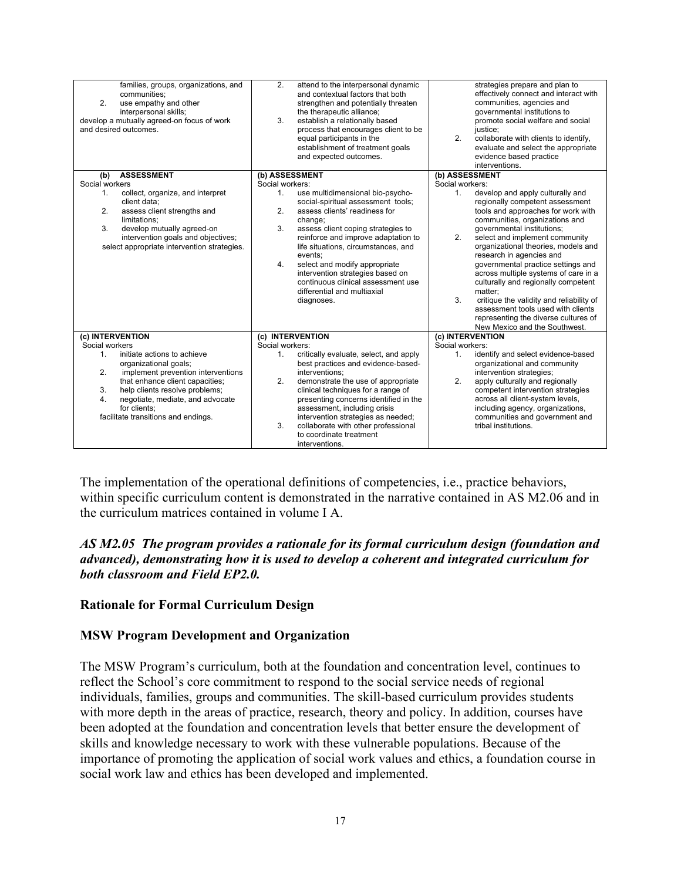| families, groups, organizations, and communities;<br>2. use empathy and other interpersonal skills;<br>develop a mutually agreed-on focus of work and desired outcomes. | 2. attend to the interpersonal dynamic and contextual factors that both strengthen and potentially threaten the therapeutic alliance;<br>3. establish a relationally based process that encourages client to be equal participants in the establishment of treatment goals and expected outcomes. | strategies prepare and plan to effectively connect and interact with communities, agencies and governmental institutions to promote social welfare and social justice;<br>2. collaborate with clients to identify, evaluate and select the appropriate evidence based practice interventions. |
|---|---|---|
| **(b) ASSESSMENT**<br>Social workers<br>1. collect, organize, and interpret client data;<br>2. assess client strengths and limitations;<br>3. develop mutually agreed-on intervention goals and objectives;<br>select appropriate intervention strategies. | **(b) ASSESSMENT**<br>Social workers:<br>1. use multidimensional bio-psycho-social-spiritual assessment tools;<br>2. assess clients' readiness for change;<br>3. assess client coping strategies to reinforce and improve adaptation to life situations, circumstances, and events;<br>4. select and modify appropriate intervention strategies based on continuous clinical assessment use differential and multiaxial diagnoses. | **(b) ASSESSMENT**<br>Social workers:<br>1. develop and apply culturally and regionally competent assessment tools and approaches for work with communities, organizations and governmental institutions;<br>2. select and implement community organizational theories, models and research in agencies and governmental practice settings and across multiple systems of care in a culturally and regionally competent matter;<br>3. critique the validity and reliability of assessment tools used with clients representing the diverse cultures of New Mexico and the Southwest. |
| **(c) INTERVENTION**<br>Social workers<br>1. initiate actions to achieve organizational goals;<br>2. implement prevention interventions that enhance client capacities;<br>3. help clients resolve problems;<br>4. negotiate, mediate, and advocate for clients;<br>facilitate transitions and endings. | **(c) INTERVENTION**<br>Social workers:<br>1. critically evaluate, select, and apply best practices and evidence-based-interventions;<br>2. demonstrate the use of appropriate clinical techniques for a range of presenting concerns identified in the assessment, including crisis intervention strategies as needed;<br>3. collaborate with other professional to coordinate treatment interventions. | **(c) INTERVENTION**<br>Social workers:<br>1. identify and select evidence-based organizational and community intervention strategies;<br>2. apply culturally and regionally competent intervention strategies across all client-system levels, including agency, organizations, communities and government and tribal institutions. |

The implementation of the operational definitions of competencies, i.e., practice behaviors, within specific curriculum content is demonstrated in the narrative contained in AS M2.06 and in the curriculum matrices contained in volume I A.

***AS M2.05 The program provides a rationale for its formal curriculum design (foundation and advanced), demonstrating how it is used to develop a coherent and integrated curriculum for both classroom and Field EP2.0.***

**Rationale for Formal Curriculum Design**

**MSW Program Development and Organization**

The MSW Program's curriculum, both at the foundation and concentration level, continues to reflect the School's core commitment to respond to the social service needs of regional individuals, families, groups and communities. The skill-based curriculum provides students with more depth in the areas of practice, research, theory and policy. In addition, courses have been adopted at the foundation and concentration levels that better ensure the development of skills and knowledge necessary to work with these vulnerable populations. Because of the importance of promoting the application of social work values and ethics, a foundation course in social work law and ethics has been developed and implemented.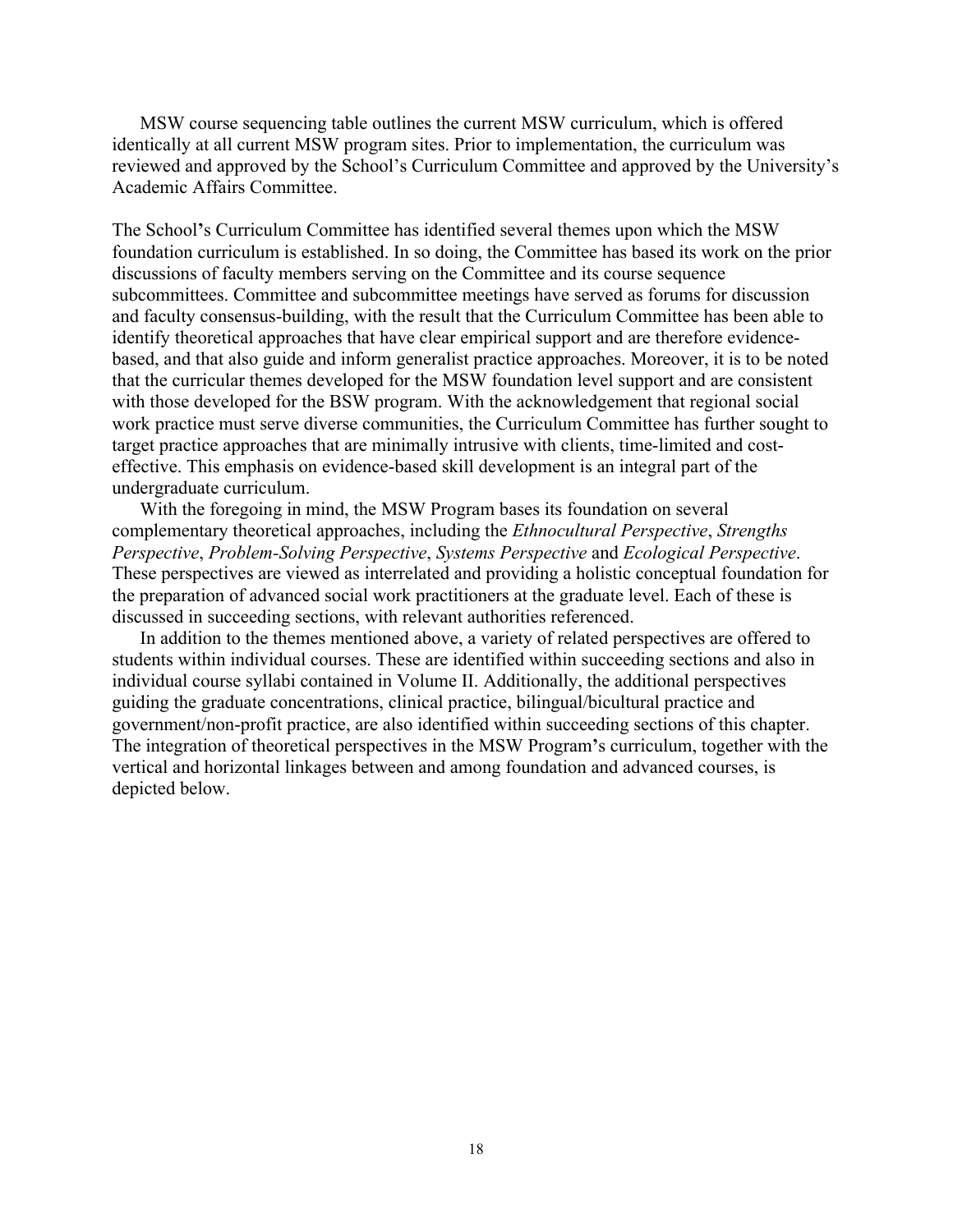MSW course sequencing table outlines the current MSW curriculum, which is offered identically at all current MSW program sites. Prior to implementation, the curriculum was reviewed and approved by the School's Curriculum Committee and approved by the University's Academic Affairs Committee.

The School's Curriculum Committee has identified several themes upon which the MSW foundation curriculum is established. In so doing, the Committee has based its work on the prior discussions of faculty members serving on the Committee and its course sequence subcommittees. Committee and subcommittee meetings have served as forums for discussion and faculty consensus-building, with the result that the Curriculum Committee has been able to identify theoretical approaches that have clear empirical support and are therefore evidence-based, and that also guide and inform generalist practice approaches. Moreover, it is to be noted that the curricular themes developed for the MSW foundation level support and are consistent with those developed for the BSW program. With the acknowledgement that regional social work practice must serve diverse communities, the Curriculum Committee has further sought to target practice approaches that are minimally intrusive with clients, time-limited and cost-effective. This emphasis on evidence-based skill development is an integral part of the undergraduate curriculum.

With the foregoing in mind, the MSW Program bases its foundation on several complementary theoretical approaches, including the *Ethnocultural Perspective*, *Strengths Perspective*, *Problem-Solving Perspective*, *Systems Perspective* and *Ecological Perspective*. These perspectives are viewed as interrelated and providing a holistic conceptual foundation for the preparation of advanced social work practitioners at the graduate level. Each of these is discussed in succeeding sections, with relevant authorities referenced.

In addition to the themes mentioned above, a variety of related perspectives are offered to students within individual courses. These are identified within succeeding sections and also in individual course syllabi contained in Volume II. Additionally, the additional perspectives guiding the graduate concentrations, clinical practice, bilingual/bicultural practice and government/non-profit practice, are also identified within succeeding sections of this chapter. The integration of theoretical perspectives in the MSW Program's curriculum, together with the vertical and horizontal linkages between and among foundation and advanced courses, is depicted below.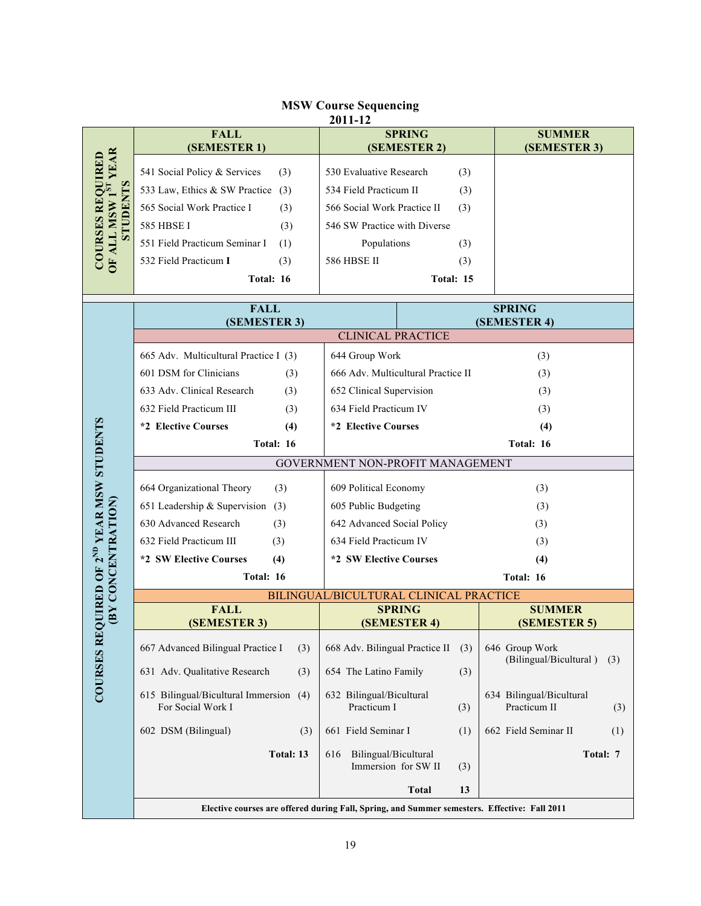# MSW Course Sequencing
## 2011-12

### COURSES REQUIRED OF ALL MSW 1ST YEAR STUDENTS

| FALL (SEMESTER 1) | | SPRING (SEMESTER 2) | | SUMMER (SEMESTER 3) |
|---|---|---|---|---|
| 541 Social Policy & Services | (3) | 530 Evaluative Research | (3) | |
| 533 Law, Ethics & SW Practice | (3) | 534 Field Practicum II | (3) | |
| 565 Social Work Practice I | (3) | 566 Social Work Practice II | (3) | |
| 585 HBSE I | (3) | 546 SW Practice with Diverse Populations | (3) | |
| 551 Field Practicum Seminar I | (1) | 586 HBSE II | (3) | |
| 532 Field Practicum **I** | (3) | | | |
| **Total: 16** | | **Total: 15** | | |

### COURSES REQUIRED OF 2ND YEAR MSW STUDENTS (BY CONCENTRATION)

| FALL (SEMESTER 3) | | SPRING (SEMESTER 4) | |
|---|---|---|---|
| **CLINICAL PRACTICE** | | | |
| 665 Adv. Multicultural Practice I | (3) | 644 Group Work | (3) |
| 601 DSM for Clinicians | (3) | 666 Adv. Multicultural Practice II | (3) |
| 633 Adv. Clinical Research | (3) | 652 Clinical Supervision | (3) |
| 632 Field Practicum III | (3) | 634 Field Practicum IV | (3) |
| ***2 Elective Courses** | **(4)** | ***2 Elective Courses** | **(4)** |
| **Total: 16** | | **Total: 16** | |
| **GOVERNMENT NON-PROFIT MANAGEMENT** | | | |
| 664 Organizational Theory | (3) | 609 Political Economy | (3) |
| 651 Leadership & Supervision | (3) | 605 Public Budgeting | (3) |
| 630 Advanced Research | (3) | 642 Advanced Social Policy | (3) |
| 632 Field Practicum III | (3) | 634 Field Practicum IV | (3) |
| ***2 SW Elective Courses** | **(4)** | ***2 SW Elective Courses** | **(4)** |
| **Total: 16** | | **Total: 16** | |

**BILINGUAL/BICULTURAL CLINICAL PRACTICE**

| FALL (SEMESTER 3) | | SPRING (SEMESTER 4) | | SUMMER (SEMESTER 5) | |
|---|---|---|---|---|---|
| 667 Advanced Bilingual Practice I | (3) | 668 Adv. Bilingual Practice II | (3) | 646 Group Work (Bilingual/Bicultural ) | (3) |
| 631 Adv. Qualitative Research | (3) | 654 The Latino Family | (3) | | |
| 615 Bilingual/Bicultural Immersion For Social Work I | (4) | 632 Bilingual/Bicultural Practicum I | (3) | 634 Bilingual/Bicultural Practicum II | (3) |
| 602 DSM (Bilingual) | (3) | 661 Field Seminar I | (1) | 662 Field Seminar II | (1) |
| **Total: 13** | | 616 Bilingual/Bicultural Immersion for SW II | (3) | **Total: 7** | |
| | | **Total** | **13** | | |

**Elective courses are offered during Fall, Spring, and Summer semesters. Effective: Fall 2011**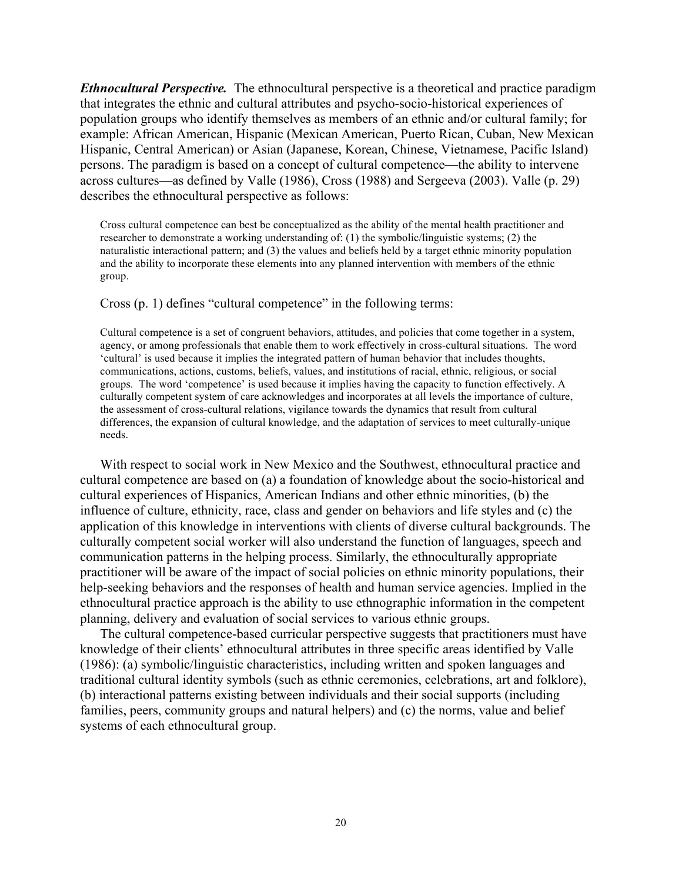***Ethnocultural Perspective.*** The ethnocultural perspective is a theoretical and practice paradigm that integrates the ethnic and cultural attributes and psycho-socio-historical experiences of population groups who identify themselves as members of an ethnic and/or cultural family; for example: African American, Hispanic (Mexican American, Puerto Rican, Cuban, New Mexican Hispanic, Central American) or Asian (Japanese, Korean, Chinese, Vietnamese, Pacific Island) persons. The paradigm is based on a concept of cultural competence—the ability to intervene across cultures—as defined by Valle (1986), Cross (1988) and Sergeeva (2003). Valle (p. 29) describes the ethnocultural perspective as follows:

> Cross cultural competence can best be conceptualized as the ability of the mental health practitioner and researcher to demonstrate a working understanding of: (1) the symbolic/linguistic systems; (2) the naturalistic interactional pattern; and (3) the values and beliefs held by a target ethnic minority population and the ability to incorporate these elements into any planned intervention with members of the ethnic group.

Cross (p. 1) defines "cultural competence" in the following terms:

> Cultural competence is a set of congruent behaviors, attitudes, and policies that come together in a system, agency, or among professionals that enable them to work effectively in cross-cultural situations. The word 'cultural' is used because it implies the integrated pattern of human behavior that includes thoughts, communications, actions, customs, beliefs, values, and institutions of racial, ethnic, religious, or social groups. The word 'competence' is used because it implies having the capacity to function effectively. A culturally competent system of care acknowledges and incorporates at all levels the importance of culture, the assessment of cross-cultural relations, vigilance towards the dynamics that result from cultural differences, the expansion of cultural knowledge, and the adaptation of services to meet culturally-unique needs.

With respect to social work in New Mexico and the Southwest, ethnocultural practice and cultural competence are based on (a) a foundation of knowledge about the socio-historical and cultural experiences of Hispanics, American Indians and other ethnic minorities, (b) the influence of culture, ethnicity, race, class and gender on behaviors and life styles and (c) the application of this knowledge in interventions with clients of diverse cultural backgrounds. The culturally competent social worker will also understand the function of languages, speech and communication patterns in the helping process. Similarly, the ethnoculturally appropriate practitioner will be aware of the impact of social policies on ethnic minority populations, their help-seeking behaviors and the responses of health and human service agencies. Implied in the ethnocultural practice approach is the ability to use ethnographic information in the competent planning, delivery and evaluation of social services to various ethnic groups.

The cultural competence-based curricular perspective suggests that practitioners must have knowledge of their clients' ethnocultural attributes in three specific areas identified by Valle (1986): (a) symbolic/linguistic characteristics, including written and spoken languages and traditional cultural identity symbols (such as ethnic ceremonies, celebrations, art and folklore), (b) interactional patterns existing between individuals and their social supports (including families, peers, community groups and natural helpers) and (c) the norms, value and belief systems of each ethnocultural group.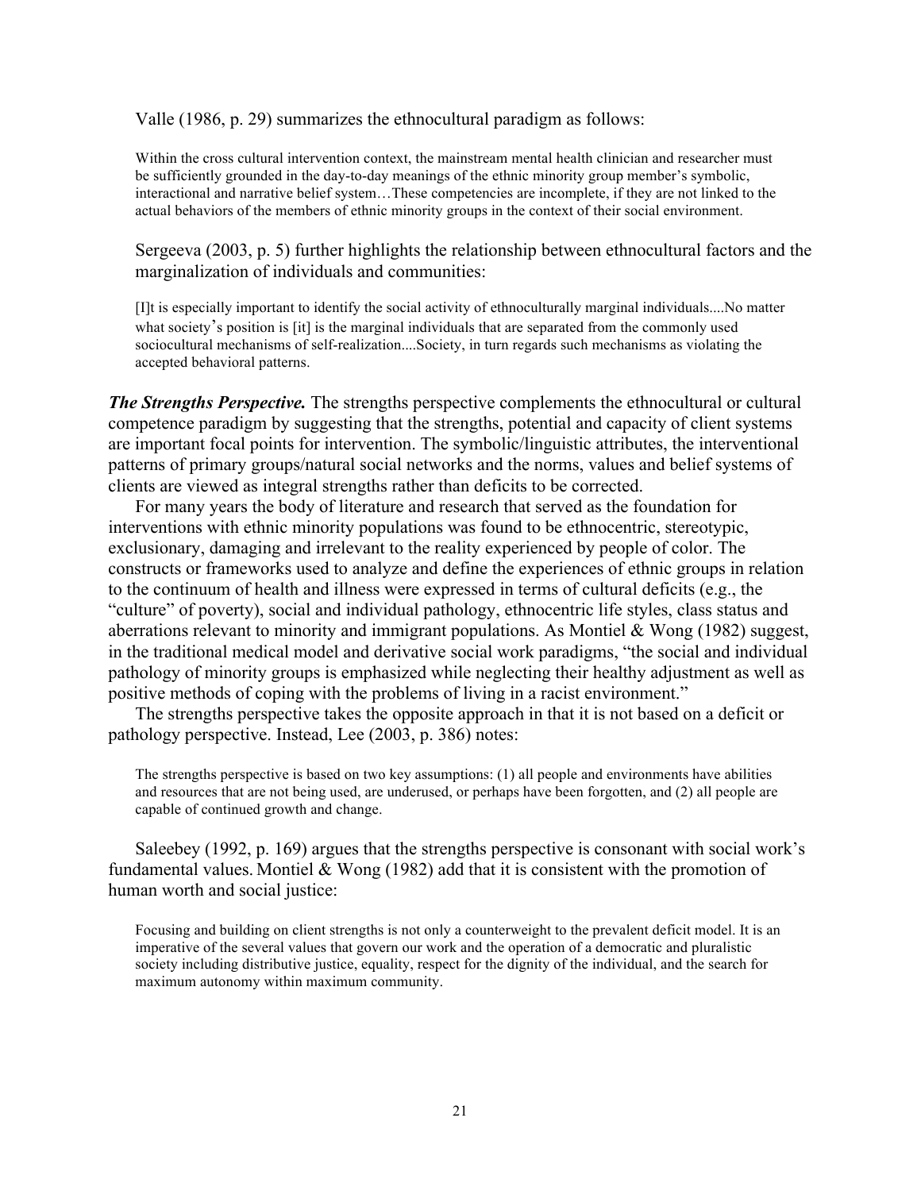Valle (1986, p. 29) summarizes the ethnocultural paradigm as follows:

> Within the cross cultural intervention context, the mainstream mental health clinician and researcher must be sufficiently grounded in the day-to-day meanings of the ethnic minority group member's symbolic, interactional and narrative belief system…These competencies are incomplete, if they are not linked to the actual behaviors of the members of ethnic minority groups in the context of their social environment.

Sergeeva (2003, p. 5) further highlights the relationship between ethnocultural factors and the marginalization of individuals and communities:

> [I]t is especially important to identify the social activity of ethnoculturally marginal individuals....No matter what society's position is [it] is the marginal individuals that are separated from the commonly used sociocultural mechanisms of self-realization....Society, in turn regards such mechanisms as violating the accepted behavioral patterns.

***The Strengths Perspective.*** The strengths perspective complements the ethnocultural or cultural competence paradigm by suggesting that the strengths, potential and capacity of client systems are important focal points for intervention. The symbolic/linguistic attributes, the interventional patterns of primary groups/natural social networks and the norms, values and belief systems of clients are viewed as integral strengths rather than deficits to be corrected.

For many years the body of literature and research that served as the foundation for interventions with ethnic minority populations was found to be ethnocentric, stereotypic, exclusionary, damaging and irrelevant to the reality experienced by people of color. The constructs or frameworks used to analyze and define the experiences of ethnic groups in relation to the continuum of health and illness were expressed in terms of cultural deficits (e.g., the "culture" of poverty), social and individual pathology, ethnocentric life styles, class status and aberrations relevant to minority and immigrant populations. As Montiel & Wong (1982) suggest, in the traditional medical model and derivative social work paradigms, "the social and individual pathology of minority groups is emphasized while neglecting their healthy adjustment as well as positive methods of coping with the problems of living in a racist environment."

The strengths perspective takes the opposite approach in that it is not based on a deficit or pathology perspective. Instead, Lee (2003, p. 386) notes:

> The strengths perspective is based on two key assumptions: (1) all people and environments have abilities and resources that are not being used, are underused, or perhaps have been forgotten, and (2) all people are capable of continued growth and change.

Saleebey (1992, p. 169) argues that the strengths perspective is consonant with social work's fundamental values. Montiel & Wong (1982) add that it is consistent with the promotion of human worth and social justice:

> Focusing and building on client strengths is not only a counterweight to the prevalent deficit model. It is an imperative of the several values that govern our work and the operation of a democratic and pluralistic society including distributive justice, equality, respect for the dignity of the individual, and the search for maximum autonomy within maximum community.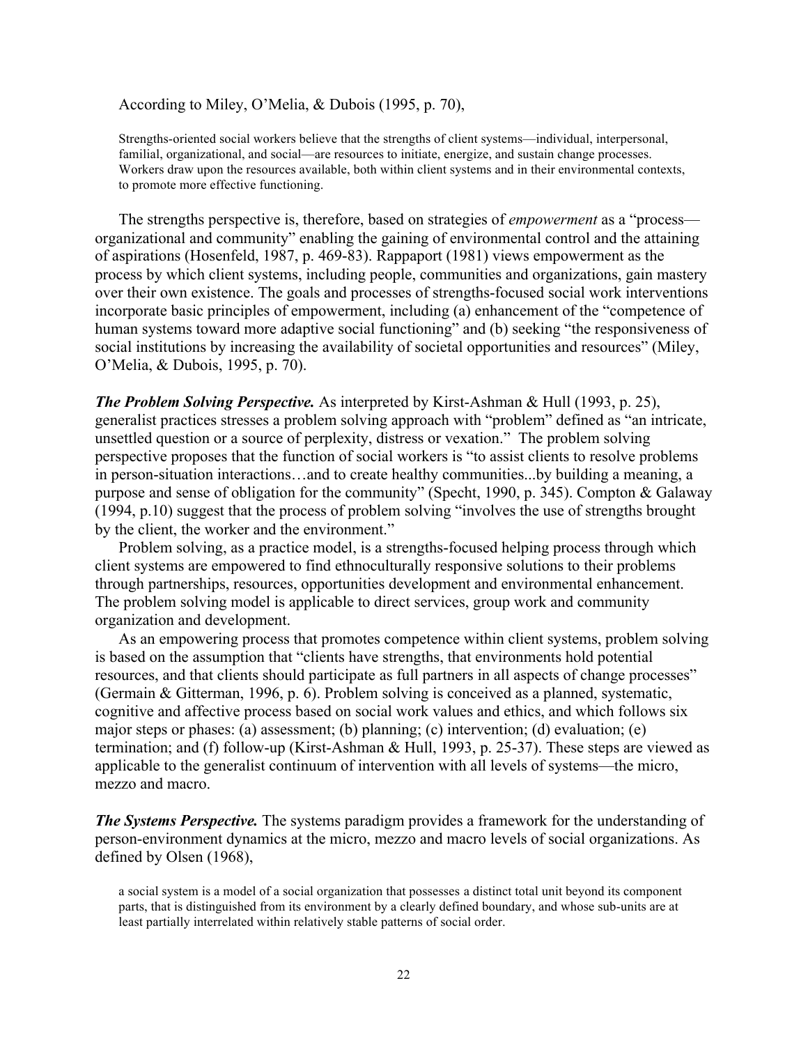According to Miley, O'Melia, & Dubois (1995, p. 70),

> Strengths-oriented social workers believe that the strengths of client systems—individual, interpersonal, familial, organizational, and social—are resources to initiate, energize, and sustain change processes. Workers draw upon the resources available, both within client systems and in their environmental contexts, to promote more effective functioning.

The strengths perspective is, therefore, based on strategies of *empowerment* as a "process—organizational and community" enabling the gaining of environmental control and the attaining of aspirations (Hosenfeld, 1987, p. 469-83). Rappaport (1981) views empowerment as the process by which client systems, including people, communities and organizations, gain mastery over their own existence. The goals and processes of strengths-focused social work interventions incorporate basic principles of empowerment, including (a) enhancement of the "competence of human systems toward more adaptive social functioning" and (b) seeking "the responsiveness of social institutions by increasing the availability of societal opportunities and resources" (Miley, O'Melia, & Dubois, 1995, p. 70).

***The Problem Solving Perspective.*** As interpreted by Kirst-Ashman & Hull (1993, p. 25), generalist practices stresses a problem solving approach with "problem" defined as "an intricate, unsettled question or a source of perplexity, distress or vexation." The problem solving perspective proposes that the function of social workers is "to assist clients to resolve problems in person-situation interactions…and to create healthy communities...by building a meaning, a purpose and sense of obligation for the community" (Specht, 1990, p. 345). Compton & Galaway (1994, p.10) suggest that the process of problem solving "involves the use of strengths brought by the client, the worker and the environment."

Problem solving, as a practice model, is a strengths-focused helping process through which client systems are empowered to find ethnoculturally responsive solutions to their problems through partnerships, resources, opportunities development and environmental enhancement. The problem solving model is applicable to direct services, group work and community organization and development.

As an empowering process that promotes competence within client systems, problem solving is based on the assumption that "clients have strengths, that environments hold potential resources, and that clients should participate as full partners in all aspects of change processes" (Germain & Gitterman, 1996, p. 6). Problem solving is conceived as a planned, systematic, cognitive and affective process based on social work values and ethics, and which follows six major steps or phases: (a) assessment; (b) planning; (c) intervention; (d) evaluation; (e) termination; and (f) follow-up (Kirst-Ashman & Hull, 1993, p. 25-37). These steps are viewed as applicable to the generalist continuum of intervention with all levels of systems—the micro, mezzo and macro.

***The Systems Perspective.*** The systems paradigm provides a framework for the understanding of person-environment dynamics at the micro, mezzo and macro levels of social organizations. As defined by Olsen (1968),

> a social system is a model of a social organization that possesses a distinct total unit beyond its component parts, that is distinguished from its environment by a clearly defined boundary, and whose sub-units are at least partially interrelated within relatively stable patterns of social order.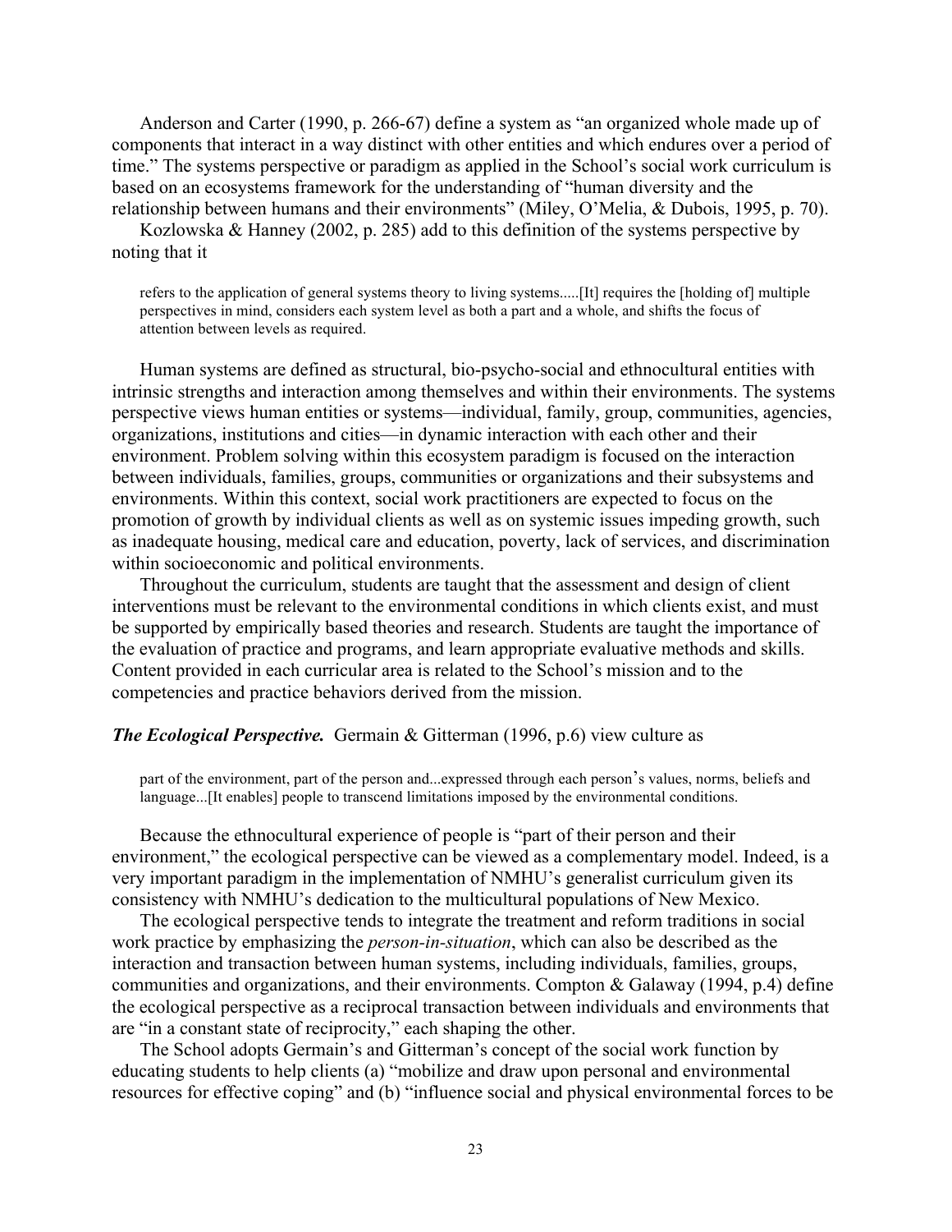Anderson and Carter (1990, p. 266-67) define a system as "an organized whole made up of components that interact in a way distinct with other entities and which endures over a period of time." The systems perspective or paradigm as applied in the School's social work curriculum is based on an ecosystems framework for the understanding of "human diversity and the relationship between humans and their environments" (Miley, O'Melia, & Dubois, 1995, p. 70).

Kozlowska & Hanney (2002, p. 285) add to this definition of the systems perspective by noting that it

> refers to the application of general systems theory to living systems.....[It] requires the [holding of] multiple perspectives in mind, considers each system level as both a part and a whole, and shifts the focus of attention between levels as required.

Human systems are defined as structural, bio-psycho-social and ethnocultural entities with intrinsic strengths and interaction among themselves and within their environments. The systems perspective views human entities or systems—individual, family, group, communities, agencies, organizations, institutions and cities—in dynamic interaction with each other and their environment. Problem solving within this ecosystem paradigm is focused on the interaction between individuals, families, groups, communities or organizations and their subsystems and environments. Within this context, social work practitioners are expected to focus on the promotion of growth by individual clients as well as on systemic issues impeding growth, such as inadequate housing, medical care and education, poverty, lack of services, and discrimination within socioeconomic and political environments.

Throughout the curriculum, students are taught that the assessment and design of client interventions must be relevant to the environmental conditions in which clients exist, and must be supported by empirically based theories and research. Students are taught the importance of the evaluation of practice and programs, and learn appropriate evaluative methods and skills. Content provided in each curricular area is related to the School's mission and to the competencies and practice behaviors derived from the mission.

***The Ecological Perspective.*** Germain & Gitterman (1996, p.6) view culture as

> part of the environment, part of the person and...expressed through each person's values, norms, beliefs and language...[It enables] people to transcend limitations imposed by the environmental conditions.

Because the ethnocultural experience of people is "part of their person and their environment," the ecological perspective can be viewed as a complementary model. Indeed, is a very important paradigm in the implementation of NMHU's generalist curriculum given its consistency with NMHU's dedication to the multicultural populations of New Mexico.

The ecological perspective tends to integrate the treatment and reform traditions in social work practice by emphasizing the *person-in-situation*, which can also be described as the interaction and transaction between human systems, including individuals, families, groups, communities and organizations, and their environments. Compton & Galaway (1994, p.4) define the ecological perspective as a reciprocal transaction between individuals and environments that are "in a constant state of reciprocity," each shaping the other.

The School adopts Germain's and Gitterman's concept of the social work function by educating students to help clients (a) "mobilize and draw upon personal and environmental resources for effective coping" and (b) "influence social and physical environmental forces to be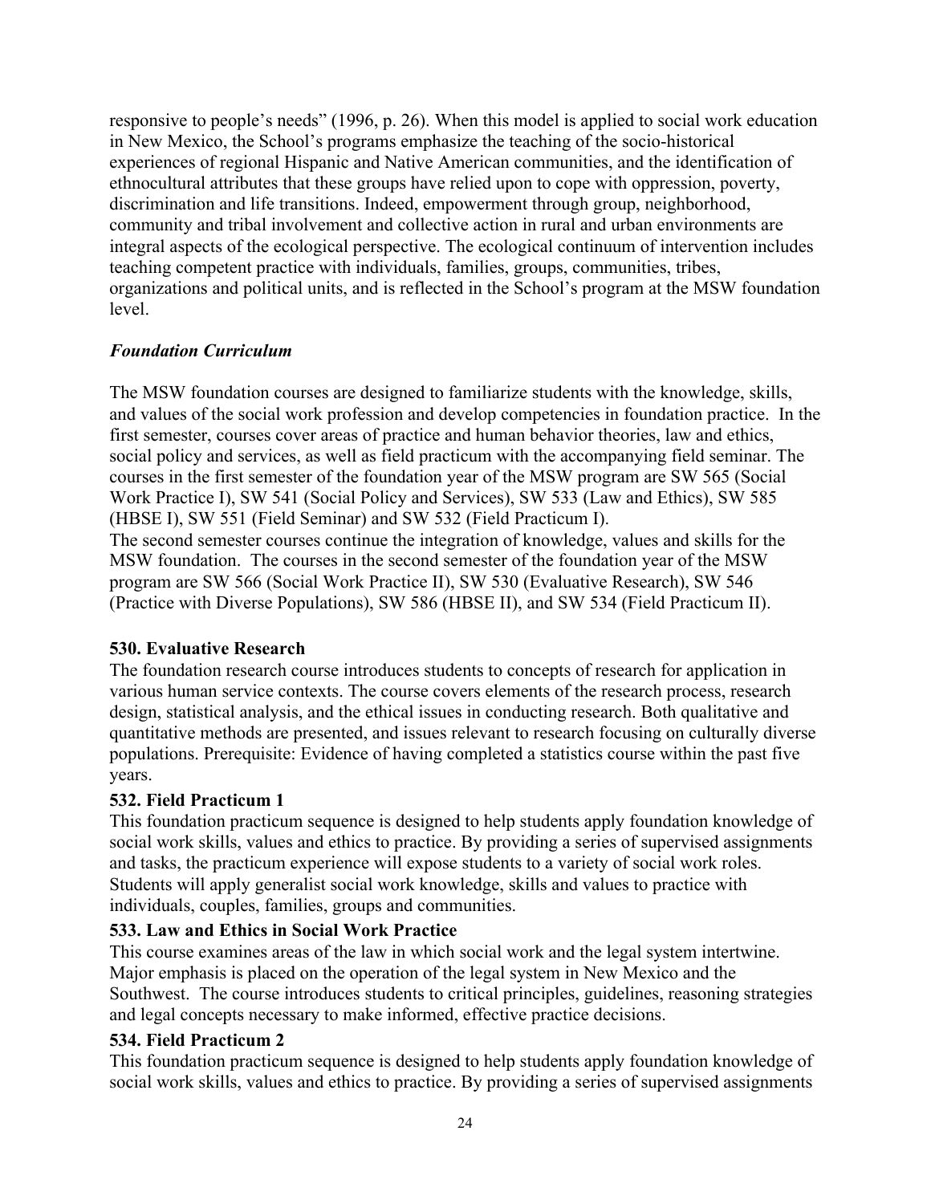responsive to people's needs" (1996, p. 26). When this model is applied to social work education in New Mexico, the School's programs emphasize the teaching of the socio-historical experiences of regional Hispanic and Native American communities, and the identification of ethnocultural attributes that these groups have relied upon to cope with oppression, poverty, discrimination and life transitions. Indeed, empowerment through group, neighborhood, community and tribal involvement and collective action in rural and urban environments are integral aspects of the ecological perspective. The ecological continuum of intervention includes teaching competent practice with individuals, families, groups, communities, tribes, organizations and political units, and is reflected in the School's program at the MSW foundation level.

### *Foundation Curriculum*

The MSW foundation courses are designed to familiarize students with the knowledge, skills, and values of the social work profession and develop competencies in foundation practice. In the first semester, courses cover areas of practice and human behavior theories, law and ethics, social policy and services, as well as field practicum with the accompanying field seminar. The courses in the first semester of the foundation year of the MSW program are SW 565 (Social Work Practice I), SW 541 (Social Policy and Services), SW 533 (Law and Ethics), SW 585 (HBSE I), SW 551 (Field Seminar) and SW 532 (Field Practicum I).

The second semester courses continue the integration of knowledge, values and skills for the MSW foundation. The courses in the second semester of the foundation year of the MSW program are SW 566 (Social Work Practice II), SW 530 (Evaluative Research), SW 546 (Practice with Diverse Populations), SW 586 (HBSE II), and SW 534 (Field Practicum II).

**530. Evaluative Research**

The foundation research course introduces students to concepts of research for application in various human service contexts. The course covers elements of the research process, research design, statistical analysis, and the ethical issues in conducting research. Both qualitative and quantitative methods are presented, and issues relevant to research focusing on culturally diverse populations. Prerequisite: Evidence of having completed a statistics course within the past five years.

**532. Field Practicum 1**

This foundation practicum sequence is designed to help students apply foundation knowledge of social work skills, values and ethics to practice. By providing a series of supervised assignments and tasks, the practicum experience will expose students to a variety of social work roles. Students will apply generalist social work knowledge, skills and values to practice with individuals, couples, families, groups and communities.

**533. Law and Ethics in Social Work Practice**

This course examines areas of the law in which social work and the legal system intertwine. Major emphasis is placed on the operation of the legal system in New Mexico and the Southwest. The course introduces students to critical principles, guidelines, reasoning strategies and legal concepts necessary to make informed, effective practice decisions.

**534. Field Practicum 2**

This foundation practicum sequence is designed to help students apply foundation knowledge of social work skills, values and ethics to practice. By providing a series of supervised assignments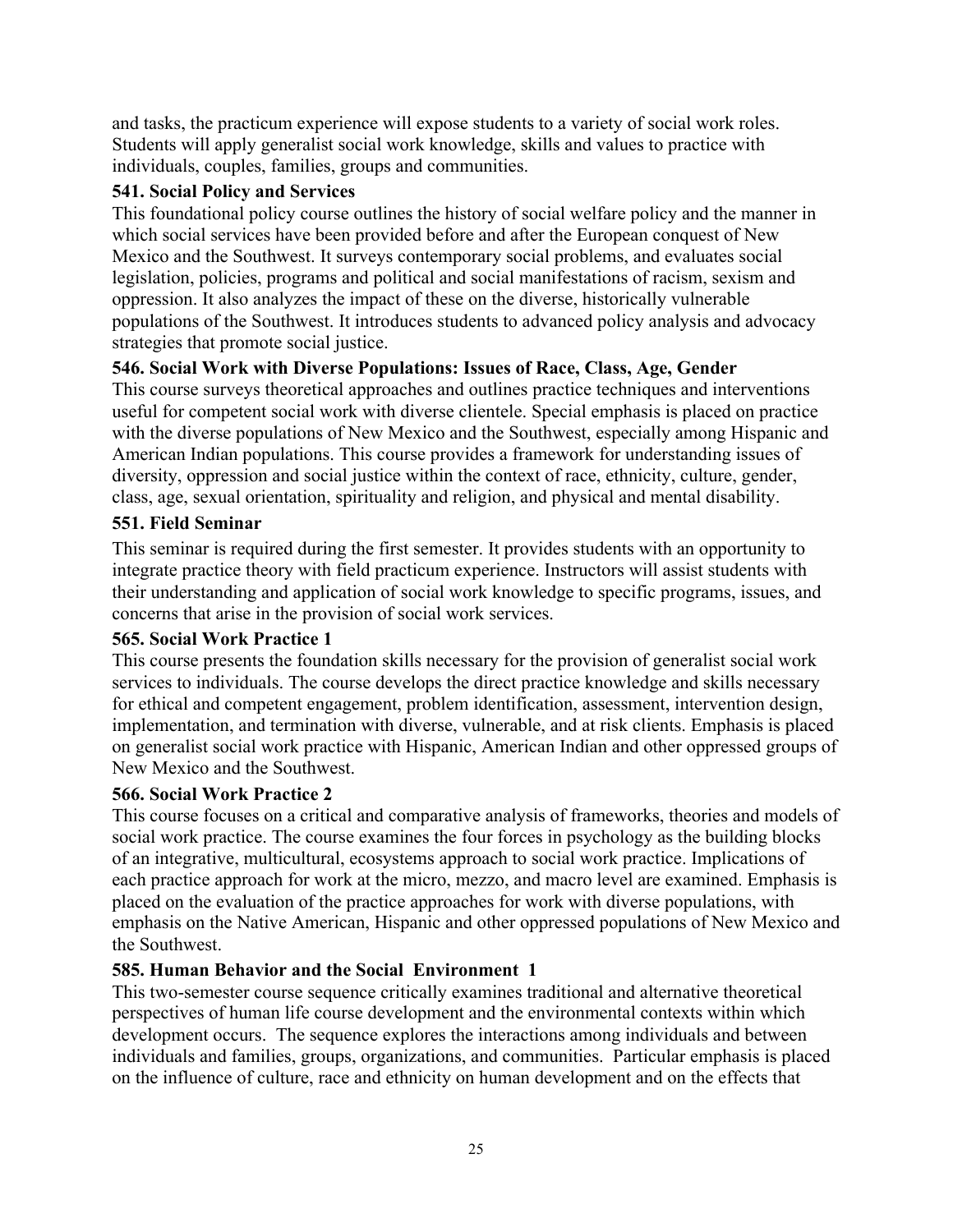and tasks, the practicum experience will expose students to a variety of social work roles. Students will apply generalist social work knowledge, skills and values to practice with individuals, couples, families, groups and communities.

**541. Social Policy and Services**

This foundational policy course outlines the history of social welfare policy and the manner in which social services have been provided before and after the European conquest of New Mexico and the Southwest. It surveys contemporary social problems, and evaluates social legislation, policies, programs and political and social manifestations of racism, sexism and oppression. It also analyzes the impact of these on the diverse, historically vulnerable populations of the Southwest. It introduces students to advanced policy analysis and advocacy strategies that promote social justice.

**546. Social Work with Diverse Populations: Issues of Race, Class, Age, Gender**

This course surveys theoretical approaches and outlines practice techniques and interventions useful for competent social work with diverse clientele. Special emphasis is placed on practice with the diverse populations of New Mexico and the Southwest, especially among Hispanic and American Indian populations. This course provides a framework for understanding issues of diversity, oppression and social justice within the context of race, ethnicity, culture, gender, class, age, sexual orientation, spirituality and religion, and physical and mental disability.

**551. Field Seminar**

This seminar is required during the first semester. It provides students with an opportunity to integrate practice theory with field practicum experience. Instructors will assist students with their understanding and application of social work knowledge to specific programs, issues, and concerns that arise in the provision of social work services.

**565. Social Work Practice 1**

This course presents the foundation skills necessary for the provision of generalist social work services to individuals. The course develops the direct practice knowledge and skills necessary for ethical and competent engagement, problem identification, assessment, intervention design, implementation, and termination with diverse, vulnerable, and at risk clients. Emphasis is placed on generalist social work practice with Hispanic, American Indian and other oppressed groups of New Mexico and the Southwest.

**566. Social Work Practice 2**

This course focuses on a critical and comparative analysis of frameworks, theories and models of social work practice. The course examines the four forces in psychology as the building blocks of an integrative, multicultural, ecosystems approach to social work practice. Implications of each practice approach for work at the micro, mezzo, and macro level are examined. Emphasis is placed on the evaluation of the practice approaches for work with diverse populations, with emphasis on the Native American, Hispanic and other oppressed populations of New Mexico and the Southwest.

**585. Human Behavior and the Social Environment 1**

This two-semester course sequence critically examines traditional and alternative theoretical perspectives of human life course development and the environmental contexts within which development occurs. The sequence explores the interactions among individuals and between individuals and families, groups, organizations, and communities. Particular emphasis is placed on the influence of culture, race and ethnicity on human development and on the effects that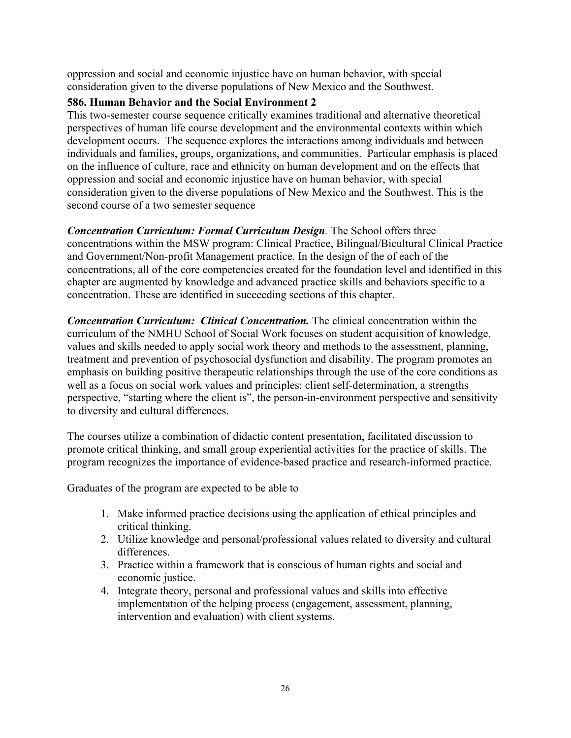oppression and social and economic injustice have on human behavior, with special consideration given to the diverse populations of New Mexico and the Southwest.

**586. Human Behavior and the Social Environment 2**

This two-semester course sequence critically examines traditional and alternative theoretical perspectives of human life course development and the environmental contexts within which development occurs. The sequence explores the interactions among individuals and between individuals and families, groups, organizations, and communities. Particular emphasis is placed on the influence of culture, race and ethnicity on human development and on the effects that oppression and social and economic injustice have on human behavior, with special consideration given to the diverse populations of New Mexico and the Southwest. This is the second course of a two semester sequence

***Concentration Curriculum: Formal Curriculum Design***. The School offers three concentrations within the MSW program: Clinical Practice, Bilingual/Bicultural Clinical Practice and Government/Non-profit Management practice. In the design of the of each of the concentrations, all of the core competencies created for the foundation level and identified in this chapter are augmented by knowledge and advanced practice skills and behaviors specific to a concentration. These are identified in succeeding sections of this chapter.

***Concentration Curriculum: Clinical Concentration.*** The clinical concentration within the curriculum of the NMHU School of Social Work focuses on student acquisition of knowledge, values and skills needed to apply social work theory and methods to the assessment, planning, treatment and prevention of psychosocial dysfunction and disability. The program promotes an emphasis on building positive therapeutic relationships through the use of the core conditions as well as a focus on social work values and principles: client self-determination, a strengths perspective, "starting where the client is", the person-in-environment perspective and sensitivity to diversity and cultural differences.

The courses utilize a combination of didactic content presentation, facilitated discussion to promote critical thinking, and small group experiential activities for the practice of skills. The program recognizes the importance of evidence-based practice and research-informed practice.

Graduates of the program are expected to be able to

1. Make informed practice decisions using the application of ethical principles and critical thinking.
2. Utilize knowledge and personal/professional values related to diversity and cultural differences.
3. Practice within a framework that is conscious of human rights and social and economic justice.
4. Integrate theory, personal and professional values and skills into effective implementation of the helping process (engagement, assessment, planning, intervention and evaluation) with client systems.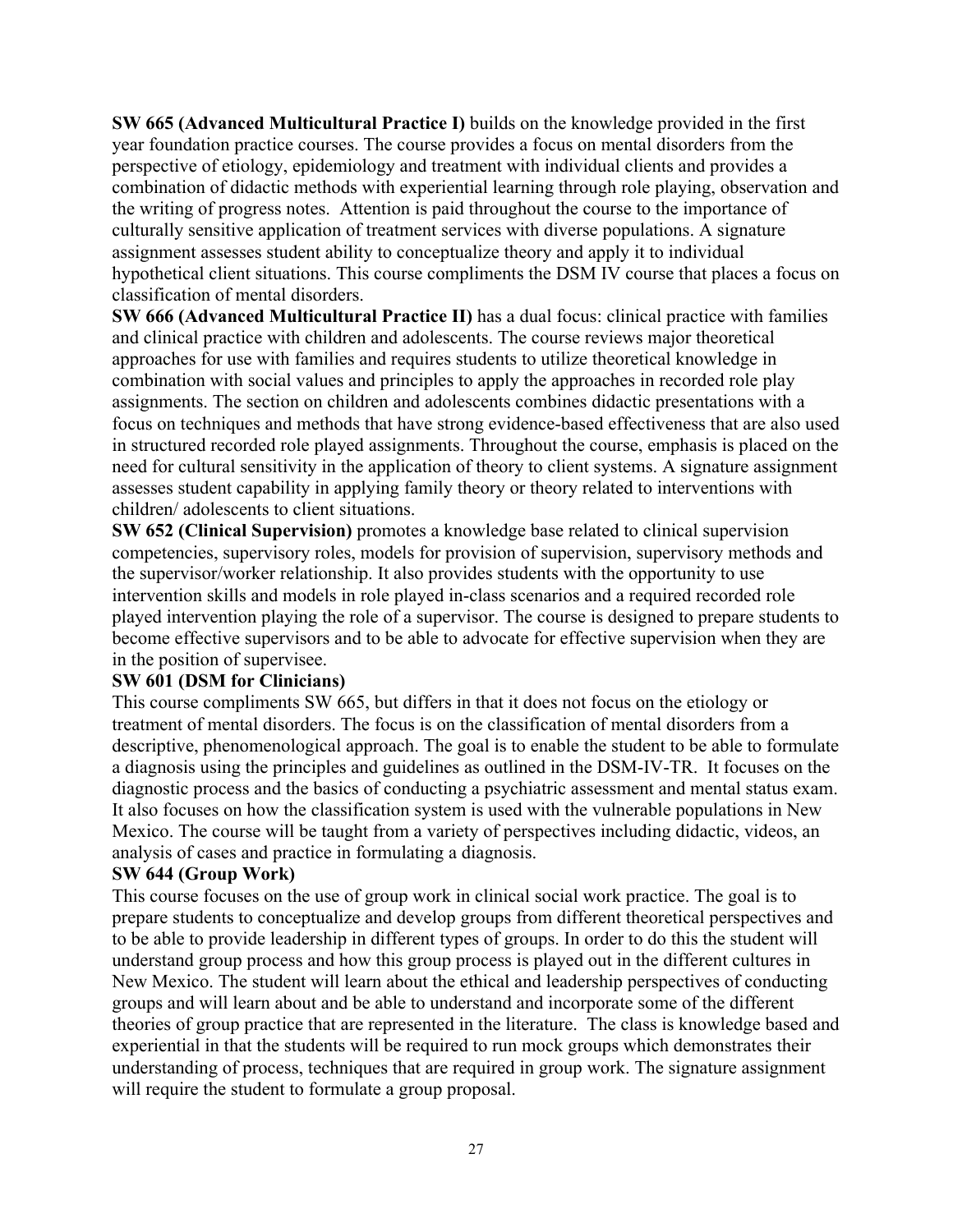**SW 665 (Advanced Multicultural Practice I)** builds on the knowledge provided in the first year foundation practice courses. The course provides a focus on mental disorders from the perspective of etiology, epidemiology and treatment with individual clients and provides a combination of didactic methods with experiential learning through role playing, observation and the writing of progress notes. Attention is paid throughout the course to the importance of culturally sensitive application of treatment services with diverse populations. A signature assignment assesses student ability to conceptualize theory and apply it to individual hypothetical client situations. This course compliments the DSM IV course that places a focus on classification of mental disorders.

**SW 666 (Advanced Multicultural Practice II)** has a dual focus: clinical practice with families and clinical practice with children and adolescents. The course reviews major theoretical approaches for use with families and requires students to utilize theoretical knowledge in combination with social values and principles to apply the approaches in recorded role play assignments. The section on children and adolescents combines didactic presentations with a focus on techniques and methods that have strong evidence-based effectiveness that are also used in structured recorded role played assignments. Throughout the course, emphasis is placed on the need for cultural sensitivity in the application of theory to client systems. A signature assignment assesses student capability in applying family theory or theory related to interventions with children/ adolescents to client situations.

**SW 652 (Clinical Supervision)** promotes a knowledge base related to clinical supervision competencies, supervisory roles, models for provision of supervision, supervisory methods and the supervisor/worker relationship. It also provides students with the opportunity to use intervention skills and models in role played in-class scenarios and a required recorded role played intervention playing the role of a supervisor. The course is designed to prepare students to become effective supervisors and to be able to advocate for effective supervision when they are in the position of supervisee.

**SW 601 (DSM for Clinicians)**

This course compliments SW 665, but differs in that it does not focus on the etiology or treatment of mental disorders. The focus is on the classification of mental disorders from a descriptive, phenomenological approach. The goal is to enable the student to be able to formulate a diagnosis using the principles and guidelines as outlined in the DSM-IV-TR. It focuses on the diagnostic process and the basics of conducting a psychiatric assessment and mental status exam. It also focuses on how the classification system is used with the vulnerable populations in New Mexico. The course will be taught from a variety of perspectives including didactic, videos, an analysis of cases and practice in formulating a diagnosis.

**SW 644 (Group Work)**

This course focuses on the use of group work in clinical social work practice. The goal is to prepare students to conceptualize and develop groups from different theoretical perspectives and to be able to provide leadership in different types of groups. In order to do this the student will understand group process and how this group process is played out in the different cultures in New Mexico. The student will learn about the ethical and leadership perspectives of conducting groups and will learn about and be able to understand and incorporate some of the different theories of group practice that are represented in the literature. The class is knowledge based and experiential in that the students will be required to run mock groups which demonstrates their understanding of process, techniques that are required in group work. The signature assignment will require the student to formulate a group proposal.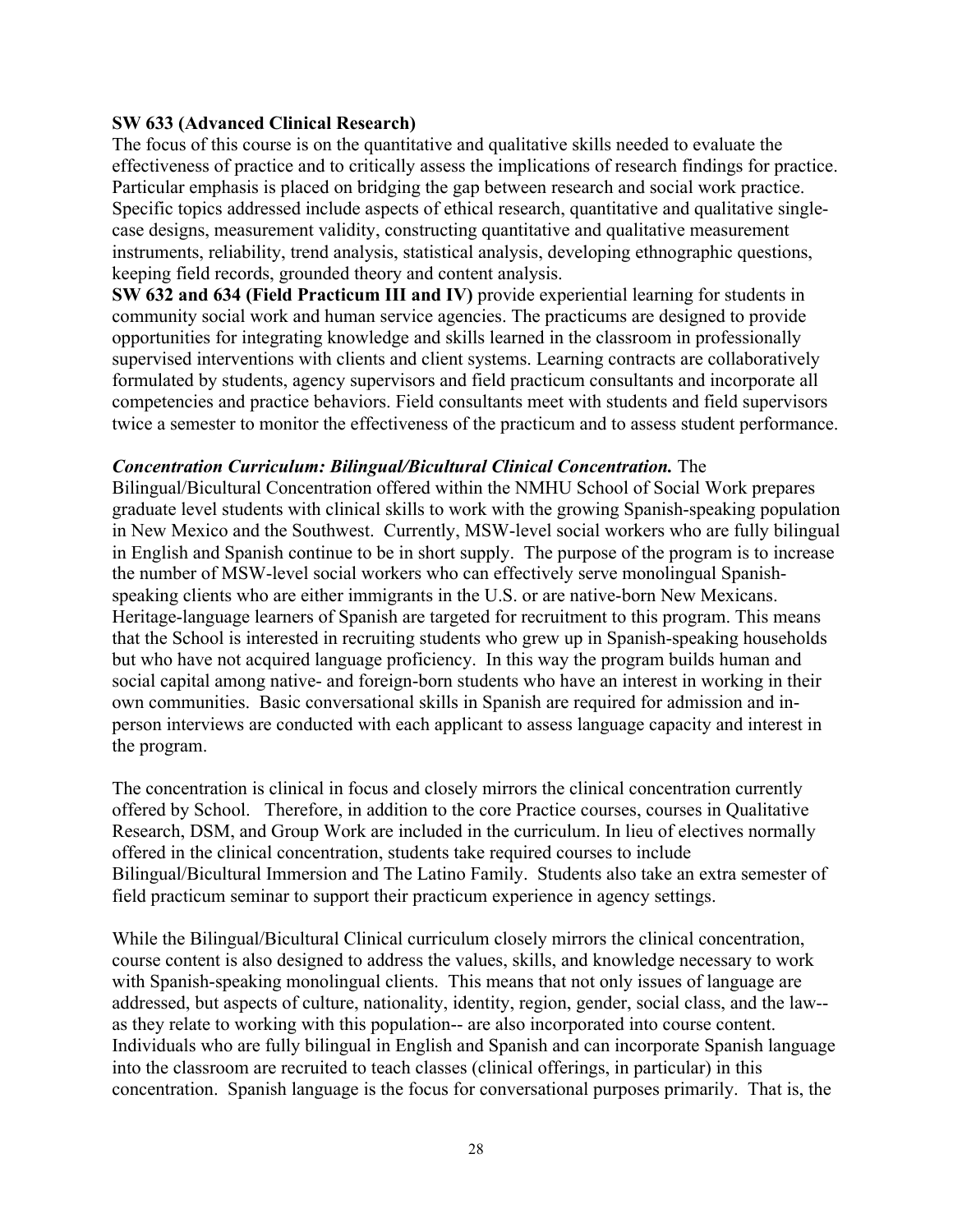**SW 633 (Advanced Clinical Research)**
The focus of this course is on the quantitative and qualitative skills needed to evaluate the effectiveness of practice and to critically assess the implications of research findings for practice. Particular emphasis is placed on bridging the gap between research and social work practice. Specific topics addressed include aspects of ethical research, quantitative and qualitative single-case designs, measurement validity, constructing quantitative and qualitative measurement instruments, reliability, trend analysis, statistical analysis, developing ethnographic questions, keeping field records, grounded theory and content analysis.
**SW 632 and 634 (Field Practicum III and IV)** provide experiential learning for students in community social work and human service agencies. The practicums are designed to provide opportunities for integrating knowledge and skills learned in the classroom in professionally supervised interventions with clients and client systems. Learning contracts are collaboratively formulated by students, agency supervisors and field practicum consultants and incorporate all competencies and practice behaviors. Field consultants meet with students and field supervisors twice a semester to monitor the effectiveness of the practicum and to assess student performance.

***Concentration Curriculum: Bilingual/Bicultural Clinical Concentration.*** The Bilingual/Bicultural Concentration offered within the NMHU School of Social Work prepares graduate level students with clinical skills to work with the growing Spanish-speaking population in New Mexico and the Southwest. Currently, MSW-level social workers who are fully bilingual in English and Spanish continue to be in short supply. The purpose of the program is to increase the number of MSW-level social workers who can effectively serve monolingual Spanish-speaking clients who are either immigrants in the U.S. or are native-born New Mexicans. Heritage-language learners of Spanish are targeted for recruitment to this program. This means that the School is interested in recruiting students who grew up in Spanish-speaking households but who have not acquired language proficiency. In this way the program builds human and social capital among native- and foreign-born students who have an interest in working in their own communities. Basic conversational skills in Spanish are required for admission and in-person interviews are conducted with each applicant to assess language capacity and interest in the program.

The concentration is clinical in focus and closely mirrors the clinical concentration currently offered by School. Therefore, in addition to the core Practice courses, courses in Qualitative Research, DSM, and Group Work are included in the curriculum. In lieu of electives normally offered in the clinical concentration, students take required courses to include Bilingual/Bicultural Immersion and The Latino Family. Students also take an extra semester of field practicum seminar to support their practicum experience in agency settings.

While the Bilingual/Bicultural Clinical curriculum closely mirrors the clinical concentration, course content is also designed to address the values, skills, and knowledge necessary to work with Spanish-speaking monolingual clients. This means that not only issues of language are addressed, but aspects of culture, nationality, identity, region, gender, social class, and the law--as they relate to working with this population-- are also incorporated into course content. Individuals who are fully bilingual in English and Spanish and can incorporate Spanish language into the classroom are recruited to teach classes (clinical offerings, in particular) in this concentration. Spanish language is the focus for conversational purposes primarily. That is, the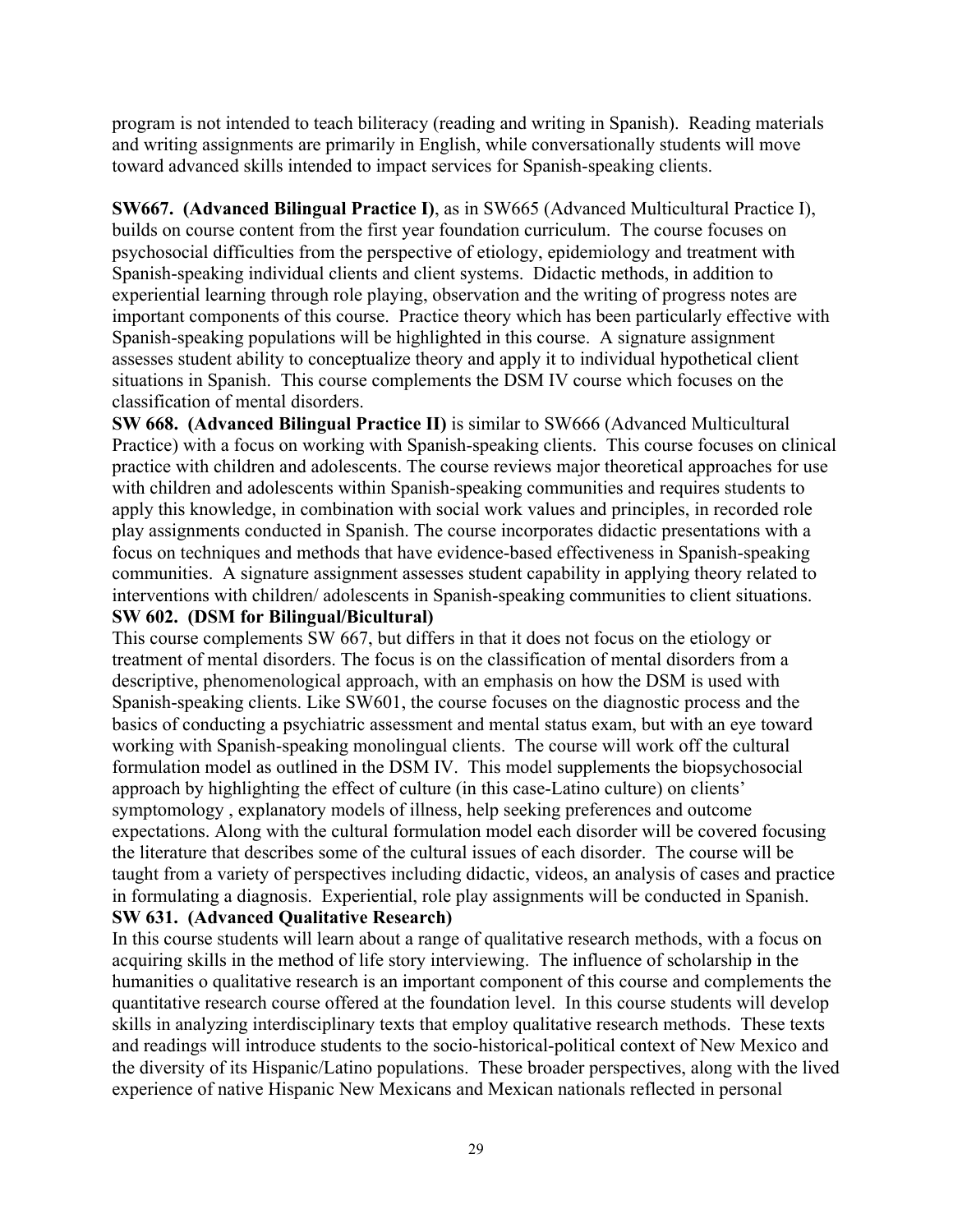program is not intended to teach biliteracy (reading and writing in Spanish). Reading materials and writing assignments are primarily in English, while conversationally students will move toward advanced skills intended to impact services for Spanish-speaking clients.

**SW667. (Advanced Bilingual Practice I)**, as in SW665 (Advanced Multicultural Practice I), builds on course content from the first year foundation curriculum. The course focuses on psychosocial difficulties from the perspective of etiology, epidemiology and treatment with Spanish-speaking individual clients and client systems. Didactic methods, in addition to experiential learning through role playing, observation and the writing of progress notes are important components of this course. Practice theory which has been particularly effective with Spanish-speaking populations will be highlighted in this course. A signature assignment assesses student ability to conceptualize theory and apply it to individual hypothetical client situations in Spanish. This course complements the DSM IV course which focuses on the classification of mental disorders.

**SW 668. (Advanced Bilingual Practice II)** is similar to SW666 (Advanced Multicultural Practice) with a focus on working with Spanish-speaking clients. This course focuses on clinical practice with children and adolescents. The course reviews major theoretical approaches for use with children and adolescents within Spanish-speaking communities and requires students to apply this knowledge, in combination with social work values and principles, in recorded role play assignments conducted in Spanish. The course incorporates didactic presentations with a focus on techniques and methods that have evidence-based effectiveness in Spanish-speaking communities. A signature assignment assesses student capability in applying theory related to interventions with children/ adolescents in Spanish-speaking communities to client situations.

**SW 602. (DSM for Bilingual/Bicultural)**

This course complements SW 667, but differs in that it does not focus on the etiology or treatment of mental disorders. The focus is on the classification of mental disorders from a descriptive, phenomenological approach, with an emphasis on how the DSM is used with Spanish-speaking clients. Like SW601, the course focuses on the diagnostic process and the basics of conducting a psychiatric assessment and mental status exam, but with an eye toward working with Spanish-speaking monolingual clients. The course will work off the cultural formulation model as outlined in the DSM IV. This model supplements the biopsychosocial approach by highlighting the effect of culture (in this case-Latino culture) on clients' symptomology , explanatory models of illness, help seeking preferences and outcome expectations. Along with the cultural formulation model each disorder will be covered focusing the literature that describes some of the cultural issues of each disorder. The course will be taught from a variety of perspectives including didactic, videos, an analysis of cases and practice in formulating a diagnosis. Experiential, role play assignments will be conducted in Spanish.

**SW 631. (Advanced Qualitative Research)**

In this course students will learn about a range of qualitative research methods, with a focus on acquiring skills in the method of life story interviewing. The influence of scholarship in the humanities o qualitative research is an important component of this course and complements the quantitative research course offered at the foundation level. In this course students will develop skills in analyzing interdisciplinary texts that employ qualitative research methods. These texts and readings will introduce students to the socio-historical-political context of New Mexico and the diversity of its Hispanic/Latino populations. These broader perspectives, along with the lived experience of native Hispanic New Mexicans and Mexican nationals reflected in personal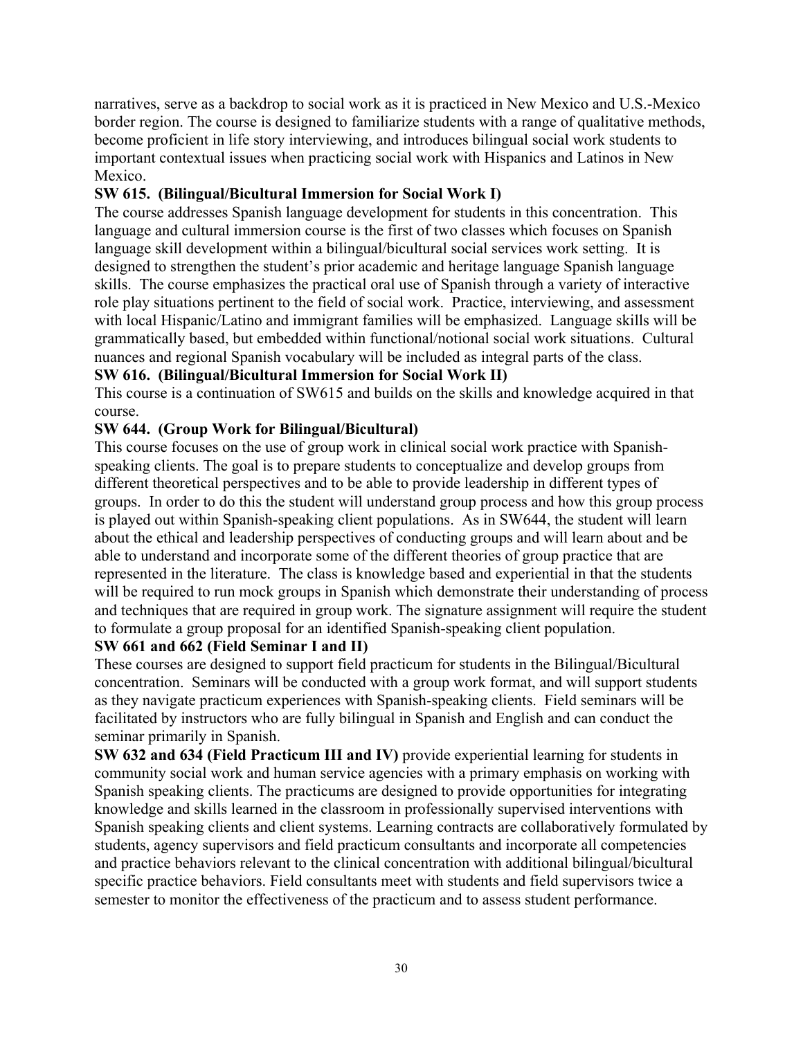narratives, serve as a backdrop to social work as it is practiced in New Mexico and U.S.-Mexico border region. The course is designed to familiarize students with a range of qualitative methods, become proficient in life story interviewing, and introduces bilingual social work students to important contextual issues when practicing social work with Hispanics and Latinos in New Mexico.

**SW 615. (Bilingual/Bicultural Immersion for Social Work I)**

The course addresses Spanish language development for students in this concentration. This language and cultural immersion course is the first of two classes which focuses on Spanish language skill development within a bilingual/bicultural social services work setting. It is designed to strengthen the student's prior academic and heritage language Spanish language skills. The course emphasizes the practical oral use of Spanish through a variety of interactive role play situations pertinent to the field of social work. Practice, interviewing, and assessment with local Hispanic/Latino and immigrant families will be emphasized. Language skills will be grammatically based, but embedded within functional/notional social work situations. Cultural nuances and regional Spanish vocabulary will be included as integral parts of the class.

**SW 616. (Bilingual/Bicultural Immersion for Social Work II)**

This course is a continuation of SW615 and builds on the skills and knowledge acquired in that course.

**SW 644. (Group Work for Bilingual/Bicultural)**

This course focuses on the use of group work in clinical social work practice with Spanish-speaking clients. The goal is to prepare students to conceptualize and develop groups from different theoretical perspectives and to be able to provide leadership in different types of groups. In order to do this the student will understand group process and how this group process is played out within Spanish-speaking client populations. As in SW644, the student will learn about the ethical and leadership perspectives of conducting groups and will learn about and be able to understand and incorporate some of the different theories of group practice that are represented in the literature. The class is knowledge based and experiential in that the students will be required to run mock groups in Spanish which demonstrate their understanding of process and techniques that are required in group work. The signature assignment will require the student to formulate a group proposal for an identified Spanish-speaking client population.

**SW 661 and 662 (Field Seminar I and II)**

These courses are designed to support field practicum for students in the Bilingual/Bicultural concentration. Seminars will be conducted with a group work format, and will support students as they navigate practicum experiences with Spanish-speaking clients. Field seminars will be facilitated by instructors who are fully bilingual in Spanish and English and can conduct the seminar primarily in Spanish.

**SW 632 and 634 (Field Practicum III and IV)** provide experiential learning for students in community social work and human service agencies with a primary emphasis on working with Spanish speaking clients. The practicums are designed to provide opportunities for integrating knowledge and skills learned in the classroom in professionally supervised interventions with Spanish speaking clients and client systems. Learning contracts are collaboratively formulated by students, agency supervisors and field practicum consultants and incorporate all competencies and practice behaviors relevant to the clinical concentration with additional bilingual/bicultural specific practice behaviors. Field consultants meet with students and field supervisors twice a semester to monitor the effectiveness of the practicum and to assess student performance.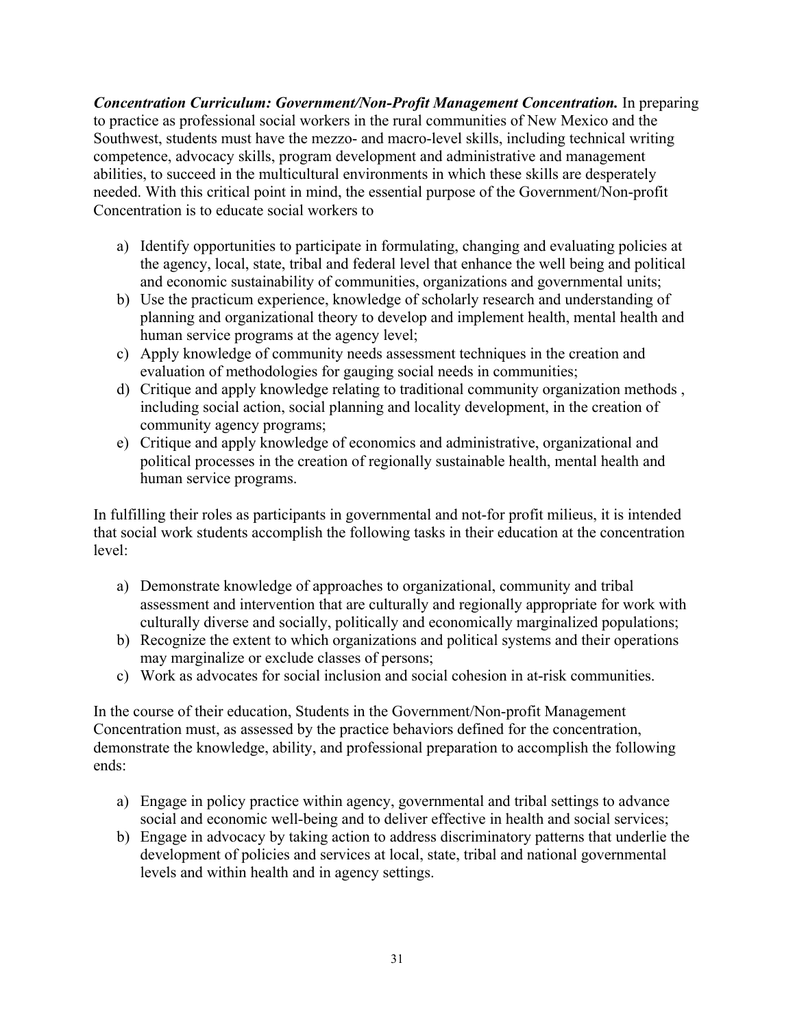***Concentration Curriculum: Government/Non-Profit Management Concentration.*** In preparing to practice as professional social workers in the rural communities of New Mexico and the Southwest, students must have the mezzo- and macro-level skills, including technical writing competence, advocacy skills, program development and administrative and management abilities, to succeed in the multicultural environments in which these skills are desperately needed. With this critical point in mind, the essential purpose of the Government/Non-profit Concentration is to educate social workers to

a) Identify opportunities to participate in formulating, changing and evaluating policies at the agency, local, state, tribal and federal level that enhance the well being and political and economic sustainability of communities, organizations and governmental units;
b) Use the practicum experience, knowledge of scholarly research and understanding of planning and organizational theory to develop and implement health, mental health and human service programs at the agency level;
c) Apply knowledge of community needs assessment techniques in the creation and evaluation of methodologies for gauging social needs in communities;
d) Critique and apply knowledge relating to traditional community organization methods , including social action, social planning and locality development, in the creation of community agency programs;
e) Critique and apply knowledge of economics and administrative, organizational and political processes in the creation of regionally sustainable health, mental health and human service programs.

In fulfilling their roles as participants in governmental and not-for profit milieus, it is intended that social work students accomplish the following tasks in their education at the concentration level:

a) Demonstrate knowledge of approaches to organizational, community and tribal assessment and intervention that are culturally and regionally appropriate for work with culturally diverse and socially, politically and economically marginalized populations;
b) Recognize the extent to which organizations and political systems and their operations may marginalize or exclude classes of persons;
c) Work as advocates for social inclusion and social cohesion in at-risk communities.

In the course of their education, Students in the Government/Non-profit Management Concentration must, as assessed by the practice behaviors defined for the concentration, demonstrate the knowledge, ability, and professional preparation to accomplish the following ends:

a) Engage in policy practice within agency, governmental and tribal settings to advance social and economic well-being and to deliver effective in health and social services;
b) Engage in advocacy by taking action to address discriminatory patterns that underlie the development of policies and services at local, state, tribal and national governmental levels and within health and in agency settings.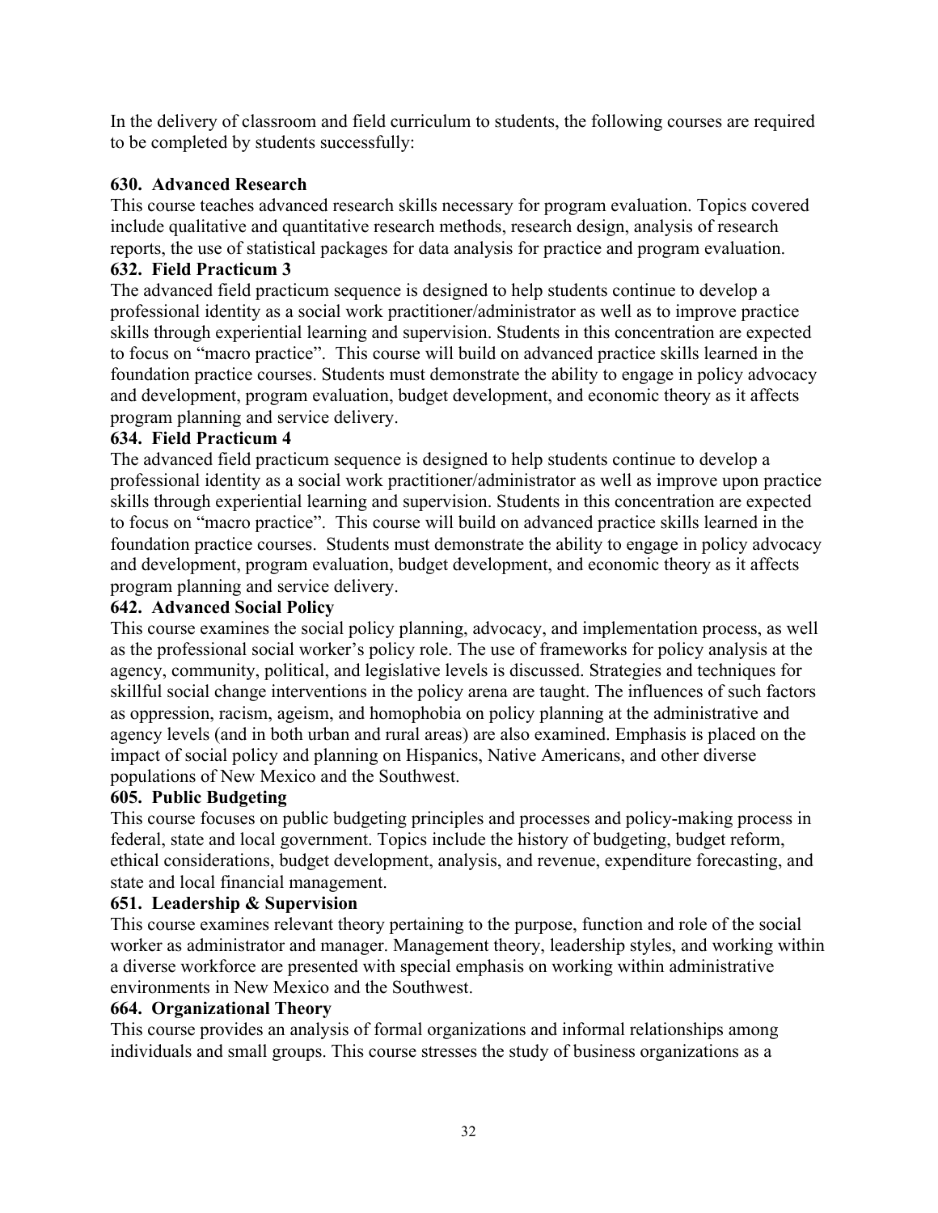In the delivery of classroom and field curriculum to students, the following courses are required to be completed by students successfully:

**630. Advanced Research**
This course teaches advanced research skills necessary for program evaluation. Topics covered include qualitative and quantitative research methods, research design, analysis of research reports, the use of statistical packages for data analysis for practice and program evaluation.

**632. Field Practicum 3**
The advanced field practicum sequence is designed to help students continue to develop a professional identity as a social work practitioner/administrator as well as to improve practice skills through experiential learning and supervision. Students in this concentration are expected to focus on "macro practice". This course will build on advanced practice skills learned in the foundation practice courses. Students must demonstrate the ability to engage in policy advocacy and development, program evaluation, budget development, and economic theory as it affects program planning and service delivery.

**634. Field Practicum 4**
The advanced field practicum sequence is designed to help students continue to develop a professional identity as a social work practitioner/administrator as well as improve upon practice skills through experiential learning and supervision. Students in this concentration are expected to focus on "macro practice". This course will build on advanced practice skills learned in the foundation practice courses. Students must demonstrate the ability to engage in policy advocacy and development, program evaluation, budget development, and economic theory as it affects program planning and service delivery.

**642. Advanced Social Policy**
This course examines the social policy planning, advocacy, and implementation process, as well as the professional social worker's policy role. The use of frameworks for policy analysis at the agency, community, political, and legislative levels is discussed. Strategies and techniques for skillful social change interventions in the policy arena are taught. The influences of such factors as oppression, racism, ageism, and homophobia on policy planning at the administrative and agency levels (and in both urban and rural areas) are also examined. Emphasis is placed on the impact of social policy and planning on Hispanics, Native Americans, and other diverse populations of New Mexico and the Southwest.

**605. Public Budgeting**
This course focuses on public budgeting principles and processes and policy-making process in federal, state and local government. Topics include the history of budgeting, budget reform, ethical considerations, budget development, analysis, and revenue, expenditure forecasting, and state and local financial management.

**651. Leadership & Supervision**
This course examines relevant theory pertaining to the purpose, function and role of the social worker as administrator and manager. Management theory, leadership styles, and working within a diverse workforce are presented with special emphasis on working within administrative environments in New Mexico and the Southwest.

**664. Organizational Theory**
This course provides an analysis of formal organizations and informal relationships among individuals and small groups. This course stresses the study of business organizations as a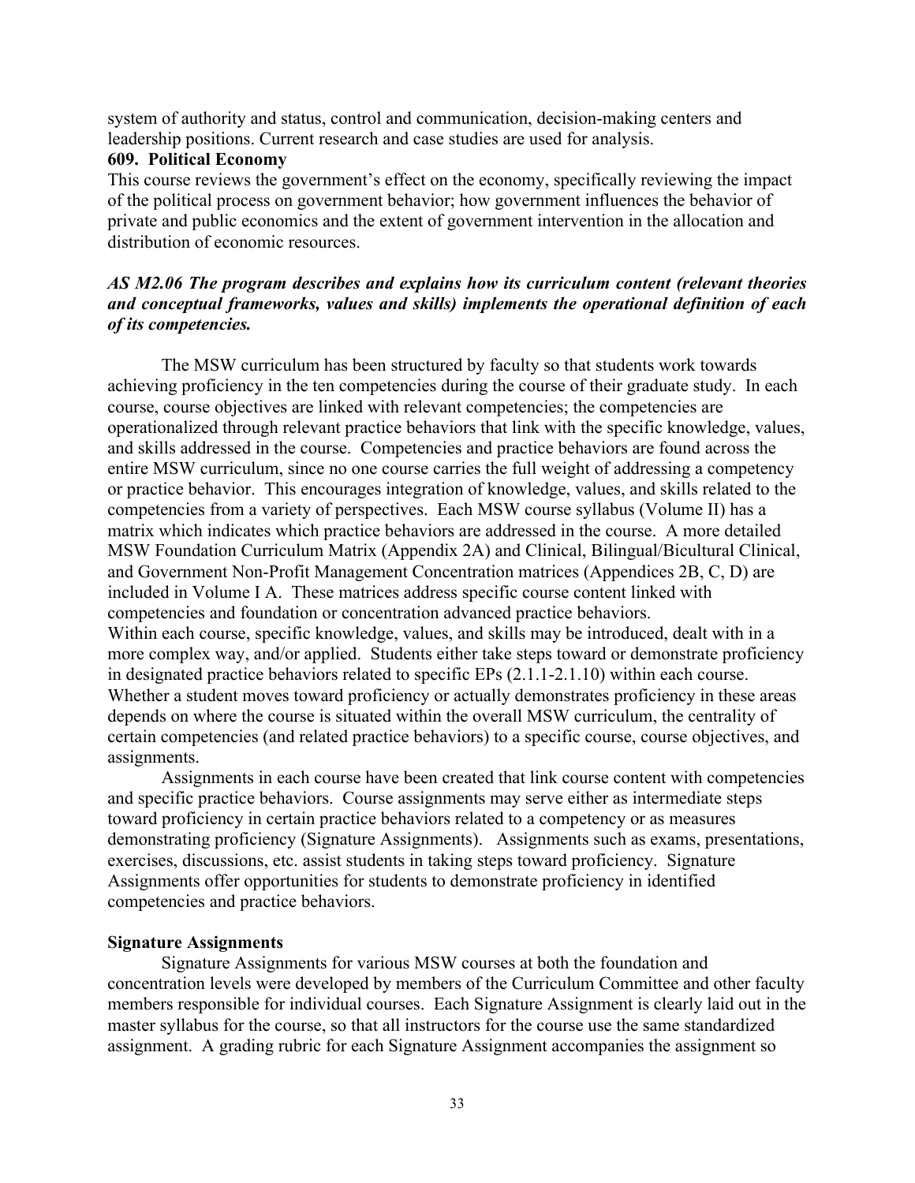system of authority and status, control and communication, decision-making centers and leadership positions. Current research and case studies are used for analysis.

**609. Political Economy**

This course reviews the government's effect on the economy, specifically reviewing the impact of the political process on government behavior; how government influences the behavior of private and public economics and the extent of government intervention in the allocation and distribution of economic resources.

***AS M2.06 The program describes and explains how its curriculum content (relevant theories and conceptual frameworks, values and skills) implements the operational definition of each of its competencies.***

The MSW curriculum has been structured by faculty so that students work towards achieving proficiency in the ten competencies during the course of their graduate study. In each course, course objectives are linked with relevant competencies; the competencies are operationalized through relevant practice behaviors that link with the specific knowledge, values, and skills addressed in the course. Competencies and practice behaviors are found across the entire MSW curriculum, since no one course carries the full weight of addressing a competency or practice behavior. This encourages integration of knowledge, values, and skills related to the competencies from a variety of perspectives. Each MSW course syllabus (Volume II) has a matrix which indicates which practice behaviors are addressed in the course. A more detailed MSW Foundation Curriculum Matrix (Appendix 2A) and Clinical, Bilingual/Bicultural Clinical, and Government Non-Profit Management Concentration matrices (Appendices 2B, C, D) are included in Volume I A. These matrices address specific course content linked with competencies and foundation or concentration advanced practice behaviors.

Within each course, specific knowledge, values, and skills may be introduced, dealt with in a more complex way, and/or applied. Students either take steps toward or demonstrate proficiency in designated practice behaviors related to specific EPs (2.1.1-2.1.10) within each course. Whether a student moves toward proficiency or actually demonstrates proficiency in these areas depends on where the course is situated within the overall MSW curriculum, the centrality of certain competencies (and related practice behaviors) to a specific course, course objectives, and assignments.

Assignments in each course have been created that link course content with competencies and specific practice behaviors. Course assignments may serve either as intermediate steps toward proficiency in certain practice behaviors related to a competency or as measures demonstrating proficiency (Signature Assignments). Assignments such as exams, presentations, exercises, discussions, etc. assist students in taking steps toward proficiency. Signature Assignments offer opportunities for students to demonstrate proficiency in identified competencies and practice behaviors.

**Signature Assignments**

Signature Assignments for various MSW courses at both the foundation and concentration levels were developed by members of the Curriculum Committee and other faculty members responsible for individual courses. Each Signature Assignment is clearly laid out in the master syllabus for the course, so that all instructors for the course use the same standardized assignment. A grading rubric for each Signature Assignment accompanies the assignment so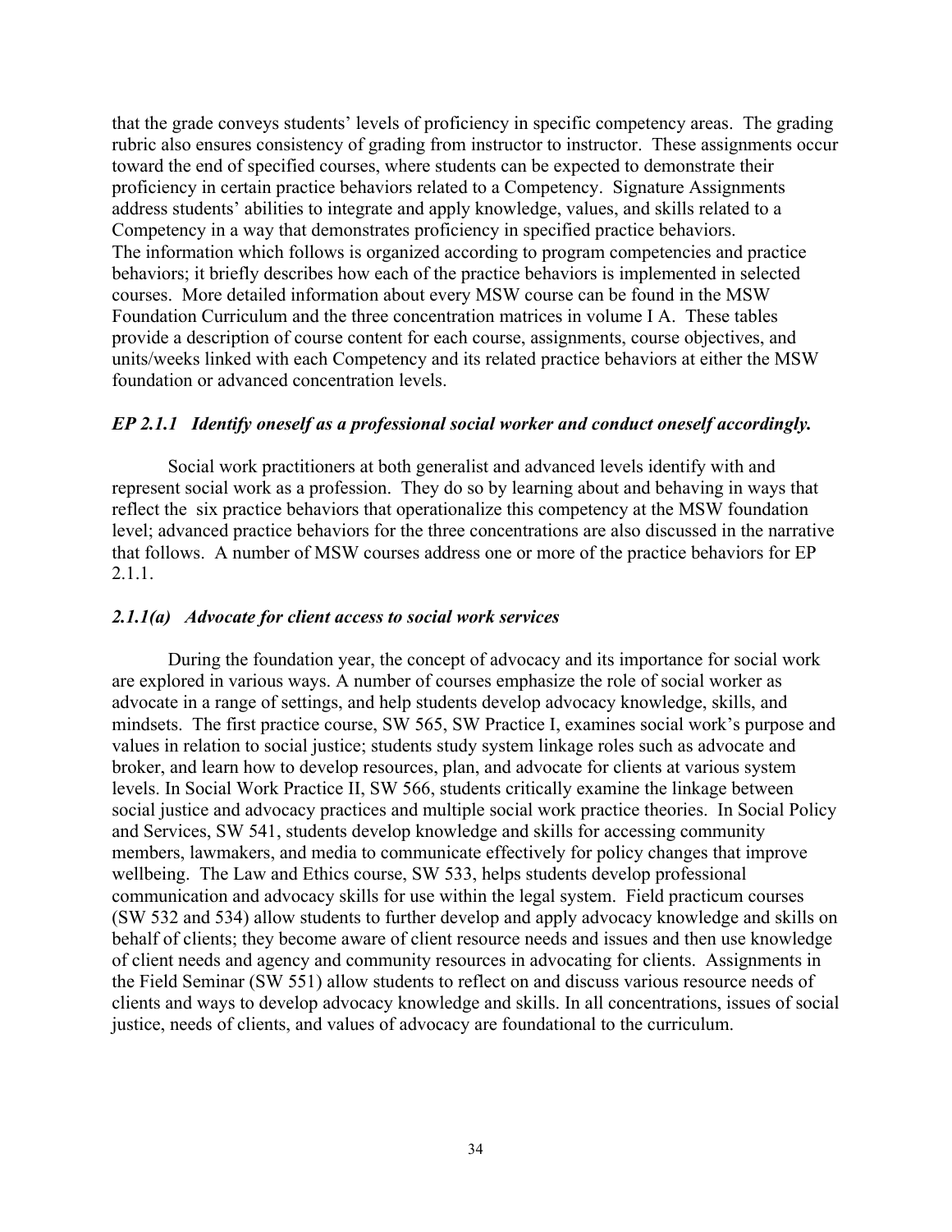that the grade conveys students' levels of proficiency in specific competency areas. The grading rubric also ensures consistency of grading from instructor to instructor. These assignments occur toward the end of specified courses, where students can be expected to demonstrate their proficiency in certain practice behaviors related to a Competency. Signature Assignments address students' abilities to integrate and apply knowledge, values, and skills related to a Competency in a way that demonstrates proficiency in specified practice behaviors.
The information which follows is organized according to program competencies and practice behaviors; it briefly describes how each of the practice behaviors is implemented in selected courses. More detailed information about every MSW course can be found in the MSW Foundation Curriculum and the three concentration matrices in volume I A. These tables provide a description of course content for each course, assignments, course objectives, and units/weeks linked with each Competency and its related practice behaviors at either the MSW foundation or advanced concentration levels.

### *EP 2.1.1 Identify oneself as a professional social worker and conduct oneself accordingly.*

Social work practitioners at both generalist and advanced levels identify with and represent social work as a profession. They do so by learning about and behaving in ways that reflect the six practice behaviors that operationalize this competency at the MSW foundation level; advanced practice behaviors for the three concentrations are also discussed in the narrative that follows. A number of MSW courses address one or more of the practice behaviors for EP 2.1.1.

### *2.1.1(a) Advocate for client access to social work services*

During the foundation year, the concept of advocacy and its importance for social work are explored in various ways. A number of courses emphasize the role of social worker as advocate in a range of settings, and help students develop advocacy knowledge, skills, and mindsets. The first practice course, SW 565, SW Practice I, examines social work's purpose and values in relation to social justice; students study system linkage roles such as advocate and broker, and learn how to develop resources, plan, and advocate for clients at various system levels. In Social Work Practice II, SW 566, students critically examine the linkage between social justice and advocacy practices and multiple social work practice theories. In Social Policy and Services, SW 541, students develop knowledge and skills for accessing community members, lawmakers, and media to communicate effectively for policy changes that improve wellbeing. The Law and Ethics course, SW 533, helps students develop professional communication and advocacy skills for use within the legal system. Field practicum courses (SW 532 and 534) allow students to further develop and apply advocacy knowledge and skills on behalf of clients; they become aware of client resource needs and issues and then use knowledge of client needs and agency and community resources in advocating for clients. Assignments in the Field Seminar (SW 551) allow students to reflect on and discuss various resource needs of clients and ways to develop advocacy knowledge and skills. In all concentrations, issues of social justice, needs of clients, and values of advocacy are foundational to the curriculum.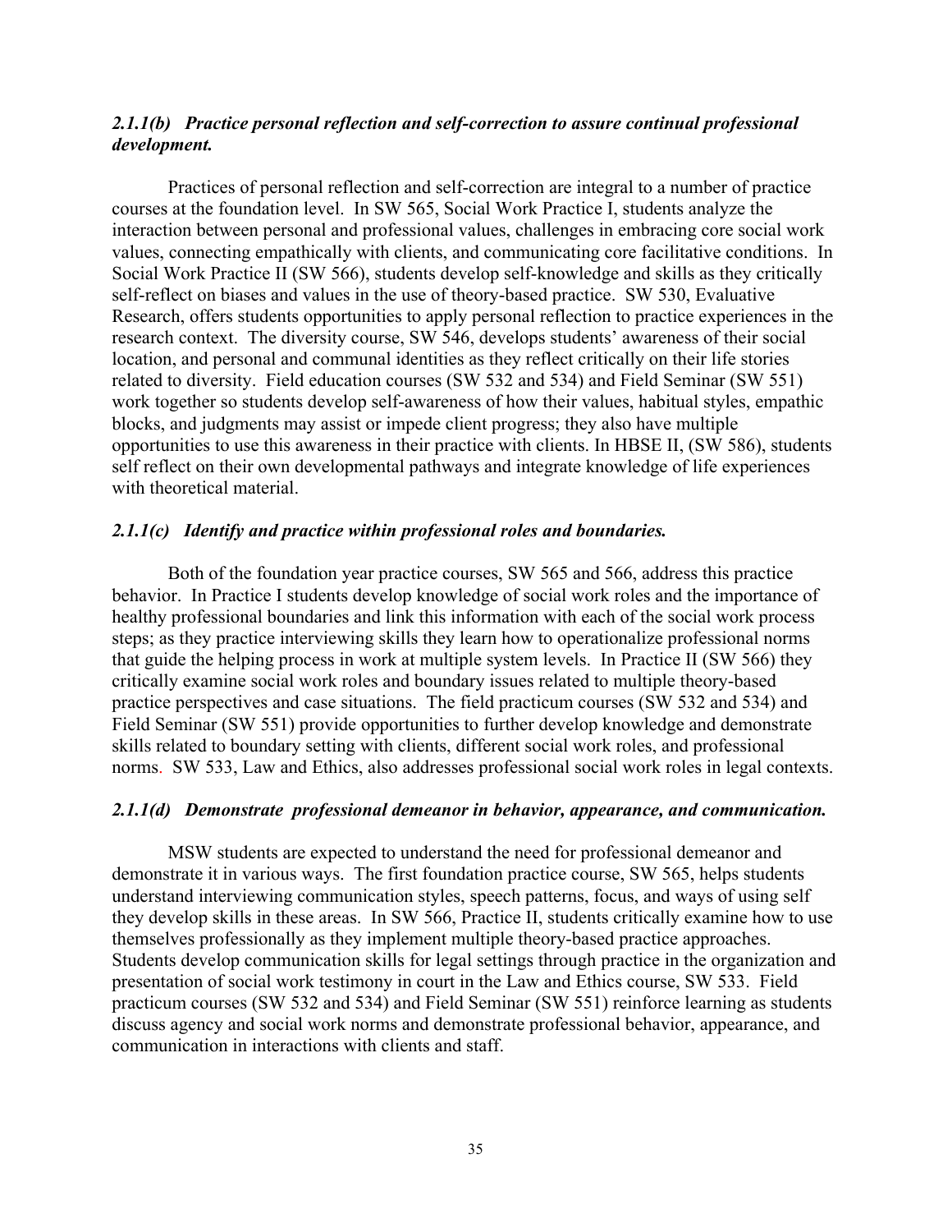### *2.1.1(b) Practice personal reflection and self-correction to assure continual professional development.*

Practices of personal reflection and self-correction are integral to a number of practice courses at the foundation level. In SW 565, Social Work Practice I, students analyze the interaction between personal and professional values, challenges in embracing core social work values, connecting empathically with clients, and communicating core facilitative conditions. In Social Work Practice II (SW 566), students develop self-knowledge and skills as they critically self-reflect on biases and values in the use of theory-based practice. SW 530, Evaluative Research, offers students opportunities to apply personal reflection to practice experiences in the research context. The diversity course, SW 546, develops students' awareness of their social location, and personal and communal identities as they reflect critically on their life stories related to diversity. Field education courses (SW 532 and 534) and Field Seminar (SW 551) work together so students develop self-awareness of how their values, habitual styles, empathic blocks, and judgments may assist or impede client progress; they also have multiple opportunities to use this awareness in their practice with clients. In HBSE II, (SW 586), students self reflect on their own developmental pathways and integrate knowledge of life experiences with theoretical material.

### *2.1.1(c) Identify and practice within professional roles and boundaries.*

Both of the foundation year practice courses, SW 565 and 566, address this practice behavior. In Practice I students develop knowledge of social work roles and the importance of healthy professional boundaries and link this information with each of the social work process steps; as they practice interviewing skills they learn how to operationalize professional norms that guide the helping process in work at multiple system levels. In Practice II (SW 566) they critically examine social work roles and boundary issues related to multiple theory-based practice perspectives and case situations. The field practicum courses (SW 532 and 534) and Field Seminar (SW 551) provide opportunities to further develop knowledge and demonstrate skills related to boundary setting with clients, different social work roles, and professional norms. SW 533, Law and Ethics, also addresses professional social work roles in legal contexts.

### *2.1.1(d) Demonstrate professional demeanor in behavior, appearance, and communication.*

MSW students are expected to understand the need for professional demeanor and demonstrate it in various ways. The first foundation practice course, SW 565, helps students understand interviewing communication styles, speech patterns, focus, and ways of using self they develop skills in these areas. In SW 566, Practice II, students critically examine how to use themselves professionally as they implement multiple theory-based practice approaches. Students develop communication skills for legal settings through practice in the organization and presentation of social work testimony in court in the Law and Ethics course, SW 533. Field practicum courses (SW 532 and 534) and Field Seminar (SW 551) reinforce learning as students discuss agency and social work norms and demonstrate professional behavior, appearance, and communication in interactions with clients and staff.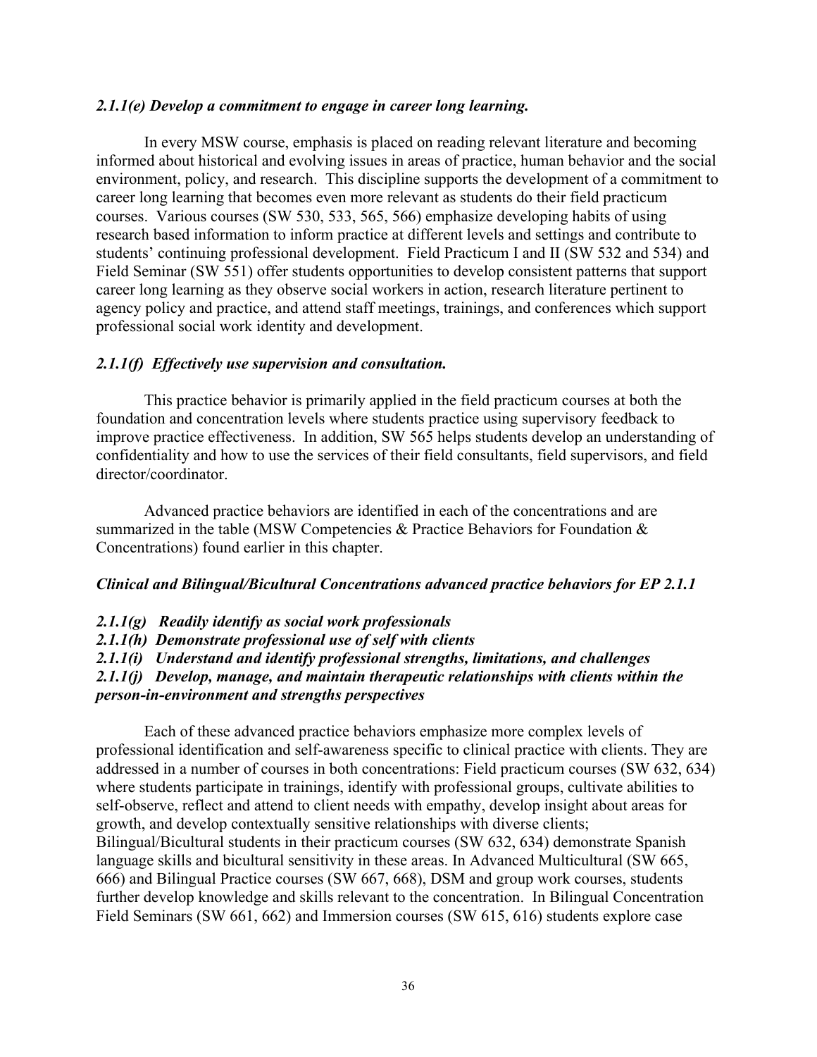*2.1.1(e) Develop a commitment to engage in career long learning.*

In every MSW course, emphasis is placed on reading relevant literature and becoming informed about historical and evolving issues in areas of practice, human behavior and the social environment, policy, and research. This discipline supports the development of a commitment to career long learning that becomes even more relevant as students do their field practicum courses. Various courses (SW 530, 533, 565, 566) emphasize developing habits of using research based information to inform practice at different levels and settings and contribute to students' continuing professional development. Field Practicum I and II (SW 532 and 534) and Field Seminar (SW 551) offer students opportunities to develop consistent patterns that support career long learning as they observe social workers in action, research literature pertinent to agency policy and practice, and attend staff meetings, trainings, and conferences which support professional social work identity and development.

*2.1.1(f) Effectively use supervision and consultation.*

This practice behavior is primarily applied in the field practicum courses at both the foundation and concentration levels where students practice using supervisory feedback to improve practice effectiveness. In addition, SW 565 helps students develop an understanding of confidentiality and how to use the services of their field consultants, field supervisors, and field director/coordinator.

Advanced practice behaviors are identified in each of the concentrations and are summarized in the table (MSW Competencies & Practice Behaviors for Foundation & Concentrations) found earlier in this chapter.

***Clinical and Bilingual/Bicultural Concentrations advanced practice behaviors for EP 2.1.1***

***2.1.1(g) Readily identify as social work professionals***
***2.1.1(h) Demonstrate professional use of self with clients***
***2.1.1(i) Understand and identify professional strengths, limitations, and challenges***
***2.1.1(j) Develop, manage, and maintain therapeutic relationships with clients within the person-in-environment and strengths perspectives***

Each of these advanced practice behaviors emphasize more complex levels of professional identification and self-awareness specific to clinical practice with clients. They are addressed in a number of courses in both concentrations: Field practicum courses (SW 632, 634) where students participate in trainings, identify with professional groups, cultivate abilities to self-observe, reflect and attend to client needs with empathy, develop insight about areas for growth, and develop contextually sensitive relationships with diverse clients; Bilingual/Bicultural students in their practicum courses (SW 632, 634) demonstrate Spanish language skills and bicultural sensitivity in these areas. In Advanced Multicultural (SW 665, 666) and Bilingual Practice courses (SW 667, 668), DSM and group work courses, students further develop knowledge and skills relevant to the concentration. In Bilingual Concentration Field Seminars (SW 661, 662) and Immersion courses (SW 615, 616) students explore case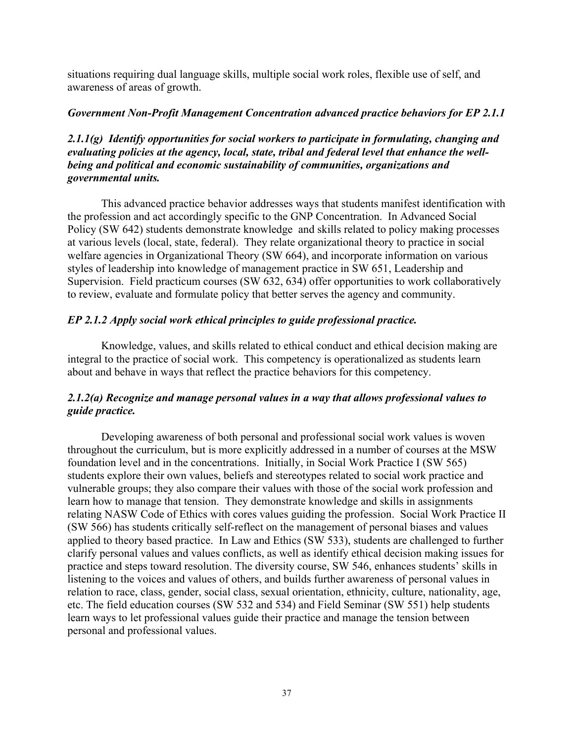situations requiring dual language skills, multiple social work roles, flexible use of self, and awareness of areas of growth.

***Government Non-Profit Management Concentration advanced practice behaviors for EP 2.1.1***

***2.1.1(g) Identify opportunities for social workers to participate in formulating, changing and evaluating policies at the agency, local, state, tribal and federal level that enhance the well-being and political and economic sustainability of communities, organizations and governmental units.***

This advanced practice behavior addresses ways that students manifest identification with the profession and act accordingly specific to the GNP Concentration. In Advanced Social Policy (SW 642) students demonstrate knowledge and skills related to policy making processes at various levels (local, state, federal). They relate organizational theory to practice in social welfare agencies in Organizational Theory (SW 664), and incorporate information on various styles of leadership into knowledge of management practice in SW 651, Leadership and Supervision. Field practicum courses (SW 632, 634) offer opportunities to work collaboratively to review, evaluate and formulate policy that better serves the agency and community.

***EP 2.1.2 Apply social work ethical principles to guide professional practice.***

Knowledge, values, and skills related to ethical conduct and ethical decision making are integral to the practice of social work. This competency is operationalized as students learn about and behave in ways that reflect the practice behaviors for this competency.

***2.1.2(a) Recognize and manage personal values in a way that allows professional values to guide practice.***

Developing awareness of both personal and professional social work values is woven throughout the curriculum, but is more explicitly addressed in a number of courses at the MSW foundation level and in the concentrations. Initially, in Social Work Practice I (SW 565) students explore their own values, beliefs and stereotypes related to social work practice and vulnerable groups; they also compare their values with those of the social work profession and learn how to manage that tension. They demonstrate knowledge and skills in assignments relating NASW Code of Ethics with cores values guiding the profession. Social Work Practice II (SW 566) has students critically self-reflect on the management of personal biases and values applied to theory based practice. In Law and Ethics (SW 533), students are challenged to further clarify personal values and values conflicts, as well as identify ethical decision making issues for practice and steps toward resolution. The diversity course, SW 546, enhances students' skills in listening to the voices and values of others, and builds further awareness of personal values in relation to race, class, gender, social class, sexual orientation, ethnicity, culture, nationality, age, etc. The field education courses (SW 532 and 534) and Field Seminar (SW 551) help students learn ways to let professional values guide their practice and manage the tension between personal and professional values.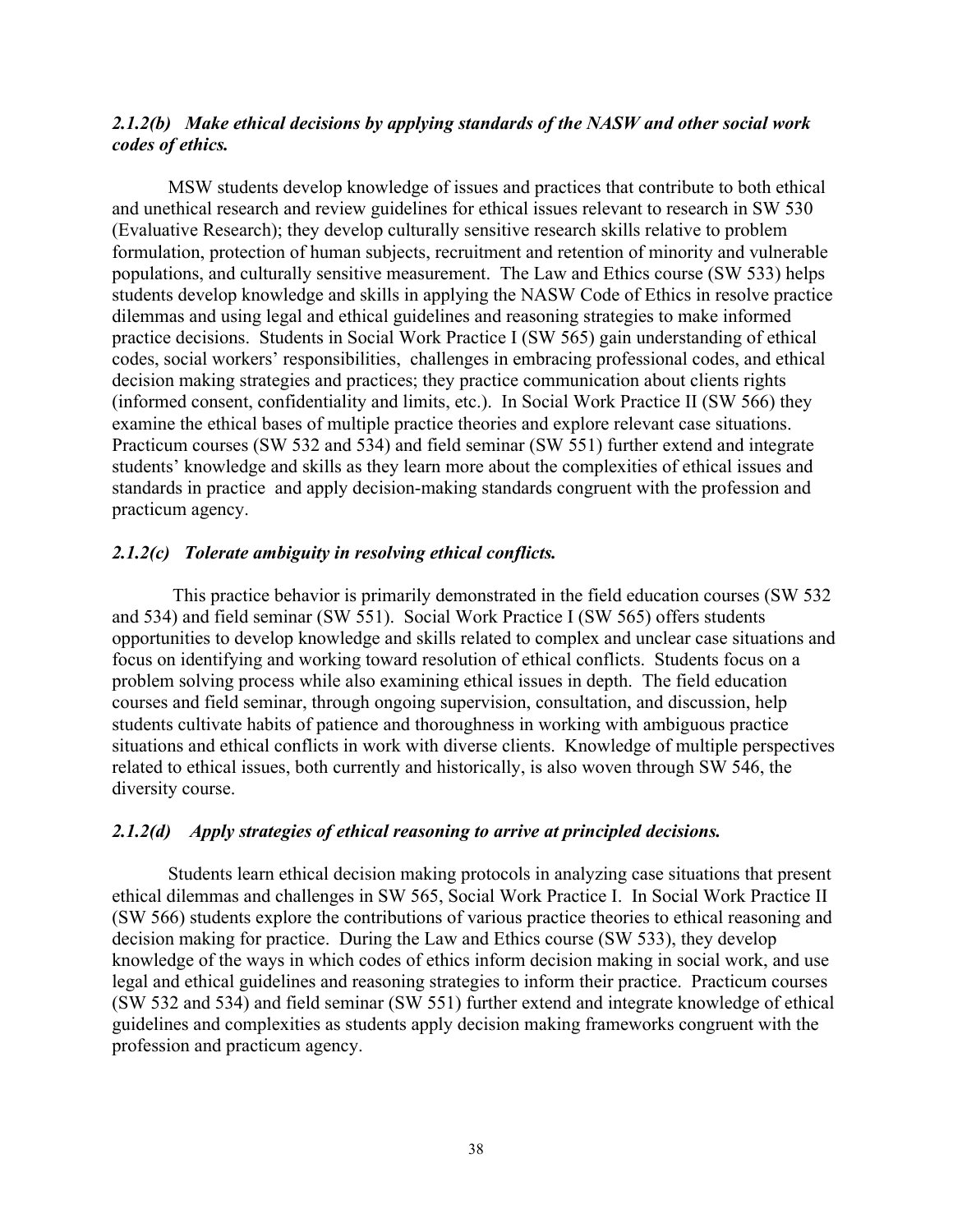### *2.1.2(b) Make ethical decisions by applying standards of the NASW and other social work codes of ethics.*

MSW students develop knowledge of issues and practices that contribute to both ethical and unethical research and review guidelines for ethical issues relevant to research in SW 530 (Evaluative Research); they develop culturally sensitive research skills relative to problem formulation, protection of human subjects, recruitment and retention of minority and vulnerable populations, and culturally sensitive measurement. The Law and Ethics course (SW 533) helps students develop knowledge and skills in applying the NASW Code of Ethics in resolve practice dilemmas and using legal and ethical guidelines and reasoning strategies to make informed practice decisions. Students in Social Work Practice I (SW 565) gain understanding of ethical codes, social workers' responsibilities, challenges in embracing professional codes, and ethical decision making strategies and practices; they practice communication about clients rights (informed consent, confidentiality and limits, etc.). In Social Work Practice II (SW 566) they examine the ethical bases of multiple practice theories and explore relevant case situations. Practicum courses (SW 532 and 534) and field seminar (SW 551) further extend and integrate students' knowledge and skills as they learn more about the complexities of ethical issues and standards in practice and apply decision-making standards congruent with the profession and practicum agency.

### *2.1.2(c) Tolerate ambiguity in resolving ethical conflicts.*

This practice behavior is primarily demonstrated in the field education courses (SW 532 and 534) and field seminar (SW 551). Social Work Practice I (SW 565) offers students opportunities to develop knowledge and skills related to complex and unclear case situations and focus on identifying and working toward resolution of ethical conflicts. Students focus on a problem solving process while also examining ethical issues in depth. The field education courses and field seminar, through ongoing supervision, consultation, and discussion, help students cultivate habits of patience and thoroughness in working with ambiguous practice situations and ethical conflicts in work with diverse clients. Knowledge of multiple perspectives related to ethical issues, both currently and historically, is also woven through SW 546, the diversity course.

### *2.1.2(d) Apply strategies of ethical reasoning to arrive at principled decisions.*

Students learn ethical decision making protocols in analyzing case situations that present ethical dilemmas and challenges in SW 565, Social Work Practice I. In Social Work Practice II (SW 566) students explore the contributions of various practice theories to ethical reasoning and decision making for practice. During the Law and Ethics course (SW 533), they develop knowledge of the ways in which codes of ethics inform decision making in social work, and use legal and ethical guidelines and reasoning strategies to inform their practice. Practicum courses (SW 532 and 534) and field seminar (SW 551) further extend and integrate knowledge of ethical guidelines and complexities as students apply decision making frameworks congruent with the profession and practicum agency.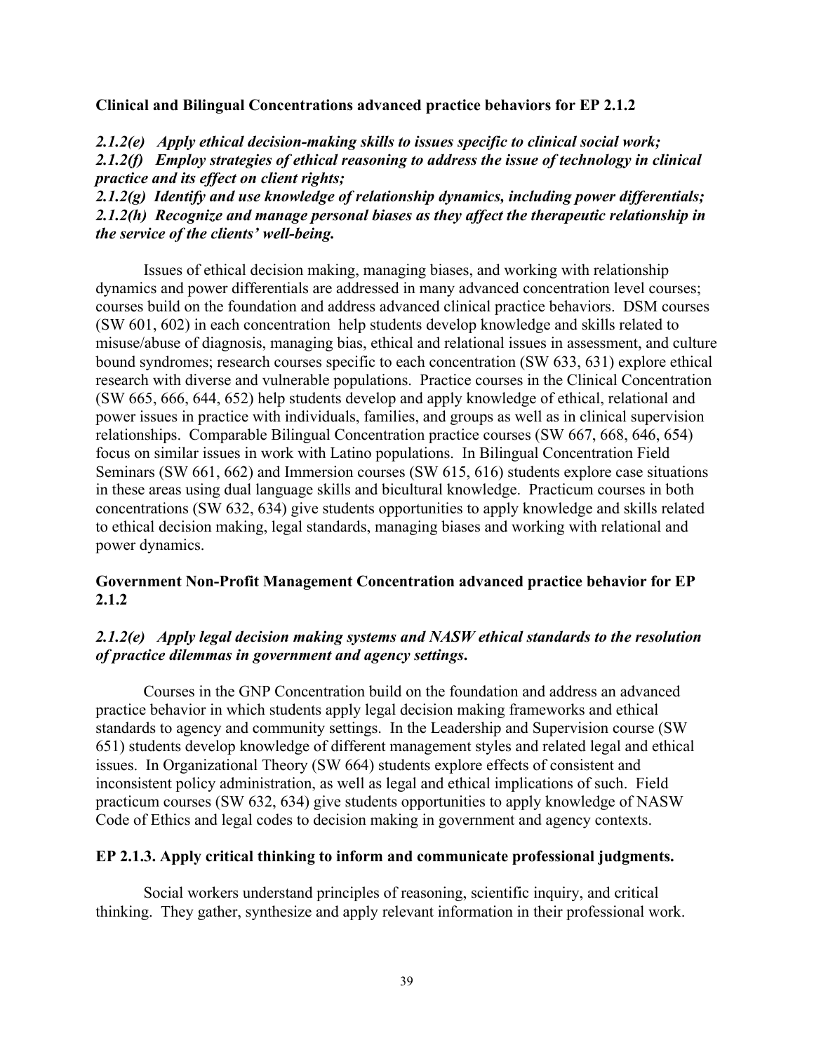**Clinical and Bilingual Concentrations advanced practice behaviors for EP 2.1.2**

***2.1.2(e) Apply ethical decision-making skills to issues specific to clinical social work;***
***2.1.2(f) Employ strategies of ethical reasoning to address the issue of technology in clinical practice and its effect on client rights;***
***2.1.2(g) Identify and use knowledge of relationship dynamics, including power differentials;***
***2.1.2(h) Recognize and manage personal biases as they affect the therapeutic relationship in the service of the clients' well-being.***

Issues of ethical decision making, managing biases, and working with relationship dynamics and power differentials are addressed in many advanced concentration level courses; courses build on the foundation and address advanced clinical practice behaviors. DSM courses (SW 601, 602) in each concentration help students develop knowledge and skills related to misuse/abuse of diagnosis, managing bias, ethical and relational issues in assessment, and culture bound syndromes; research courses specific to each concentration (SW 633, 631) explore ethical research with diverse and vulnerable populations. Practice courses in the Clinical Concentration (SW 665, 666, 644, 652) help students develop and apply knowledge of ethical, relational and power issues in practice with individuals, families, and groups as well as in clinical supervision relationships. Comparable Bilingual Concentration practice courses (SW 667, 668, 646, 654) focus on similar issues in work with Latino populations. In Bilingual Concentration Field Seminars (SW 661, 662) and Immersion courses (SW 615, 616) students explore case situations in these areas using dual language skills and bicultural knowledge. Practicum courses in both concentrations (SW 632, 634) give students opportunities to apply knowledge and skills related to ethical decision making, legal standards, managing biases and working with relational and power dynamics.

**Government Non-Profit Management Concentration advanced practice behavior for EP 2.1.2**

***2.1.2(e) Apply legal decision making systems and NASW ethical standards to the resolution of practice dilemmas in government and agency settings.***

Courses in the GNP Concentration build on the foundation and address an advanced practice behavior in which students apply legal decision making frameworks and ethical standards to agency and community settings. In the Leadership and Supervision course (SW 651) students develop knowledge of different management styles and related legal and ethical issues. In Organizational Theory (SW 664) students explore effects of consistent and inconsistent policy administration, as well as legal and ethical implications of such. Field practicum courses (SW 632, 634) give students opportunities to apply knowledge of NASW Code of Ethics and legal codes to decision making in government and agency contexts.

**EP 2.1.3. Apply critical thinking to inform and communicate professional judgments.**

Social workers understand principles of reasoning, scientific inquiry, and critical thinking. They gather, synthesize and apply relevant information in their professional work.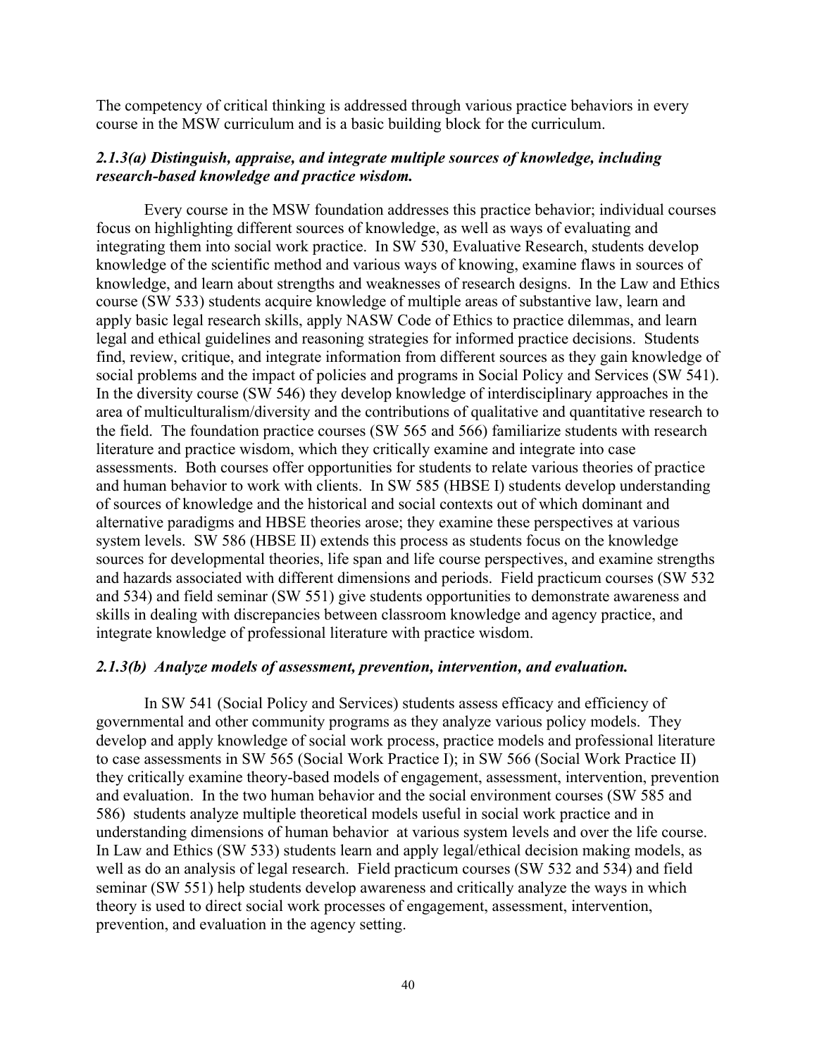The competency of critical thinking is addressed through various practice behaviors in every course in the MSW curriculum and is a basic building block for the curriculum.

### *2.1.3(a) Distinguish, appraise, and integrate multiple sources of knowledge, including research-based knowledge and practice wisdom.*

Every course in the MSW foundation addresses this practice behavior; individual courses focus on highlighting different sources of knowledge, as well as ways of evaluating and integrating them into social work practice. In SW 530, Evaluative Research, students develop knowledge of the scientific method and various ways of knowing, examine flaws in sources of knowledge, and learn about strengths and weaknesses of research designs. In the Law and Ethics course (SW 533) students acquire knowledge of multiple areas of substantive law, learn and apply basic legal research skills, apply NASW Code of Ethics to practice dilemmas, and learn legal and ethical guidelines and reasoning strategies for informed practice decisions. Students find, review, critique, and integrate information from different sources as they gain knowledge of social problems and the impact of policies and programs in Social Policy and Services (SW 541). In the diversity course (SW 546) they develop knowledge of interdisciplinary approaches in the area of multiculturalism/diversity and the contributions of qualitative and quantitative research to the field. The foundation practice courses (SW 565 and 566) familiarize students with research literature and practice wisdom, which they critically examine and integrate into case assessments. Both courses offer opportunities for students to relate various theories of practice and human behavior to work with clients. In SW 585 (HBSE I) students develop understanding of sources of knowledge and the historical and social contexts out of which dominant and alternative paradigms and HBSE theories arose; they examine these perspectives at various system levels. SW 586 (HBSE II) extends this process as students focus on the knowledge sources for developmental theories, life span and life course perspectives, and examine strengths and hazards associated with different dimensions and periods. Field practicum courses (SW 532 and 534) and field seminar (SW 551) give students opportunities to demonstrate awareness and skills in dealing with discrepancies between classroom knowledge and agency practice, and integrate knowledge of professional literature with practice wisdom.

### *2.1.3(b) Analyze models of assessment, prevention, intervention, and evaluation.*

In SW 541 (Social Policy and Services) students assess efficacy and efficiency of governmental and other community programs as they analyze various policy models. They develop and apply knowledge of social work process, practice models and professional literature to case assessments in SW 565 (Social Work Practice I); in SW 566 (Social Work Practice II) they critically examine theory-based models of engagement, assessment, intervention, prevention and evaluation. In the two human behavior and the social environment courses (SW 585 and 586) students analyze multiple theoretical models useful in social work practice and in understanding dimensions of human behavior at various system levels and over the life course. In Law and Ethics (SW 533) students learn and apply legal/ethical decision making models, as well as do an analysis of legal research. Field practicum courses (SW 532 and 534) and field seminar (SW 551) help students develop awareness and critically analyze the ways in which theory is used to direct social work processes of engagement, assessment, intervention, prevention, and evaluation in the agency setting.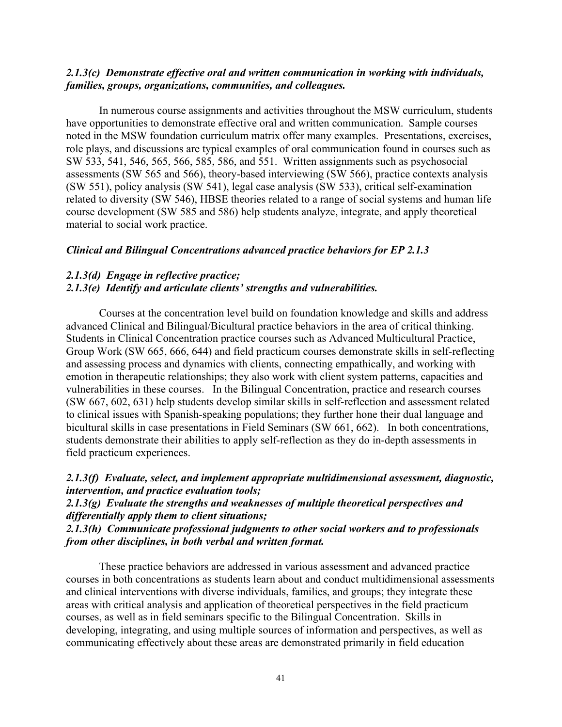***2.1.3(c) Demonstrate effective oral and written communication in working with individuals, families, groups, organizations, communities, and colleagues.***

In numerous course assignments and activities throughout the MSW curriculum, students have opportunities to demonstrate effective oral and written communication. Sample courses noted in the MSW foundation curriculum matrix offer many examples. Presentations, exercises, role plays, and discussions are typical examples of oral communication found in courses such as SW 533, 541, 546, 565, 566, 585, 586, and 551. Written assignments such as psychosocial assessments (SW 565 and 566), theory-based interviewing (SW 566), practice contexts analysis (SW 551), policy analysis (SW 541), legal case analysis (SW 533), critical self-examination related to diversity (SW 546), HBSE theories related to a range of social systems and human life course development (SW 585 and 586) help students analyze, integrate, and apply theoretical material to social work practice.

***Clinical and Bilingual Concentrations advanced practice behaviors for EP 2.1.3***

***2.1.3(d) Engage in reflective practice;***
***2.1.3(e) Identify and articulate clients' strengths and vulnerabilities.***

Courses at the concentration level build on foundation knowledge and skills and address advanced Clinical and Bilingual/Bicultural practice behaviors in the area of critical thinking. Students in Clinical Concentration practice courses such as Advanced Multicultural Practice, Group Work (SW 665, 666, 644) and field practicum courses demonstrate skills in self-reflecting and assessing process and dynamics with clients, connecting empathically, and working with emotion in therapeutic relationships; they also work with client system patterns, capacities and vulnerabilities in these courses. In the Bilingual Concentration, practice and research courses (SW 667, 602, 631) help students develop similar skills in self-reflection and assessment related to clinical issues with Spanish-speaking populations; they further hone their dual language and bicultural skills in case presentations in Field Seminars (SW 661, 662). In both concentrations, students demonstrate their abilities to apply self-reflection as they do in-depth assessments in field practicum experiences.

***2.1.3(f) Evaluate, select, and implement appropriate multidimensional assessment, diagnostic, intervention, and practice evaluation tools;***
***2.1.3(g) Evaluate the strengths and weaknesses of multiple theoretical perspectives and differentially apply them to client situations;***
***2.1.3(h) Communicate professional judgments to other social workers and to professionals from other disciplines, in both verbal and written format.***

These practice behaviors are addressed in various assessment and advanced practice courses in both concentrations as students learn about and conduct multidimensional assessments and clinical interventions with diverse individuals, families, and groups; they integrate these areas with critical analysis and application of theoretical perspectives in the field practicum courses, as well as in field seminars specific to the Bilingual Concentration. Skills in developing, integrating, and using multiple sources of information and perspectives, as well as communicating effectively about these areas are demonstrated primarily in field education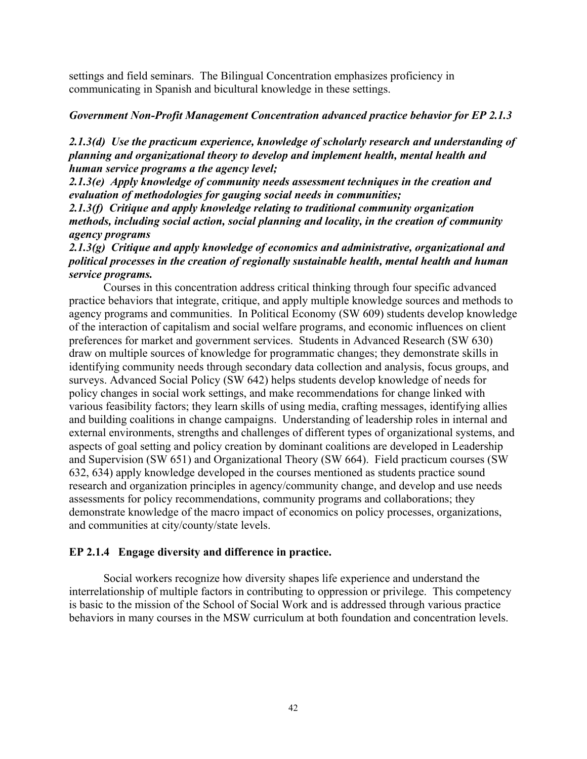settings and field seminars. The Bilingual Concentration emphasizes proficiency in communicating in Spanish and bicultural knowledge in these settings.

***Government Non-Profit Management Concentration advanced practice behavior for EP 2.1.3***

***2.1.3(d) Use the practicum experience, knowledge of scholarly research and understanding of planning and organizational theory to develop and implement health, mental health and human service programs a the agency level;***

***2.1.3(e) Apply knowledge of community needs assessment techniques in the creation and evaluation of methodologies for gauging social needs in communities;***

***2.1.3(f) Critique and apply knowledge relating to traditional community organization methods, including social action, social planning and locality, in the creation of community agency programs***

***2.1.3(g) Critique and apply knowledge of economics and administrative, organizational and political processes in the creation of regionally sustainable health, mental health and human service programs.***

Courses in this concentration address critical thinking through four specific advanced practice behaviors that integrate, critique, and apply multiple knowledge sources and methods to agency programs and communities. In Political Economy (SW 609) students develop knowledge of the interaction of capitalism and social welfare programs, and economic influences on client preferences for market and government services. Students in Advanced Research (SW 630) draw on multiple sources of knowledge for programmatic changes; they demonstrate skills in identifying community needs through secondary data collection and analysis, focus groups, and surveys. Advanced Social Policy (SW 642) helps students develop knowledge of needs for policy changes in social work settings, and make recommendations for change linked with various feasibility factors; they learn skills of using media, crafting messages, identifying allies and building coalitions in change campaigns. Understanding of leadership roles in internal and external environments, strengths and challenges of different types of organizational systems, and aspects of goal setting and policy creation by dominant coalitions are developed in Leadership and Supervision (SW 651) and Organizational Theory (SW 664). Field practicum courses (SW 632, 634) apply knowledge developed in the courses mentioned as students practice sound research and organization principles in agency/community change, and develop and use needs assessments for policy recommendations, community programs and collaborations; they demonstrate knowledge of the macro impact of economics on policy processes, organizations, and communities at city/county/state levels.

## EP 2.1.4 Engage diversity and difference in practice.

Social workers recognize how diversity shapes life experience and understand the interrelationship of multiple factors in contributing to oppression or privilege. This competency is basic to the mission of the School of Social Work and is addressed through various practice behaviors in many courses in the MSW curriculum at both foundation and concentration levels.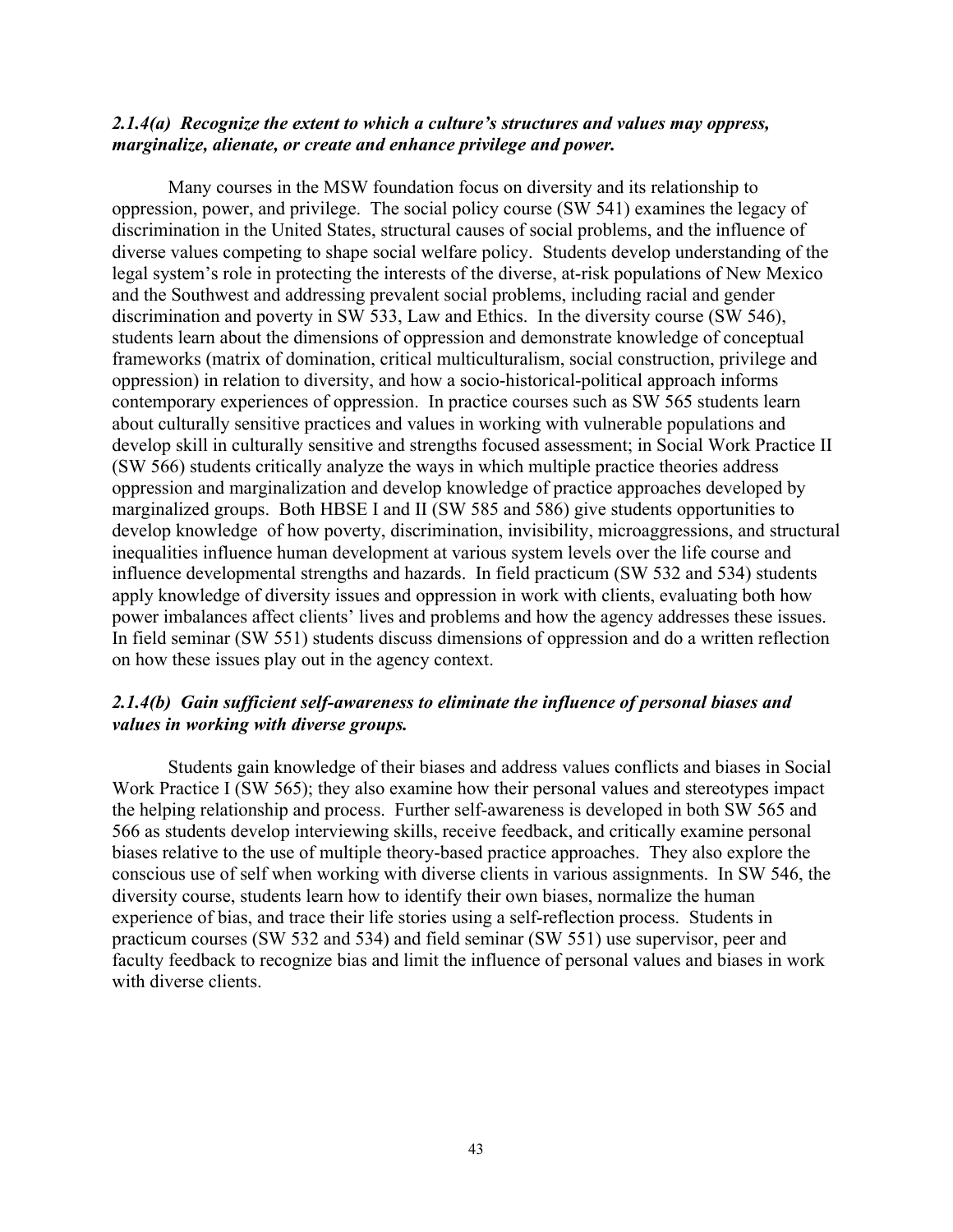***2.1.4(a) Recognize the extent to which a culture's structures and values may oppress, marginalize, alienate, or create and enhance privilege and power.***

Many courses in the MSW foundation focus on diversity and its relationship to oppression, power, and privilege. The social policy course (SW 541) examines the legacy of discrimination in the United States, structural causes of social problems, and the influence of diverse values competing to shape social welfare policy. Students develop understanding of the legal system's role in protecting the interests of the diverse, at-risk populations of New Mexico and the Southwest and addressing prevalent social problems, including racial and gender discrimination and poverty in SW 533, Law and Ethics. In the diversity course (SW 546), students learn about the dimensions of oppression and demonstrate knowledge of conceptual frameworks (matrix of domination, critical multiculturalism, social construction, privilege and oppression) in relation to diversity, and how a socio-historical-political approach informs contemporary experiences of oppression. In practice courses such as SW 565 students learn about culturally sensitive practices and values in working with vulnerable populations and develop skill in culturally sensitive and strengths focused assessment; in Social Work Practice II (SW 566) students critically analyze the ways in which multiple practice theories address oppression and marginalization and develop knowledge of practice approaches developed by marginalized groups. Both HBSE I and II (SW 585 and 586) give students opportunities to develop knowledge of how poverty, discrimination, invisibility, microaggressions, and structural inequalities influence human development at various system levels over the life course and influence developmental strengths and hazards. In field practicum (SW 532 and 534) students apply knowledge of diversity issues and oppression in work with clients, evaluating both how power imbalances affect clients' lives and problems and how the agency addresses these issues. In field seminar (SW 551) students discuss dimensions of oppression and do a written reflection on how these issues play out in the agency context.

***2.1.4(b) Gain sufficient self-awareness to eliminate the influence of personal biases and values in working with diverse groups.***

Students gain knowledge of their biases and address values conflicts and biases in Social Work Practice I (SW 565); they also examine how their personal values and stereotypes impact the helping relationship and process. Further self-awareness is developed in both SW 565 and 566 as students develop interviewing skills, receive feedback, and critically examine personal biases relative to the use of multiple theory-based practice approaches. They also explore the conscious use of self when working with diverse clients in various assignments. In SW 546, the diversity course, students learn how to identify their own biases, normalize the human experience of bias, and trace their life stories using a self-reflection process. Students in practicum courses (SW 532 and 534) and field seminar (SW 551) use supervisor, peer and faculty feedback to recognize bias and limit the influence of personal values and biases in work with diverse clients.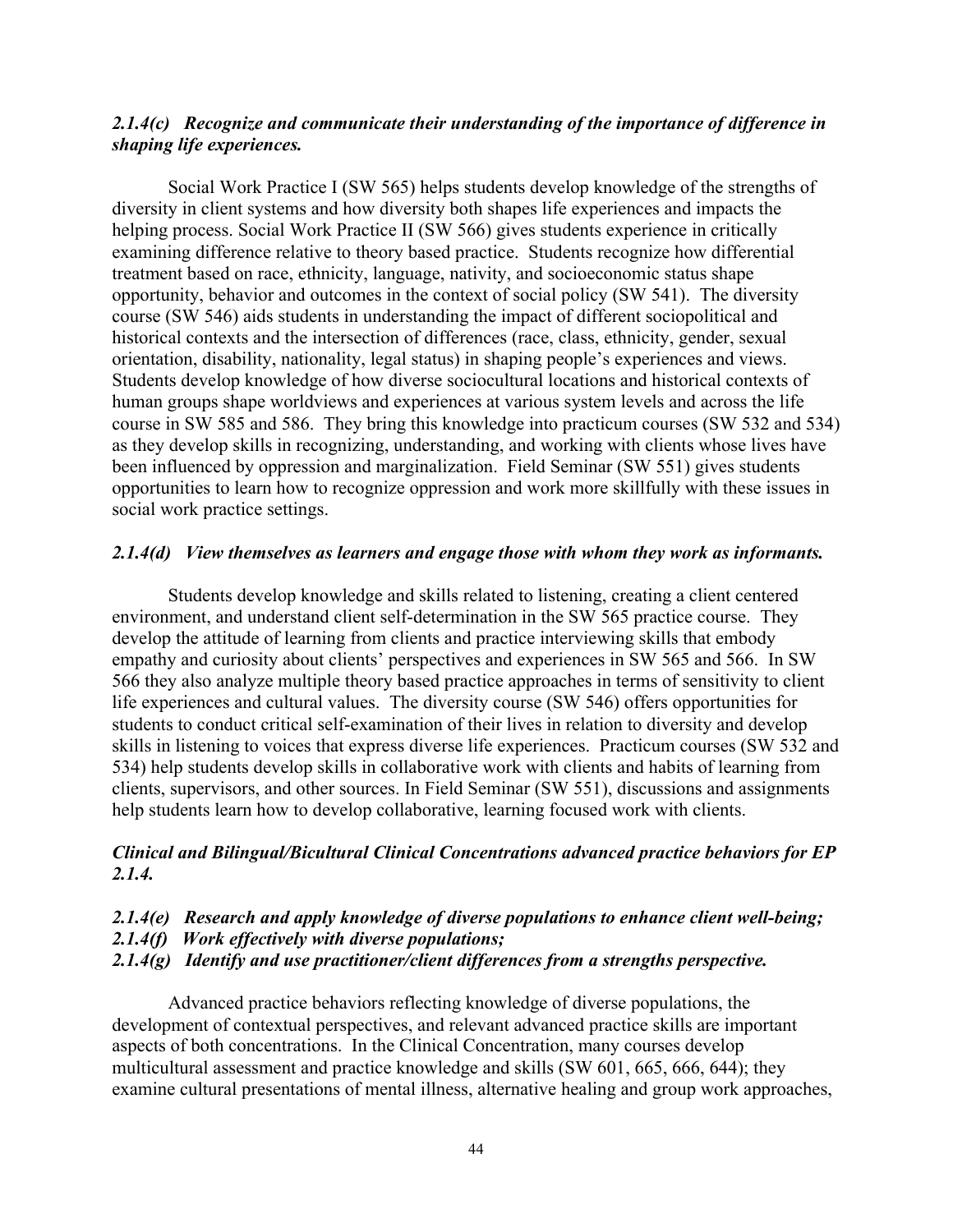***2.1.4(c) Recognize and communicate their understanding of the importance of difference in shaping life experiences.***

Social Work Practice I (SW 565) helps students develop knowledge of the strengths of diversity in client systems and how diversity both shapes life experiences and impacts the helping process. Social Work Practice II (SW 566) gives students experience in critically examining difference relative to theory based practice. Students recognize how differential treatment based on race, ethnicity, language, nativity, and socioeconomic status shape opportunity, behavior and outcomes in the context of social policy (SW 541). The diversity course (SW 546) aids students in understanding the impact of different sociopolitical and historical contexts and the intersection of differences (race, class, ethnicity, gender, sexual orientation, disability, nationality, legal status) in shaping people's experiences and views. Students develop knowledge of how diverse sociocultural locations and historical contexts of human groups shape worldviews and experiences at various system levels and across the life course in SW 585 and 586. They bring this knowledge into practicum courses (SW 532 and 534) as they develop skills in recognizing, understanding, and working with clients whose lives have been influenced by oppression and marginalization. Field Seminar (SW 551) gives students opportunities to learn how to recognize oppression and work more skillfully with these issues in social work practice settings.

***2.1.4(d) View themselves as learners and engage those with whom they work as informants.***

Students develop knowledge and skills related to listening, creating a client centered environment, and understand client self-determination in the SW 565 practice course. They develop the attitude of learning from clients and practice interviewing skills that embody empathy and curiosity about clients' perspectives and experiences in SW 565 and 566. In SW 566 they also analyze multiple theory based practice approaches in terms of sensitivity to client life experiences and cultural values. The diversity course (SW 546) offers opportunities for students to conduct critical self-examination of their lives in relation to diversity and develop skills in listening to voices that express diverse life experiences. Practicum courses (SW 532 and 534) help students develop skills in collaborative work with clients and habits of learning from clients, supervisors, and other sources. In Field Seminar (SW 551), discussions and assignments help students learn how to develop collaborative, learning focused work with clients.

***Clinical and Bilingual/Bicultural Clinical Concentrations advanced practice behaviors for EP 2.1.4.***

***2.1.4(e) Research and apply knowledge of diverse populations to enhance client well-being;***
***2.1.4(f) Work effectively with diverse populations;***
***2.1.4(g) Identify and use practitioner/client differences from a strengths perspective.***

Advanced practice behaviors reflecting knowledge of diverse populations, the development of contextual perspectives, and relevant advanced practice skills are important aspects of both concentrations. In the Clinical Concentration, many courses develop multicultural assessment and practice knowledge and skills (SW 601, 665, 666, 644); they examine cultural presentations of mental illness, alternative healing and group work approaches,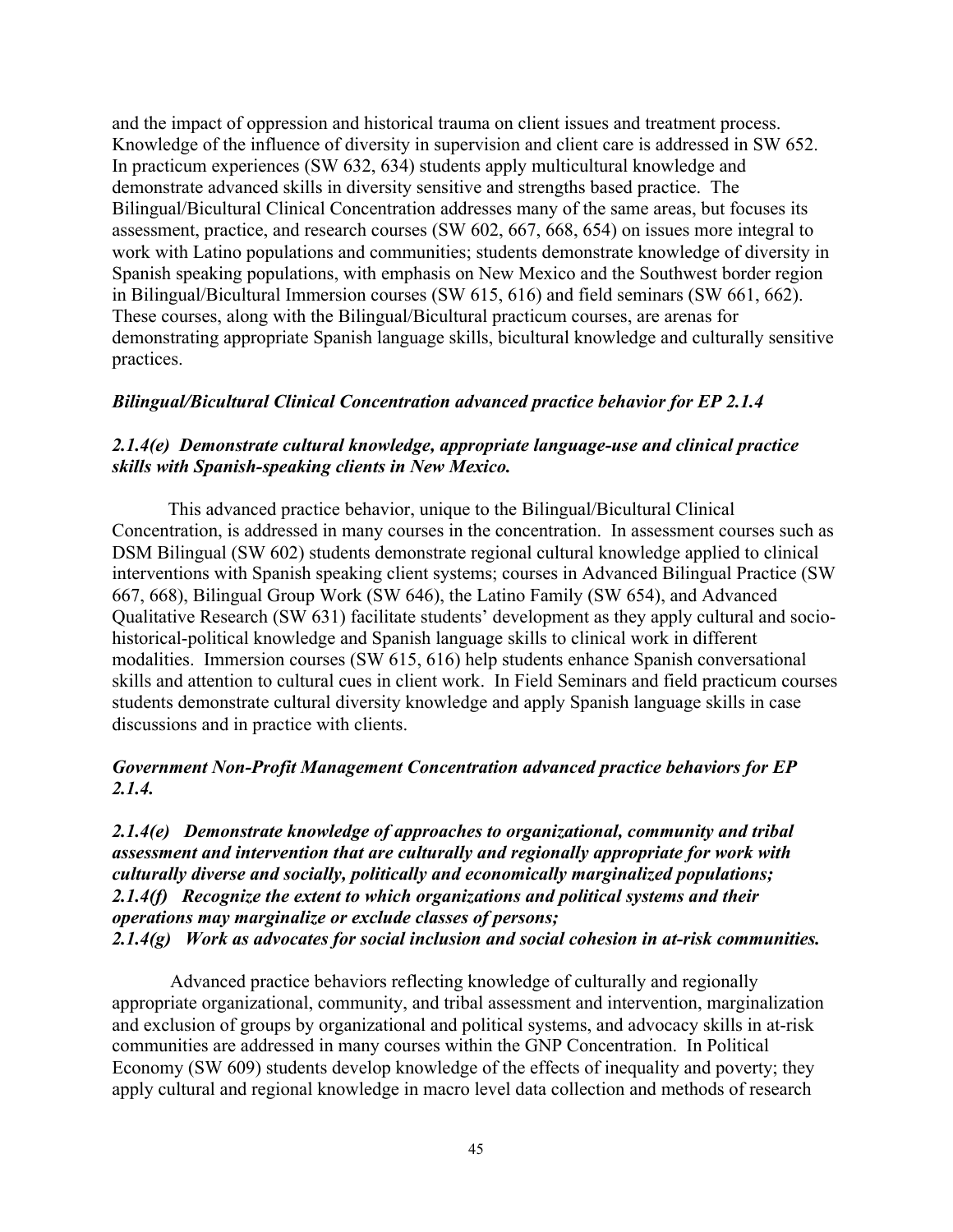and the impact of oppression and historical trauma on client issues and treatment process. Knowledge of the influence of diversity in supervision and client care is addressed in SW 652. In practicum experiences (SW 632, 634) students apply multicultural knowledge and demonstrate advanced skills in diversity sensitive and strengths based practice. The Bilingual/Bicultural Clinical Concentration addresses many of the same areas, but focuses its assessment, practice, and research courses (SW 602, 667, 668, 654) on issues more integral to work with Latino populations and communities; students demonstrate knowledge of diversity in Spanish speaking populations, with emphasis on New Mexico and the Southwest border region in Bilingual/Bicultural Immersion courses (SW 615, 616) and field seminars (SW 661, 662). These courses, along with the Bilingual/Bicultural practicum courses, are arenas for demonstrating appropriate Spanish language skills, bicultural knowledge and culturally sensitive practices.

***Bilingual/Bicultural Clinical Concentration advanced practice behavior for EP 2.1.4***

***2.1.4(e) Demonstrate cultural knowledge, appropriate language-use and clinical practice skills with Spanish-speaking clients in New Mexico.***

This advanced practice behavior, unique to the Bilingual/Bicultural Clinical Concentration, is addressed in many courses in the concentration. In assessment courses such as DSM Bilingual (SW 602) students demonstrate regional cultural knowledge applied to clinical interventions with Spanish speaking client systems; courses in Advanced Bilingual Practice (SW 667, 668), Bilingual Group Work (SW 646), the Latino Family (SW 654), and Advanced Qualitative Research (SW 631) facilitate students' development as they apply cultural and socio-historical-political knowledge and Spanish language skills to clinical work in different modalities. Immersion courses (SW 615, 616) help students enhance Spanish conversational skills and attention to cultural cues in client work. In Field Seminars and field practicum courses students demonstrate cultural diversity knowledge and apply Spanish language skills in case discussions and in practice with clients.

***Government Non-Profit Management Concentration advanced practice behaviors for EP 2.1.4.***

***2.1.4(e) Demonstrate knowledge of approaches to organizational, community and tribal assessment and intervention that are culturally and regionally appropriate for work with culturally diverse and socially, politically and economically marginalized populations;***
***2.1.4(f) Recognize the extent to which organizations and political systems and their operations may marginalize or exclude classes of persons;***
***2.1.4(g) Work as advocates for social inclusion and social cohesion in at-risk communities.***

Advanced practice behaviors reflecting knowledge of culturally and regionally appropriate organizational, community, and tribal assessment and intervention, marginalization and exclusion of groups by organizational and political systems, and advocacy skills in at-risk communities are addressed in many courses within the GNP Concentration. In Political Economy (SW 609) students develop knowledge of the effects of inequality and poverty; they apply cultural and regional knowledge in macro level data collection and methods of research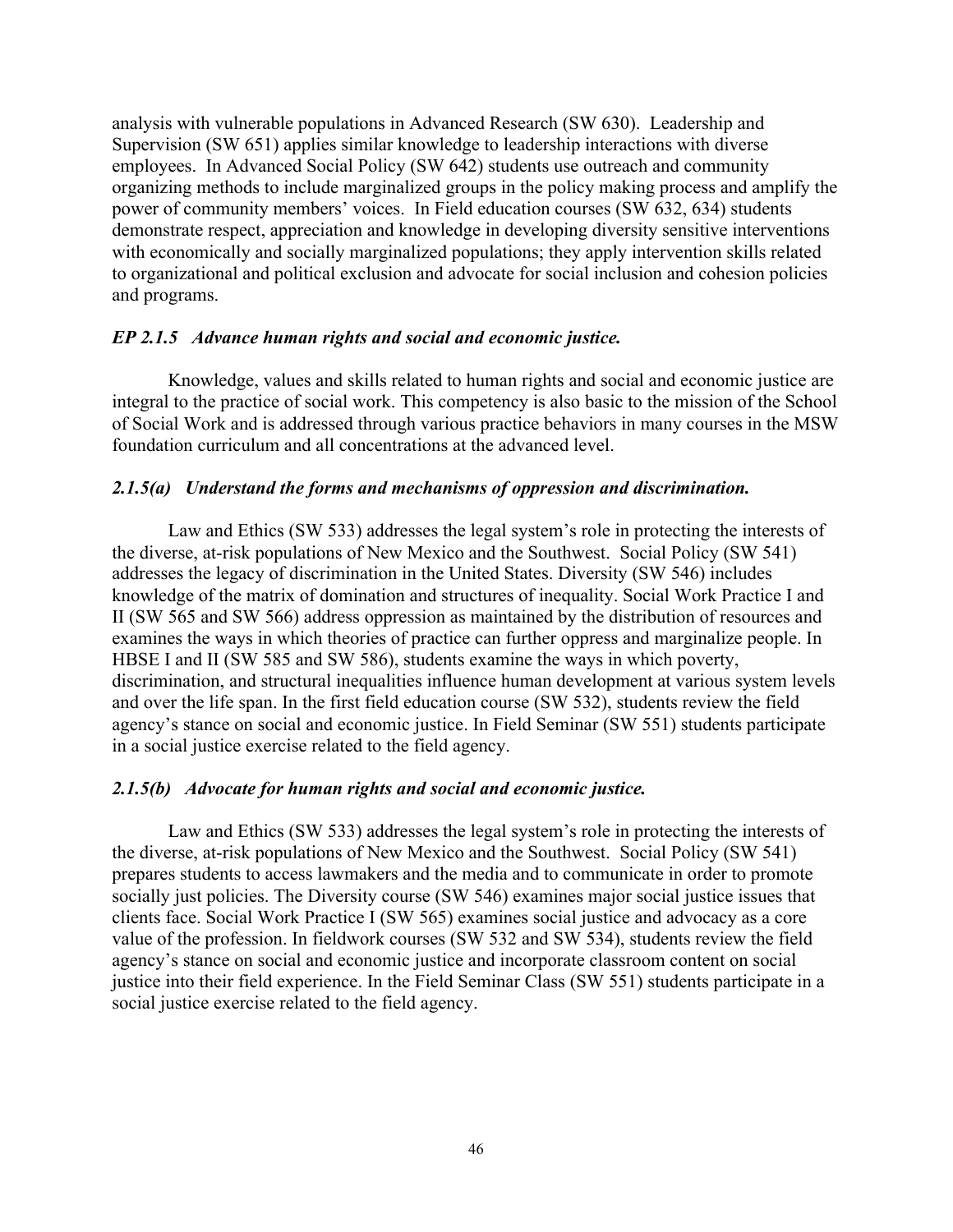analysis with vulnerable populations in Advanced Research (SW 630). Leadership and Supervision (SW 651) applies similar knowledge to leadership interactions with diverse employees. In Advanced Social Policy (SW 642) students use outreach and community organizing methods to include marginalized groups in the policy making process and amplify the power of community members' voices. In Field education courses (SW 632, 634) students demonstrate respect, appreciation and knowledge in developing diversity sensitive interventions with economically and socially marginalized populations; they apply intervention skills related to organizational and political exclusion and advocate for social inclusion and cohesion policies and programs.

### *EP 2.1.5 Advance human rights and social and economic justice.*

Knowledge, values and skills related to human rights and social and economic justice are integral to the practice of social work. This competency is also basic to the mission of the School of Social Work and is addressed through various practice behaviors in many courses in the MSW foundation curriculum and all concentrations at the advanced level.

### *2.1.5(a) Understand the forms and mechanisms of oppression and discrimination.*

Law and Ethics (SW 533) addresses the legal system's role in protecting the interests of the diverse, at-risk populations of New Mexico and the Southwest. Social Policy (SW 541) addresses the legacy of discrimination in the United States. Diversity (SW 546) includes knowledge of the matrix of domination and structures of inequality. Social Work Practice I and II (SW 565 and SW 566) address oppression as maintained by the distribution of resources and examines the ways in which theories of practice can further oppress and marginalize people. In HBSE I and II (SW 585 and SW 586), students examine the ways in which poverty, discrimination, and structural inequalities influence human development at various system levels and over the life span. In the first field education course (SW 532), students review the field agency's stance on social and economic justice. In Field Seminar (SW 551) students participate in a social justice exercise related to the field agency.

### *2.1.5(b) Advocate for human rights and social and economic justice.*

Law and Ethics (SW 533) addresses the legal system's role in protecting the interests of the diverse, at-risk populations of New Mexico and the Southwest. Social Policy (SW 541) prepares students to access lawmakers and the media and to communicate in order to promote socially just policies. The Diversity course (SW 546) examines major social justice issues that clients face. Social Work Practice I (SW 565) examines social justice and advocacy as a core value of the profession. In fieldwork courses (SW 532 and SW 534), students review the field agency's stance on social and economic justice and incorporate classroom content on social justice into their field experience. In the Field Seminar Class (SW 551) students participate in a social justice exercise related to the field agency.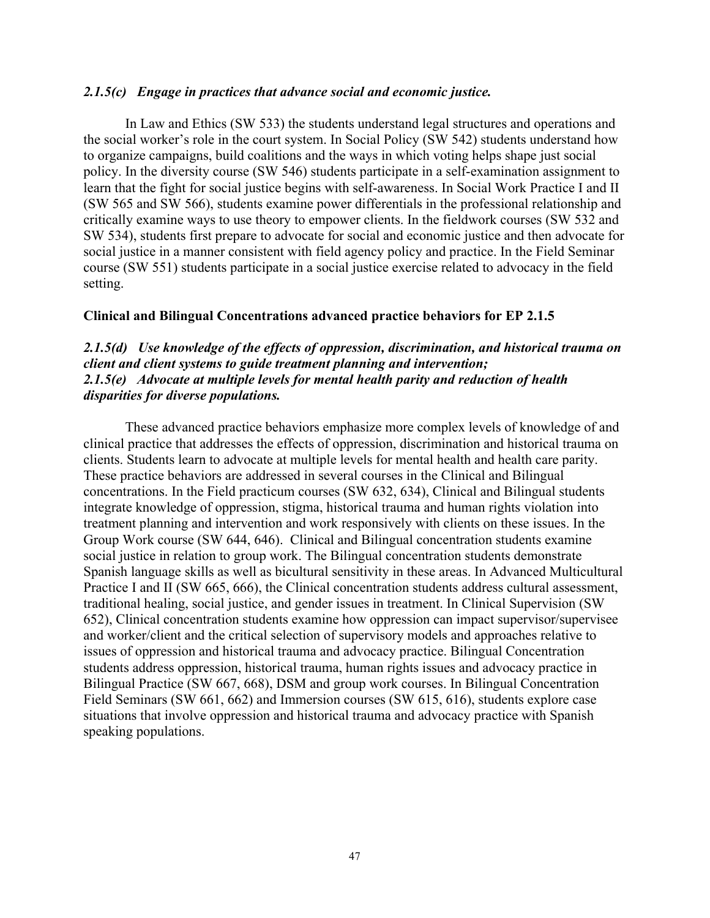*2.1.5(c) Engage in practices that advance social and economic justice.*

In Law and Ethics (SW 533) the students understand legal structures and operations and the social worker's role in the court system. In Social Policy (SW 542) students understand how to organize campaigns, build coalitions and the ways in which voting helps shape just social policy. In the diversity course (SW 546) students participate in a self-examination assignment to learn that the fight for social justice begins with self-awareness. In Social Work Practice I and II (SW 565 and SW 566), students examine power differentials in the professional relationship and critically examine ways to use theory to empower clients. In the fieldwork courses (SW 532 and SW 534), students first prepare to advocate for social and economic justice and then advocate for social justice in a manner consistent with field agency policy and practice. In the Field Seminar course (SW 551) students participate in a social justice exercise related to advocacy in the field setting.

**Clinical and Bilingual Concentrations advanced practice behaviors for EP 2.1.5**

***2.1.5(d) Use knowledge of the effects of oppression, discrimination, and historical trauma on client and client systems to guide treatment planning and intervention;***
***2.1.5(e) Advocate at multiple levels for mental health parity and reduction of health disparities for diverse populations.***

These advanced practice behaviors emphasize more complex levels of knowledge of and clinical practice that addresses the effects of oppression, discrimination and historical trauma on clients. Students learn to advocate at multiple levels for mental health and health care parity. These practice behaviors are addressed in several courses in the Clinical and Bilingual concentrations. In the Field practicum courses (SW 632, 634), Clinical and Bilingual students integrate knowledge of oppression, stigma, historical trauma and human rights violation into treatment planning and intervention and work responsively with clients on these issues. In the Group Work course (SW 644, 646). Clinical and Bilingual concentration students examine social justice in relation to group work. The Bilingual concentration students demonstrate Spanish language skills as well as bicultural sensitivity in these areas. In Advanced Multicultural Practice I and II (SW 665, 666), the Clinical concentration students address cultural assessment, traditional healing, social justice, and gender issues in treatment. In Clinical Supervision (SW 652), Clinical concentration students examine how oppression can impact supervisor/supervisee and worker/client and the critical selection of supervisory models and approaches relative to issues of oppression and historical trauma and advocacy practice. Bilingual Concentration students address oppression, historical trauma, human rights issues and advocacy practice in Bilingual Practice (SW 667, 668), DSM and group work courses. In Bilingual Concentration Field Seminars (SW 661, 662) and Immersion courses (SW 615, 616), students explore case situations that involve oppression and historical trauma and advocacy practice with Spanish speaking populations.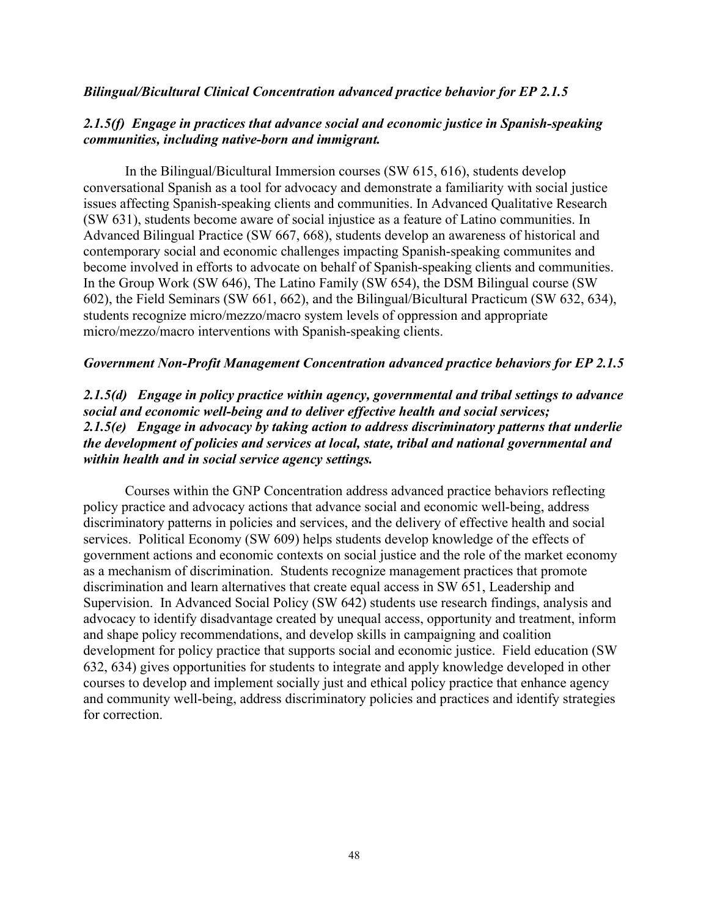***Bilingual/Bicultural Clinical Concentration advanced practice behavior for EP 2.1.5***

***2.1.5(f) Engage in practices that advance social and economic justice in Spanish-speaking communities, including native-born and immigrant.***

In the Bilingual/Bicultural Immersion courses (SW 615, 616), students develop conversational Spanish as a tool for advocacy and demonstrate a familiarity with social justice issues affecting Spanish-speaking clients and communities. In Advanced Qualitative Research (SW 631), students become aware of social injustice as a feature of Latino communities. In Advanced Bilingual Practice (SW 667, 668), students develop an awareness of historical and contemporary social and economic challenges impacting Spanish-speaking communites and become involved in efforts to advocate on behalf of Spanish-speaking clients and communities. In the Group Work (SW 646), The Latino Family (SW 654), the DSM Bilingual course (SW 602), the Field Seminars (SW 661, 662), and the Bilingual/Bicultural Practicum (SW 632, 634), students recognize micro/mezzo/macro system levels of oppression and appropriate micro/mezzo/macro interventions with Spanish-speaking clients.

***Government Non-Profit Management Concentration advanced practice behaviors for EP 2.1.5***

***2.1.5(d) Engage in policy practice within agency, governmental and tribal settings to advance social and economic well-being and to deliver effective health and social services;***
***2.1.5(e) Engage in advocacy by taking action to address discriminatory patterns that underlie the development of policies and services at local, state, tribal and national governmental and within health and in social service agency settings.***

Courses within the GNP Concentration address advanced practice behaviors reflecting policy practice and advocacy actions that advance social and economic well-being, address discriminatory patterns in policies and services, and the delivery of effective health and social services. Political Economy (SW 609) helps students develop knowledge of the effects of government actions and economic contexts on social justice and the role of the market economy as a mechanism of discrimination. Students recognize management practices that promote discrimination and learn alternatives that create equal access in SW 651, Leadership and Supervision. In Advanced Social Policy (SW 642) students use research findings, analysis and advocacy to identify disadvantage created by unequal access, opportunity and treatment, inform and shape policy recommendations, and develop skills in campaigning and coalition development for policy practice that supports social and economic justice. Field education (SW 632, 634) gives opportunities for students to integrate and apply knowledge developed in other courses to develop and implement socially just and ethical policy practice that enhance agency and community well-being, address discriminatory policies and practices and identify strategies for correction.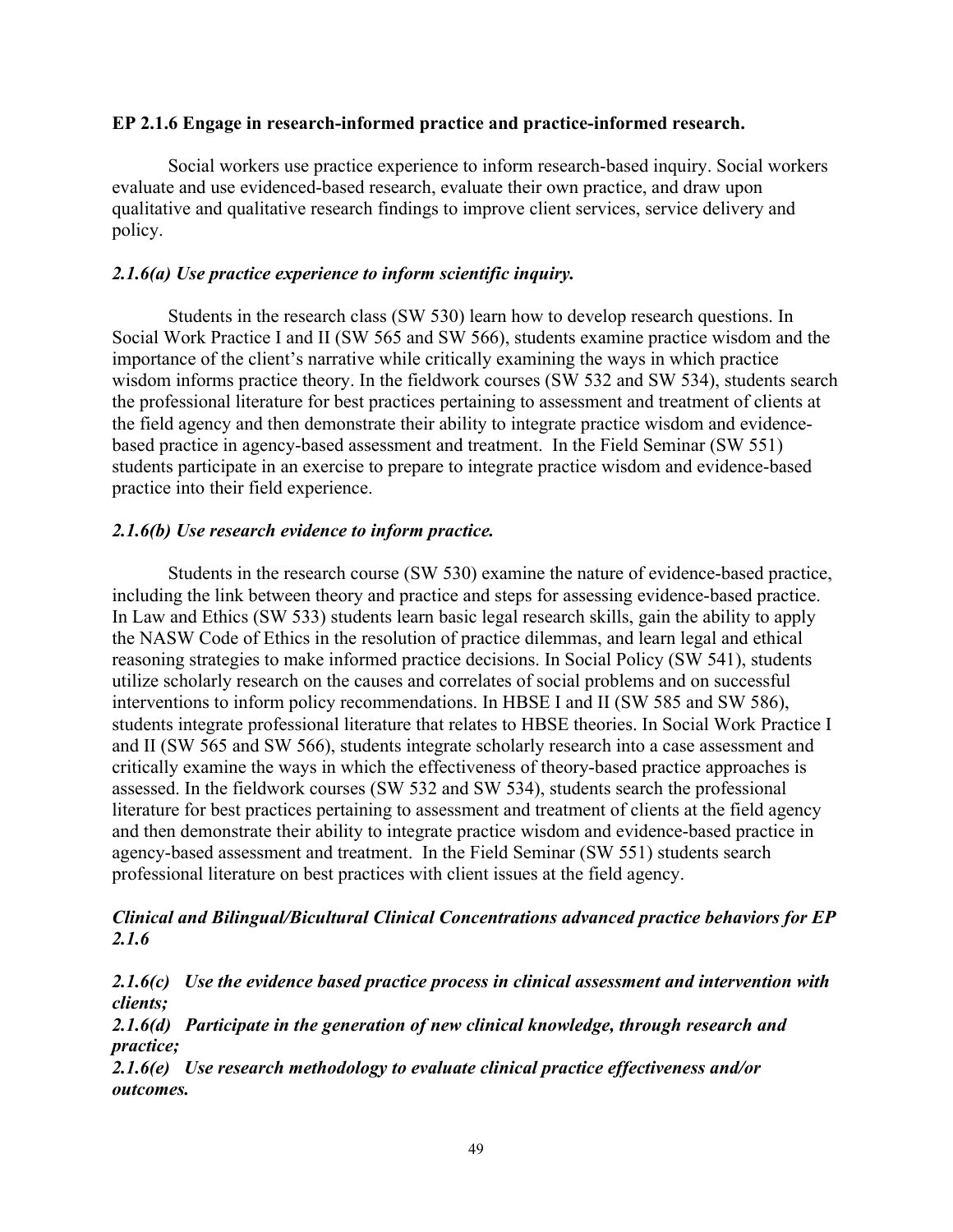**EP 2.1.6 Engage in research-informed practice and practice-informed research.**

Social workers use practice experience to inform research-based inquiry. Social workers evaluate and use evidenced-based research, evaluate their own practice, and draw upon qualitative and qualitative research findings to improve client services, service delivery and policy.

***2.1.6(a) Use practice experience to inform scientific inquiry.***

Students in the research class (SW 530) learn how to develop research questions. In Social Work Practice I and II (SW 565 and SW 566), students examine practice wisdom and the importance of the client's narrative while critically examining the ways in which practice wisdom informs practice theory. In the fieldwork courses (SW 532 and SW 534), students search the professional literature for best practices pertaining to assessment and treatment of clients at the field agency and then demonstrate their ability to integrate practice wisdom and evidence-based practice in agency-based assessment and treatment. In the Field Seminar (SW 551) students participate in an exercise to prepare to integrate practice wisdom and evidence-based practice into their field experience.

***2.1.6(b) Use research evidence to inform practice.***

Students in the research course (SW 530) examine the nature of evidence-based practice, including the link between theory and practice and steps for assessing evidence-based practice. In Law and Ethics (SW 533) students learn basic legal research skills, gain the ability to apply the NASW Code of Ethics in the resolution of practice dilemmas, and learn legal and ethical reasoning strategies to make informed practice decisions. In Social Policy (SW 541), students utilize scholarly research on the causes and correlates of social problems and on successful interventions to inform policy recommendations. In HBSE I and II (SW 585 and SW 586), students integrate professional literature that relates to HBSE theories. In Social Work Practice I and II (SW 565 and SW 566), students integrate scholarly research into a case assessment and critically examine the ways in which the effectiveness of theory-based practice approaches is assessed. In the fieldwork courses (SW 532 and SW 534), students search the professional literature for best practices pertaining to assessment and treatment of clients at the field agency and then demonstrate their ability to integrate practice wisdom and evidence-based practice in agency-based assessment and treatment. In the Field Seminar (SW 551) students search professional literature on best practices with client issues at the field agency.

***Clinical and Bilingual/Bicultural Clinical Concentrations advanced practice behaviors for EP 2.1.6***

***2.1.6(c) Use the evidence based practice process in clinical assessment and intervention with clients;***

***2.1.6(d) Participate in the generation of new clinical knowledge, through research and practice;***

***2.1.6(e) Use research methodology to evaluate clinical practice effectiveness and/or outcomes.***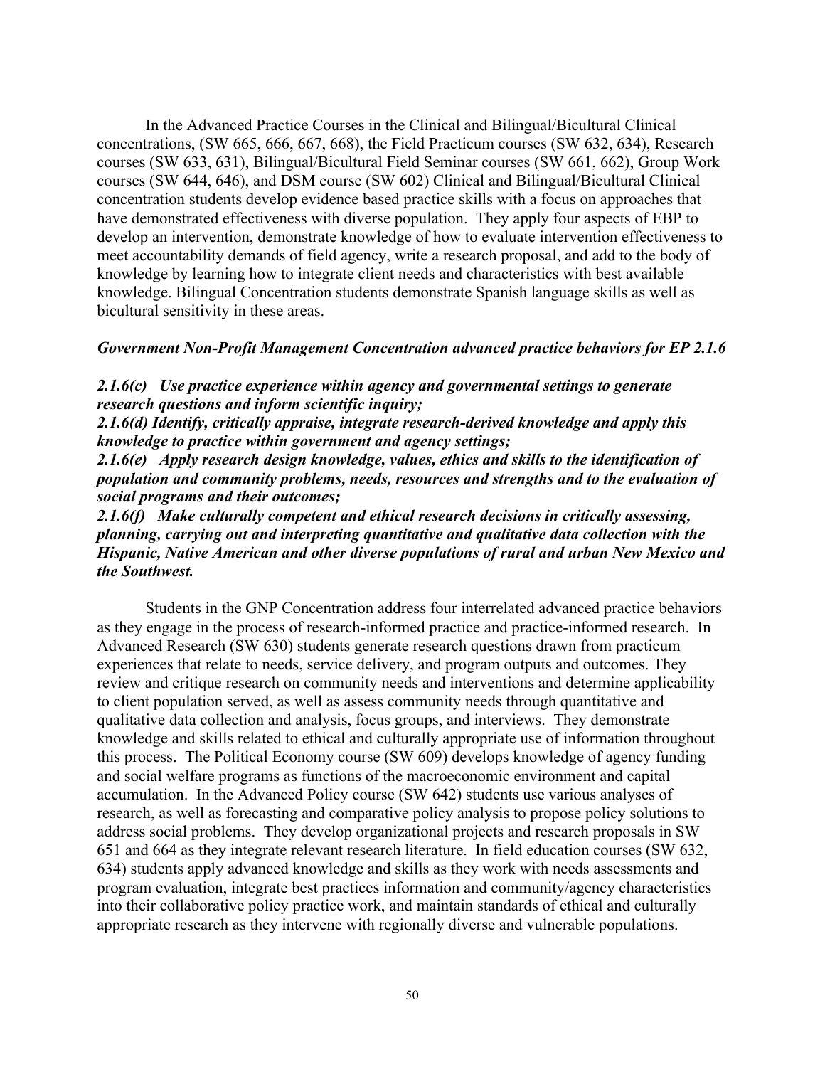In the Advanced Practice Courses in the Clinical and Bilingual/Bicultural Clinical concentrations, (SW 665, 666, 667, 668), the Field Practicum courses (SW 632, 634), Research courses (SW 633, 631), Bilingual/Bicultural Field Seminar courses (SW 661, 662), Group Work courses (SW 644, 646), and DSM course (SW 602) Clinical and Bilingual/Bicultural Clinical concentration students develop evidence based practice skills with a focus on approaches that have demonstrated effectiveness with diverse population. They apply four aspects of EBP to develop an intervention, demonstrate knowledge of how to evaluate intervention effectiveness to meet accountability demands of field agency, write a research proposal, and add to the body of knowledge by learning how to integrate client needs and characteristics with best available knowledge. Bilingual Concentration students demonstrate Spanish language skills as well as bicultural sensitivity in these areas.

***Government Non-Profit Management Concentration advanced practice behaviors for EP 2.1.6***

***2.1.6(c) Use practice experience within agency and governmental settings to generate research questions and inform scientific inquiry;***
***2.1.6(d) Identify, critically appraise, integrate research-derived knowledge and apply this knowledge to practice within government and agency settings;***
***2.1.6(e) Apply research design knowledge, values, ethics and skills to the identification of population and community problems, needs, resources and strengths and to the evaluation of social programs and their outcomes;***
***2.1.6(f) Make culturally competent and ethical research decisions in critically assessing, planning, carrying out and interpreting quantitative and qualitative data collection with the Hispanic, Native American and other diverse populations of rural and urban New Mexico and the Southwest.***

Students in the GNP Concentration address four interrelated advanced practice behaviors as they engage in the process of research-informed practice and practice-informed research. In Advanced Research (SW 630) students generate research questions drawn from practicum experiences that relate to needs, service delivery, and program outputs and outcomes. They review and critique research on community needs and interventions and determine applicability to client population served, as well as assess community needs through quantitative and qualitative data collection and analysis, focus groups, and interviews. They demonstrate knowledge and skills related to ethical and culturally appropriate use of information throughout this process. The Political Economy course (SW 609) develops knowledge of agency funding and social welfare programs as functions of the macroeconomic environment and capital accumulation. In the Advanced Policy course (SW 642) students use various analyses of research, as well as forecasting and comparative policy analysis to propose policy solutions to address social problems. They develop organizational projects and research proposals in SW 651 and 664 as they integrate relevant research literature. In field education courses (SW 632, 634) students apply advanced knowledge and skills as they work with needs assessments and program evaluation, integrate best practices information and community/agency characteristics into their collaborative policy practice work, and maintain standards of ethical and culturally appropriate research as they intervene with regionally diverse and vulnerable populations.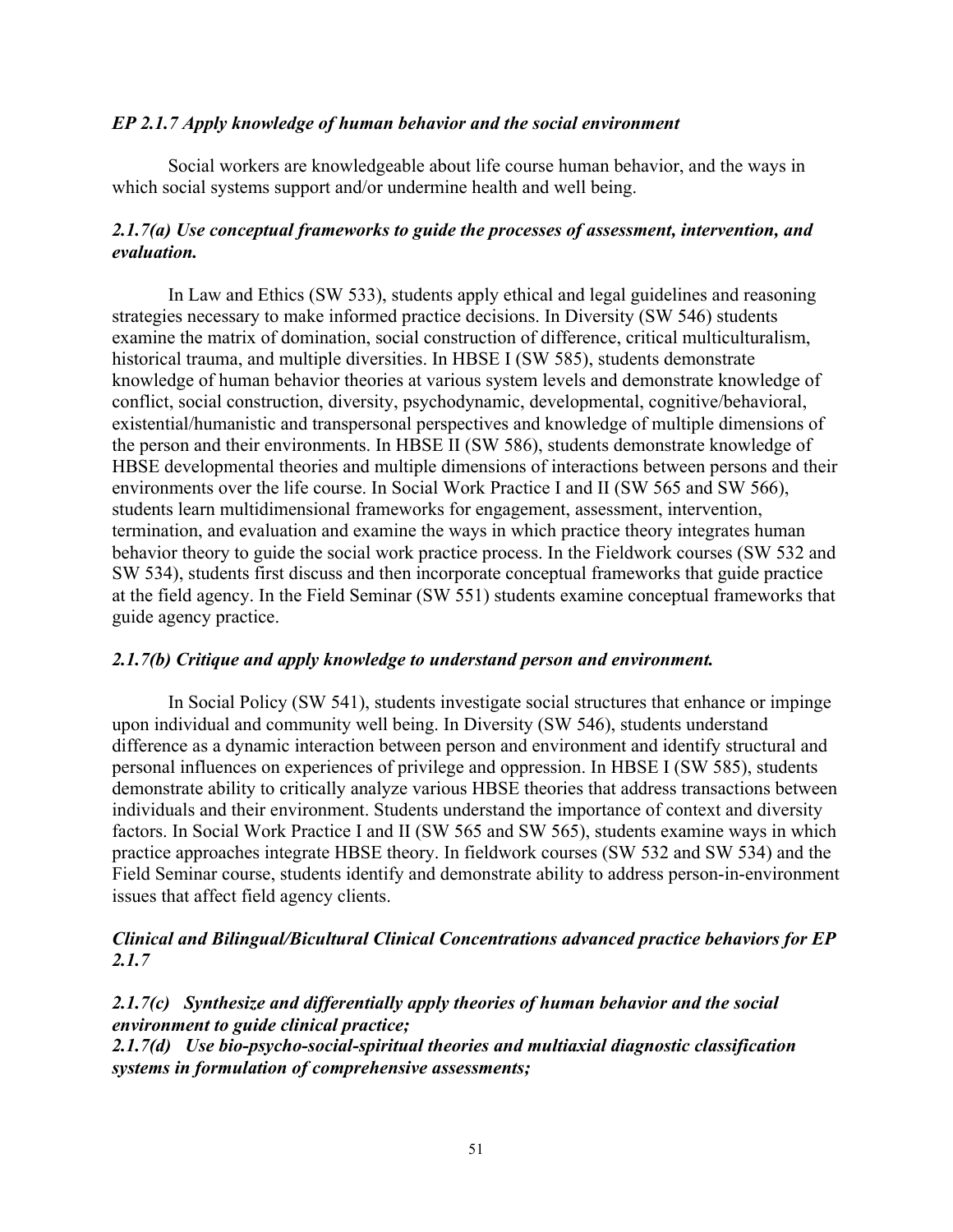### *EP 2.1.7 Apply knowledge of human behavior and the social environment*

Social workers are knowledgeable about life course human behavior, and the ways in which social systems support and/or undermine health and well being.

### *2.1.7(a) Use conceptual frameworks to guide the processes of assessment, intervention, and evaluation.*

In Law and Ethics (SW 533), students apply ethical and legal guidelines and reasoning strategies necessary to make informed practice decisions. In Diversity (SW 546) students examine the matrix of domination, social construction of difference, critical multiculturalism, historical trauma, and multiple diversities. In HBSE I (SW 585), students demonstrate knowledge of human behavior theories at various system levels and demonstrate knowledge of conflict, social construction, diversity, psychodynamic, developmental, cognitive/behavioral, existential/humanistic and transpersonal perspectives and knowledge of multiple dimensions of the person and their environments. In HBSE II (SW 586), students demonstrate knowledge of HBSE developmental theories and multiple dimensions of interactions between persons and their environments over the life course. In Social Work Practice I and II (SW 565 and SW 566), students learn multidimensional frameworks for engagement, assessment, intervention, termination, and evaluation and examine the ways in which practice theory integrates human behavior theory to guide the social work practice process. In the Fieldwork courses (SW 532 and SW 534), students first discuss and then incorporate conceptual frameworks that guide practice at the field agency. In the Field Seminar (SW 551) students examine conceptual frameworks that guide agency practice.

### *2.1.7(b) Critique and apply knowledge to understand person and environment.*

In Social Policy (SW 541), students investigate social structures that enhance or impinge upon individual and community well being. In Diversity (SW 546), students understand difference as a dynamic interaction between person and environment and identify structural and personal influences on experiences of privilege and oppression. In HBSE I (SW 585), students demonstrate ability to critically analyze various HBSE theories that address transactions between individuals and their environment. Students understand the importance of context and diversity factors. In Social Work Practice I and II (SW 565 and SW 565), students examine ways in which practice approaches integrate HBSE theory. In fieldwork courses (SW 532 and SW 534) and the Field Seminar course, students identify and demonstrate ability to address person-in-environment issues that affect field agency clients.

### *Clinical and Bilingual/Bicultural Clinical Concentrations advanced practice behaviors for EP 2.1.7*

***2.1.7(c) Synthesize and differentially apply theories of human behavior and the social environment to guide clinical practice;***
***2.1.7(d) Use bio-psycho-social-spiritual theories and multiaxial diagnostic classification systems in formulation of comprehensive assessments;***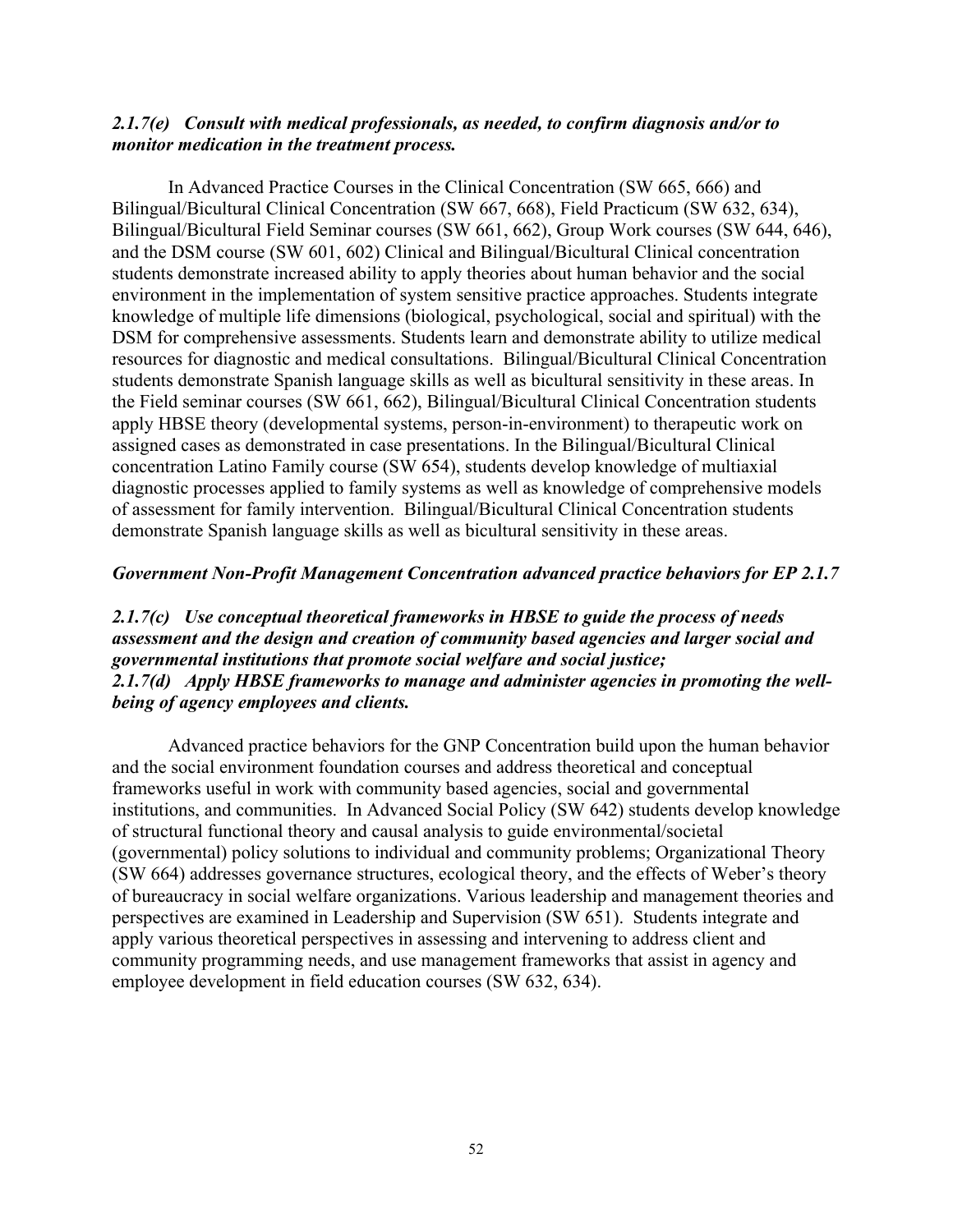***2.1.7(e) Consult with medical professionals, as needed, to confirm diagnosis and/or to monitor medication in the treatment process.***

In Advanced Practice Courses in the Clinical Concentration (SW 665, 666) and Bilingual/Bicultural Clinical Concentration (SW 667, 668), Field Practicum (SW 632, 634), Bilingual/Bicultural Field Seminar courses (SW 661, 662), Group Work courses (SW 644, 646), and the DSM course (SW 601, 602) Clinical and Bilingual/Bicultural Clinical concentration students demonstrate increased ability to apply theories about human behavior and the social environment in the implementation of system sensitive practice approaches. Students integrate knowledge of multiple life dimensions (biological, psychological, social and spiritual) with the DSM for comprehensive assessments. Students learn and demonstrate ability to utilize medical resources for diagnostic and medical consultations. Bilingual/Bicultural Clinical Concentration students demonstrate Spanish language skills as well as bicultural sensitivity in these areas. In the Field seminar courses (SW 661, 662), Bilingual/Bicultural Clinical Concentration students apply HBSE theory (developmental systems, person-in-environment) to therapeutic work on assigned cases as demonstrated in case presentations. In the Bilingual/Bicultural Clinical concentration Latino Family course (SW 654), students develop knowledge of multiaxial diagnostic processes applied to family systems as well as knowledge of comprehensive models of assessment for family intervention. Bilingual/Bicultural Clinical Concentration students demonstrate Spanish language skills as well as bicultural sensitivity in these areas.

***Government Non-Profit Management Concentration advanced practice behaviors for EP 2.1.7***

***2.1.7(c) Use conceptual theoretical frameworks in HBSE to guide the process of needs assessment and the design and creation of community based agencies and larger social and governmental institutions that promote social welfare and social justice;***
***2.1.7(d) Apply HBSE frameworks to manage and administer agencies in promoting the well-being of agency employees and clients.***

Advanced practice behaviors for the GNP Concentration build upon the human behavior and the social environment foundation courses and address theoretical and conceptual frameworks useful in work with community based agencies, social and governmental institutions, and communities. In Advanced Social Policy (SW 642) students develop knowledge of structural functional theory and causal analysis to guide environmental/societal (governmental) policy solutions to individual and community problems; Organizational Theory (SW 664) addresses governance structures, ecological theory, and the effects of Weber's theory of bureaucracy in social welfare organizations. Various leadership and management theories and perspectives are examined in Leadership and Supervision (SW 651). Students integrate and apply various theoretical perspectives in assessing and intervening to address client and community programming needs, and use management frameworks that assist in agency and employee development in field education courses (SW 632, 634).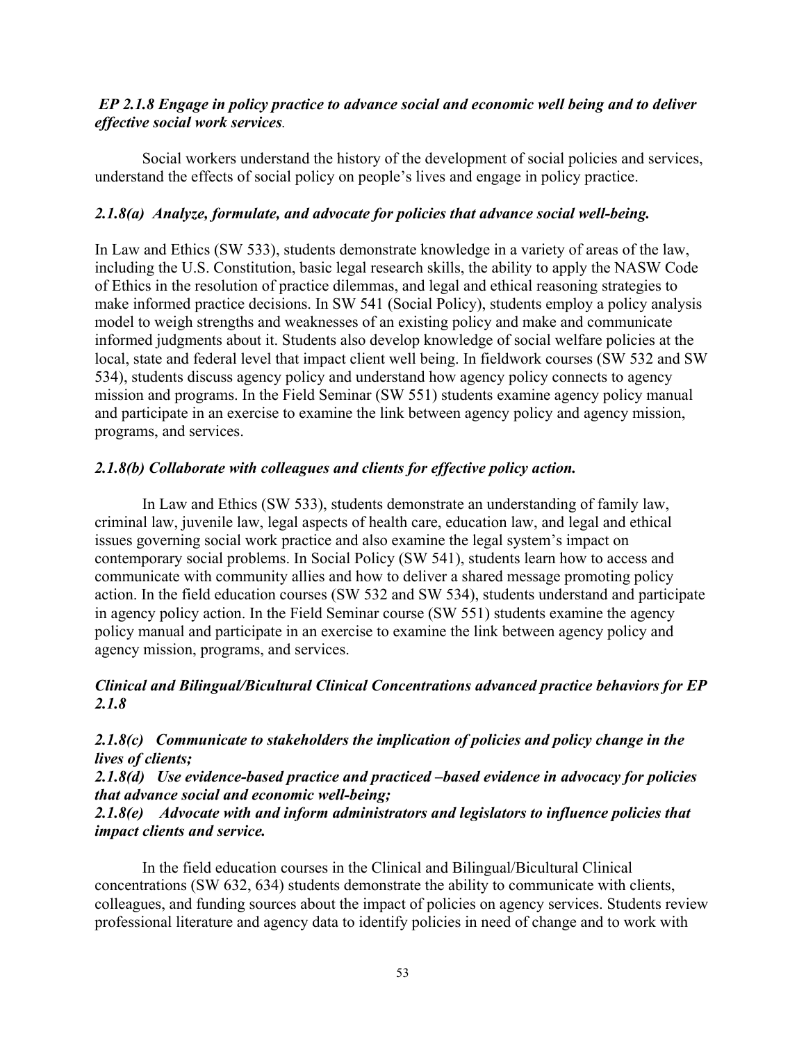***EP 2.1.8 Engage in policy practice to advance social and economic well being and to deliver effective social work services.***

Social workers understand the history of the development of social policies and services, understand the effects of social policy on people's lives and engage in policy practice.

***2.1.8(a) Analyze, formulate, and advocate for policies that advance social well-being.***

In Law and Ethics (SW 533), students demonstrate knowledge in a variety of areas of the law, including the U.S. Constitution, basic legal research skills, the ability to apply the NASW Code of Ethics in the resolution of practice dilemmas, and legal and ethical reasoning strategies to make informed practice decisions. In SW 541 (Social Policy), students employ a policy analysis model to weigh strengths and weaknesses of an existing policy and make and communicate informed judgments about it. Students also develop knowledge of social welfare policies at the local, state and federal level that impact client well being. In fieldwork courses (SW 532 and SW 534), students discuss agency policy and understand how agency policy connects to agency mission and programs. In the Field Seminar (SW 551) students examine agency policy manual and participate in an exercise to examine the link between agency policy and agency mission, programs, and services.

***2.1.8(b) Collaborate with colleagues and clients for effective policy action.***

In Law and Ethics (SW 533), students demonstrate an understanding of family law, criminal law, juvenile law, legal aspects of health care, education law, and legal and ethical issues governing social work practice and also examine the legal system's impact on contemporary social problems. In Social Policy (SW 541), students learn how to access and communicate with community allies and how to deliver a shared message promoting policy action. In the field education courses (SW 532 and SW 534), students understand and participate in agency policy action. In the Field Seminar course (SW 551) students examine the agency policy manual and participate in an exercise to examine the link between agency policy and agency mission, programs, and services.

***Clinical and Bilingual/Bicultural Clinical Concentrations advanced practice behaviors for EP 2.1.8***

***2.1.8(c) Communicate to stakeholders the implication of policies and policy change in the lives of clients;***
***2.1.8(d) Use evidence-based practice and practiced –based evidence in advocacy for policies that advance social and economic well-being;***
***2.1.8(e) Advocate with and inform administrators and legislators to influence policies that impact clients and service.***

In the field education courses in the Clinical and Bilingual/Bicultural Clinical concentrations (SW 632, 634) students demonstrate the ability to communicate with clients, colleagues, and funding sources about the impact of policies on agency services. Students review professional literature and agency data to identify policies in need of change and to work with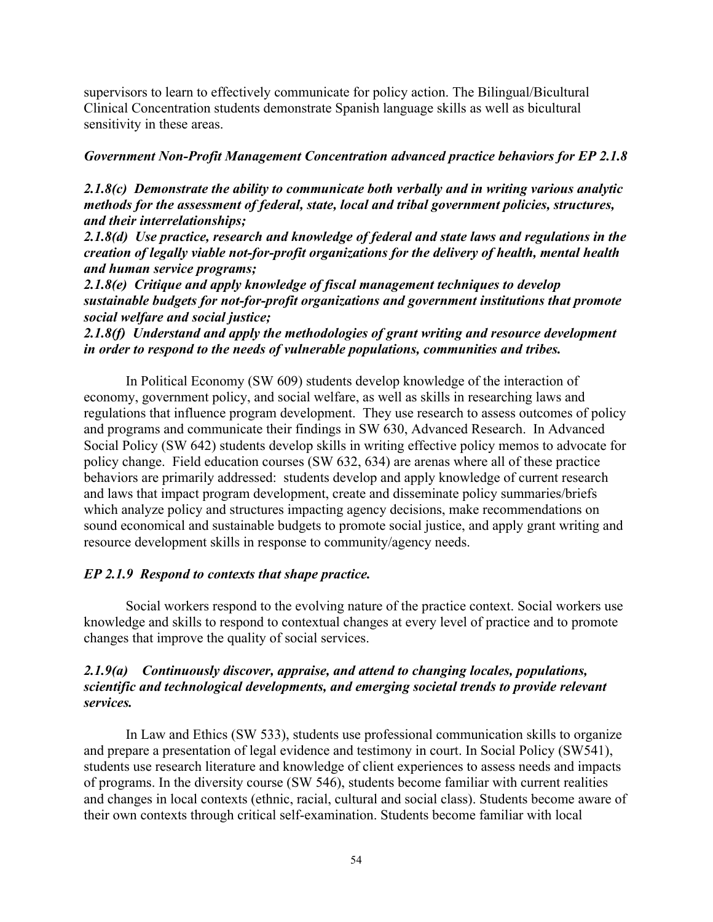supervisors to learn to effectively communicate for policy action. The Bilingual/Bicultural Clinical Concentration students demonstrate Spanish language skills as well as bicultural sensitivity in these areas.

***Government Non-Profit Management Concentration advanced practice behaviors for EP 2.1.8***

***2.1.8(c) Demonstrate the ability to communicate both verbally and in writing various analytic methods for the assessment of federal, state, local and tribal government policies, structures, and their interrelationships;***

***2.1.8(d) Use practice, research and knowledge of federal and state laws and regulations in the creation of legally viable not-for-profit organizations for the delivery of health, mental health and human service programs;***

***2.1.8(e) Critique and apply knowledge of fiscal management techniques to develop sustainable budgets for not-for-profit organizations and government institutions that promote social welfare and social justice;***

***2.1.8(f) Understand and apply the methodologies of grant writing and resource development in order to respond to the needs of vulnerable populations, communities and tribes.***

In Political Economy (SW 609) students develop knowledge of the interaction of economy, government policy, and social welfare, as well as skills in researching laws and regulations that influence program development. They use research to assess outcomes of policy and programs and communicate their findings in SW 630, Advanced Research. In Advanced Social Policy (SW 642) students develop skills in writing effective policy memos to advocate for policy change. Field education courses (SW 632, 634) are arenas where all of these practice behaviors are primarily addressed: students develop and apply knowledge of current research and laws that impact program development, create and disseminate policy summaries/briefs which analyze policy and structures impacting agency decisions, make recommendations on sound economical and sustainable budgets to promote social justice, and apply grant writing and resource development skills in response to community/agency needs.

***EP 2.1.9 Respond to contexts that shape practice.***

Social workers respond to the evolving nature of the practice context. Social workers use knowledge and skills to respond to contextual changes at every level of practice and to promote changes that improve the quality of social services.

***2.1.9(a) Continuously discover, appraise, and attend to changing locales, populations, scientific and technological developments, and emerging societal trends to provide relevant services.***

In Law and Ethics (SW 533), students use professional communication skills to organize and prepare a presentation of legal evidence and testimony in court. In Social Policy (SW541), students use research literature and knowledge of client experiences to assess needs and impacts of programs. In the diversity course (SW 546), students become familiar with current realities and changes in local contexts (ethnic, racial, cultural and social class). Students become aware of their own contexts through critical self-examination. Students become familiar with local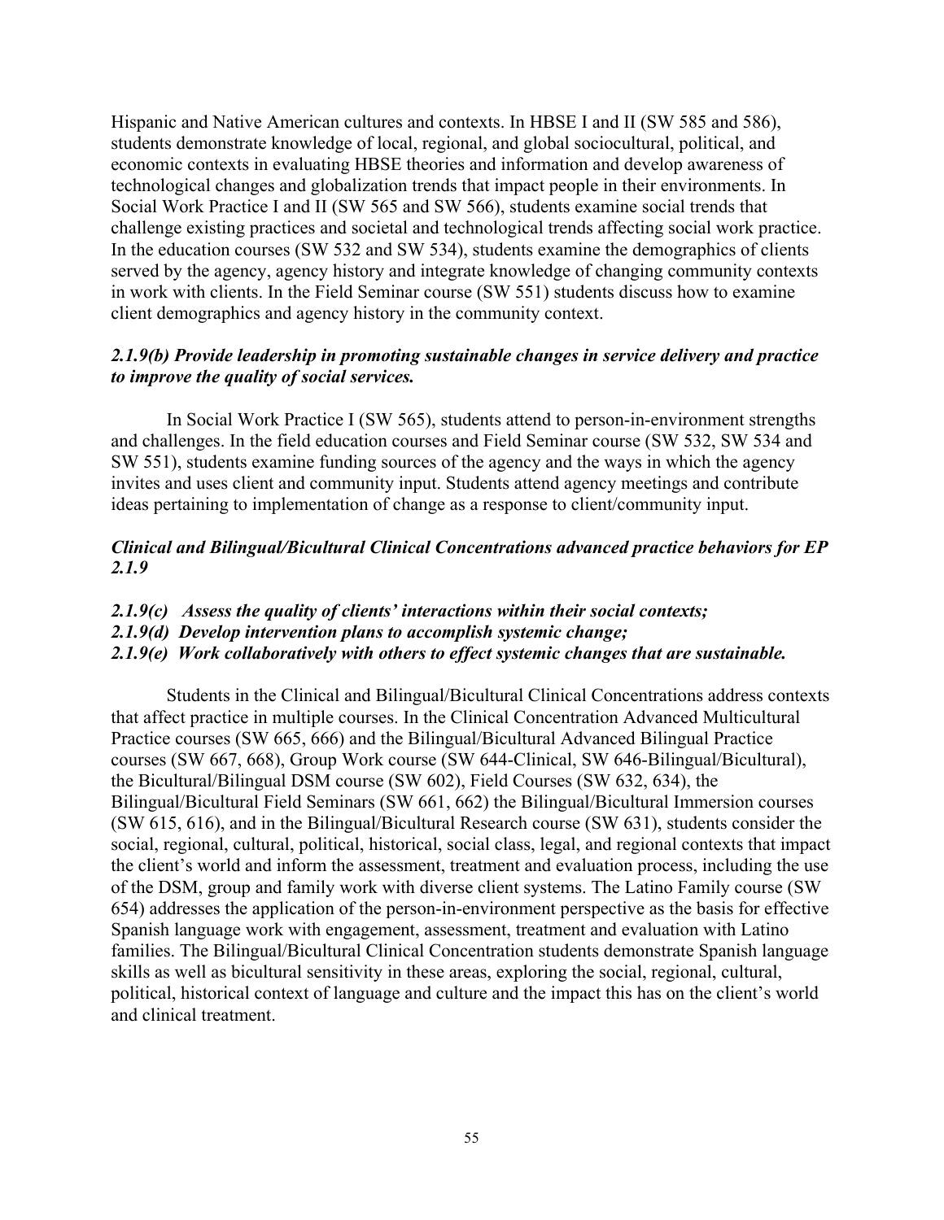Hispanic and Native American cultures and contexts. In HBSE I and II (SW 585 and 586), students demonstrate knowledge of local, regional, and global sociocultural, political, and economic contexts in evaluating HBSE theories and information and develop awareness of technological changes and globalization trends that impact people in their environments. In Social Work Practice I and II (SW 565 and SW 566), students examine social trends that challenge existing practices and societal and technological trends affecting social work practice. In the education courses (SW 532 and SW 534), students examine the demographics of clients served by the agency, agency history and integrate knowledge of changing community contexts in work with clients. In the Field Seminar course (SW 551) students discuss how to examine client demographics and agency history in the community context.

***2.1.9(b) Provide leadership in promoting sustainable changes in service delivery and practice to improve the quality of social services.***

In Social Work Practice I (SW 565), students attend to person-in-environment strengths and challenges. In the field education courses and Field Seminar course (SW 532, SW 534 and SW 551), students examine funding sources of the agency and the ways in which the agency invites and uses client and community input. Students attend agency meetings and contribute ideas pertaining to implementation of change as a response to client/community input.

***Clinical and Bilingual/Bicultural Clinical Concentrations advanced practice behaviors for EP 2.1.9***

***2.1.9(c) Assess the quality of clients' interactions within their social contexts;***
***2.1.9(d) Develop intervention plans to accomplish systemic change;***
***2.1.9(e) Work collaboratively with others to effect systemic changes that are sustainable.***

Students in the Clinical and Bilingual/Bicultural Clinical Concentrations address contexts that affect practice in multiple courses. In the Clinical Concentration Advanced Multicultural Practice courses (SW 665, 666) and the Bilingual/Bicultural Advanced Bilingual Practice courses (SW 667, 668), Group Work course (SW 644-Clinical, SW 646-Bilingual/Bicultural), the Bicultural/Bilingual DSM course (SW 602), Field Courses (SW 632, 634), the Bilingual/Bicultural Field Seminars (SW 661, 662) the Bilingual/Bicultural Immersion courses (SW 615, 616), and in the Bilingual/Bicultural Research course (SW 631), students consider the social, regional, cultural, political, historical, social class, legal, and regional contexts that impact the client's world and inform the assessment, treatment and evaluation process, including the use of the DSM, group and family work with diverse client systems. The Latino Family course (SW 654) addresses the application of the person-in-environment perspective as the basis for effective Spanish language work with engagement, assessment, treatment and evaluation with Latino families. The Bilingual/Bicultural Clinical Concentration students demonstrate Spanish language skills as well as bicultural sensitivity in these areas, exploring the social, regional, cultural, political, historical context of language and culture and the impact this has on the client's world and clinical treatment.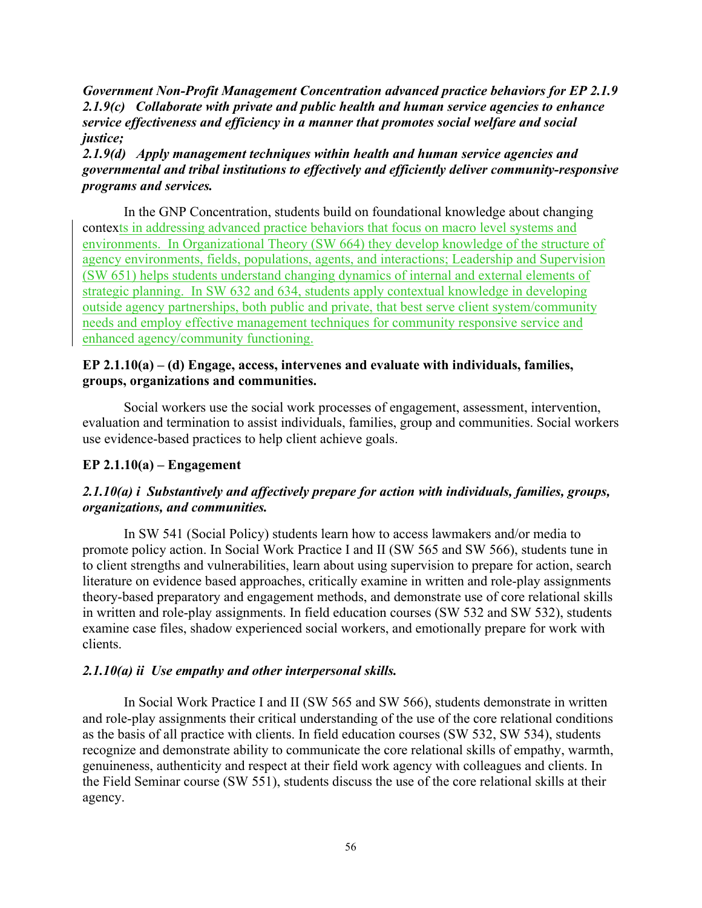***Government Non-Profit Management Concentration advanced practice behaviors for EP 2.1.9***
***2.1.9(c) Collaborate with private and public health and human service agencies to enhance service effectiveness and efficiency in a manner that promotes social welfare and social justice;***
***2.1.9(d) Apply management techniques within health and human service agencies and governmental and tribal institutions to effectively and efficiently deliver community-responsive programs and services.***

In the GNP Concentration, students build on foundational knowledge about changing contexts in addressing advanced practice behaviors that focus on macro level systems and environments. In Organizational Theory (SW 664) they develop knowledge of the structure of agency environments, fields, populations, agents, and interactions; Leadership and Supervision (SW 651) helps students understand changing dynamics of internal and external elements of strategic planning. In SW 632 and 634, students apply contextual knowledge in developing outside agency partnerships, both public and private, that best serve client system/community needs and employ effective management techniques for community responsive service and enhanced agency/community functioning.

**EP 2.1.10(a) – (d) Engage, access, intervenes and evaluate with individuals, families, groups, organizations and communities.**

Social workers use the social work processes of engagement, assessment, intervention, evaluation and termination to assist individuals, families, group and communities. Social workers use evidence-based practices to help client achieve goals.

**EP 2.1.10(a) – Engagement**

***2.1.10(a) i Substantively and affectively prepare for action with individuals, families, groups, organizations, and communities.***

In SW 541 (Social Policy) students learn how to access lawmakers and/or media to promote policy action. In Social Work Practice I and II (SW 565 and SW 566), students tune in to client strengths and vulnerabilities, learn about using supervision to prepare for action, search literature on evidence based approaches, critically examine in written and role-play assignments theory-based preparatory and engagement methods, and demonstrate use of core relational skills in written and role-play assignments. In field education courses (SW 532 and SW 532), students examine case files, shadow experienced social workers, and emotionally prepare for work with clients.

***2.1.10(a) ii Use empathy and other interpersonal skills.***

In Social Work Practice I and II (SW 565 and SW 566), students demonstrate in written and role-play assignments their critical understanding of the use of the core relational conditions as the basis of all practice with clients. In field education courses (SW 532, SW 534), students recognize and demonstrate ability to communicate the core relational skills of empathy, warmth, genuineness, authenticity and respect at their field work agency with colleagues and clients. In the Field Seminar course (SW 551), students discuss the use of the core relational skills at their agency.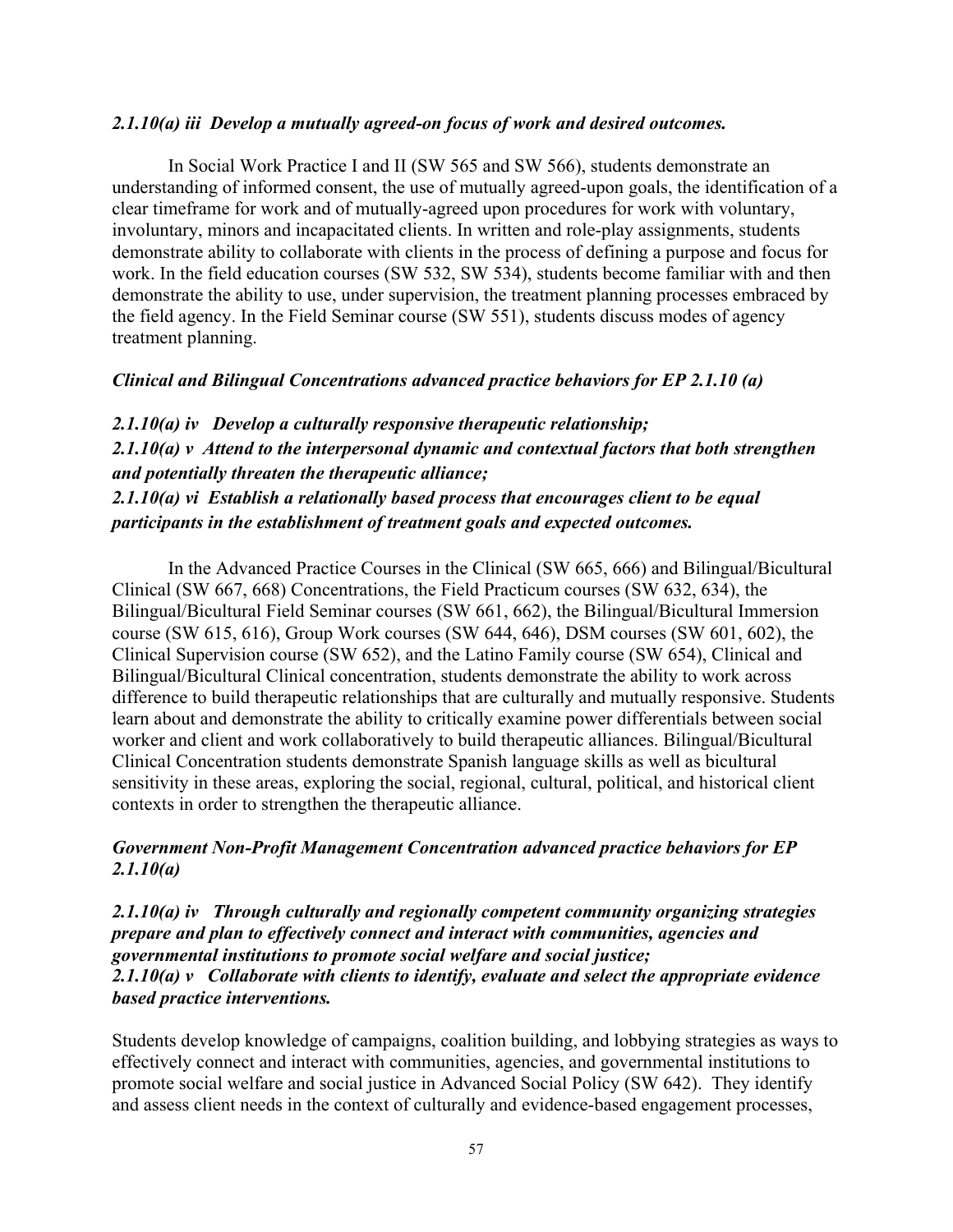*2.1.10(a) iii  Develop a mutually agreed-on focus of work and desired outcomes.*

In Social Work Practice I and II (SW 565 and SW 566), students demonstrate an understanding of informed consent, the use of mutually agreed-upon goals, the identification of a clear timeframe for work and of mutually-agreed upon procedures for work with voluntary, involuntary, minors and incapacitated clients. In written and role-play assignments, students demonstrate ability to collaborate with clients in the process of defining a purpose and focus for work. In the field education courses (SW 532, SW 534), students become familiar with and then demonstrate the ability to use, under supervision, the treatment planning processes embraced by the field agency. In the Field Seminar course (SW 551), students discuss modes of agency treatment planning.

***Clinical and Bilingual Concentrations advanced practice behaviors for EP 2.1.10 (a)***

***2.1.10(a) iv   Develop a culturally responsive therapeutic relationship;***
***2.1.10(a) v  Attend to the interpersonal dynamic and contextual factors that both strengthen and potentially threaten the therapeutic alliance;***
***2.1.10(a) vi  Establish a relationally based process that encourages client to be equal participants in the establishment of treatment goals and expected outcomes.***

In the Advanced Practice Courses in the Clinical (SW 665, 666) and Bilingual/Bicultural Clinical (SW 667, 668) Concentrations, the Field Practicum courses (SW 632, 634), the Bilingual/Bicultural Field Seminar courses (SW 661, 662), the Bilingual/Bicultural Immersion course (SW 615, 616), Group Work courses (SW 644, 646), DSM courses (SW 601, 602), the Clinical Supervision course (SW 652), and the Latino Family course (SW 654), Clinical and Bilingual/Bicultural Clinical concentration, students demonstrate the ability to work across difference to build therapeutic relationships that are culturally and mutually responsive. Students learn about and demonstrate the ability to critically examine power differentials between social worker and client and work collaboratively to build therapeutic alliances. Bilingual/Bicultural Clinical Concentration students demonstrate Spanish language skills as well as bicultural sensitivity in these areas, exploring the social, regional, cultural, political, and historical client contexts in order to strengthen the therapeutic alliance.

***Government Non-Profit Management Concentration advanced practice behaviors for EP 2.1.10(a)***

***2.1.10(a) iv   Through culturally and regionally competent community organizing strategies prepare and plan to effectively connect and interact with communities, agencies and governmental institutions to promote social welfare and social justice;***
***2.1.10(a) v   Collaborate with clients to identify, evaluate and select the appropriate evidence based practice interventions.***

Students develop knowledge of campaigns, coalition building, and lobbying strategies as ways to effectively connect and interact with communities, agencies, and governmental institutions to promote social welfare and social justice in Advanced Social Policy (SW 642).  They identify and assess client needs in the context of culturally and evidence-based engagement processes,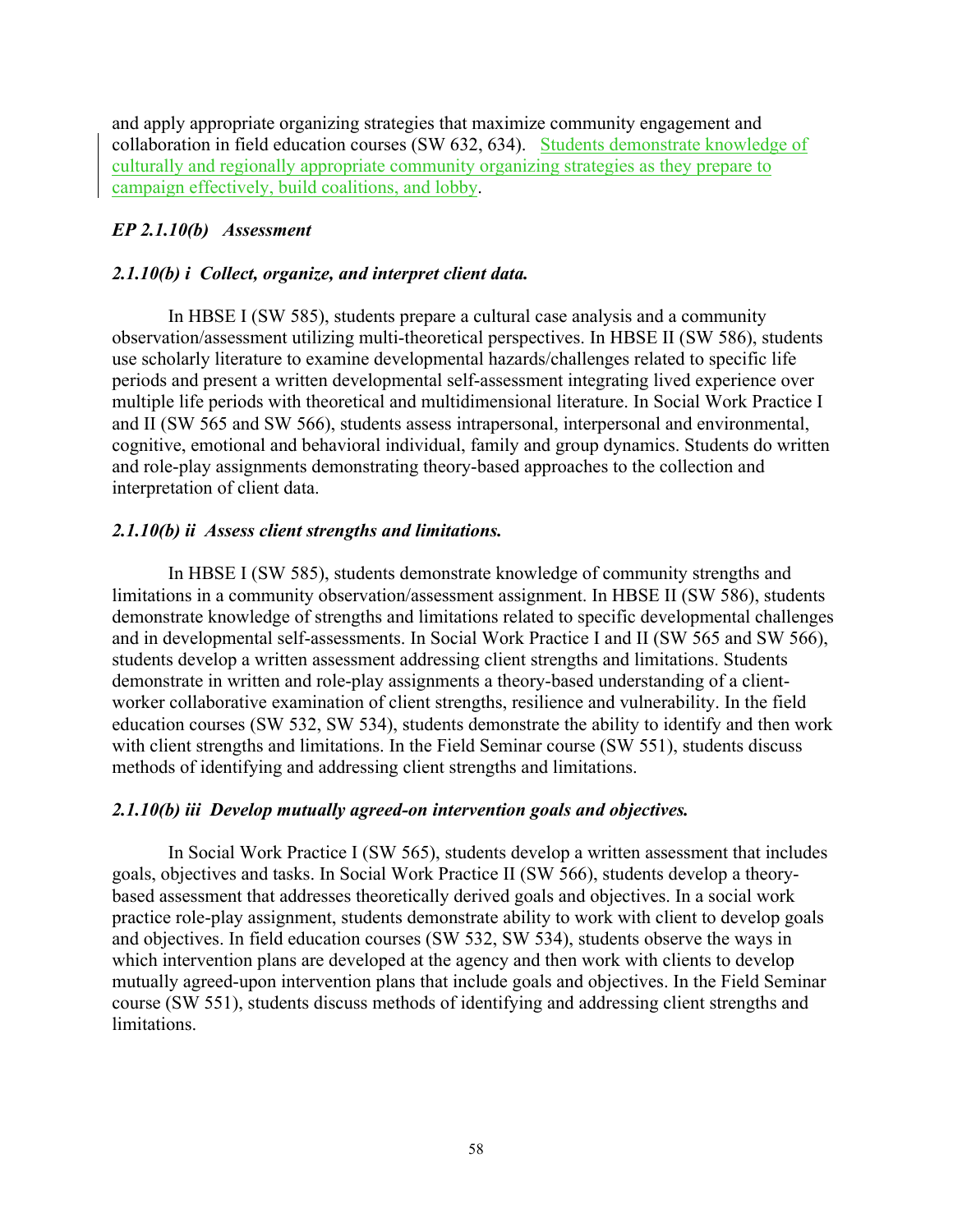and apply appropriate organizing strategies that maximize community engagement and collaboration in field education courses (SW 632, 634). Students demonstrate knowledge of culturally and regionally appropriate community organizing strategies as they prepare to campaign effectively, build coalitions, and lobby.

### *EP 2.1.10(b) Assessment*

#### *2.1.10(b) i Collect, organize, and interpret client data.*

In HBSE I (SW 585), students prepare a cultural case analysis and a community observation/assessment utilizing multi-theoretical perspectives. In HBSE II (SW 586), students use scholarly literature to examine developmental hazards/challenges related to specific life periods and present a written developmental self-assessment integrating lived experience over multiple life periods with theoretical and multidimensional literature. In Social Work Practice I and II (SW 565 and SW 566), students assess intrapersonal, interpersonal and environmental, cognitive, emotional and behavioral individual, family and group dynamics. Students do written and role-play assignments demonstrating theory-based approaches to the collection and interpretation of client data.

#### *2.1.10(b) ii Assess client strengths and limitations.*

In HBSE I (SW 585), students demonstrate knowledge of community strengths and limitations in a community observation/assessment assignment. In HBSE II (SW 586), students demonstrate knowledge of strengths and limitations related to specific developmental challenges and in developmental self-assessments. In Social Work Practice I and II (SW 565 and SW 566), students develop a written assessment addressing client strengths and limitations. Students demonstrate in written and role-play assignments a theory-based understanding of a client-worker collaborative examination of client strengths, resilience and vulnerability. In the field education courses (SW 532, SW 534), students demonstrate the ability to identify and then work with client strengths and limitations. In the Field Seminar course (SW 551), students discuss methods of identifying and addressing client strengths and limitations.

#### *2.1.10(b) iii Develop mutually agreed-on intervention goals and objectives.*

In Social Work Practice I (SW 565), students develop a written assessment that includes goals, objectives and tasks. In Social Work Practice II (SW 566), students develop a theory-based assessment that addresses theoretically derived goals and objectives. In a social work practice role-play assignment, students demonstrate ability to work with client to develop goals and objectives. In field education courses (SW 532, SW 534), students observe the ways in which intervention plans are developed at the agency and then work with clients to develop mutually agreed-upon intervention plans that include goals and objectives. In the Field Seminar course (SW 551), students discuss methods of identifying and addressing client strengths and limitations.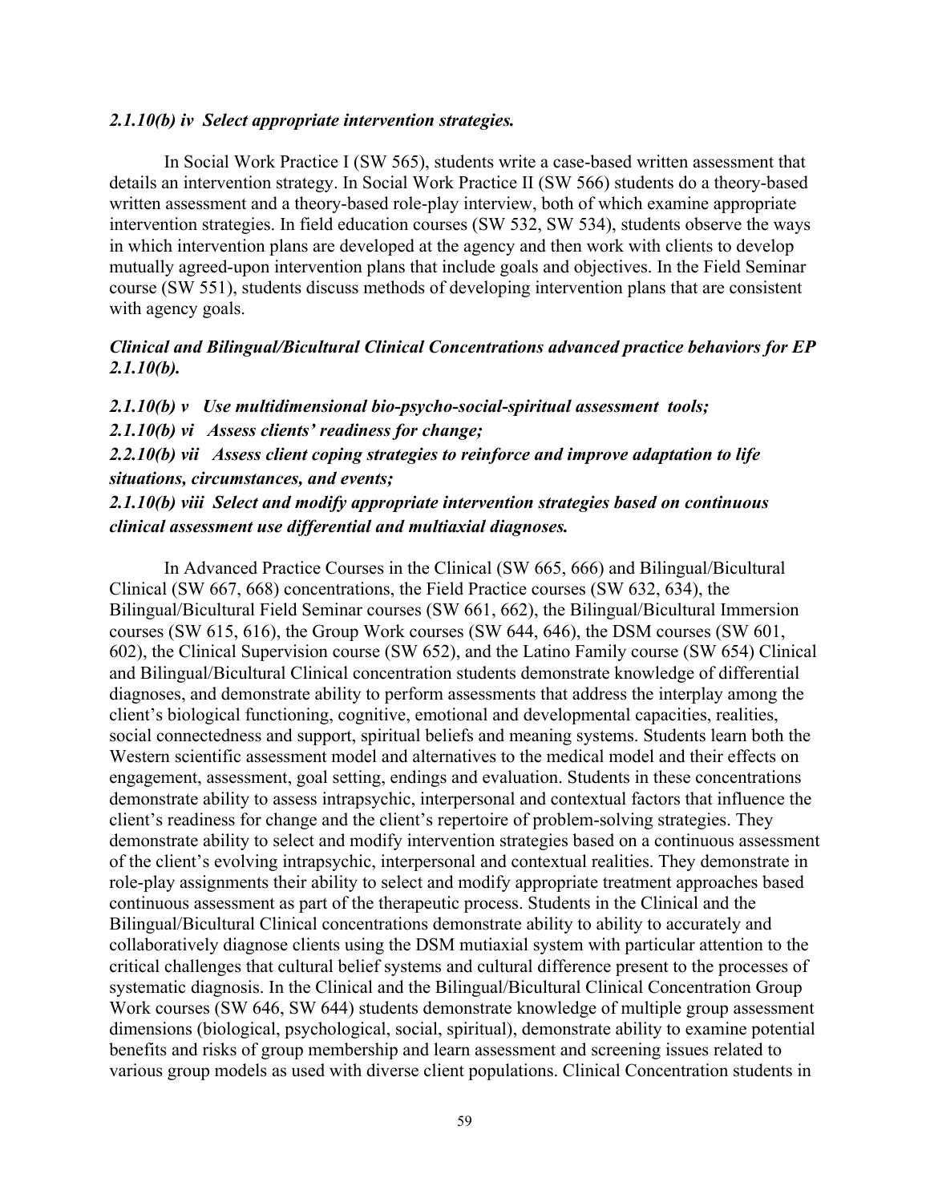***2.1.10(b) iv Select appropriate intervention strategies.***

In Social Work Practice I (SW 565), students write a case-based written assessment that details an intervention strategy. In Social Work Practice II (SW 566) students do a theory-based written assessment and a theory-based role-play interview, both of which examine appropriate intervention strategies. In field education courses (SW 532, SW 534), students observe the ways in which intervention plans are developed at the agency and then work with clients to develop mutually agreed-upon intervention plans that include goals and objectives. In the Field Seminar course (SW 551), students discuss methods of developing intervention plans that are consistent with agency goals.

***Clinical and Bilingual/Bicultural Clinical Concentrations advanced practice behaviors for EP 2.1.10(b).***

***2.1.10(b) v Use multidimensional bio-psycho-social-spiritual assessment tools;***

***2.1.10(b) vi Assess clients' readiness for change;***

***2.2.10(b) vii Assess client coping strategies to reinforce and improve adaptation to life situations, circumstances, and events;***

***2.1.10(b) viii Select and modify appropriate intervention strategies based on continuous clinical assessment use differential and multiaxial diagnoses.***

In Advanced Practice Courses in the Clinical (SW 665, 666) and Bilingual/Bicultural Clinical (SW 667, 668) concentrations, the Field Practice courses (SW 632, 634), the Bilingual/Bicultural Field Seminar courses (SW 661, 662), the Bilingual/Bicultural Immersion courses (SW 615, 616), the Group Work courses (SW 644, 646), the DSM courses (SW 601, 602), the Clinical Supervision course (SW 652), and the Latino Family course (SW 654) Clinical and Bilingual/Bicultural Clinical concentration students demonstrate knowledge of differential diagnoses, and demonstrate ability to perform assessments that address the interplay among the client's biological functioning, cognitive, emotional and developmental capacities, realities, social connectedness and support, spiritual beliefs and meaning systems. Students learn both the Western scientific assessment model and alternatives to the medical model and their effects on engagement, assessment, goal setting, endings and evaluation. Students in these concentrations demonstrate ability to assess intrapsychic, interpersonal and contextual factors that influence the client's readiness for change and the client's repertoire of problem-solving strategies. They demonstrate ability to select and modify intervention strategies based on a continuous assessment of the client's evolving intrapsychic, interpersonal and contextual realities. They demonstrate in role-play assignments their ability to select and modify appropriate treatment approaches based continuous assessment as part of the therapeutic process. Students in the Clinical and the Bilingual/Bicultural Clinical concentrations demonstrate ability to ability to accurately and collaboratively diagnose clients using the DSM mutiaxial system with particular attention to the critical challenges that cultural belief systems and cultural difference present to the processes of systematic diagnosis. In the Clinical and the Bilingual/Bicultural Clinical Concentration Group Work courses (SW 646, SW 644) students demonstrate knowledge of multiple group assessment dimensions (biological, psychological, social, spiritual), demonstrate ability to examine potential benefits and risks of group membership and learn assessment and screening issues related to various group models as used with diverse client populations. Clinical Concentration students in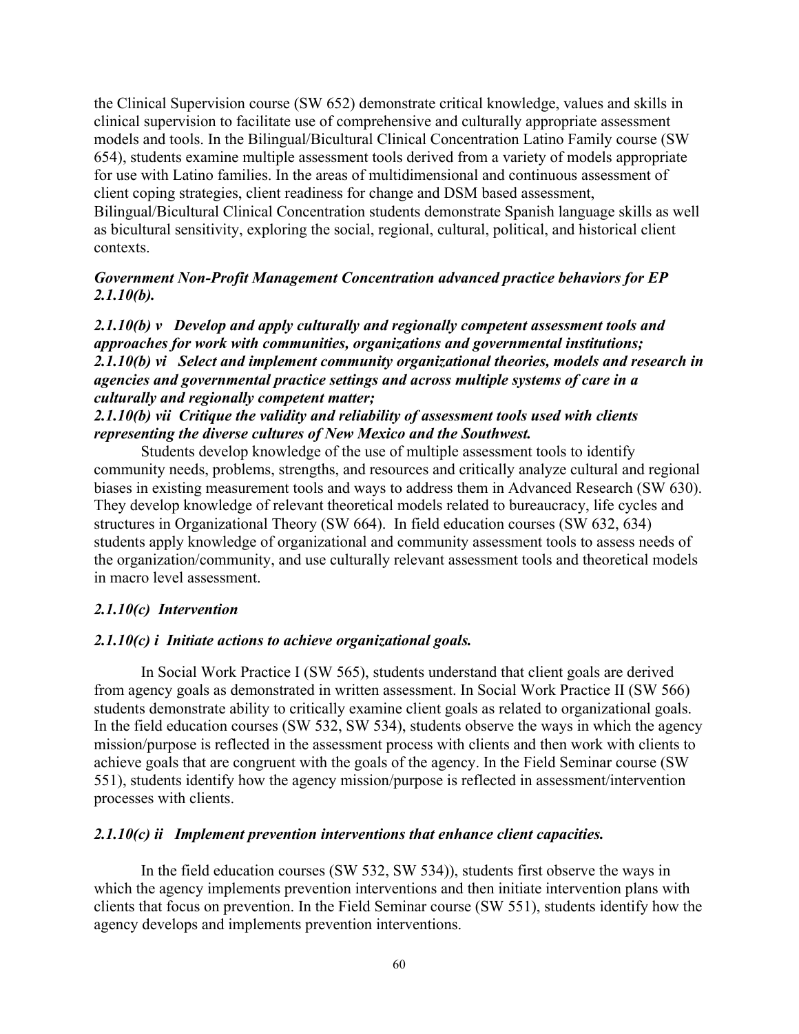the Clinical Supervision course (SW 652) demonstrate critical knowledge, values and skills in clinical supervision to facilitate use of comprehensive and culturally appropriate assessment models and tools. In the Bilingual/Bicultural Clinical Concentration Latino Family course (SW 654), students examine multiple assessment tools derived from a variety of models appropriate for use with Latino families. In the areas of multidimensional and continuous assessment of client coping strategies, client readiness for change and DSM based assessment, Bilingual/Bicultural Clinical Concentration students demonstrate Spanish language skills as well as bicultural sensitivity, exploring the social, regional, cultural, political, and historical client contexts.

***Government Non-Profit Management Concentration advanced practice behaviors for EP 2.1.10(b).***

***2.1.10(b) v   Develop and apply culturally and regionally competent assessment tools and approaches for work with communities, organizations and governmental institutions;***
***2.1.10(b) vi   Select and implement community organizational theories, models and research in agencies and governmental practice settings and across multiple systems of care in a culturally and regionally competent matter;***
***2.1.10(b) vii  Critique the validity and reliability of assessment tools used with clients representing the diverse cultures of New Mexico and the Southwest.***

Students develop knowledge of the use of multiple assessment tools to identify community needs, problems, strengths, and resources and critically analyze cultural and regional biases in existing measurement tools and ways to address them in Advanced Research (SW 630). They develop knowledge of relevant theoretical models related to bureaucracy, life cycles and structures in Organizational Theory (SW 664). In field education courses (SW 632, 634) students apply knowledge of organizational and community assessment tools to assess needs of the organization/community, and use culturally relevant assessment tools and theoretical models in macro level assessment.

***2.1.10(c)  Intervention***

***2.1.10(c) i  Initiate actions to achieve organizational goals.***

In Social Work Practice I (SW 565), students understand that client goals are derived from agency goals as demonstrated in written assessment. In Social Work Practice II (SW 566) students demonstrate ability to critically examine client goals as related to organizational goals. In the field education courses (SW 532, SW 534), students observe the ways in which the agency mission/purpose is reflected in the assessment process with clients and then work with clients to achieve goals that are congruent with the goals of the agency. In the Field Seminar course (SW 551), students identify how the agency mission/purpose is reflected in assessment/intervention processes with clients.

***2.1.10(c) ii   Implement prevention interventions that enhance client capacities.***

In the field education courses (SW 532, SW 534)), students first observe the ways in which the agency implements prevention interventions and then initiate intervention plans with clients that focus on prevention. In the Field Seminar course (SW 551), students identify how the agency develops and implements prevention interventions.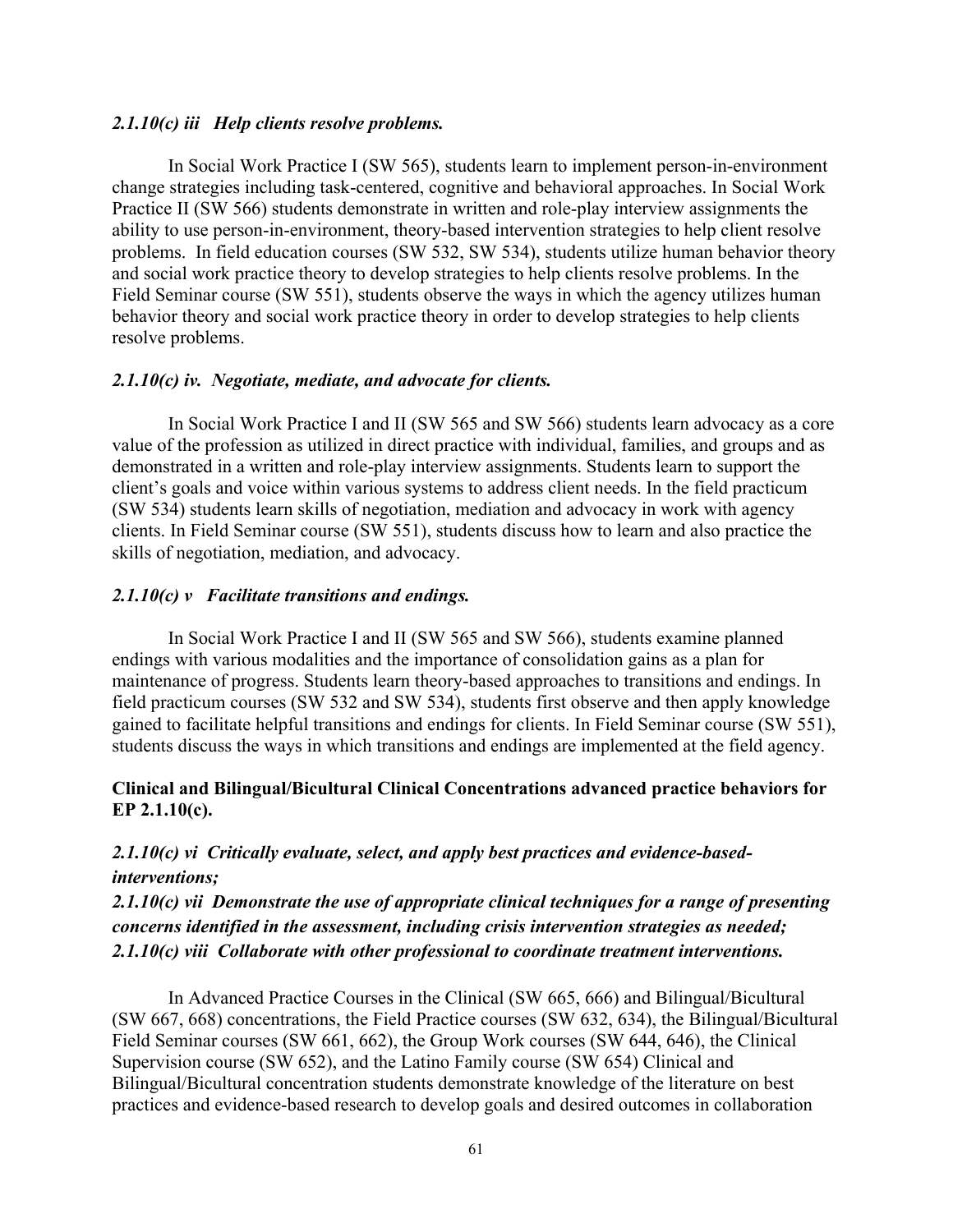*2.1.10(c) iii   Help clients resolve problems.*

In Social Work Practice I (SW 565), students learn to implement person-in-environment change strategies including task-centered, cognitive and behavioral approaches. In Social Work Practice II (SW 566) students demonstrate in written and role-play interview assignments the ability to use person-in-environment, theory-based intervention strategies to help client resolve problems.  In field education courses (SW 532, SW 534), students utilize human behavior theory and social work practice theory to develop strategies to help clients resolve problems. In the Field Seminar course (SW 551), students observe the ways in which the agency utilizes human behavior theory and social work practice theory in order to develop strategies to help clients resolve problems.

*2.1.10(c) iv.  Negotiate, mediate, and advocate for clients.*

In Social Work Practice I and II (SW 565 and SW 566) students learn advocacy as a core value of the profession as utilized in direct practice with individual, families, and groups and as demonstrated in a written and role-play interview assignments. Students learn to support the client's goals and voice within various systems to address client needs. In the field practicum (SW 534) students learn skills of negotiation, mediation and advocacy in work with agency clients. In Field Seminar course (SW 551), students discuss how to learn and also practice the skills of negotiation, mediation, and advocacy.

*2.1.10(c) v   Facilitate transitions and endings.*

In Social Work Practice I and II (SW 565 and SW 566), students examine planned endings with various modalities and the importance of consolidation gains as a plan for maintenance of progress. Students learn theory-based approaches to transitions and endings. In field practicum courses (SW 532 and SW 534), students first observe and then apply knowledge gained to facilitate helpful transitions and endings for clients. In Field Seminar course (SW 551), students discuss the ways in which transitions and endings are implemented at the field agency.

**Clinical and Bilingual/Bicultural Clinical Concentrations advanced practice behaviors for EP 2.1.10(c).**

***2.1.10(c) vi  Critically evaluate, select, and apply best practices and evidence-based-interventions;***
***2.1.10(c) vii  Demonstrate the use of appropriate clinical techniques for a range of presenting concerns identified in the assessment, including crisis intervention strategies as needed;***
***2.1.10(c) viii  Collaborate with other professional to coordinate treatment interventions.***

In Advanced Practice Courses in the Clinical (SW 665, 666) and Bilingual/Bicultural (SW 667, 668) concentrations, the Field Practice courses (SW 632, 634), the Bilingual/Bicultural Field Seminar courses (SW 661, 662), the Group Work courses (SW 644, 646), the Clinical Supervision course (SW 652), and the Latino Family course (SW 654) Clinical and Bilingual/Bicultural concentration students demonstrate knowledge of the literature on best practices and evidence-based research to develop goals and desired outcomes in collaboration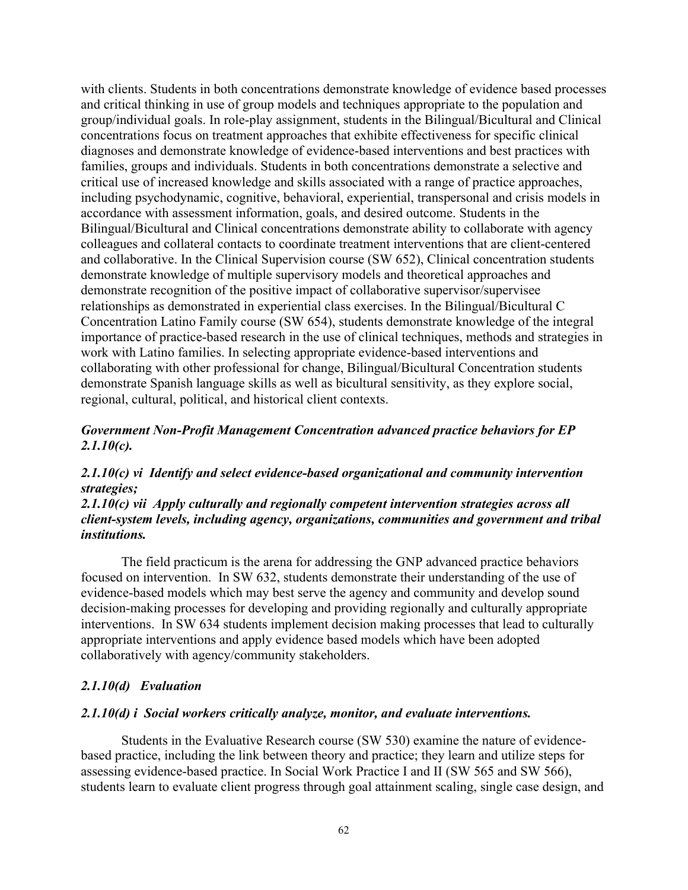with clients. Students in both concentrations demonstrate knowledge of evidence based processes and critical thinking in use of group models and techniques appropriate to the population and group/individual goals. In role-play assignment, students in the Bilingual/Bicultural and Clinical concentrations focus on treatment approaches that exhibit effectiveness for specific clinical diagnoses and demonstrate knowledge of evidence-based interventions and best practices with families, groups and individuals. Students in both concentrations demonstrate a selective and critical use of increased knowledge and skills associated with a range of practice approaches, including psychodynamic, cognitive, behavioral, experiential, transpersonal and crisis models in accordance with assessment information, goals, and desired outcome. Students in the Bilingual/Bicultural and Clinical concentrations demonstrate ability to collaborate with agency colleagues and collateral contacts to coordinate treatment interventions that are client-centered and collaborative. In the Clinical Supervision course (SW 652), Clinical concentration students demonstrate knowledge of multiple supervisory models and theoretical approaches and demonstrate recognition of the positive impact of collaborative supervisor/supervisee relationships as demonstrated in experiential class exercises. In the Bilingual/Bicultural C Concentration Latino Family course (SW 654), students demonstrate knowledge of the integral importance of practice-based research in the use of clinical techniques, methods and strategies in work with Latino families. In selecting appropriate evidence-based interventions and collaborating with other professional for change, Bilingual/Bicultural Concentration students demonstrate Spanish language skills as well as bicultural sensitivity, as they explore social, regional, cultural, political, and historical client contexts.

***Government Non-Profit Management Concentration advanced practice behaviors for EP 2.1.10(c).***

***2.1.10(c) vi Identify and select evidence-based organizational and community intervention strategies;***
***2.1.10(c) vii Apply culturally and regionally competent intervention strategies across all client-system levels, including agency, organizations, communities and government and tribal institutions.***

The field practicum is the arena for addressing the GNP advanced practice behaviors focused on intervention. In SW 632, students demonstrate their understanding of the use of evidence-based models which may best serve the agency and community and develop sound decision-making processes for developing and providing regionally and culturally appropriate interventions. In SW 634 students implement decision making processes that lead to culturally appropriate interventions and apply evidence based models which have been adopted collaboratively with agency/community stakeholders.

***2.1.10(d) Evaluation***

***2.1.10(d) i Social workers critically analyze, monitor, and evaluate interventions.***

Students in the Evaluative Research course (SW 530) examine the nature of evidence-based practice, including the link between theory and practice; they learn and utilize steps for assessing evidence-based practice. In Social Work Practice I and II (SW 565 and SW 566), students learn to evaluate client progress through goal attainment scaling, single case design, and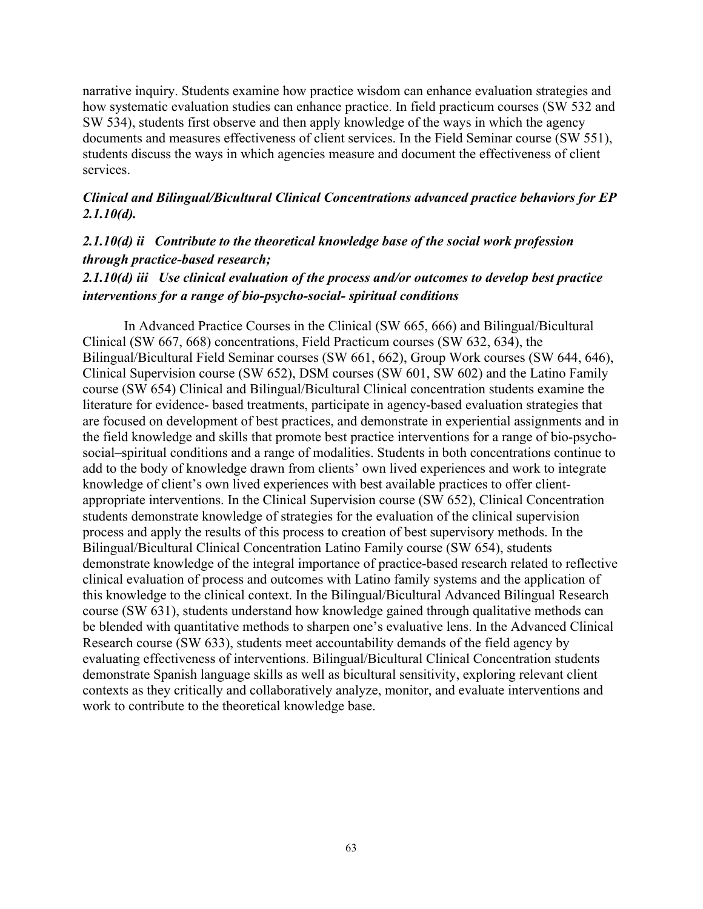narrative inquiry. Students examine how practice wisdom can enhance evaluation strategies and how systematic evaluation studies can enhance practice. In field practicum courses (SW 532 and SW 534), students first observe and then apply knowledge of the ways in which the agency documents and measures effectiveness of client services. In the Field Seminar course (SW 551), students discuss the ways in which agencies measure and document the effectiveness of client services.

***Clinical and Bilingual/Bicultural Clinical Concentrations advanced practice behaviors for EP 2.1.10(d).***

***2.1.10(d) ii Contribute to the theoretical knowledge base of the social work profession through practice-based research;***

***2.1.10(d) iii Use clinical evaluation of the process and/or outcomes to develop best practice interventions for a range of bio-psycho-social- spiritual conditions***

In Advanced Practice Courses in the Clinical (SW 665, 666) and Bilingual/Bicultural Clinical (SW 667, 668) concentrations, Field Practicum courses (SW 632, 634), the Bilingual/Bicultural Field Seminar courses (SW 661, 662), Group Work courses (SW 644, 646), Clinical Supervision course (SW 652), DSM courses (SW 601, SW 602) and the Latino Family course (SW 654) Clinical and Bilingual/Bicultural Clinical concentration students examine the literature for evidence- based treatments, participate in agency-based evaluation strategies that are focused on development of best practices, and demonstrate in experiential assignments and in the field knowledge and skills that promote best practice interventions for a range of bio-psycho-social–spiritual conditions and a range of modalities. Students in both concentrations continue to add to the body of knowledge drawn from clients' own lived experiences and work to integrate knowledge of client's own lived experiences with best available practices to offer client-appropriate interventions. In the Clinical Supervision course (SW 652), Clinical Concentration students demonstrate knowledge of strategies for the evaluation of the clinical supervision process and apply the results of this process to creation of best supervisory methods. In the Bilingual/Bicultural Clinical Concentration Latino Family course (SW 654), students demonstrate knowledge of the integral importance of practice-based research related to reflective clinical evaluation of process and outcomes with Latino family systems and the application of this knowledge to the clinical context. In the Bilingual/Bicultural Advanced Bilingual Research course (SW 631), students understand how knowledge gained through qualitative methods can be blended with quantitative methods to sharpen one's evaluative lens. In the Advanced Clinical Research course (SW 633), students meet accountability demands of the field agency by evaluating effectiveness of interventions. Bilingual/Bicultural Clinical Concentration students demonstrate Spanish language skills as well as bicultural sensitivity, exploring relevant client contexts as they critically and collaboratively analyze, monitor, and evaluate interventions and work to contribute to the theoretical knowledge base.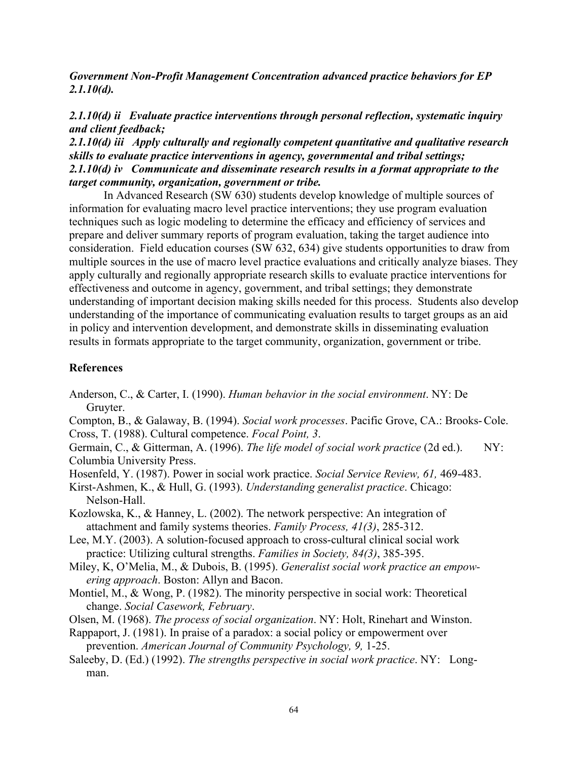***Government Non-Profit Management Concentration advanced practice behaviors for EP 2.1.10(d).***

***2.1.10(d) ii Evaluate practice interventions through personal reflection, systematic inquiry and client feedback;***
***2.1.10(d) iii Apply culturally and regionally competent quantitative and qualitative research skills to evaluate practice interventions in agency, governmental and tribal settings;***
***2.1.10(d) iv Communicate and disseminate research results in a format appropriate to the target community, organization, government or tribe.***

In Advanced Research (SW 630) students develop knowledge of multiple sources of information for evaluating macro level practice interventions; they use program evaluation techniques such as logic modeling to determine the efficacy and efficiency of services and prepare and deliver summary reports of program evaluation, taking the target audience into consideration. Field education courses (SW 632, 634) give students opportunities to draw from multiple sources in the use of macro level practice evaluations and critically analyze biases. They apply culturally and regionally appropriate research skills to evaluate practice interventions for effectiveness and outcome in agency, government, and tribal settings; they demonstrate understanding of important decision making skills needed for this process. Students also develop understanding of the importance of communicating evaluation results to target groups as an aid in policy and intervention development, and demonstrate skills in disseminating evaluation results in formats appropriate to the target community, organization, government or tribe.

**References**

Anderson, C., & Carter, I. (1990). *Human behavior in the social environment*. NY: De Gruyter.

Compton, B., & Galaway, B. (1994). *Social work processes*. Pacific Grove, CA.: Brooks-Cole.

Cross, T. (1988). Cultural competence. *Focal Point, 3*.

Germain, C., & Gitterman, A. (1996). *The life model of social work practice* (2d ed.). NY: Columbia University Press.

Hosenfeld, Y. (1987). Power in social work practice. *Social Service Review, 61,* 469-483.

Kirst-Ashmen, K., & Hull, G. (1993). *Understanding generalist practice*. Chicago: Nelson-Hall.

Kozlowska, K., & Hanney, L. (2002). The network perspective: An integration of attachment and family systems theories. *Family Process, 41(3)*, 285-312.

Lee, M.Y. (2003). A solution-focused approach to cross-cultural clinical social work practice: Utilizing cultural strengths. *Families in Society, 84(3)*, 385-395.

Miley, K, O'Melia, M., & Dubois, B. (1995). *Generalist social work practice an empowering approach*. Boston: Allyn and Bacon.

Montiel, M., & Wong, P. (1982). The minority perspective in social work: Theoretical change. *Social Casework, February*.

Olsen, M. (1968). *The process of social organization*. NY: Holt, Rinehart and Winston.

Rappaport, J. (1981). In praise of a paradox: a social policy or empowerment over prevention. *American Journal of Community Psychology, 9,* 1-25.

Saleeby, D. (Ed.) (1992). *The strengths perspective in social work practice*. NY: Longman.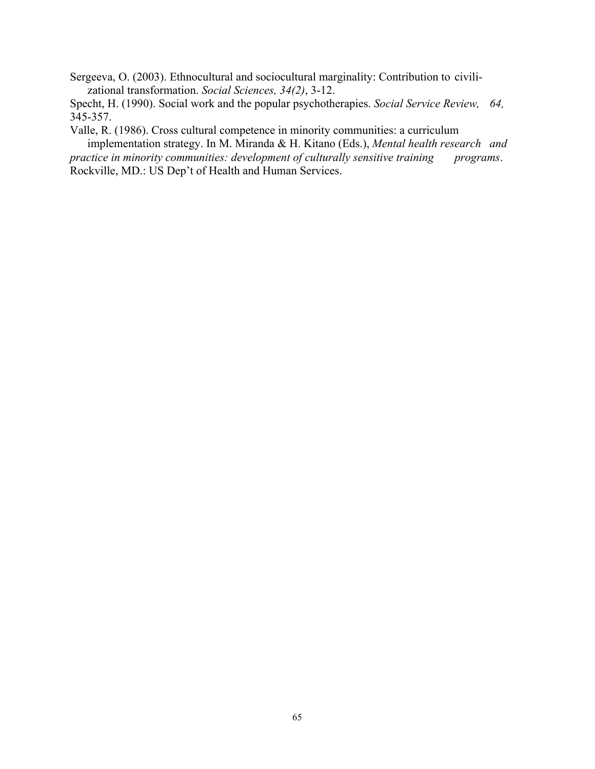Sergeeva, O. (2003). Ethnocultural and sociocultural marginality: Contribution to civilizational transformation. *Social Sciences, 34(2)*, 3-12.

Specht, H. (1990). Social work and the popular psychotherapies. *Social Service Review, 64,* 345-357.

Valle, R. (1986). Cross cultural competence in minority communities: a curriculum implementation strategy. In M. Miranda & H. Kitano (Eds.), *Mental health research and practice in minority communities: development of culturally sensitive training programs*. Rockville, MD.: US Dep't of Health and Human Services.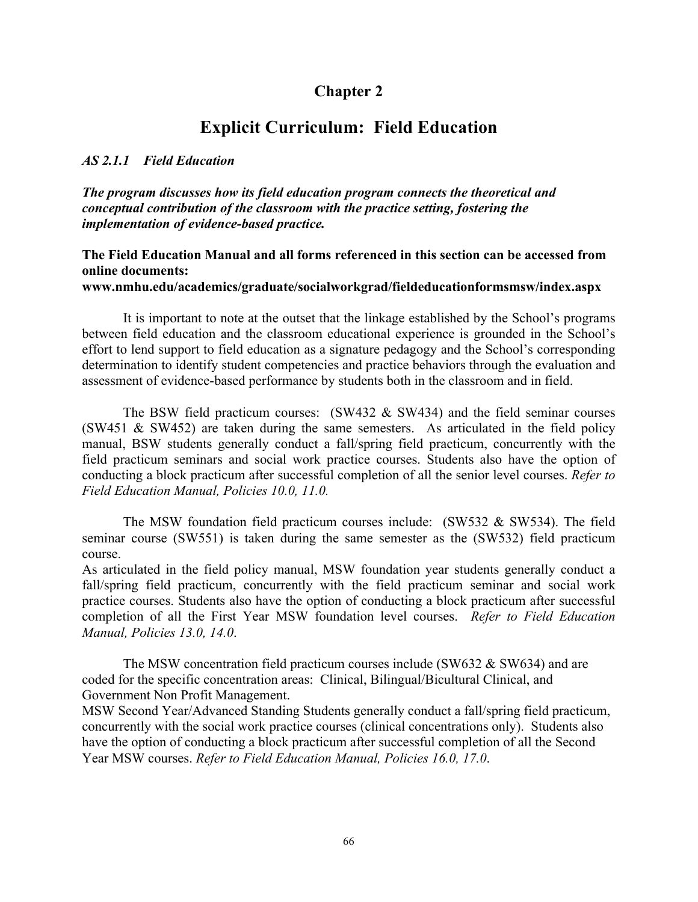# Chapter 2

## Explicit Curriculum: Field Education

### *AS 2.1.1 Field Education*

***The program discusses how its field education program connects the theoretical and conceptual contribution of the classroom with the practice setting, fostering the implementation of evidence-based practice.***

**The Field Education Manual and all forms referenced in this section can be accessed from online documents:**
**www.nmhu.edu/academics/graduate/socialworkgrad/fieldeducationformsmsw/index.aspx**

It is important to note at the outset that the linkage established by the School's programs between field education and the classroom educational experience is grounded in the School's effort to lend support to field education as a signature pedagogy and the School's corresponding determination to identify student competencies and practice behaviors through the evaluation and assessment of evidence-based performance by students both in the classroom and in field.

The BSW field practicum courses: (SW432 & SW434) and the field seminar courses (SW451 & SW452) are taken during the same semesters. As articulated in the field policy manual, BSW students generally conduct a fall/spring field practicum, concurrently with the field practicum seminars and social work practice courses. Students also have the option of conducting a block practicum after successful completion of all the senior level courses. *Refer to Field Education Manual, Policies 10.0, 11.0.*

The MSW foundation field practicum courses include: (SW532 & SW534). The field seminar course (SW551) is taken during the same semester as the (SW532) field practicum course.
As articulated in the field policy manual, MSW foundation year students generally conduct a fall/spring field practicum, concurrently with the field practicum seminar and social work practice courses. Students also have the option of conducting a block practicum after successful completion of all the First Year MSW foundation level courses. *Refer to Field Education Manual, Policies 13.0, 14.0*.

The MSW concentration field practicum courses include (SW632 & SW634) and are coded for the specific concentration areas: Clinical, Bilingual/Bicultural Clinical, and Government Non Profit Management.
MSW Second Year/Advanced Standing Students generally conduct a fall/spring field practicum, concurrently with the social work practice courses (clinical concentrations only). Students also have the option of conducting a block practicum after successful completion of all the Second Year MSW courses. *Refer to Field Education Manual, Policies 16.0, 17.0*.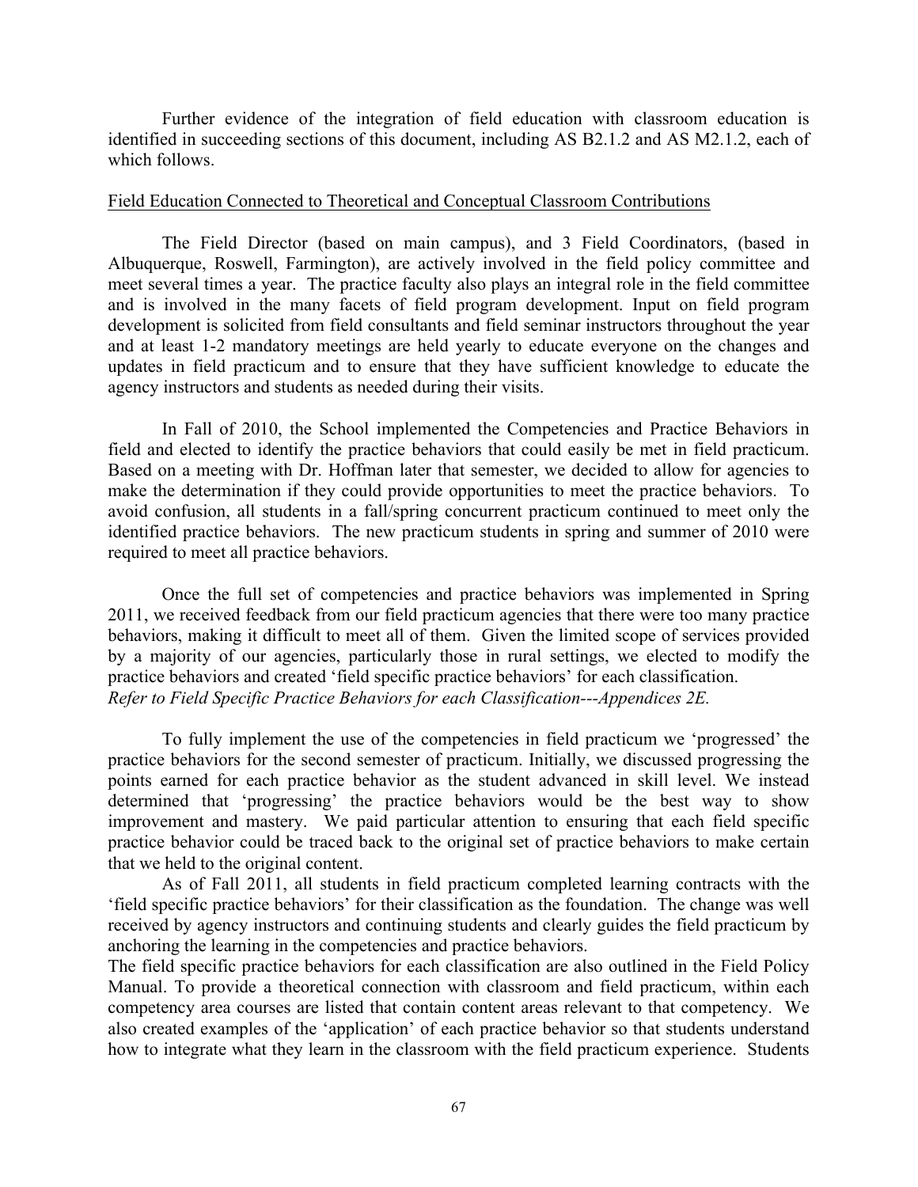Further evidence of the integration of field education with classroom education is identified in succeeding sections of this document, including AS B2.1.2 and AS M2.1.2, each of which follows.

Field Education Connected to Theoretical and Conceptual Classroom Contributions

The Field Director (based on main campus), and 3 Field Coordinators, (based in Albuquerque, Roswell, Farmington), are actively involved in the field policy committee and meet several times a year. The practice faculty also plays an integral role in the field committee and is involved in the many facets of field program development. Input on field program development is solicited from field consultants and field seminar instructors throughout the year and at least 1-2 mandatory meetings are held yearly to educate everyone on the changes and updates in field practicum and to ensure that they have sufficient knowledge to educate the agency instructors and students as needed during their visits.

In Fall of 2010, the School implemented the Competencies and Practice Behaviors in field and elected to identify the practice behaviors that could easily be met in field practicum. Based on a meeting with Dr. Hoffman later that semester, we decided to allow for agencies to make the determination if they could provide opportunities to meet the practice behaviors. To avoid confusion, all students in a fall/spring concurrent practicum continued to meet only the identified practice behaviors. The new practicum students in spring and summer of 2010 were required to meet all practice behaviors.

Once the full set of competencies and practice behaviors was implemented in Spring 2011, we received feedback from our field practicum agencies that there were too many practice behaviors, making it difficult to meet all of them. Given the limited scope of services provided by a majority of our agencies, particularly those in rural settings, we elected to modify the practice behaviors and created 'field specific practice behaviors' for each classification.
*Refer to Field Specific Practice Behaviors for each Classification---Appendices 2E.*

To fully implement the use of the competencies in field practicum we 'progressed' the practice behaviors for the second semester of practicum. Initially, we discussed progressing the points earned for each practice behavior as the student advanced in skill level. We instead determined that 'progressing' the practice behaviors would be the best way to show improvement and mastery. We paid particular attention to ensuring that each field specific practice behavior could be traced back to the original set of practice behaviors to make certain that we held to the original content.

As of Fall 2011, all students in field practicum completed learning contracts with the 'field specific practice behaviors' for their classification as the foundation. The change was well received by agency instructors and continuing students and clearly guides the field practicum by anchoring the learning in the competencies and practice behaviors.

The field specific practice behaviors for each classification are also outlined in the Field Policy Manual. To provide a theoretical connection with classroom and field practicum, within each competency area courses are listed that contain content areas relevant to that competency. We also created examples of the 'application' of each practice behavior so that students understand how to integrate what they learn in the classroom with the field practicum experience. Students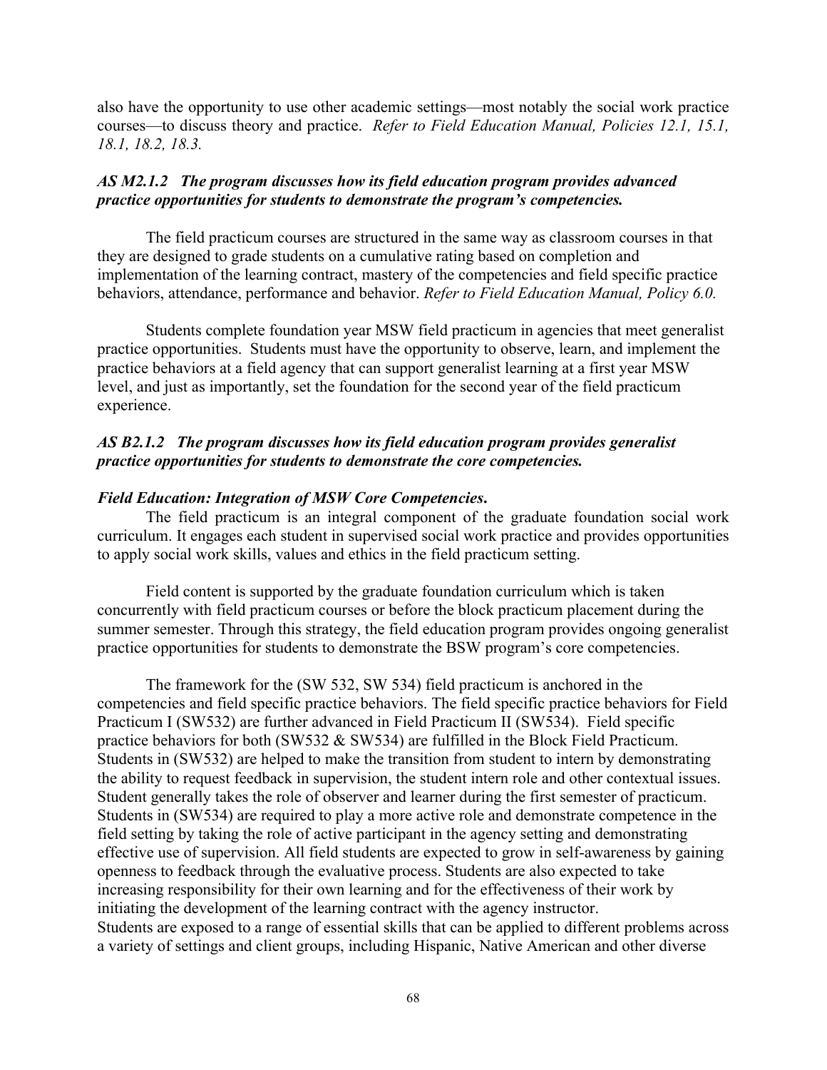also have the opportunity to use other academic settings—most notably the social work practice courses—to discuss theory and practice. *Refer to Field Education Manual, Policies 12.1, 15.1, 18.1, 18.2, 18.3.*

***AS M2.1.2 The program discusses how its field education program provides advanced practice opportunities for students to demonstrate the program's competencies.***

The field practicum courses are structured in the same way as classroom courses in that they are designed to grade students on a cumulative rating based on completion and implementation of the learning contract, mastery of the competencies and field specific practice behaviors, attendance, performance and behavior. *Refer to Field Education Manual, Policy 6.0.*

Students complete foundation year MSW field practicum in agencies that meet generalist practice opportunities. Students must have the opportunity to observe, learn, and implement the practice behaviors at a field agency that can support generalist learning at a first year MSW level, and just as importantly, set the foundation for the second year of the field practicum experience.

***AS B2.1.2 The program discusses how its field education program provides generalist practice opportunities for students to demonstrate the core competencies.***

***Field Education: Integration of MSW Core Competencies.***

The field practicum is an integral component of the graduate foundation social work curriculum. It engages each student in supervised social work practice and provides opportunities to apply social work skills, values and ethics in the field practicum setting.

Field content is supported by the graduate foundation curriculum which is taken concurrently with field practicum courses or before the block practicum placement during the summer semester. Through this strategy, the field education program provides ongoing generalist practice opportunities for students to demonstrate the BSW program's core competencies.

The framework for the (SW 532, SW 534) field practicum is anchored in the competencies and field specific practice behaviors. The field specific practice behaviors for Field Practicum I (SW532) are further advanced in Field Practicum II (SW534). Field specific practice behaviors for both (SW532 & SW534) are fulfilled in the Block Field Practicum. Students in (SW532) are helped to make the transition from student to intern by demonstrating the ability to request feedback in supervision, the student intern role and other contextual issues. Student generally takes the role of observer and learner during the first semester of practicum. Students in (SW534) are required to play a more active role and demonstrate competence in the field setting by taking the role of active participant in the agency setting and demonstrating effective use of supervision. All field students are expected to grow in self-awareness by gaining openness to feedback through the evaluative process. Students are also expected to take increasing responsibility for their own learning and for the effectiveness of their work by initiating the development of the learning contract with the agency instructor.
Students are exposed to a range of essential skills that can be applied to different problems across a variety of settings and client groups, including Hispanic, Native American and other diverse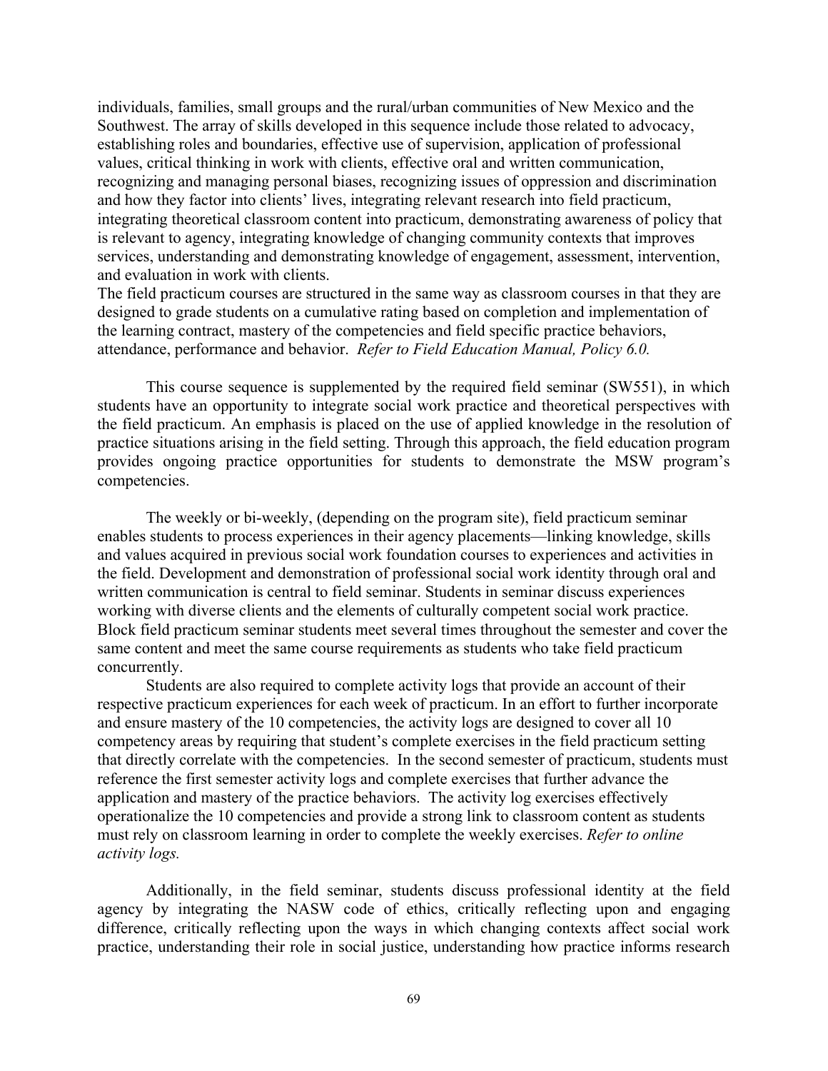individuals, families, small groups and the rural/urban communities of New Mexico and the Southwest. The array of skills developed in this sequence include those related to advocacy, establishing roles and boundaries, effective use of supervision, application of professional values, critical thinking in work with clients, effective oral and written communication, recognizing and managing personal biases, recognizing issues of oppression and discrimination and how they factor into clients' lives, integrating relevant research into field practicum, integrating theoretical classroom content into practicum, demonstrating awareness of policy that is relevant to agency, integrating knowledge of changing community contexts that improves services, understanding and demonstrating knowledge of engagement, assessment, intervention, and evaluation in work with clients.

The field practicum courses are structured in the same way as classroom courses in that they are designed to grade students on a cumulative rating based on completion and implementation of the learning contract, mastery of the competencies and field specific practice behaviors, attendance, performance and behavior. *Refer to Field Education Manual, Policy 6.0.*

This course sequence is supplemented by the required field seminar (SW551), in which students have an opportunity to integrate social work practice and theoretical perspectives with the field practicum. An emphasis is placed on the use of applied knowledge in the resolution of practice situations arising in the field setting. Through this approach, the field education program provides ongoing practice opportunities for students to demonstrate the MSW program's competencies.

The weekly or bi-weekly, (depending on the program site), field practicum seminar enables students to process experiences in their agency placements—linking knowledge, skills and values acquired in previous social work foundation courses to experiences and activities in the field. Development and demonstration of professional social work identity through oral and written communication is central to field seminar. Students in seminar discuss experiences working with diverse clients and the elements of culturally competent social work practice. Block field practicum seminar students meet several times throughout the semester and cover the same content and meet the same course requirements as students who take field practicum concurrently.

Students are also required to complete activity logs that provide an account of their respective practicum experiences for each week of practicum. In an effort to further incorporate and ensure mastery of the 10 competencies, the activity logs are designed to cover all 10 competency areas by requiring that student's complete exercises in the field practicum setting that directly correlate with the competencies. In the second semester of practicum, students must reference the first semester activity logs and complete exercises that further advance the application and mastery of the practice behaviors. The activity log exercises effectively operationalize the 10 competencies and provide a strong link to classroom content as students must rely on classroom learning in order to complete the weekly exercises. *Refer to online activity logs.*

Additionally, in the field seminar, students discuss professional identity at the field agency by integrating the NASW code of ethics, critically reflecting upon and engaging difference, critically reflecting upon the ways in which changing contexts affect social work practice, understanding their role in social justice, understanding how practice informs research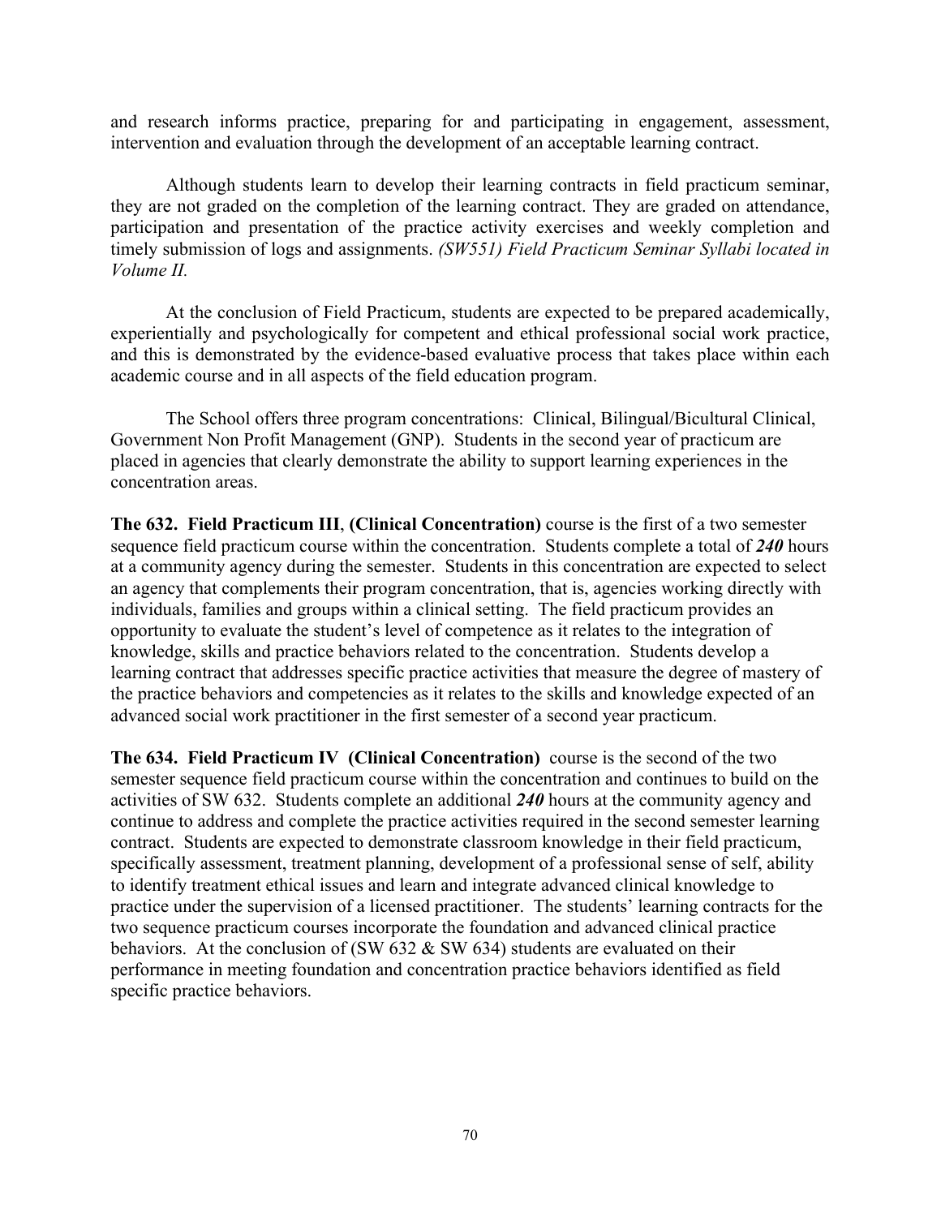and research informs practice, preparing for and participating in engagement, assessment, intervention and evaluation through the development of an acceptable learning contract.

Although students learn to develop their learning contracts in field practicum seminar, they are not graded on the completion of the learning contract. They are graded on attendance, participation and presentation of the practice activity exercises and weekly completion and timely submission of logs and assignments. *(SW551) Field Practicum Seminar Syllabi located in Volume II.*

At the conclusion of Field Practicum, students are expected to be prepared academically, experientially and psychologically for competent and ethical professional social work practice, and this is demonstrated by the evidence-based evaluative process that takes place within each academic course and in all aspects of the field education program.

The School offers three program concentrations: Clinical, Bilingual/Bicultural Clinical, Government Non Profit Management (GNP). Students in the second year of practicum are placed in agencies that clearly demonstrate the ability to support learning experiences in the concentration areas.

**The 632. Field Practicum III**, **(Clinical Concentration)** course is the first of a two semester sequence field practicum course within the concentration. Students complete a total of ***240*** hours at a community agency during the semester. Students in this concentration are expected to select an agency that complements their program concentration, that is, agencies working directly with individuals, families and groups within a clinical setting. The field practicum provides an opportunity to evaluate the student's level of competence as it relates to the integration of knowledge, skills and practice behaviors related to the concentration. Students develop a learning contract that addresses specific practice activities that measure the degree of mastery of the practice behaviors and competencies as it relates to the skills and knowledge expected of an advanced social work practitioner in the first semester of a second year practicum.

**The 634. Field Practicum IV (Clinical Concentration)** course is the second of the two semester sequence field practicum course within the concentration and continues to build on the activities of SW 632. Students complete an additional ***240*** hours at the community agency and continue to address and complete the practice activities required in the second semester learning contract. Students are expected to demonstrate classroom knowledge in their field practicum, specifically assessment, treatment planning, development of a professional sense of self, ability to identify treatment ethical issues and learn and integrate advanced clinical knowledge to practice under the supervision of a licensed practitioner. The students' learning contracts for the two sequence practicum courses incorporate the foundation and advanced clinical practice behaviors. At the conclusion of (SW 632 & SW 634) students are evaluated on their performance in meeting foundation and concentration practice behaviors identified as field specific practice behaviors.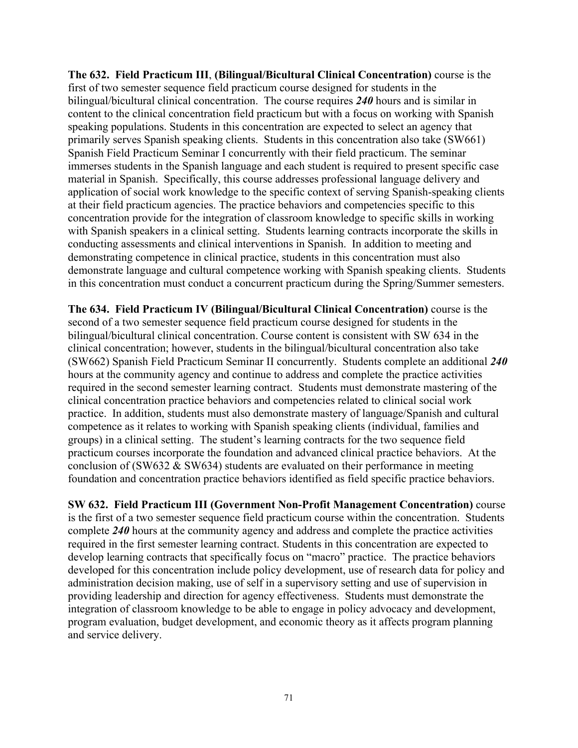**The 632. Field Practicum III**, **(Bilingual/Bicultural Clinical Concentration)** course is the first of two semester sequence field practicum course designed for students in the bilingual/bicultural clinical concentration. The course requires ***240*** hours and is similar in content to the clinical concentration field practicum but with a focus on working with Spanish speaking populations. Students in this concentration are expected to select an agency that primarily serves Spanish speaking clients. Students in this concentration also take (SW661) Spanish Field Practicum Seminar I concurrently with their field practicum. The seminar immerses students in the Spanish language and each student is required to present specific case material in Spanish. Specifically, this course addresses professional language delivery and application of social work knowledge to the specific context of serving Spanish-speaking clients at their field practicum agencies. The practice behaviors and competencies specific to this concentration provide for the integration of classroom knowledge to specific skills in working with Spanish speakers in a clinical setting. Students learning contracts incorporate the skills in conducting assessments and clinical interventions in Spanish. In addition to meeting and demonstrating competence in clinical practice, students in this concentration must also demonstrate language and cultural competence working with Spanish speaking clients. Students in this concentration must conduct a concurrent practicum during the Spring/Summer semesters.

**The 634. Field Practicum IV (Bilingual/Bicultural Clinical Concentration)** course is the second of a two semester sequence field practicum course designed for students in the bilingual/bicultural clinical concentration. Course content is consistent with SW 634 in the clinical concentration; however, students in the bilingual/bicultural concentration also take (SW662) Spanish Field Practicum Seminar II concurrently. Students complete an additional ***240*** hours at the community agency and continue to address and complete the practice activities required in the second semester learning contract. Students must demonstrate mastering of the clinical concentration practice behaviors and competencies related to clinical social work practice. In addition, students must also demonstrate mastery of language/Spanish and cultural competence as it relates to working with Spanish speaking clients (individual, families and groups) in a clinical setting. The student's learning contracts for the two sequence field practicum courses incorporate the foundation and advanced clinical practice behaviors. At the conclusion of (SW632 & SW634) students are evaluated on their performance in meeting foundation and concentration practice behaviors identified as field specific practice behaviors.

**SW 632. Field Practicum III (Government Non-Profit Management Concentration)** course is the first of a two semester sequence field practicum course within the concentration. Students complete ***240*** hours at the community agency and address and complete the practice activities required in the first semester learning contract. Students in this concentration are expected to develop learning contracts that specifically focus on "macro" practice. The practice behaviors developed for this concentration include policy development, use of research data for policy and administration decision making, use of self in a supervisory setting and use of supervision in providing leadership and direction for agency effectiveness. Students must demonstrate the integration of classroom knowledge to be able to engage in policy advocacy and development, program evaluation, budget development, and economic theory as it affects program planning and service delivery.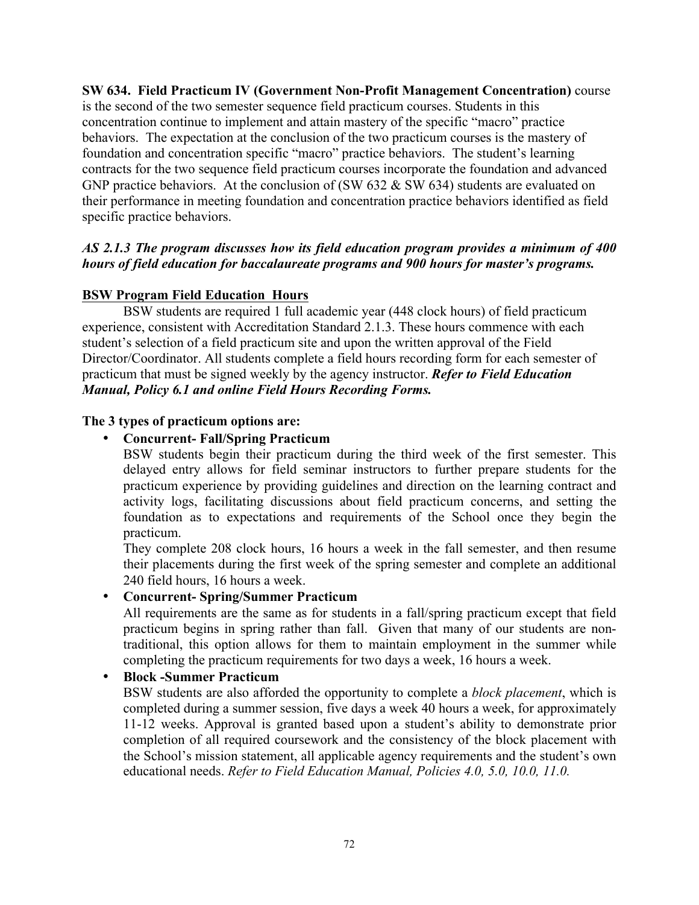**SW 634. Field Practicum IV (Government Non-Profit Management Concentration)** course is the second of the two semester sequence field practicum courses. Students in this concentration continue to implement and attain mastery of the specific "macro" practice behaviors. The expectation at the conclusion of the two practicum courses is the mastery of foundation and concentration specific "macro" practice behaviors. The student's learning contracts for the two sequence field practicum courses incorporate the foundation and advanced GNP practice behaviors. At the conclusion of (SW 632 & SW 634) students are evaluated on their performance in meeting foundation and concentration practice behaviors identified as field specific practice behaviors.

***AS 2.1.3 The program discusses how its field education program provides a minimum of 400 hours of field education for baccalaureate programs and 900 hours for master's programs.***

**BSW Program Field Education Hours**

BSW students are required 1 full academic year (448 clock hours) of field practicum experience, consistent with Accreditation Standard 2.1.3. These hours commence with each student's selection of a field practicum site and upon the written approval of the Field Director/Coordinator. All students complete a field hours recording form for each semester of practicum that must be signed weekly by the agency instructor. ***Refer to Field Education Manual, Policy 6.1 and online Field Hours Recording Forms.***

**The 3 types of practicum options are:**

- **Concurrent- Fall/Spring Practicum**
  BSW students begin their practicum during the third week of the first semester. This delayed entry allows for field seminar instructors to further prepare students for the practicum experience by providing guidelines and direction on the learning contract and activity logs, facilitating discussions about field practicum concerns, and setting the foundation as to expectations and requirements of the School once they begin the practicum.
  They complete 208 clock hours, 16 hours a week in the fall semester, and then resume their placements during the first week of the spring semester and complete an additional 240 field hours, 16 hours a week.
- **Concurrent- Spring/Summer Practicum**
  All requirements are the same as for students in a fall/spring practicum except that field practicum begins in spring rather than fall. Given that many of our students are non-traditional, this option allows for them to maintain employment in the summer while completing the practicum requirements for two days a week, 16 hours a week.
- **Block -Summer Practicum**
  BSW students are also afforded the opportunity to complete a *block placement*, which is completed during a summer session, five days a week 40 hours a week, for approximately 11-12 weeks. Approval is granted based upon a student's ability to demonstrate prior completion of all required coursework and the consistency of the block placement with the School's mission statement, all applicable agency requirements and the student's own educational needs. *Refer to Field Education Manual, Policies 4.0, 5.0, 10.0, 11.0.*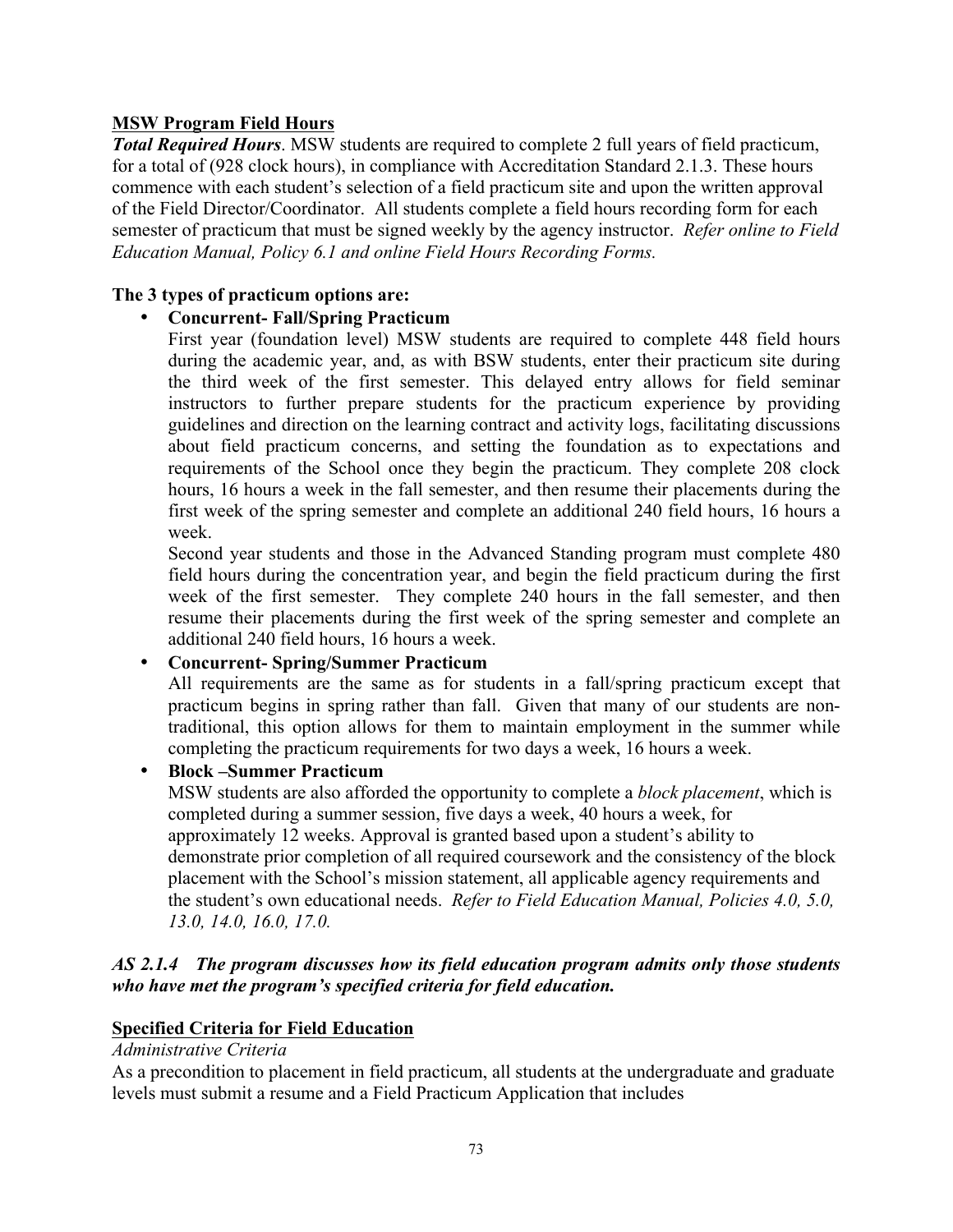**MSW Program Field Hours**

***Total Required Hours***. MSW students are required to complete 2 full years of field practicum, for a total of (928 clock hours), in compliance with Accreditation Standard 2.1.3. These hours commence with each student's selection of a field practicum site and upon the written approval of the Field Director/Coordinator. All students complete a field hours recording form for each semester of practicum that must be signed weekly by the agency instructor. *Refer online to Field Education Manual, Policy 6.1 and online Field Hours Recording Forms.*

**The 3 types of practicum options are:**

- **Concurrent- Fall/Spring Practicum**

  First year (foundation level) MSW students are required to complete 448 field hours during the academic year, and, as with BSW students, enter their practicum site during the third week of the first semester. This delayed entry allows for field seminar instructors to further prepare students for the practicum experience by providing guidelines and direction on the learning contract and activity logs, facilitating discussions about field practicum concerns, and setting the foundation as to expectations and requirements of the School once they begin the practicum. They complete 208 clock hours, 16 hours a week in the fall semester, and then resume their placements during the first week of the spring semester and complete an additional 240 field hours, 16 hours a week.

  Second year students and those in the Advanced Standing program must complete 480 field hours during the concentration year, and begin the field practicum during the first week of the first semester. They complete 240 hours in the fall semester, and then resume their placements during the first week of the spring semester and complete an additional 240 field hours, 16 hours a week.

- **Concurrent- Spring/Summer Practicum**

  All requirements are the same as for students in a fall/spring practicum except that practicum begins in spring rather than fall. Given that many of our students are non-traditional, this option allows for them to maintain employment in the summer while completing the practicum requirements for two days a week, 16 hours a week.

- **Block –Summer Practicum**

  MSW students are also afforded the opportunity to complete a *block placement*, which is completed during a summer session, five days a week, 40 hours a week, for approximately 12 weeks. Approval is granted based upon a student's ability to demonstrate prior completion of all required coursework and the consistency of the block placement with the School's mission statement, all applicable agency requirements and the student's own educational needs. *Refer to Field Education Manual, Policies 4.0, 5.0, 13.0, 14.0, 16.0, 17.0.*

***AS 2.1.4 The program discusses how its field education program admits only those students who have met the program's specified criteria for field education.***

**Specified Criteria for Field Education**

*Administrative Criteria*

As a precondition to placement in field practicum, all students at the undergraduate and graduate levels must submit a resume and a Field Practicum Application that includes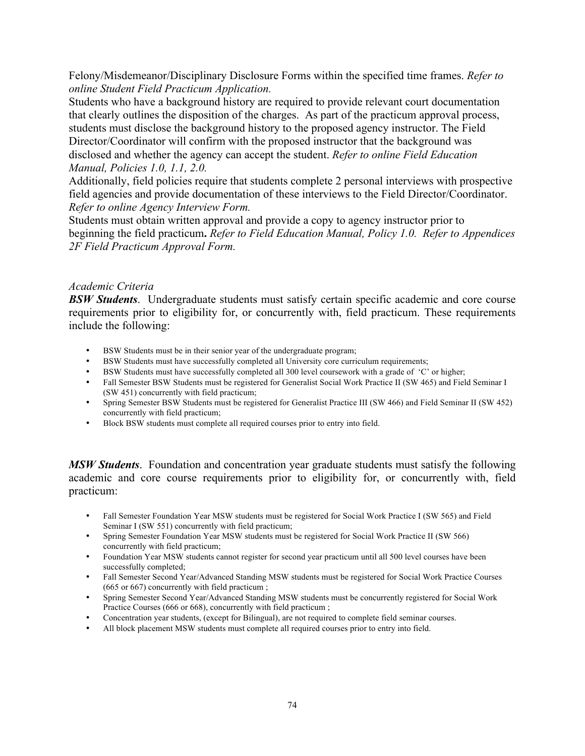Felony/Misdemeanor/Disciplinary Disclosure Forms within the specified time frames. *Refer to online Student Field Practicum Application.*

Students who have a background history are required to provide relevant court documentation that clearly outlines the disposition of the charges. As part of the practicum approval process, students must disclose the background history to the proposed agency instructor. The Field Director/Coordinator will confirm with the proposed instructor that the background was disclosed and whether the agency can accept the student. *Refer to online Field Education Manual, Policies 1.0, 1.1, 2.0.*

Additionally, field policies require that students complete 2 personal interviews with prospective field agencies and provide documentation of these interviews to the Field Director/Coordinator. *Refer to online Agency Interview Form.*

Students must obtain written approval and provide a copy to agency instructor prior to beginning the field practicum**.** *Refer to Field Education Manual, Policy 1.0. Refer to Appendices 2F Field Practicum Approval Form.*

*Academic Criteria*

***BSW Students***. Undergraduate students must satisfy certain specific academic and core course requirements prior to eligibility for, or concurrently with, field practicum. These requirements include the following:

- BSW Students must be in their senior year of the undergraduate program;
- BSW Students must have successfully completed all University core curriculum requirements;
- BSW Students must have successfully completed all 300 level coursework with a grade of 'C' or higher;
- Fall Semester BSW Students must be registered for Generalist Social Work Practice II (SW 465) and Field Seminar I (SW 451) concurrently with field practicum;
- Spring Semester BSW Students must be registered for Generalist Practice III (SW 466) and Field Seminar II (SW 452) concurrently with field practicum;
- Block BSW students must complete all required courses prior to entry into field.

***MSW Students***. Foundation and concentration year graduate students must satisfy the following academic and core course requirements prior to eligibility for, or concurrently with, field practicum:

- Fall Semester Foundation Year MSW students must be registered for Social Work Practice I (SW 565) and Field Seminar I (SW 551) concurrently with field practicum;
- Spring Semester Foundation Year MSW students must be registered for Social Work Practice II (SW 566) concurrently with field practicum;
- Foundation Year MSW students cannot register for second year practicum until all 500 level courses have been successfully completed;
- Fall Semester Second Year/Advanced Standing MSW students must be registered for Social Work Practice Courses (665 or 667) concurrently with field practicum ;
- Spring Semester Second Year/Advanced Standing MSW students must be concurrently registered for Social Work Practice Courses (666 or 668), concurrently with field practicum ;
- Concentration year students, (except for Bilingual), are not required to complete field seminar courses.
- All block placement MSW students must complete all required courses prior to entry into field.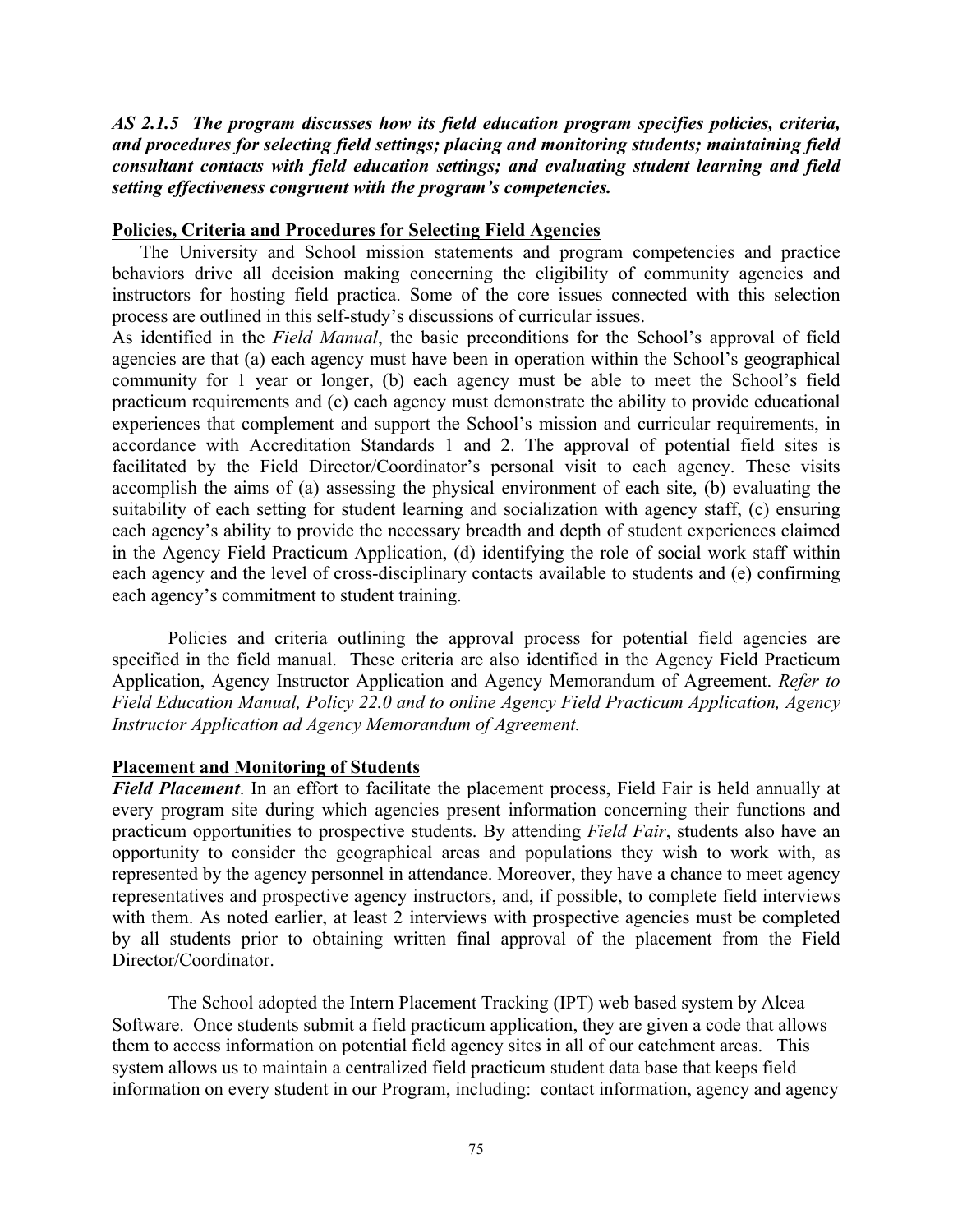***AS 2.1.5 The program discusses how its field education program specifies policies, criteria, and procedures for selecting field settings; placing and monitoring students; maintaining field consultant contacts with field education settings; and evaluating student learning and field setting effectiveness congruent with the program's competencies.***

**Policies, Criteria and Procedures for Selecting Field Agencies**

The University and School mission statements and program competencies and practice behaviors drive all decision making concerning the eligibility of community agencies and instructors for hosting field practica. Some of the core issues connected with this selection process are outlined in this self-study's discussions of curricular issues.

As identified in the *Field Manual*, the basic preconditions for the School's approval of field agencies are that (a) each agency must have been in operation within the School's geographical community for 1 year or longer, (b) each agency must be able to meet the School's field practicum requirements and (c) each agency must demonstrate the ability to provide educational experiences that complement and support the School's mission and curricular requirements, in accordance with Accreditation Standards 1 and 2. The approval of potential field sites is facilitated by the Field Director/Coordinator's personal visit to each agency. These visits accomplish the aims of (a) assessing the physical environment of each site, (b) evaluating the suitability of each setting for student learning and socialization with agency staff, (c) ensuring each agency's ability to provide the necessary breadth and depth of student experiences claimed in the Agency Field Practicum Application, (d) identifying the role of social work staff within each agency and the level of cross-disciplinary contacts available to students and (e) confirming each agency's commitment to student training.

Policies and criteria outlining the approval process for potential field agencies are specified in the field manual. These criteria are also identified in the Agency Field Practicum Application, Agency Instructor Application and Agency Memorandum of Agreement. *Refer to Field Education Manual, Policy 22.0 and to online Agency Field Practicum Application, Agency Instructor Application ad Agency Memorandum of Agreement.*

**Placement and Monitoring of Students**

***Field Placement***. In an effort to facilitate the placement process, Field Fair is held annually at every program site during which agencies present information concerning their functions and practicum opportunities to prospective students. By attending *Field Fair*, students also have an opportunity to consider the geographical areas and populations they wish to work with, as represented by the agency personnel in attendance. Moreover, they have a chance to meet agency representatives and prospective agency instructors, and, if possible, to complete field interviews with them. As noted earlier, at least 2 interviews with prospective agencies must be completed by all students prior to obtaining written final approval of the placement from the Field Director/Coordinator.

The School adopted the Intern Placement Tracking (IPT) web based system by Alcea Software. Once students submit a field practicum application, they are given a code that allows them to access information on potential field agency sites in all of our catchment areas. This system allows us to maintain a centralized field practicum student data base that keeps field information on every student in our Program, including: contact information, agency and agency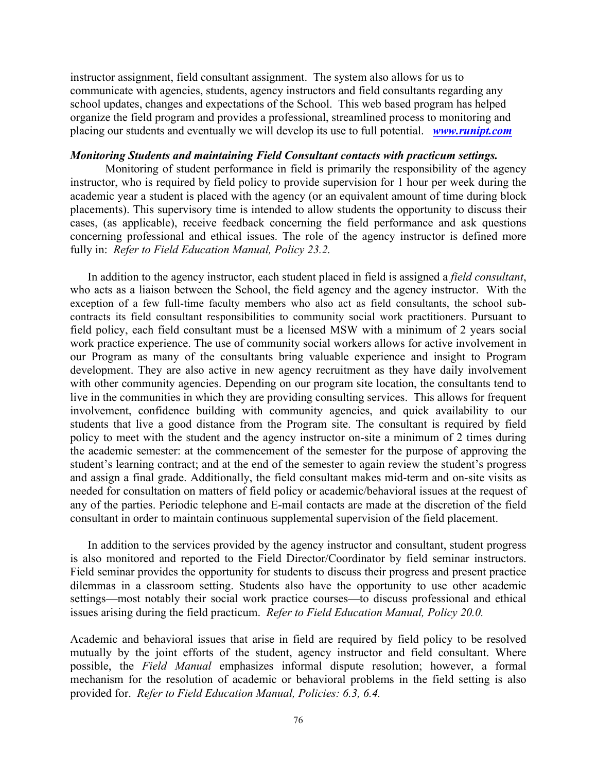instructor assignment, field consultant assignment. The system also allows for us to communicate with agencies, students, agency instructors and field consultants regarding any school updates, changes and expectations of the School. This web based program has helped organize the field program and provides a professional, streamlined process to monitoring and placing our students and eventually we will develop its use to full potential. ***www.runipt.com***

***Monitoring Students and maintaining Field Consultant contacts with practicum settings.***

Monitoring of student performance in field is primarily the responsibility of the agency instructor, who is required by field policy to provide supervision for 1 hour per week during the academic year a student is placed with the agency (or an equivalent amount of time during block placements). This supervisory time is intended to allow students the opportunity to discuss their cases, (as applicable), receive feedback concerning the field performance and ask questions concerning professional and ethical issues. The role of the agency instructor is defined more fully in: *Refer to Field Education Manual, Policy 23.2.*

In addition to the agency instructor, each student placed in field is assigned a *field consultant*, who acts as a liaison between the School, the field agency and the agency instructor. With the exception of a few full-time faculty members who also act as field consultants, the school sub-contracts its field consultant responsibilities to community social work practitioners. Pursuant to field policy, each field consultant must be a licensed MSW with a minimum of 2 years social work practice experience. The use of community social workers allows for active involvement in our Program as many of the consultants bring valuable experience and insight to Program development. They are also active in new agency recruitment as they have daily involvement with other community agencies. Depending on our program site location, the consultants tend to live in the communities in which they are providing consulting services. This allows for frequent involvement, confidence building with community agencies, and quick availability to our students that live a good distance from the Program site. The consultant is required by field policy to meet with the student and the agency instructor on-site a minimum of 2 times during the academic semester: at the commencement of the semester for the purpose of approving the student's learning contract; and at the end of the semester to again review the student's progress and assign a final grade. Additionally, the field consultant makes mid-term and on-site visits as needed for consultation on matters of field policy or academic/behavioral issues at the request of any of the parties. Periodic telephone and E-mail contacts are made at the discretion of the field consultant in order to maintain continuous supplemental supervision of the field placement.

In addition to the services provided by the agency instructor and consultant, student progress is also monitored and reported to the Field Director/Coordinator by field seminar instructors. Field seminar provides the opportunity for students to discuss their progress and present practice dilemmas in a classroom setting. Students also have the opportunity to use other academic settings—most notably their social work practice courses—to discuss professional and ethical issues arising during the field practicum. *Refer to Field Education Manual, Policy 20.0.*

Academic and behavioral issues that arise in field are required by field policy to be resolved mutually by the joint efforts of the student, agency instructor and field consultant. Where possible, the *Field Manual* emphasizes informal dispute resolution; however, a formal mechanism for the resolution of academic or behavioral problems in the field setting is also provided for. *Refer to Field Education Manual, Policies: 6.3, 6.4.*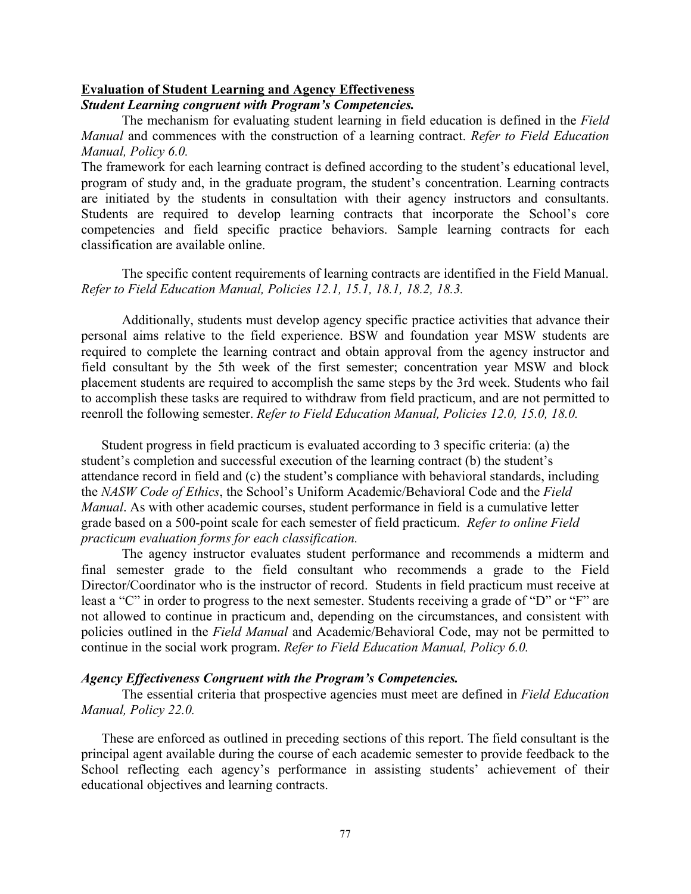## Evaluation of Student Learning and Agency Effectiveness

***Student Learning congruent with Program's Competencies.***

The mechanism for evaluating student learning in field education is defined in the *Field Manual* and commences with the construction of a learning contract. *Refer to Field Education Manual, Policy 6.0.*

The framework for each learning contract is defined according to the student's educational level, program of study and, in the graduate program, the student's concentration. Learning contracts are initiated by the students in consultation with their agency instructors and consultants. Students are required to develop learning contracts that incorporate the School's core competencies and field specific practice behaviors. Sample learning contracts for each classification are available online.

The specific content requirements of learning contracts are identified in the Field Manual. *Refer to Field Education Manual, Policies 12.1, 15.1, 18.1, 18.2, 18.3.*

Additionally, students must develop agency specific practice activities that advance their personal aims relative to the field experience. BSW and foundation year MSW students are required to complete the learning contract and obtain approval from the agency instructor and field consultant by the 5th week of the first semester; concentration year MSW and block placement students are required to accomplish the same steps by the 3rd week. Students who fail to accomplish these tasks are required to withdraw from field practicum, and are not permitted to reenroll the following semester. *Refer to Field Education Manual, Policies 12.0, 15.0, 18.0.*

Student progress in field practicum is evaluated according to 3 specific criteria: (a) the student's completion and successful execution of the learning contract (b) the student's attendance record in field and (c) the student's compliance with behavioral standards, including the *NASW Code of Ethics*, the School's Uniform Academic/Behavioral Code and the *Field Manual*. As with other academic courses, student performance in field is a cumulative letter grade based on a 500-point scale for each semester of field practicum. *Refer to online Field practicum evaluation forms for each classification.*

The agency instructor evaluates student performance and recommends a midterm and final semester grade to the field consultant who recommends a grade to the Field Director/Coordinator who is the instructor of record. Students in field practicum must receive at least a "C" in order to progress to the next semester. Students receiving a grade of "D" or "F" are not allowed to continue in practicum and, depending on the circumstances, and consistent with policies outlined in the *Field Manual* and Academic/Behavioral Code, may not be permitted to continue in the social work program. *Refer to Field Education Manual, Policy 6.0.*

***Agency Effectiveness Congruent with the Program's Competencies.***

The essential criteria that prospective agencies must meet are defined in *Field Education Manual, Policy 22.0.*

These are enforced as outlined in preceding sections of this report. The field consultant is the principal agent available during the course of each academic semester to provide feedback to the School reflecting each agency's performance in assisting students' achievement of their educational objectives and learning contracts.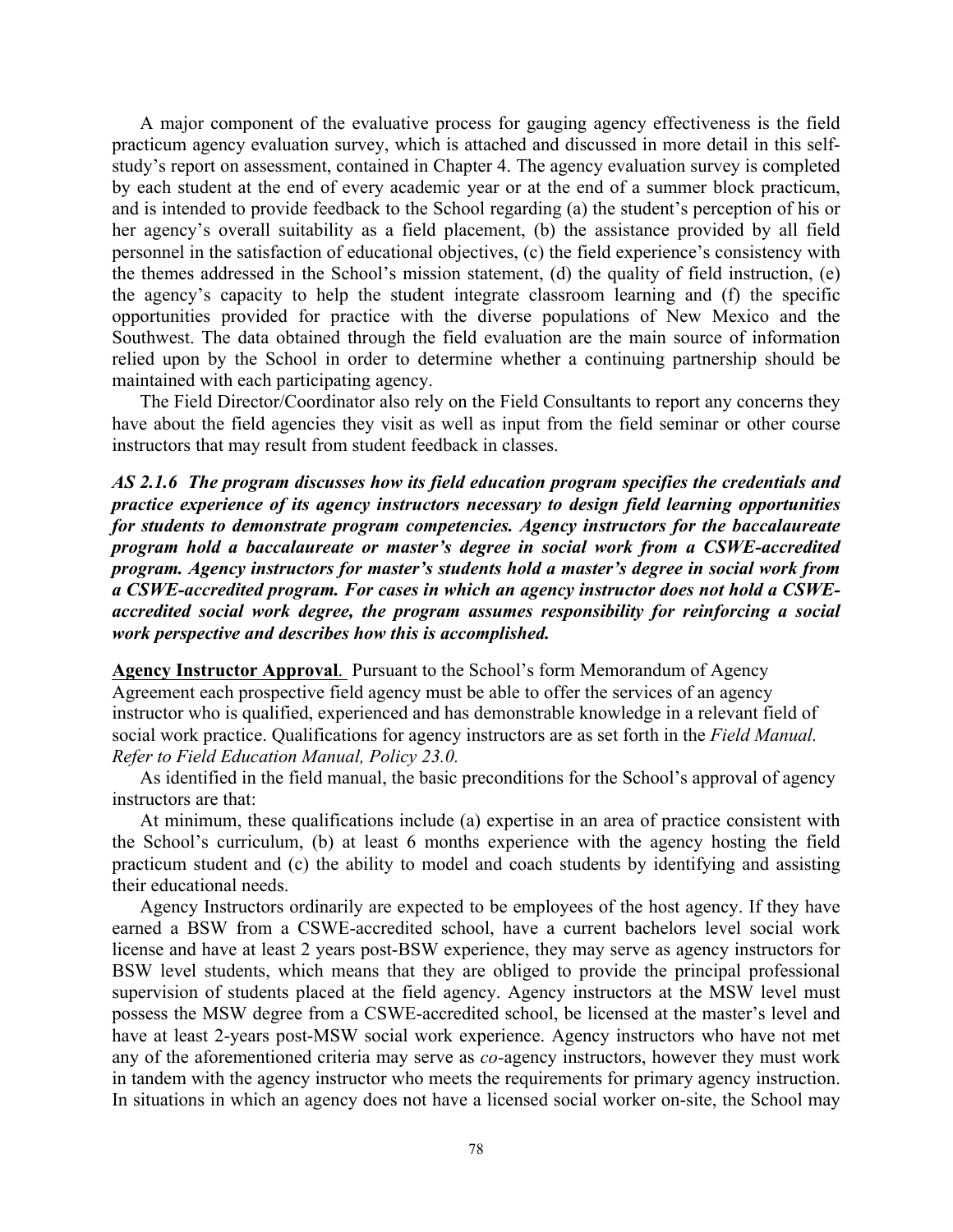A major component of the evaluative process for gauging agency effectiveness is the field practicum agency evaluation survey, which is attached and discussed in more detail in this self-study's report on assessment, contained in Chapter 4. The agency evaluation survey is completed by each student at the end of every academic year or at the end of a summer block practicum, and is intended to provide feedback to the School regarding (a) the student's perception of his or her agency's overall suitability as a field placement, (b) the assistance provided by all field personnel in the satisfaction of educational objectives, (c) the field experience's consistency with the themes addressed in the School's mission statement, (d) the quality of field instruction, (e) the agency's capacity to help the student integrate classroom learning and (f) the specific opportunities provided for practice with the diverse populations of New Mexico and the Southwest. The data obtained through the field evaluation are the main source of information relied upon by the School in order to determine whether a continuing partnership should be maintained with each participating agency.

The Field Director/Coordinator also rely on the Field Consultants to report any concerns they have about the field agencies they visit as well as input from the field seminar or other course instructors that may result from student feedback in classes.

***AS 2.1.6 The program discusses how its field education program specifies the credentials and practice experience of its agency instructors necessary to design field learning opportunities for students to demonstrate program competencies. Agency instructors for the baccalaureate program hold a baccalaureate or master's degree in social work from a CSWE-accredited program. Agency instructors for master's students hold a master's degree in social work from a CSWE-accredited program. For cases in which an agency instructor does not hold a CSWE-accredited social work degree, the program assumes responsibility for reinforcing a social work perspective and describes how this is accomplished.***

**Agency Instructor Approval**. Pursuant to the School's form Memorandum of Agency Agreement each prospective field agency must be able to offer the services of an agency instructor who is qualified, experienced and has demonstrable knowledge in a relevant field of social work practice. Qualifications for agency instructors are as set forth in the *Field Manual. Refer to Field Education Manual, Policy 23.0.*

As identified in the field manual, the basic preconditions for the School's approval of agency instructors are that:

At minimum, these qualifications include (a) expertise in an area of practice consistent with the School's curriculum, (b) at least 6 months experience with the agency hosting the field practicum student and (c) the ability to model and coach students by identifying and assisting their educational needs.

Agency Instructors ordinarily are expected to be employees of the host agency. If they have earned a BSW from a CSWE-accredited school, have a current bachelors level social work license and have at least 2 years post-BSW experience, they may serve as agency instructors for BSW level students, which means that they are obliged to provide the principal professional supervision of students placed at the field agency. Agency instructors at the MSW level must possess the MSW degree from a CSWE-accredited school, be licensed at the master's level and have at least 2-years post-MSW social work experience. Agency instructors who have not met any of the aforementioned criteria may serve as *co*-agency instructors, however they must work in tandem with the agency instructor who meets the requirements for primary agency instruction. In situations in which an agency does not have a licensed social worker on-site, the School may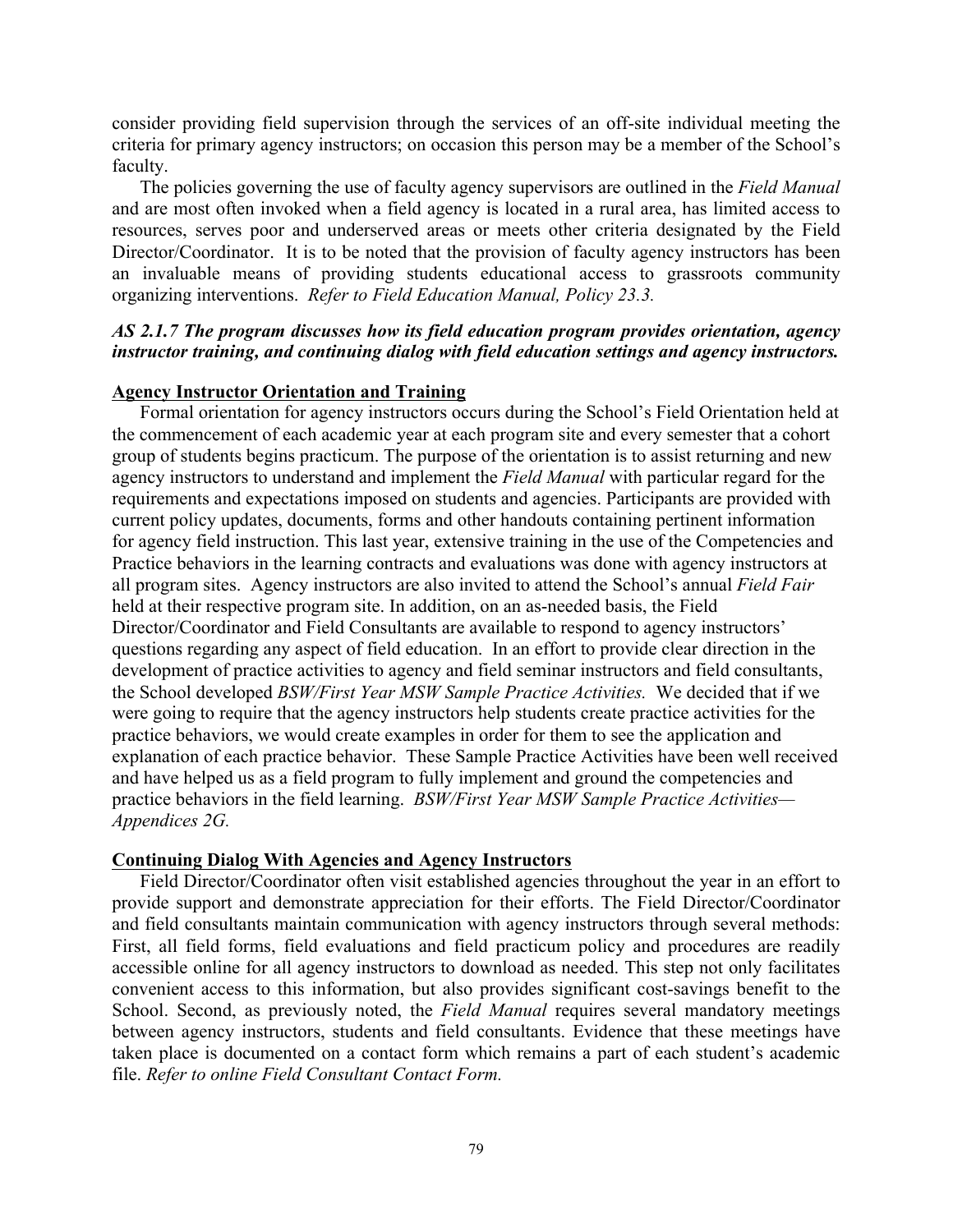consider providing field supervision through the services of an off-site individual meeting the criteria for primary agency instructors; on occasion this person may be a member of the School's faculty.

The policies governing the use of faculty agency supervisors are outlined in the *Field Manual* and are most often invoked when a field agency is located in a rural area, has limited access to resources, serves poor and underserved areas or meets other criteria designated by the Field Director/Coordinator. It is to be noted that the provision of faculty agency instructors has been an invaluable means of providing students educational access to grassroots community organizing interventions. *Refer to Field Education Manual, Policy 23.3.*

***AS 2.1.7 The program discusses how its field education program provides orientation, agency instructor training, and continuing dialog with field education settings and agency instructors.***

**Agency Instructor Orientation and Training**

Formal orientation for agency instructors occurs during the School's Field Orientation held at the commencement of each academic year at each program site and every semester that a cohort group of students begins practicum. The purpose of the orientation is to assist returning and new agency instructors to understand and implement the *Field Manual* with particular regard for the requirements and expectations imposed on students and agencies. Participants are provided with current policy updates, documents, forms and other handouts containing pertinent information for agency field instruction. This last year, extensive training in the use of the Competencies and Practice behaviors in the learning contracts and evaluations was done with agency instructors at all program sites. Agency instructors are also invited to attend the School's annual *Field Fair* held at their respective program site. In addition, on an as-needed basis, the Field Director/Coordinator and Field Consultants are available to respond to agency instructors' questions regarding any aspect of field education. In an effort to provide clear direction in the development of practice activities to agency and field seminar instructors and field consultants, the School developed *BSW/First Year MSW Sample Practice Activities.* We decided that if we were going to require that the agency instructors help students create practice activities for the practice behaviors, we would create examples in order for them to see the application and explanation of each practice behavior. These Sample Practice Activities have been well received and have helped us as a field program to fully implement and ground the competencies and practice behaviors in the field learning. *BSW/First Year MSW Sample Practice Activities—Appendices 2G.*

**Continuing Dialog With Agencies and Agency Instructors**

Field Director/Coordinator often visit established agencies throughout the year in an effort to provide support and demonstrate appreciation for their efforts. The Field Director/Coordinator and field consultants maintain communication with agency instructors through several methods: First, all field forms, field evaluations and field practicum policy and procedures are readily accessible online for all agency instructors to download as needed. This step not only facilitates convenient access to this information, but also provides significant cost-savings benefit to the School. Second, as previously noted, the *Field Manual* requires several mandatory meetings between agency instructors, students and field consultants. Evidence that these meetings have taken place is documented on a contact form which remains a part of each student's academic file. *Refer to online Field Consultant Contact Form.*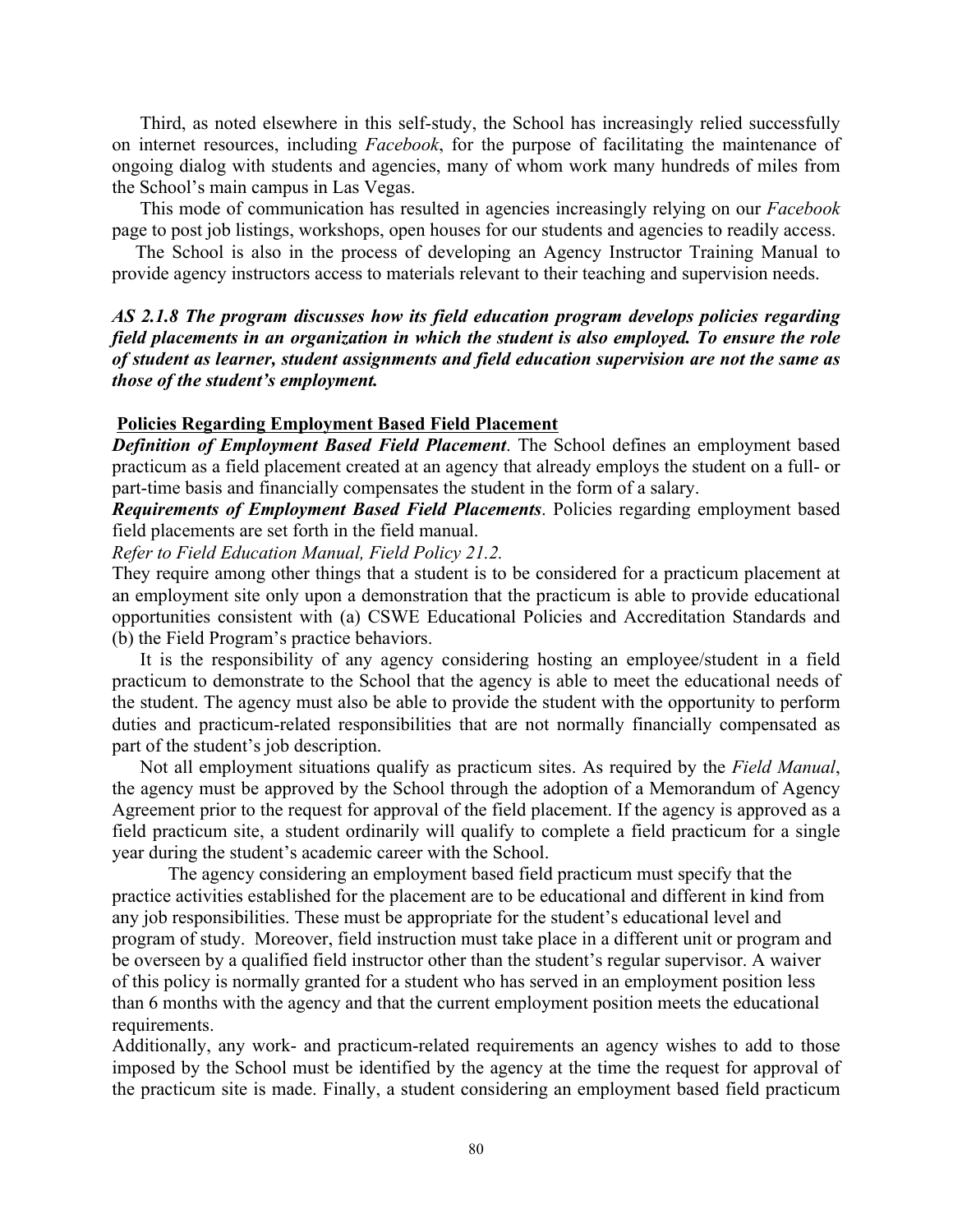Third, as noted elsewhere in this self-study, the School has increasingly relied successfully on internet resources, including *Facebook*, for the purpose of facilitating the maintenance of ongoing dialog with students and agencies, many of whom work many hundreds of miles from the School's main campus in Las Vegas.

This mode of communication has resulted in agencies increasingly relying on our *Facebook* page to post job listings, workshops, open houses for our students and agencies to readily access.

The School is also in the process of developing an Agency Instructor Training Manual to provide agency instructors access to materials relevant to their teaching and supervision needs.

***AS 2.1.8 The program discusses how its field education program develops policies regarding field placements in an organization in which the student is also employed. To ensure the role of student as learner, student assignments and field education supervision are not the same as those of the student's employment.***

**Policies Regarding Employment Based Field Placement**

***Definition of Employment Based Field Placement***. The School defines an employment based practicum as a field placement created at an agency that already employs the student on a full- or part-time basis and financially compensates the student in the form of a salary.

***Requirements of Employment Based Field Placements***. Policies regarding employment based field placements are set forth in the field manual.

*Refer to Field Education Manual, Field Policy 21.2.*

They require among other things that a student is to be considered for a practicum placement at an employment site only upon a demonstration that the practicum is able to provide educational opportunities consistent with (a) CSWE Educational Policies and Accreditation Standards and (b) the Field Program's practice behaviors.

It is the responsibility of any agency considering hosting an employee/student in a field practicum to demonstrate to the School that the agency is able to meet the educational needs of the student. The agency must also be able to provide the student with the opportunity to perform duties and practicum-related responsibilities that are not normally financially compensated as part of the student's job description.

Not all employment situations qualify as practicum sites. As required by the *Field Manual*, the agency must be approved by the School through the adoption of a Memorandum of Agency Agreement prior to the request for approval of the field placement. If the agency is approved as a field practicum site, a student ordinarily will qualify to complete a field practicum for a single year during the student's academic career with the School.

The agency considering an employment based field practicum must specify that the practice activities established for the placement are to be educational and different in kind from any job responsibilities. These must be appropriate for the student's educational level and program of study. Moreover, field instruction must take place in a different unit or program and be overseen by a qualified field instructor other than the student's regular supervisor. A waiver of this policy is normally granted for a student who has served in an employment position less than 6 months with the agency and that the current employment position meets the educational requirements.

Additionally, any work- and practicum-related requirements an agency wishes to add to those imposed by the School must be identified by the agency at the time the request for approval of the practicum site is made. Finally, a student considering an employment based field practicum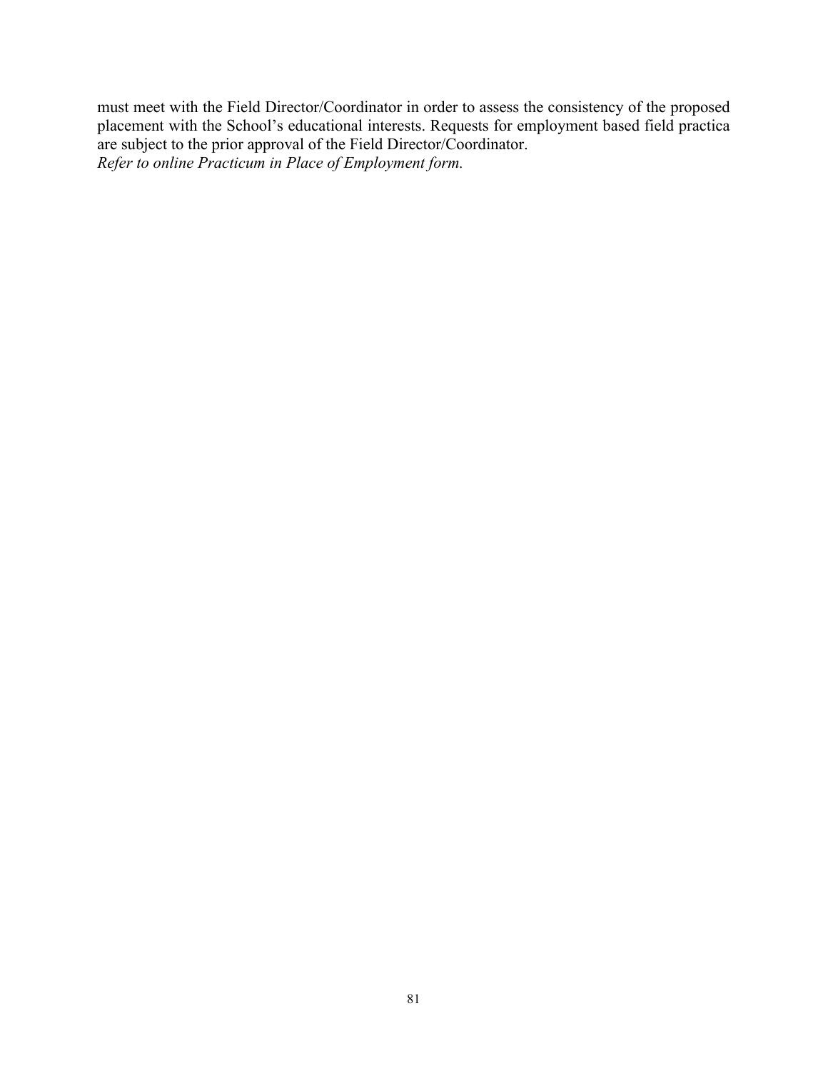must meet with the Field Director/Coordinator in order to assess the consistency of the proposed placement with the School's educational interests. Requests for employment based field practica are subject to the prior approval of the Field Director/Coordinator.
*Refer to online Practicum in Place of Employment form.*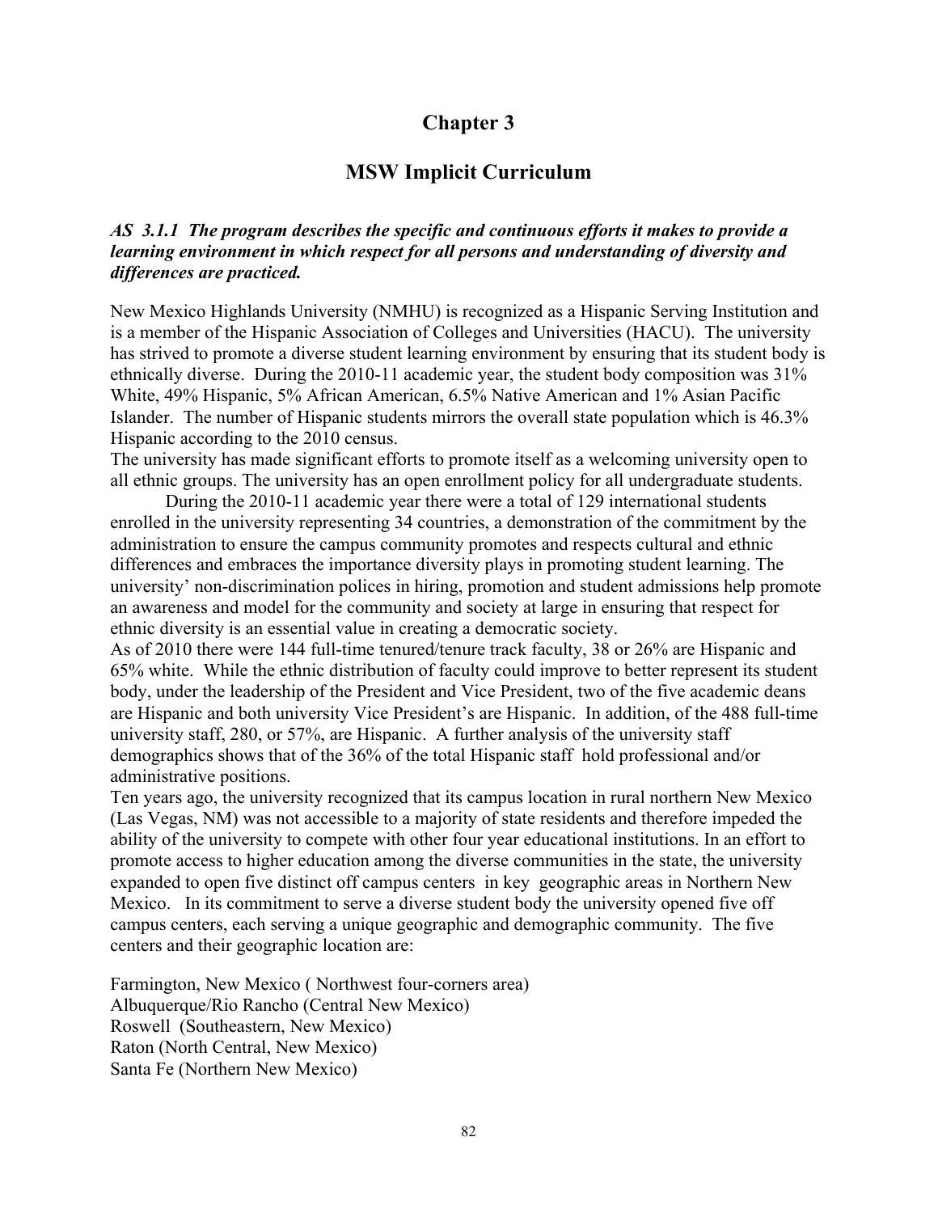# Chapter 3

## MSW Implicit Curriculum

***AS 3.1.1 The program describes the specific and continuous efforts it makes to provide a learning environment in which respect for all persons and understanding of diversity and differences are practiced.***

New Mexico Highlands University (NMHU) is recognized as a Hispanic Serving Institution and is a member of the Hispanic Association of Colleges and Universities (HACU). The university has strived to promote a diverse student learning environment by ensuring that its student body is ethnically diverse. During the 2010-11 academic year, the student body composition was 31% White, 49% Hispanic, 5% African American, 6.5% Native American and 1% Asian Pacific Islander. The number of Hispanic students mirrors the overall state population which is 46.3% Hispanic according to the 2010 census.

The university has made significant efforts to promote itself as a welcoming university open to all ethnic groups. The university has an open enrollment policy for all undergraduate students.

During the 2010-11 academic year there were a total of 129 international students enrolled in the university representing 34 countries, a demonstration of the commitment by the administration to ensure the campus community promotes and respects cultural and ethnic differences and embraces the importance diversity plays in promoting student learning. The university' non-discrimination polices in hiring, promotion and student admissions help promote an awareness and model for the community and society at large in ensuring that respect for ethnic diversity is an essential value in creating a democratic society.

As of 2010 there were 144 full-time tenured/tenure track faculty, 38 or 26% are Hispanic and 65% white. While the ethnic distribution of faculty could improve to better represent its student body, under the leadership of the President and Vice President, two of the five academic deans are Hispanic and both university Vice President's are Hispanic. In addition, of the 488 full-time university staff, 280, or 57%, are Hispanic. A further analysis of the university staff demographics shows that of the 36% of the total Hispanic staff hold professional and/or administrative positions.

Ten years ago, the university recognized that its campus location in rural northern New Mexico (Las Vegas, NM) was not accessible to a majority of state residents and therefore impeded the ability of the university to compete with other four year educational institutions. In an effort to promote access to higher education among the diverse communities in the state, the university expanded to open five distinct off campus centers in key geographic areas in Northern New Mexico. In its commitment to serve a diverse student body the university opened five off campus centers, each serving a unique geographic and demographic community. The five centers and their geographic location are:

Farmington, New Mexico ( Northwest four-corners area)
Albuquerque/Rio Rancho (Central New Mexico)
Roswell (Southeastern, New Mexico)
Raton (North Central, New Mexico)
Santa Fe (Northern New Mexico)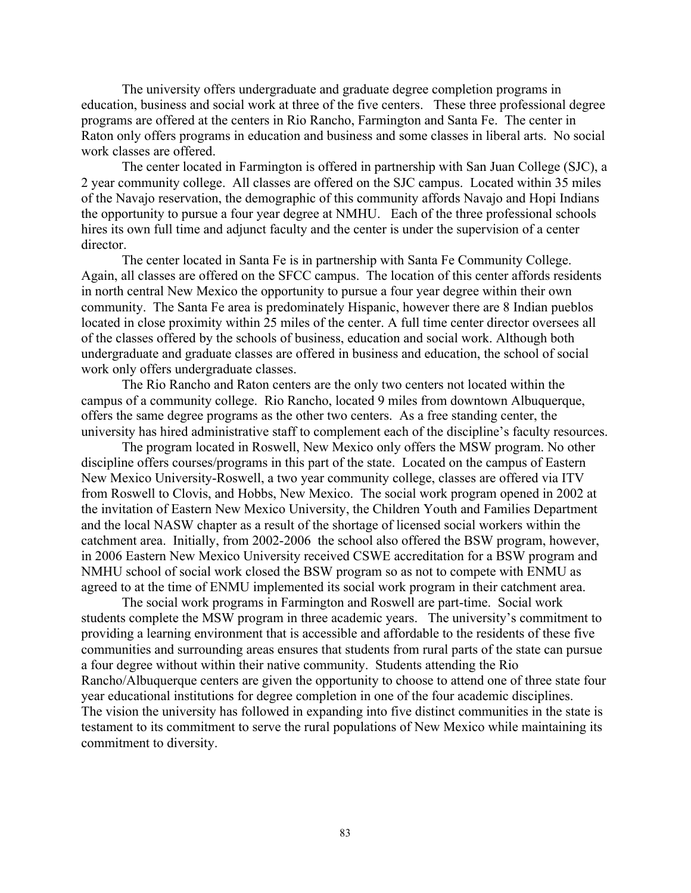The university offers undergraduate and graduate degree completion programs in education, business and social work at three of the five centers. These three professional degree programs are offered at the centers in Rio Rancho, Farmington and Santa Fe. The center in Raton only offers programs in education and business and some classes in liberal arts. No social work classes are offered.

The center located in Farmington is offered in partnership with San Juan College (SJC), a 2 year community college. All classes are offered on the SJC campus. Located within 35 miles of the Navajo reservation, the demographic of this community affords Navajo and Hopi Indians the opportunity to pursue a four year degree at NMHU. Each of the three professional schools hires its own full time and adjunct faculty and the center is under the supervision of a center director.

The center located in Santa Fe is in partnership with Santa Fe Community College. Again, all classes are offered on the SFCC campus. The location of this center affords residents in north central New Mexico the opportunity to pursue a four year degree within their own community. The Santa Fe area is predominately Hispanic, however there are 8 Indian pueblos located in close proximity within 25 miles of the center. A full time center director oversees all of the classes offered by the schools of business, education and social work. Although both undergraduate and graduate classes are offered in business and education, the school of social work only offers undergraduate classes.

The Rio Rancho and Raton centers are the only two centers not located within the campus of a community college. Rio Rancho, located 9 miles from downtown Albuquerque, offers the same degree programs as the other two centers. As a free standing center, the university has hired administrative staff to complement each of the discipline's faculty resources.

The program located in Roswell, New Mexico only offers the MSW program. No other discipline offers courses/programs in this part of the state. Located on the campus of Eastern New Mexico University-Roswell, a two year community college, classes are offered via ITV from Roswell to Clovis, and Hobbs, New Mexico. The social work program opened in 2002 at the invitation of Eastern New Mexico University, the Children Youth and Families Department and the local NASW chapter as a result of the shortage of licensed social workers within the catchment area. Initially, from 2002-2006 the school also offered the BSW program, however, in 2006 Eastern New Mexico University received CSWE accreditation for a BSW program and NMHU school of social work closed the BSW program so as not to compete with ENMU as agreed to at the time of ENMU implemented its social work program in their catchment area.

The social work programs in Farmington and Roswell are part-time. Social work students complete the MSW program in three academic years. The university's commitment to providing a learning environment that is accessible and affordable to the residents of these five communities and surrounding areas ensures that students from rural parts of the state can pursue a four degree without within their native community. Students attending the Rio Rancho/Albuquerque centers are given the opportunity to choose to attend one of three state four year educational institutions for degree completion in one of the four academic disciplines. The vision the university has followed in expanding into five distinct communities in the state is testament to its commitment to serve the rural populations of New Mexico while maintaining its commitment to diversity.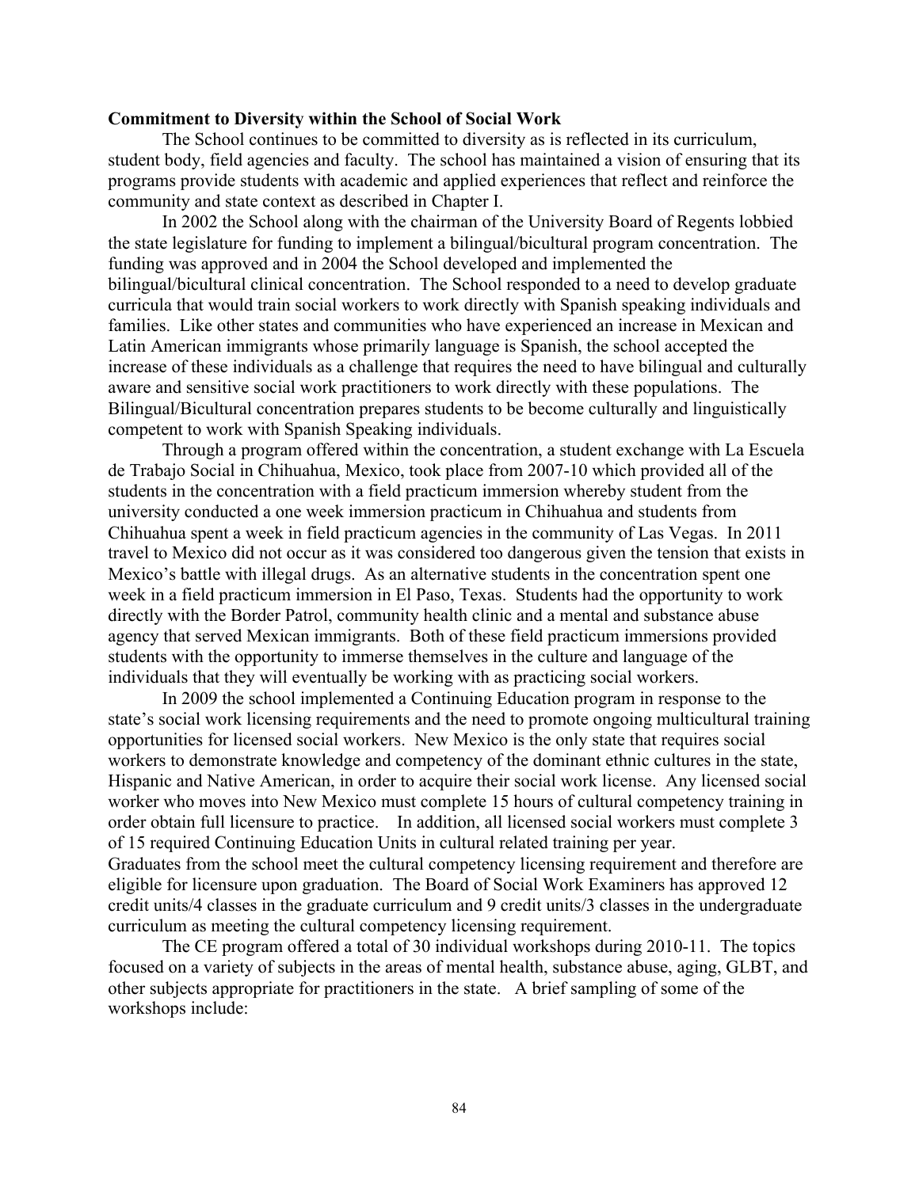**Commitment to Diversity within the School of Social Work**

The School continues to be committed to diversity as is reflected in its curriculum, student body, field agencies and faculty. The school has maintained a vision of ensuring that its programs provide students with academic and applied experiences that reflect and reinforce the community and state context as described in Chapter I.

In 2002 the School along with the chairman of the University Board of Regents lobbied the state legislature for funding to implement a bilingual/bicultural program concentration. The funding was approved and in 2004 the School developed and implemented the bilingual/bicultural clinical concentration. The School responded to a need to develop graduate curricula that would train social workers to work directly with Spanish speaking individuals and families. Like other states and communities who have experienced an increase in Mexican and Latin American immigrants whose primarily language is Spanish, the school accepted the increase of these individuals as a challenge that requires the need to have bilingual and culturally aware and sensitive social work practitioners to work directly with these populations. The Bilingual/Bicultural concentration prepares students to be become culturally and linguistically competent to work with Spanish Speaking individuals.

Through a program offered within the concentration, a student exchange with La Escuela de Trabajo Social in Chihuahua, Mexico, took place from 2007-10 which provided all of the students in the concentration with a field practicum immersion whereby student from the university conducted a one week immersion practicum in Chihuahua and students from Chihuahua spent a week in field practicum agencies in the community of Las Vegas. In 2011 travel to Mexico did not occur as it was considered too dangerous given the tension that exists in Mexico's battle with illegal drugs. As an alternative students in the concentration spent one week in a field practicum immersion in El Paso, Texas. Students had the opportunity to work directly with the Border Patrol, community health clinic and a mental and substance abuse agency that served Mexican immigrants. Both of these field practicum immersions provided students with the opportunity to immerse themselves in the culture and language of the individuals that they will eventually be working with as practicing social workers.

In 2009 the school implemented a Continuing Education program in response to the state's social work licensing requirements and the need to promote ongoing multicultural training opportunities for licensed social workers. New Mexico is the only state that requires social workers to demonstrate knowledge and competency of the dominant ethnic cultures in the state, Hispanic and Native American, in order to acquire their social work license. Any licensed social worker who moves into New Mexico must complete 15 hours of cultural competency training in order obtain full licensure to practice. In addition, all licensed social workers must complete 3 of 15 required Continuing Education Units in cultural related training per year.
Graduates from the school meet the cultural competency licensing requirement and therefore are eligible for licensure upon graduation. The Board of Social Work Examiners has approved 12 credit units/4 classes in the graduate curriculum and 9 credit units/3 classes in the undergraduate curriculum as meeting the cultural competency licensing requirement.

The CE program offered a total of 30 individual workshops during 2010-11. The topics focused on a variety of subjects in the areas of mental health, substance abuse, aging, GLBT, and other subjects appropriate for practitioners in the state. A brief sampling of some of the workshops include: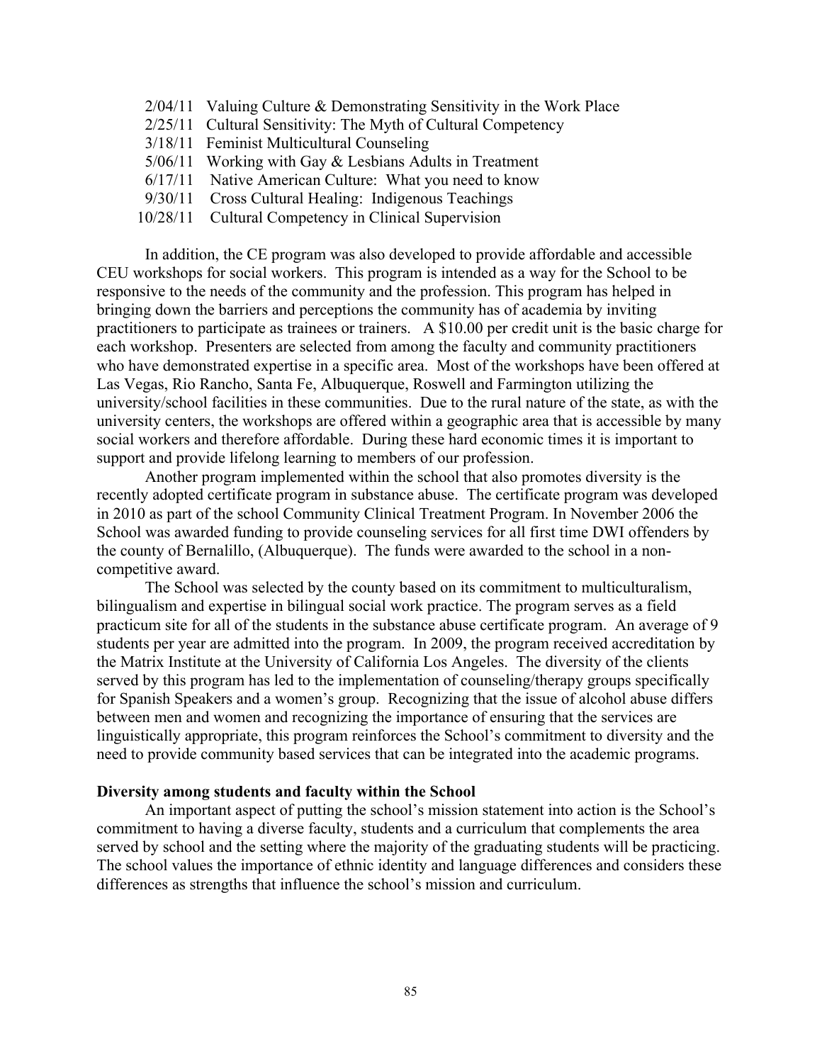2/04/11 Valuing Culture & Demonstrating Sensitivity in the Work Place
2/25/11 Cultural Sensitivity: The Myth of Cultural Competency
3/18/11 Feminist Multicultural Counseling
5/06/11 Working with Gay & Lesbians Adults in Treatment
6/17/11 Native American Culture: What you need to know
9/30/11 Cross Cultural Healing: Indigenous Teachings
10/28/11 Cultural Competency in Clinical Supervision

In addition, the CE program was also developed to provide affordable and accessible CEU workshops for social workers. This program is intended as a way for the School to be responsive to the needs of the community and the profession. This program has helped in bringing down the barriers and perceptions the community has of academia by inviting practitioners to participate as trainees or trainers. A $10.00 per credit unit is the basic charge for each workshop. Presenters are selected from among the faculty and community practitioners who have demonstrated expertise in a specific area. Most of the workshops have been offered at Las Vegas, Rio Rancho, Santa Fe, Albuquerque, Roswell and Farmington utilizing the university/school facilities in these communities. Due to the rural nature of the state, as with the university centers, the workshops are offered within a geographic area that is accessible by many social workers and therefore affordable. During these hard economic times it is important to support and provide lifelong learning to members of our profession.

Another program implemented within the school that also promotes diversity is the recently adopted certificate program in substance abuse. The certificate program was developed in 2010 as part of the school Community Clinical Treatment Program. In November 2006 the School was awarded funding to provide counseling services for all first time DWI offenders by the county of Bernalillo, (Albuquerque). The funds were awarded to the school in a non-competitive award.

The School was selected by the county based on its commitment to multiculturalism, bilingualism and expertise in bilingual social work practice. The program serves as a field practicum site for all of the students in the substance abuse certificate program. An average of 9 students per year are admitted into the program. In 2009, the program received accreditation by the Matrix Institute at the University of California Los Angeles. The diversity of the clients served by this program has led to the implementation of counseling/therapy groups specifically for Spanish Speakers and a women's group. Recognizing that the issue of alcohol abuse differs between men and women and recognizing the importance of ensuring that the services are linguistically appropriate, this program reinforces the School's commitment to diversity and the need to provide community based services that can be integrated into the academic programs.

**Diversity among students and faculty within the School**

An important aspect of putting the school's mission statement into action is the School's commitment to having a diverse faculty, students and a curriculum that complements the area served by school and the setting where the majority of the graduating students will be practicing. The school values the importance of ethnic identity and language differences and considers these differences as strengths that influence the school's mission and curriculum.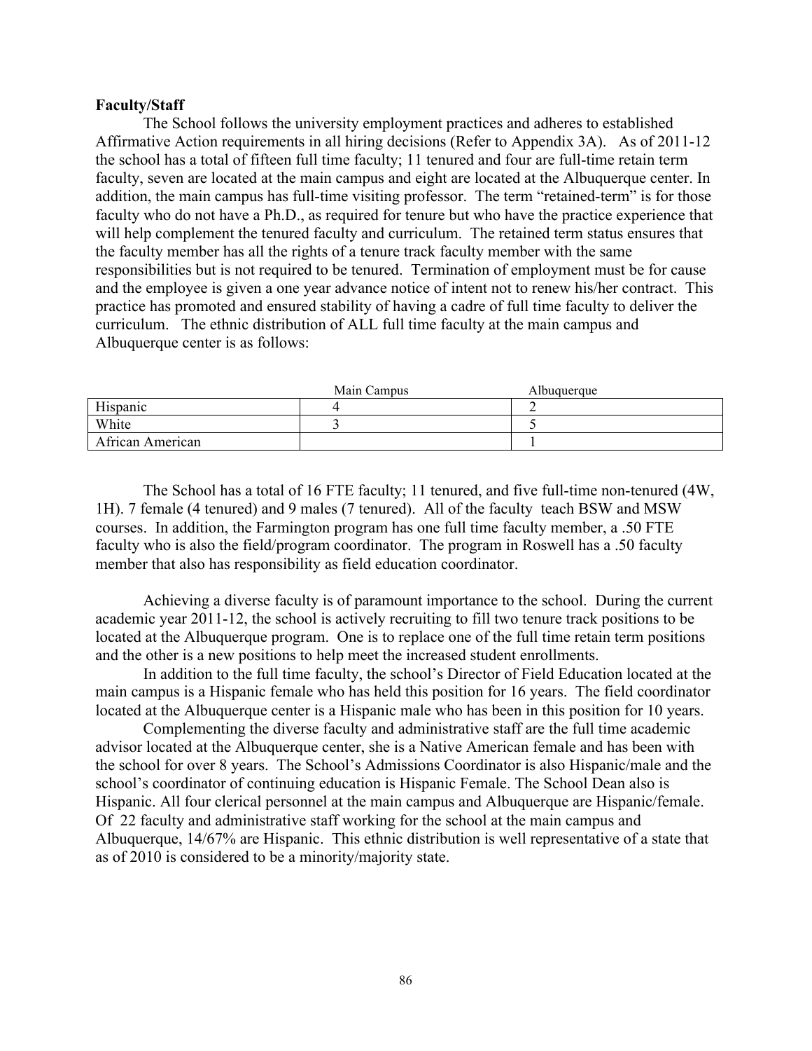**Faculty/Staff**

The School follows the university employment practices and adheres to established Affirmative Action requirements in all hiring decisions (Refer to Appendix 3A). As of 2011-12 the school has a total of fifteen full time faculty; 11 tenured and four are full-time retain term faculty, seven are located at the main campus and eight are located at the Albuquerque center. In addition, the main campus has full-time visiting professor. The term "retained-term" is for those faculty who do not have a Ph.D., as required for tenure but who have the practice experience that will help complement the tenured faculty and curriculum. The retained term status ensures that the faculty member has all the rights of a tenure track faculty member with the same responsibilities but is not required to be tenured. Termination of employment must be for cause and the employee is given a one year advance notice of intent not to renew his/her contract. This practice has promoted and ensured stability of having a cadre of full time faculty to deliver the curriculum. The ethnic distribution of ALL full time faculty at the main campus and Albuquerque center is as follows:

| | Main Campus | Albuquerque |
|---|---|---|
| Hispanic | 4 | 2 |
| White | 3 | 5 |
| African American | | 1 |

The School has a total of 16 FTE faculty; 11 tenured, and five full-time non-tenured (4W, 1H). 7 female (4 tenured) and 9 males (7 tenured). All of the faculty teach BSW and MSW courses. In addition, the Farmington program has one full time faculty member, a .50 FTE faculty who is also the field/program coordinator. The program in Roswell has a .50 faculty member that also has responsibility as field education coordinator.

Achieving a diverse faculty is of paramount importance to the school. During the current academic year 2011-12, the school is actively recruiting to fill two tenure track positions to be located at the Albuquerque program. One is to replace one of the full time retain term positions and the other is a new positions to help meet the increased student enrollments.

In addition to the full time faculty, the school's Director of Field Education located at the main campus is a Hispanic female who has held this position for 16 years. The field coordinator located at the Albuquerque center is a Hispanic male who has been in this position for 10 years.

Complementing the diverse faculty and administrative staff are the full time academic advisor located at the Albuquerque center, she is a Native American female and has been with the school for over 8 years. The School's Admissions Coordinator is also Hispanic/male and the school's coordinator of continuing education is Hispanic Female. The School Dean also is Hispanic. All four clerical personnel at the main campus and Albuquerque are Hispanic/female. Of 22 faculty and administrative staff working for the school at the main campus and Albuquerque, 14/67% are Hispanic. This ethnic distribution is well representative of a state that as of 2010 is considered to be a minority/majority state.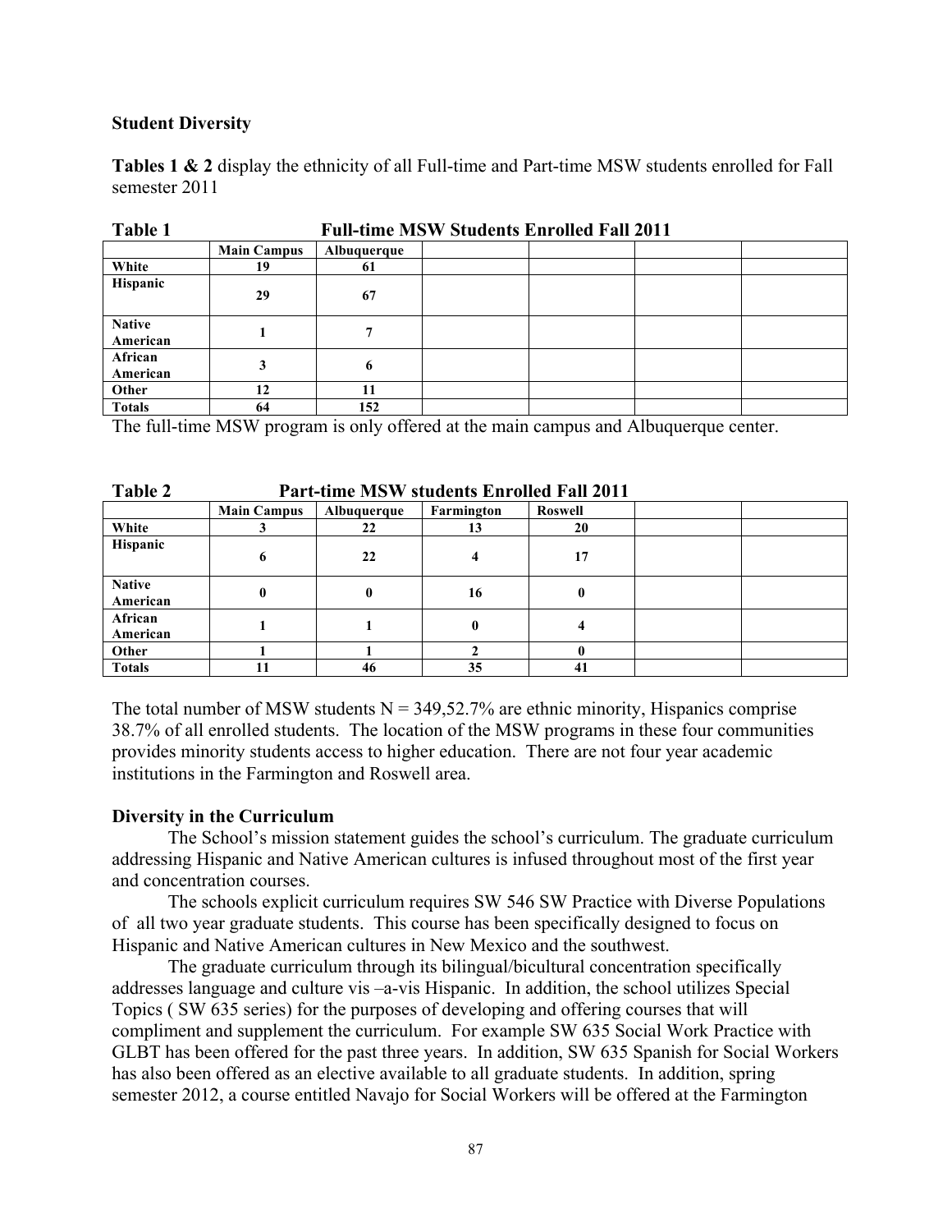**Student Diversity**

**Tables 1 & 2** display the ethnicity of all Full-time and Part-time MSW students enrolled for Fall semester 2011

**Table 1** **Full-time MSW Students Enrolled Fall 2011**

| | Main Campus | Albuquerque | | | | |
|---|---|---|---|---|---|---|
| White | 19 | 61 | | | | |
| Hispanic | 29 | 67 | | | | |
| Native American | 1 | 7 | | | | |
| African American | 3 | 6 | | | | |
| Other | 12 | 11 | | | | |
| Totals | 64 | 152 | | | | |

The full-time MSW program is only offered at the main campus and Albuquerque center.

**Table 2** **Part-time MSW students Enrolled Fall 2011**

| | Main Campus | Albuquerque | Farmington | Roswell | | |
|---|---|---|---|---|---|---|
| White | 3 | 22 | 13 | 20 | | |
| Hispanic | 6 | 22 | 4 | 17 | | |
| Native American | 0 | 0 | 16 | 0 | | |
| African American | 1 | 1 | 0 | 4 | | |
| Other | 1 | 1 | 2 | 0 | | |
| Totals | 11 | 46 | 35 | 41 | | |

The total number of MSW students N = 349,52.7% are ethnic minority, Hispanics comprise 38.7% of all enrolled students. The location of the MSW programs in these four communities provides minority students access to higher education. There are not four year academic institutions in the Farmington and Roswell area.

**Diversity in the Curriculum**

The School's mission statement guides the school's curriculum. The graduate curriculum addressing Hispanic and Native American cultures is infused throughout most of the first year and concentration courses.

The schools explicit curriculum requires SW 546 SW Practice with Diverse Populations of all two year graduate students. This course has been specifically designed to focus on Hispanic and Native American cultures in New Mexico and the southwest.

The graduate curriculum through its bilingual/bicultural concentration specifically addresses language and culture vis –a-vis Hispanic. In addition, the school utilizes Special Topics ( SW 635 series) for the purposes of developing and offering courses that will compliment and supplement the curriculum. For example SW 635 Social Work Practice with GLBT has been offered for the past three years. In addition, SW 635 Spanish for Social Workers has also been offered as an elective available to all graduate students. In addition, spring semester 2012, a course entitled Navajo for Social Workers will be offered at the Farmington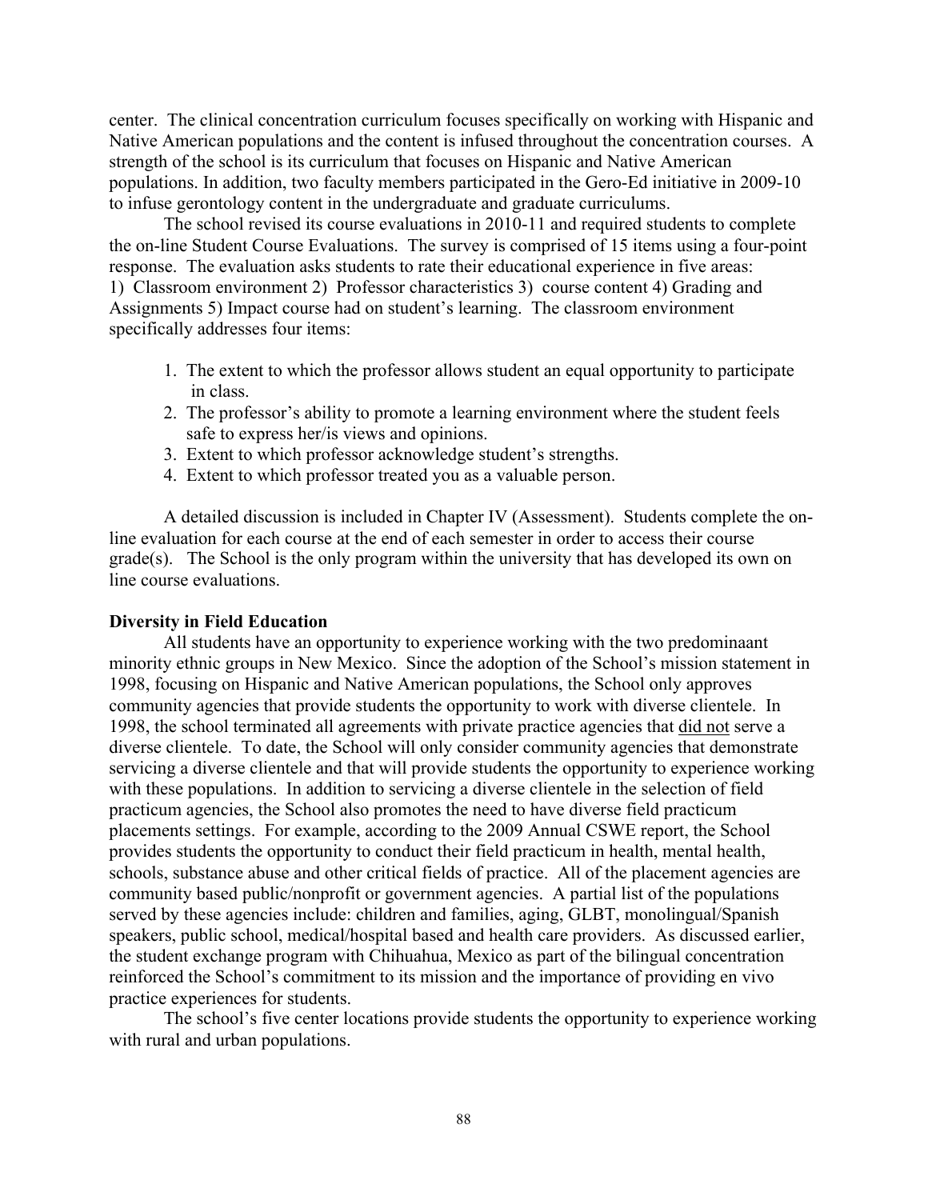center. The clinical concentration curriculum focuses specifically on working with Hispanic and Native American populations and the content is infused throughout the concentration courses. A strength of the school is its curriculum that focuses on Hispanic and Native American populations. In addition, two faculty members participated in the Gero-Ed initiative in 2009-10 to infuse gerontology content in the undergraduate and graduate curriculums.

The school revised its course evaluations in 2010-11 and required students to complete the on-line Student Course Evaluations. The survey is comprised of 15 items using a four-point response. The evaluation asks students to rate their educational experience in five areas: 1) Classroom environment 2) Professor characteristics 3) course content 4) Grading and Assignments 5) Impact course had on student's learning. The classroom environment specifically addresses four items:

1. The extent to which the professor allows student an equal opportunity to participate in class.
2. The professor's ability to promote a learning environment where the student feels safe to express her/is views and opinions.
3. Extent to which professor acknowledge student's strengths.
4. Extent to which professor treated you as a valuable person.

A detailed discussion is included in Chapter IV (Assessment). Students complete the on-line evaluation for each course at the end of each semester in order to access their course grade(s). The School is the only program within the university that has developed its own on line course evaluations.

**Diversity in Field Education**

All students have an opportunity to experience working with the two predominaant minority ethnic groups in New Mexico. Since the adoption of the School's mission statement in 1998, focusing on Hispanic and Native American populations, the School only approves community agencies that provide students the opportunity to work with diverse clientele. In 1998, the school terminated all agreements with private practice agencies that did not serve a diverse clientele. To date, the School will only consider community agencies that demonstrate servicing a diverse clientele and that will provide students the opportunity to experience working with these populations. In addition to servicing a diverse clientele in the selection of field practicum agencies, the School also promotes the need to have diverse field practicum placements settings. For example, according to the 2009 Annual CSWE report, the School provides students the opportunity to conduct their field practicum in health, mental health, schools, substance abuse and other critical fields of practice. All of the placement agencies are community based public/nonprofit or government agencies. A partial list of the populations served by these agencies include: children and families, aging, GLBT, monolingual/Spanish speakers, public school, medical/hospital based and health care providers. As discussed earlier, the student exchange program with Chihuahua, Mexico as part of the bilingual concentration reinforced the School's commitment to its mission and the importance of providing en vivo practice experiences for students.

The school's five center locations provide students the opportunity to experience working with rural and urban populations.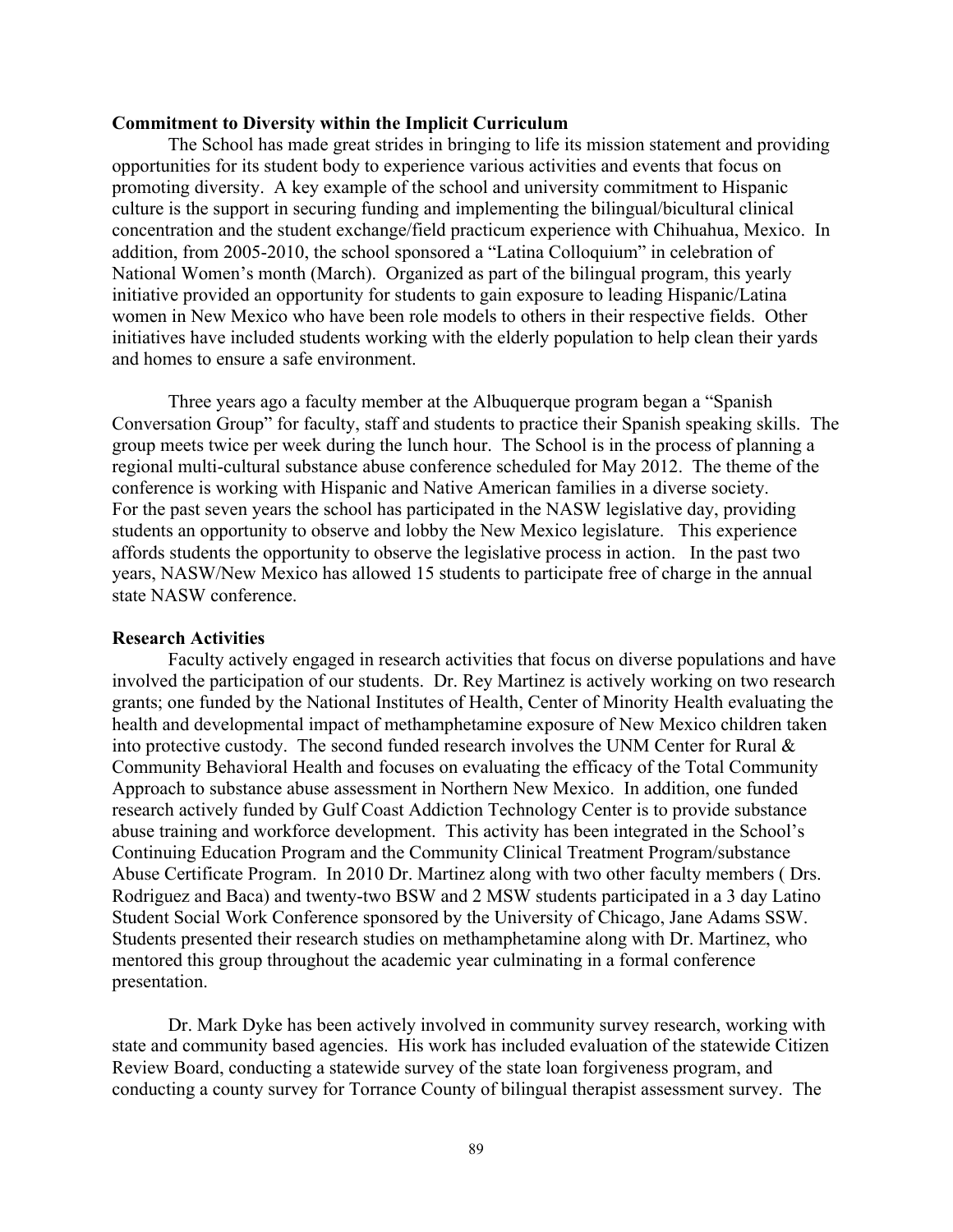**Commitment to Diversity within the Implicit Curriculum**

The School has made great strides in bringing to life its mission statement and providing opportunities for its student body to experience various activities and events that focus on promoting diversity. A key example of the school and university commitment to Hispanic culture is the support in securing funding and implementing the bilingual/bicultural clinical concentration and the student exchange/field practicum experience with Chihuahua, Mexico. In addition, from 2005-2010, the school sponsored a "Latina Colloquium" in celebration of National Women's month (March). Organized as part of the bilingual program, this yearly initiative provided an opportunity for students to gain exposure to leading Hispanic/Latina women in New Mexico who have been role models to others in their respective fields. Other initiatives have included students working with the elderly population to help clean their yards and homes to ensure a safe environment.

Three years ago a faculty member at the Albuquerque program began a "Spanish Conversation Group" for faculty, staff and students to practice their Spanish speaking skills. The group meets twice per week during the lunch hour. The School is in the process of planning a regional multi-cultural substance abuse conference scheduled for May 2012. The theme of the conference is working with Hispanic and Native American families in a diverse society. For the past seven years the school has participated in the NASW legislative day, providing students an opportunity to observe and lobby the New Mexico legislature. This experience affords students the opportunity to observe the legislative process in action. In the past two years, NASW/New Mexico has allowed 15 students to participate free of charge in the annual state NASW conference.

**Research Activities**

Faculty actively engaged in research activities that focus on diverse populations and have involved the participation of our students. Dr. Rey Martinez is actively working on two research grants; one funded by the National Institutes of Health, Center of Minority Health evaluating the health and developmental impact of methamphetamine exposure of New Mexico children taken into protective custody. The second funded research involves the UNM Center for Rural & Community Behavioral Health and focuses on evaluating the efficacy of the Total Community Approach to substance abuse assessment in Northern New Mexico. In addition, one funded research actively funded by Gulf Coast Addiction Technology Center is to provide substance abuse training and workforce development. This activity has been integrated in the School's Continuing Education Program and the Community Clinical Treatment Program/substance Abuse Certificate Program. In 2010 Dr. Martinez along with two other faculty members ( Drs. Rodriguez and Baca) and twenty-two BSW and 2 MSW students participated in a 3 day Latino Student Social Work Conference sponsored by the University of Chicago, Jane Adams SSW. Students presented their research studies on methamphetamine along with Dr. Martinez, who mentored this group throughout the academic year culminating in a formal conference presentation.

Dr. Mark Dyke has been actively involved in community survey research, working with state and community based agencies. His work has included evaluation of the statewide Citizen Review Board, conducting a statewide survey of the state loan forgiveness program, and conducting a county survey for Torrance County of bilingual therapist assessment survey. The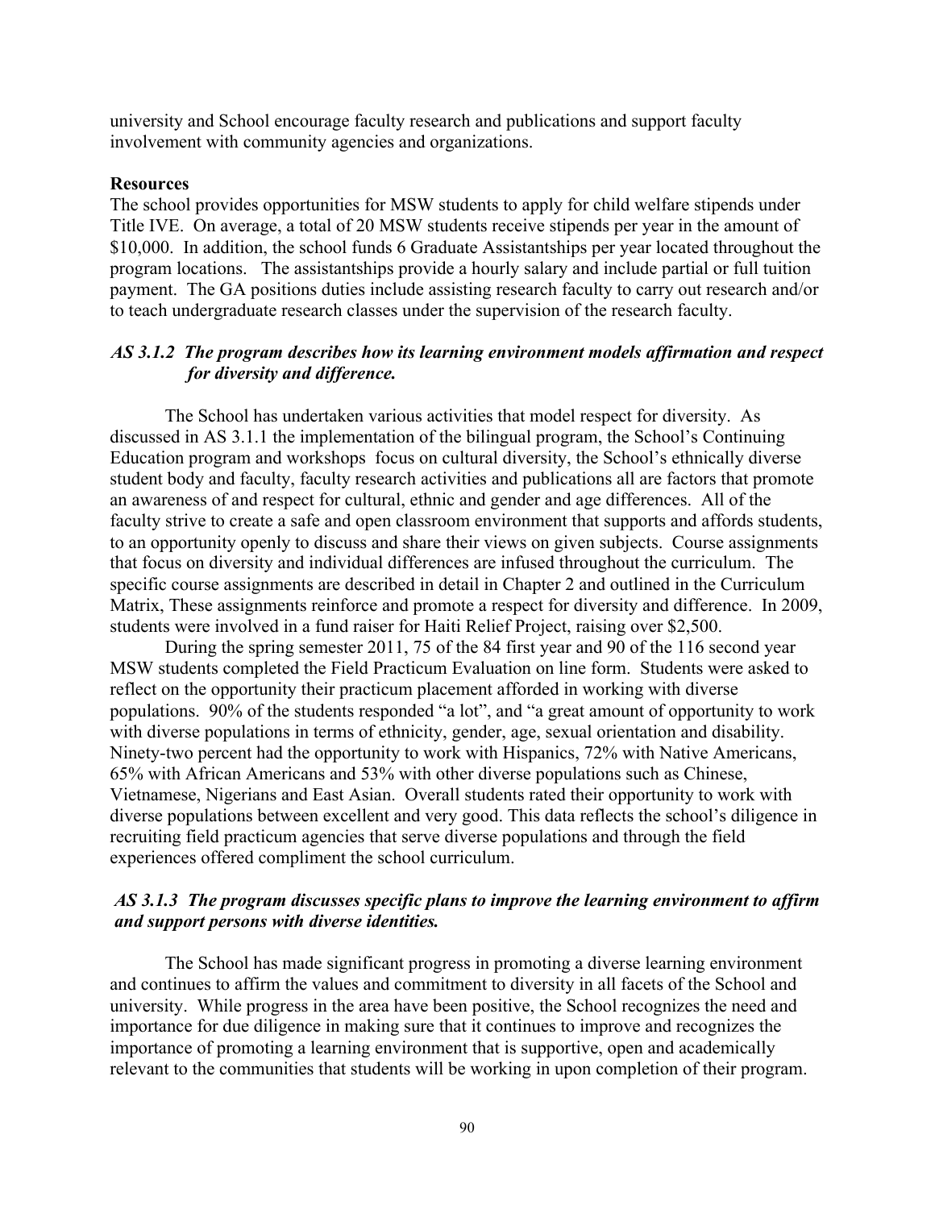university and School encourage faculty research and publications and support faculty involvement with community agencies and organizations.

**Resources**

The school provides opportunities for MSW students to apply for child welfare stipends under Title IVE. On average, a total of 20 MSW students receive stipends per year in the amount of $10,000. In addition, the school funds 6 Graduate Assistantships per year located throughout the program locations. The assistantships provide a hourly salary and include partial or full tuition payment. The GA positions duties include assisting research faculty to carry out research and/or to teach undergraduate research classes under the supervision of the research faculty.

***AS 3.1.2 The program describes how its learning environment models affirmation and respect for diversity and difference.***

The School has undertaken various activities that model respect for diversity. As discussed in AS 3.1.1 the implementation of the bilingual program, the School's Continuing Education program and workshops focus on cultural diversity, the School's ethnically diverse student body and faculty, faculty research activities and publications all are factors that promote an awareness of and respect for cultural, ethnic and gender and age differences. All of the faculty strive to create a safe and open classroom environment that supports and affords students, to an opportunity openly to discuss and share their views on given subjects. Course assignments that focus on diversity and individual differences are infused throughout the curriculum. The specific course assignments are described in detail in Chapter 2 and outlined in the Curriculum Matrix, These assignments reinforce and promote a respect for diversity and difference. In 2009, students were involved in a fund raiser for Haiti Relief Project, raising over $2,500.

During the spring semester 2011, 75 of the 84 first year and 90 of the 116 second year MSW students completed the Field Practicum Evaluation on line form. Students were asked to reflect on the opportunity their practicum placement afforded in working with diverse populations. 90% of the students responded "a lot", and "a great amount of opportunity to work with diverse populations in terms of ethnicity, gender, age, sexual orientation and disability. Ninety-two percent had the opportunity to work with Hispanics, 72% with Native Americans, 65% with African Americans and 53% with other diverse populations such as Chinese, Vietnamese, Nigerians and East Asian. Overall students rated their opportunity to work with diverse populations between excellent and very good. This data reflects the school's diligence in recruiting field practicum agencies that serve diverse populations and through the field experiences offered compliment the school curriculum.

***AS 3.1.3 The program discusses specific plans to improve the learning environment to affirm and support persons with diverse identities.***

The School has made significant progress in promoting a diverse learning environment and continues to affirm the values and commitment to diversity in all facets of the School and university. While progress in the area have been positive, the School recognizes the need and importance for due diligence in making sure that it continues to improve and recognizes the importance of promoting a learning environment that is supportive, open and academically relevant to the communities that students will be working in upon completion of their program.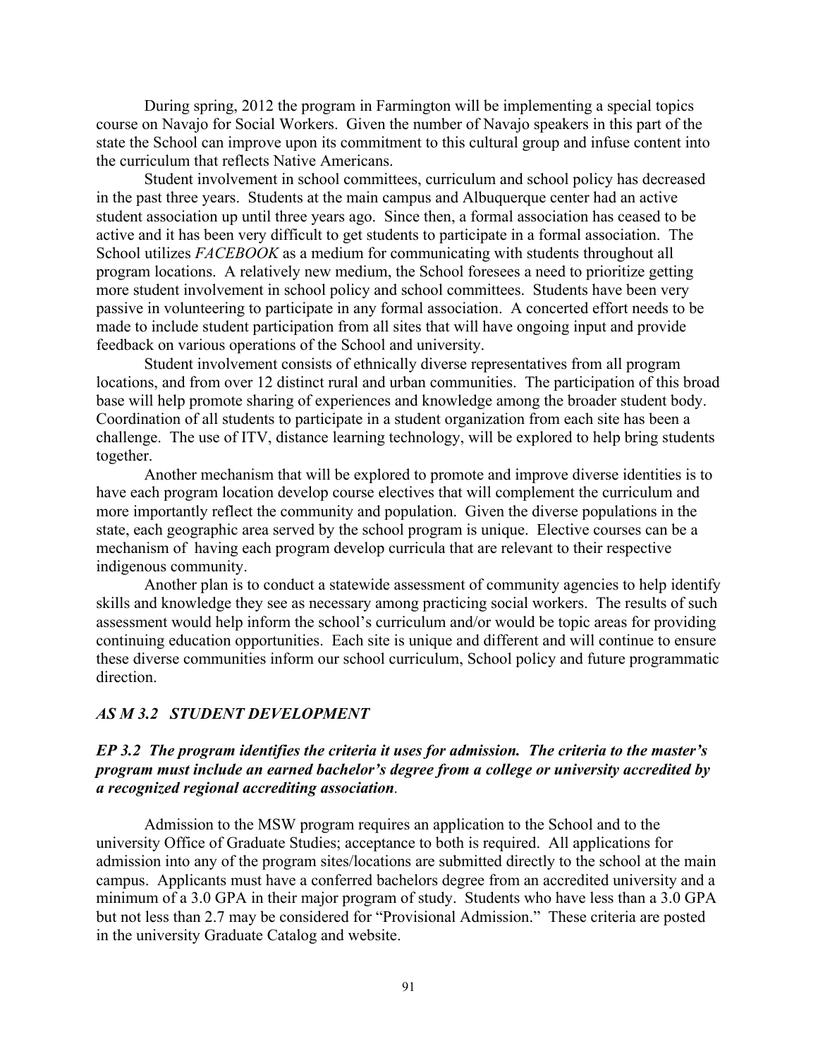During spring, 2012 the program in Farmington will be implementing a special topics course on Navajo for Social Workers. Given the number of Navajo speakers in this part of the state the School can improve upon its commitment to this cultural group and infuse content into the curriculum that reflects Native Americans.

Student involvement in school committees, curriculum and school policy has decreased in the past three years. Students at the main campus and Albuquerque center had an active student association up until three years ago. Since then, a formal association has ceased to be active and it has been very difficult to get students to participate in a formal association. The School utilizes *FACEBOOK* as a medium for communicating with students throughout all program locations. A relatively new medium, the School foresees a need to prioritize getting more student involvement in school policy and school committees. Students have been very passive in volunteering to participate in any formal association. A concerted effort needs to be made to include student participation from all sites that will have ongoing input and provide feedback on various operations of the School and university.

Student involvement consists of ethnically diverse representatives from all program locations, and from over 12 distinct rural and urban communities. The participation of this broad base will help promote sharing of experiences and knowledge among the broader student body. Coordination of all students to participate in a student organization from each site has been a challenge. The use of ITV, distance learning technology, will be explored to help bring students together.

Another mechanism that will be explored to promote and improve diverse identities is to have each program location develop course electives that will complement the curriculum and more importantly reflect the community and population. Given the diverse populations in the state, each geographic area served by the school program is unique. Elective courses can be a mechanism of having each program develop curricula that are relevant to their respective indigenous community.

Another plan is to conduct a statewide assessment of community agencies to help identify skills and knowledge they see as necessary among practicing social workers. The results of such assessment would help inform the school's curriculum and/or would be topic areas for providing continuing education opportunities. Each site is unique and different and will continue to ensure these diverse communities inform our school curriculum, School policy and future programmatic direction.

### *AS M 3.2 STUDENT DEVELOPMENT*

***EP 3.2 The program identifies the criteria it uses for admission. The criteria to the master's program must include an earned bachelor's degree from a college or university accredited by a recognized regional accrediting association.***

Admission to the MSW program requires an application to the School and to the university Office of Graduate Studies; acceptance to both is required. All applications for admission into any of the program sites/locations are submitted directly to the school at the main campus. Applicants must have a conferred bachelors degree from an accredited university and a minimum of a 3.0 GPA in their major program of study. Students who have less than a 3.0 GPA but not less than 2.7 may be considered for "Provisional Admission." These criteria are posted in the university Graduate Catalog and website.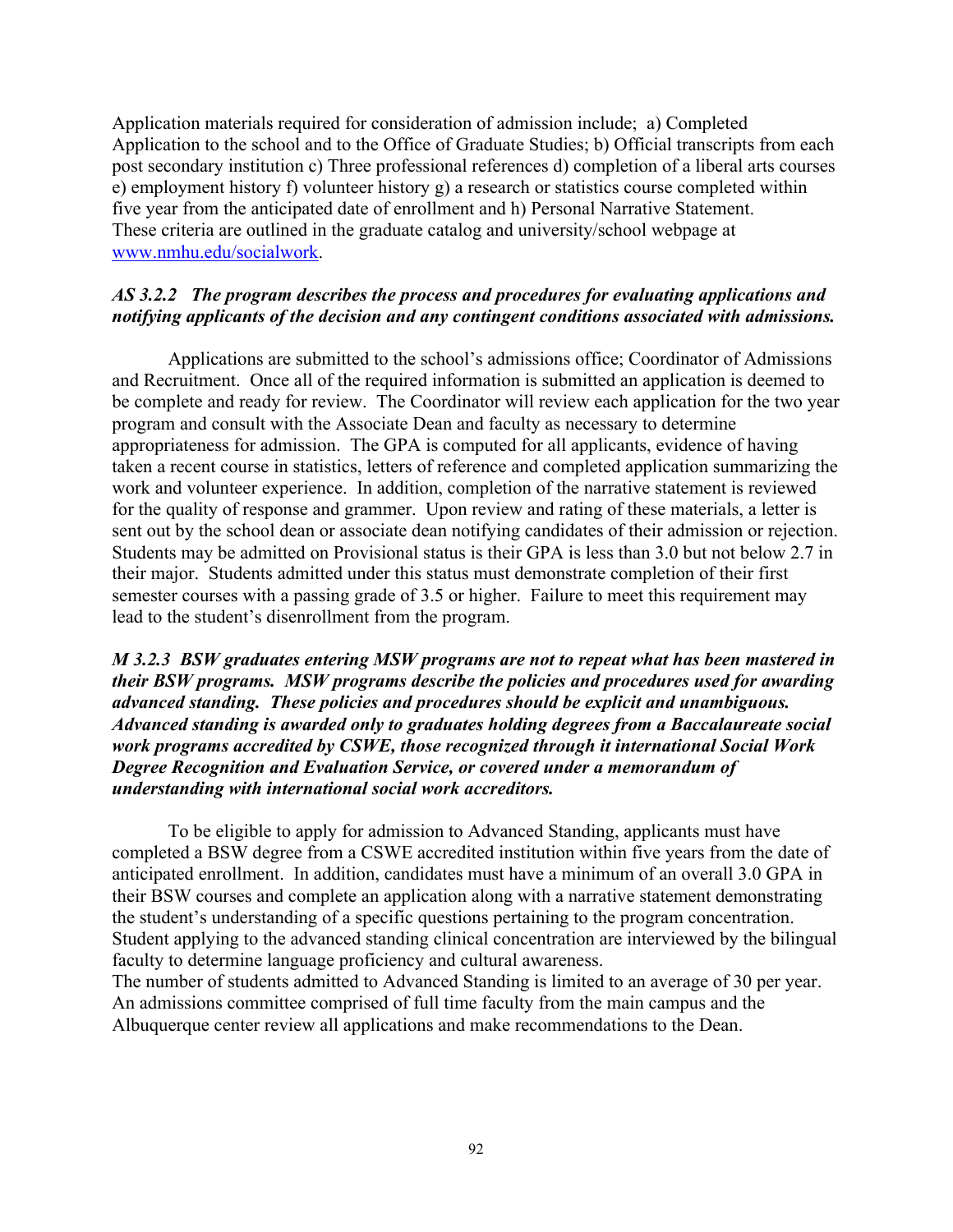Application materials required for consideration of admission include; a) Completed Application to the school and to the Office of Graduate Studies; b) Official transcripts from each post secondary institution c) Three professional references d) completion of a liberal arts courses e) employment history f) volunteer history g) a research or statistics course completed within five year from the anticipated date of enrollment and h) Personal Narrative Statement. These criteria are outlined in the graduate catalog and university/school webpage at [www.nmhu.edu/socialwork](www.nmhu.edu/socialwork).

***AS 3.2.2 The program describes the process and procedures for evaluating applications and notifying applicants of the decision and any contingent conditions associated with admissions.***

Applications are submitted to the school's admissions office; Coordinator of Admissions and Recruitment. Once all of the required information is submitted an application is deemed to be complete and ready for review. The Coordinator will review each application for the two year program and consult with the Associate Dean and faculty as necessary to determine appropriateness for admission. The GPA is computed for all applicants, evidence of having taken a recent course in statistics, letters of reference and completed application summarizing the work and volunteer experience. In addition, completion of the narrative statement is reviewed for the quality of response and grammer. Upon review and rating of these materials, a letter is sent out by the school dean or associate dean notifying candidates of their admission or rejection. Students may be admitted on Provisional status is their GPA is less than 3.0 but not below 2.7 in their major. Students admitted under this status must demonstrate completion of their first semester courses with a passing grade of 3.5 or higher. Failure to meet this requirement may lead to the student's disenrollment from the program.

***M 3.2.3 BSW graduates entering MSW programs are not to repeat what has been mastered in their BSW programs. MSW programs describe the policies and procedures used for awarding advanced standing. These policies and procedures should be explicit and unambiguous. Advanced standing is awarded only to graduates holding degrees from a Baccalaureate social work programs accredited by CSWE, those recognized through it international Social Work Degree Recognition and Evaluation Service, or covered under a memorandum of understanding with international social work accreditors.***

To be eligible to apply for admission to Advanced Standing, applicants must have completed a BSW degree from a CSWE accredited institution within five years from the date of anticipated enrollment. In addition, candidates must have a minimum of an overall 3.0 GPA in their BSW courses and complete an application along with a narrative statement demonstrating the student's understanding of a specific questions pertaining to the program concentration. Student applying to the advanced standing clinical concentration are interviewed by the bilingual faculty to determine language proficiency and cultural awareness.
The number of students admitted to Advanced Standing is limited to an average of 30 per year. An admissions committee comprised of full time faculty from the main campus and the Albuquerque center review all applications and make recommendations to the Dean.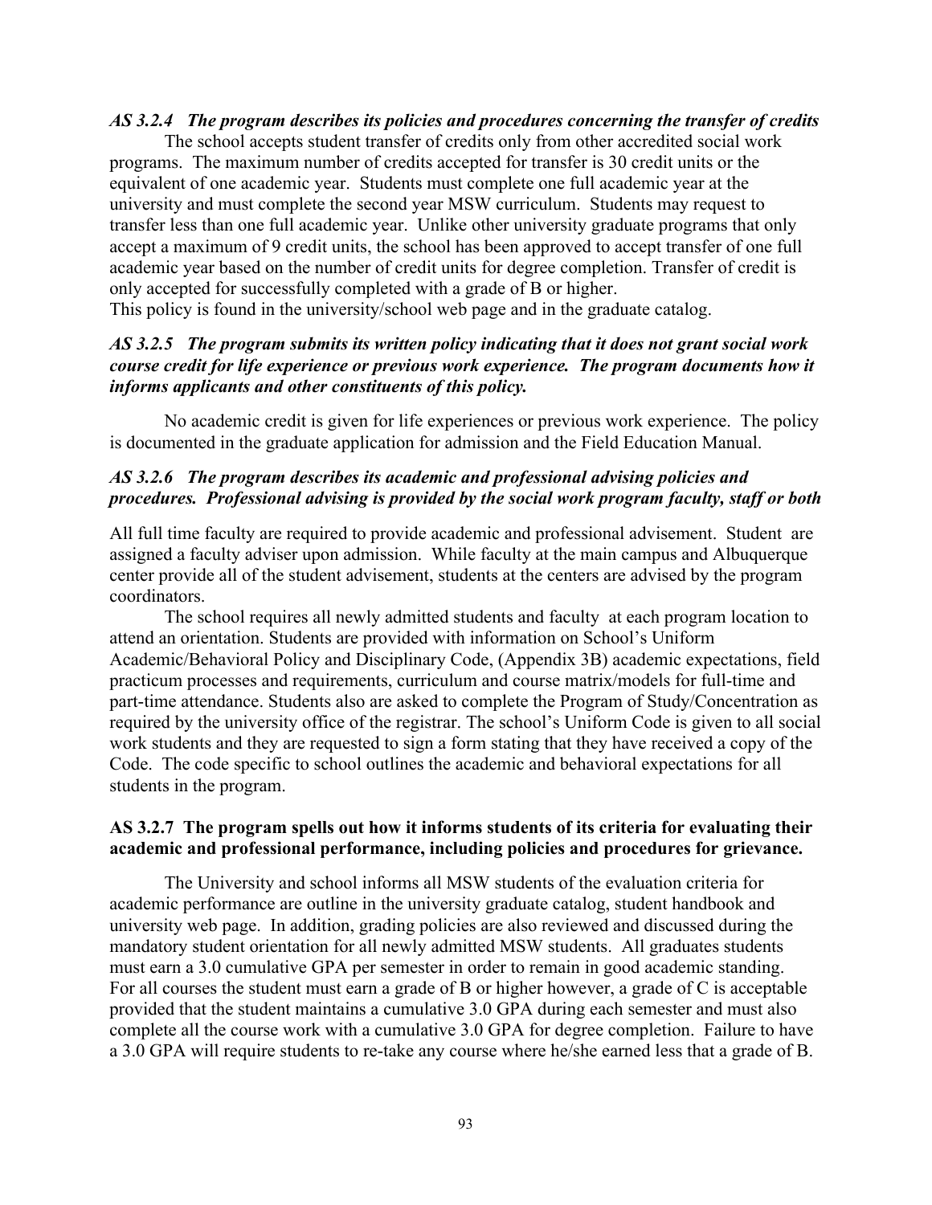***AS 3.2.4 The program describes its policies and procedures concerning the transfer of credits***

The school accepts student transfer of credits only from other accredited social work programs. The maximum number of credits accepted for transfer is 30 credit units or the equivalent of one academic year. Students must complete one full academic year at the university and must complete the second year MSW curriculum. Students may request to transfer less than one full academic year. Unlike other university graduate programs that only accept a maximum of 9 credit units, the school has been approved to accept transfer of one full academic year based on the number of credit units for degree completion. Transfer of credit is only accepted for successfully completed with a grade of B or higher.
This policy is found in the university/school web page and in the graduate catalog.

***AS 3.2.5 The program submits its written policy indicating that it does not grant social work course credit for life experience or previous work experience. The program documents how it informs applicants and other constituents of this policy.***

No academic credit is given for life experiences or previous work experience. The policy is documented in the graduate application for admission and the Field Education Manual.

***AS 3.2.6 The program describes its academic and professional advising policies and procedures. Professional advising is provided by the social work program faculty, staff or both***

All full time faculty are required to provide academic and professional advisement. Student are assigned a faculty adviser upon admission. While faculty at the main campus and Albuquerque center provide all of the student advisement, students at the centers are advised by the program coordinators.

The school requires all newly admitted students and faculty at each program location to attend an orientation. Students are provided with information on School's Uniform Academic/Behavioral Policy and Disciplinary Code, (Appendix 3B) academic expectations, field practicum processes and requirements, curriculum and course matrix/models for full-time and part-time attendance. Students also are asked to complete the Program of Study/Concentration as required by the university office of the registrar. The school's Uniform Code is given to all social work students and they are requested to sign a form stating that they have received a copy of the Code. The code specific to school outlines the academic and behavioral expectations for all students in the program.

**AS 3.2.7 The program spells out how it informs students of its criteria for evaluating their academic and professional performance, including policies and procedures for grievance.**

The University and school informs all MSW students of the evaluation criteria for academic performance are outline in the university graduate catalog, student handbook and university web page. In addition, grading policies are also reviewed and discussed during the mandatory student orientation for all newly admitted MSW students. All graduates students must earn a 3.0 cumulative GPA per semester in order to remain in good academic standing. For all courses the student must earn a grade of B or higher however, a grade of C is acceptable provided that the student maintains a cumulative 3.0 GPA during each semester and must also complete all the course work with a cumulative 3.0 GPA for degree completion. Failure to have a 3.0 GPA will require students to re-take any course where he/she earned less that a grade of B.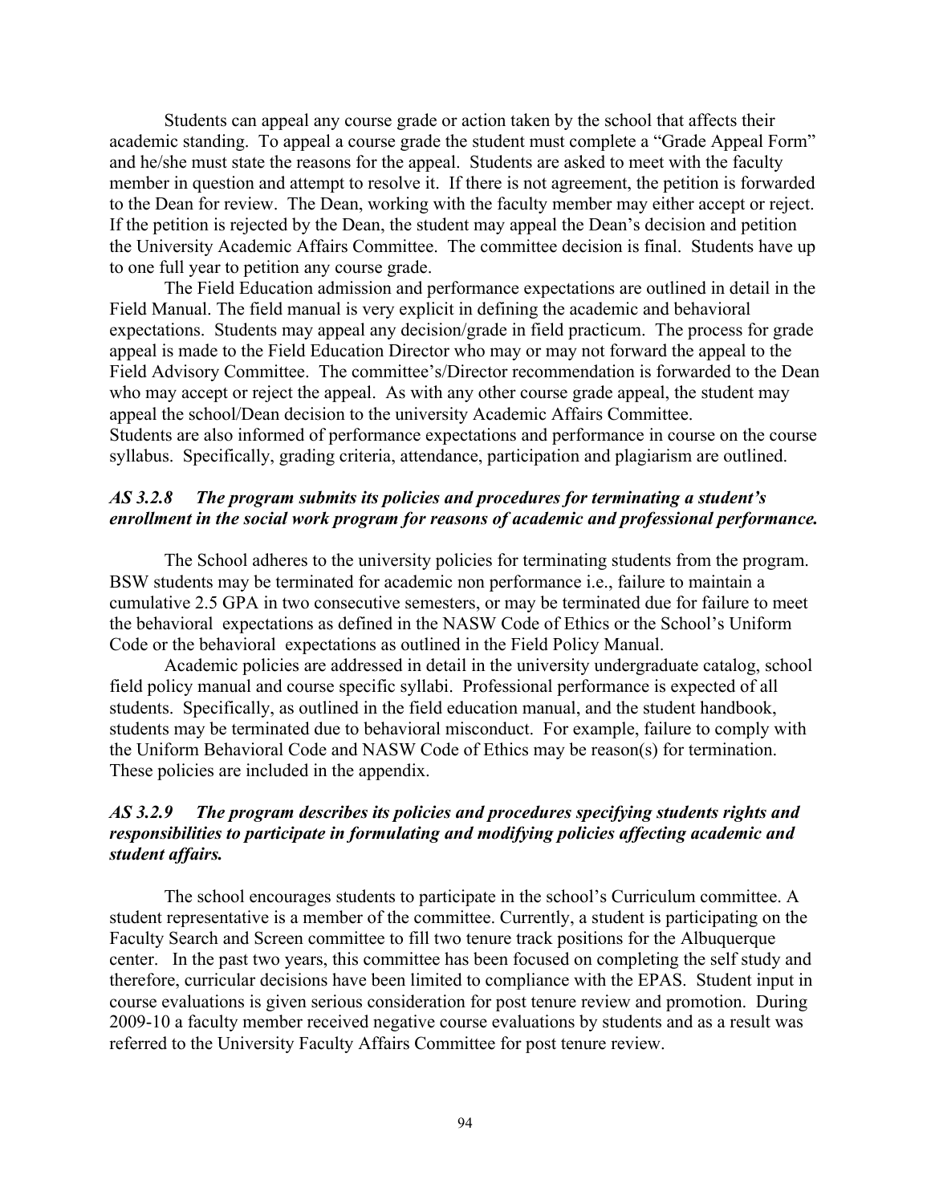Students can appeal any course grade or action taken by the school that affects their academic standing. To appeal a course grade the student must complete a "Grade Appeal Form" and he/she must state the reasons for the appeal. Students are asked to meet with the faculty member in question and attempt to resolve it. If there is not agreement, the petition is forwarded to the Dean for review. The Dean, working with the faculty member may either accept or reject. If the petition is rejected by the Dean, the student may appeal the Dean's decision and petition the University Academic Affairs Committee. The committee decision is final. Students have up to one full year to petition any course grade.

The Field Education admission and performance expectations are outlined in detail in the Field Manual. The field manual is very explicit in defining the academic and behavioral expectations. Students may appeal any decision/grade in field practicum. The process for grade appeal is made to the Field Education Director who may or may not forward the appeal to the Field Advisory Committee. The committee's/Director recommendation is forwarded to the Dean who may accept or reject the appeal. As with any other course grade appeal, the student may appeal the school/Dean decision to the university Academic Affairs Committee.
Students are also informed of performance expectations and performance in course on the course syllabus. Specifically, grading criteria, attendance, participation and plagiarism are outlined.

### *AS 3.2.8 The program submits its policies and procedures for terminating a student's enrollment in the social work program for reasons of academic and professional performance.*

The School adheres to the university policies for terminating students from the program. BSW students may be terminated for academic non performance i.e., failure to maintain a cumulative 2.5 GPA in two consecutive semesters, or may be terminated due for failure to meet the behavioral expectations as defined in the NASW Code of Ethics or the School's Uniform Code or the behavioral expectations as outlined in the Field Policy Manual.

Academic policies are addressed in detail in the university undergraduate catalog, school field policy manual and course specific syllabi. Professional performance is expected of all students. Specifically, as outlined in the field education manual, and the student handbook, students may be terminated due to behavioral misconduct. For example, failure to comply with the Uniform Behavioral Code and NASW Code of Ethics may be reason(s) for termination. These policies are included in the appendix.

### *AS 3.2.9 The program describes its policies and procedures specifying students rights and responsibilities to participate in formulating and modifying policies affecting academic and student affairs.*

The school encourages students to participate in the school's Curriculum committee. A student representative is a member of the committee. Currently, a student is participating on the Faculty Search and Screen committee to fill two tenure track positions for the Albuquerque center. In the past two years, this committee has been focused on completing the self study and therefore, curricular decisions have been limited to compliance with the EPAS. Student input in course evaluations is given serious consideration for post tenure review and promotion. During 2009-10 a faculty member received negative course evaluations by students and as a result was referred to the University Faculty Affairs Committee for post tenure review.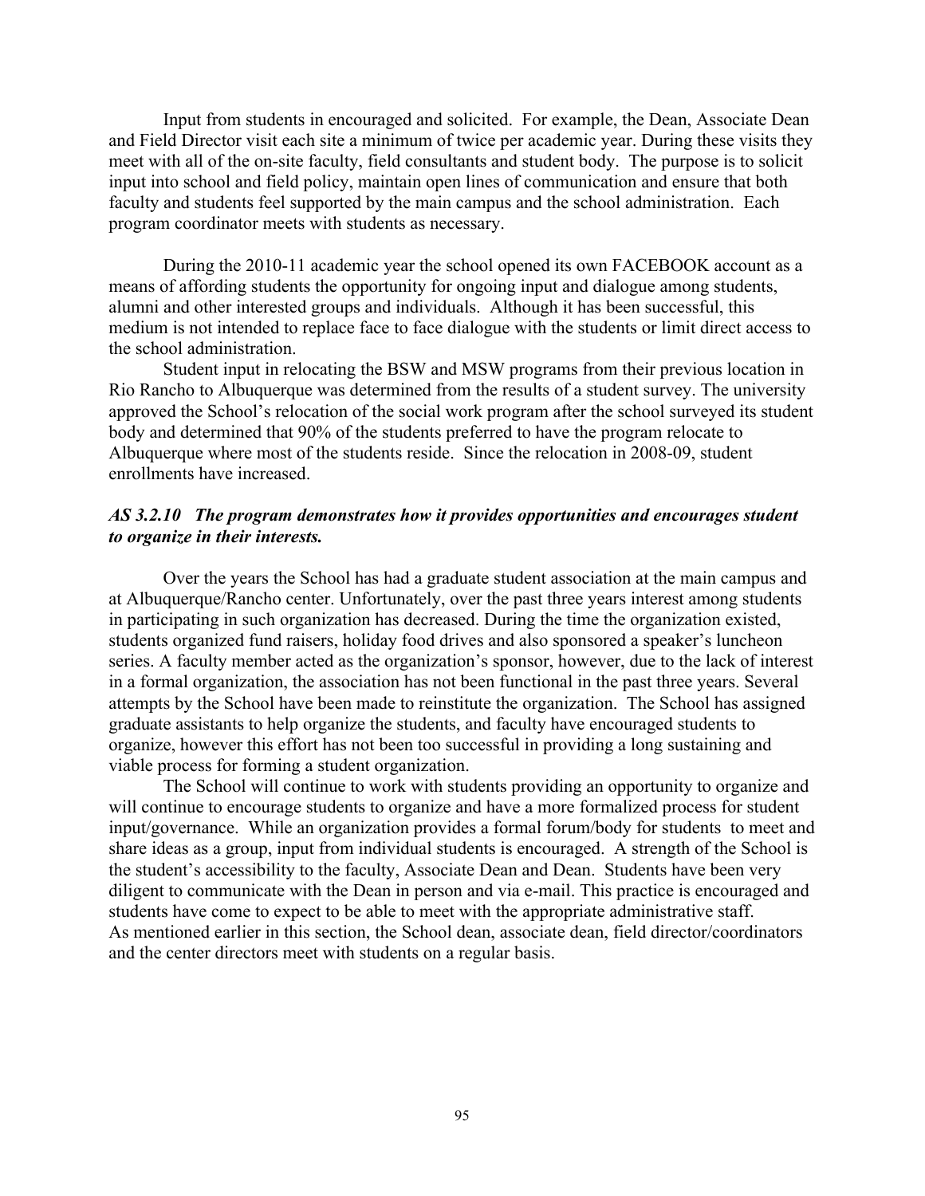Input from students in encouraged and solicited. For example, the Dean, Associate Dean and Field Director visit each site a minimum of twice per academic year. During these visits they meet with all of the on-site faculty, field consultants and student body. The purpose is to solicit input into school and field policy, maintain open lines of communication and ensure that both faculty and students feel supported by the main campus and the school administration. Each program coordinator meets with students as necessary.

During the 2010-11 academic year the school opened its own FACEBOOK account as a means of affording students the opportunity for ongoing input and dialogue among students, alumni and other interested groups and individuals. Although it has been successful, this medium is not intended to replace face to face dialogue with the students or limit direct access to the school administration.

Student input in relocating the BSW and MSW programs from their previous location in Rio Rancho to Albuquerque was determined from the results of a student survey. The university approved the School's relocation of the social work program after the school surveyed its student body and determined that 90% of the students preferred to have the program relocate to Albuquerque where most of the students reside. Since the relocation in 2008-09, student enrollments have increased.

### *AS 3.2.10 The program demonstrates how it provides opportunities and encourages student to organize in their interests.*

Over the years the School has had a graduate student association at the main campus and at Albuquerque/Rancho center. Unfortunately, over the past three years interest among students in participating in such organization has decreased. During the time the organization existed, students organized fund raisers, holiday food drives and also sponsored a speaker's luncheon series. A faculty member acted as the organization's sponsor, however, due to the lack of interest in a formal organization, the association has not been functional in the past three years. Several attempts by the School have been made to reinstitute the organization. The School has assigned graduate assistants to help organize the students, and faculty have encouraged students to organize, however this effort has not been too successful in providing a long sustaining and viable process for forming a student organization.

The School will continue to work with students providing an opportunity to organize and will continue to encourage students to organize and have a more formalized process for student input/governance. While an organization provides a formal forum/body for students to meet and share ideas as a group, input from individual students is encouraged. A strength of the School is the student's accessibility to the faculty, Associate Dean and Dean. Students have been very diligent to communicate with the Dean in person and via e-mail. This practice is encouraged and students have come to expect to be able to meet with the appropriate administrative staff. As mentioned earlier in this section, the School dean, associate dean, field director/coordinators and the center directors meet with students on a regular basis.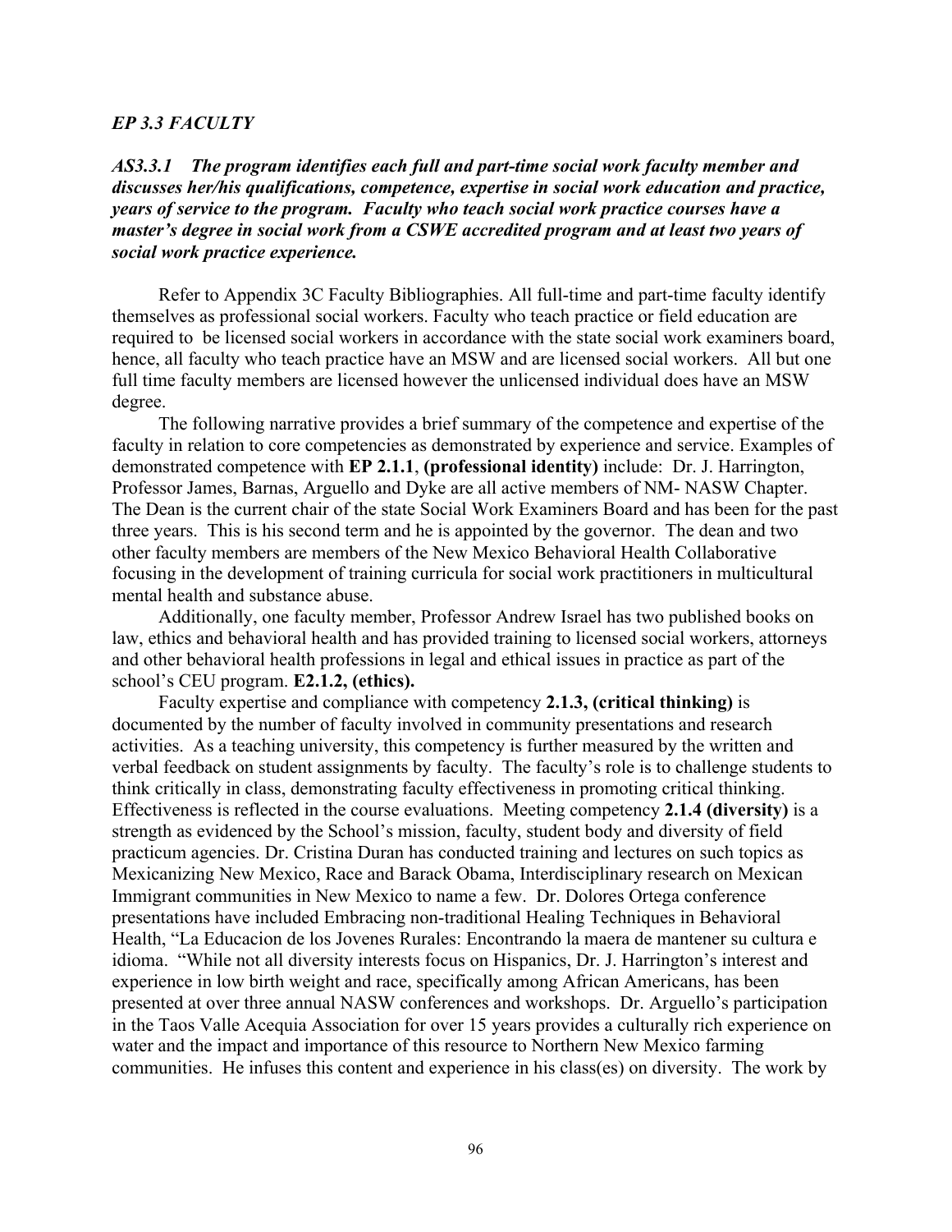*EP 3.3 FACULTY*

***AS3.3.1 The program identifies each full and part-time social work faculty member and discusses her/his qualifications, competence, expertise in social work education and practice, years of service to the program. Faculty who teach social work practice courses have a master's degree in social work from a CSWE accredited program and at least two years of social work practice experience.***

Refer to Appendix 3C Faculty Bibliographies. All full-time and part-time faculty identify themselves as professional social workers. Faculty who teach practice or field education are required to be licensed social workers in accordance with the state social work examiners board, hence, all faculty who teach practice have an MSW and are licensed social workers. All but one full time faculty members are licensed however the unlicensed individual does have an MSW degree.

The following narrative provides a brief summary of the competence and expertise of the faculty in relation to core competencies as demonstrated by experience and service. Examples of demonstrated competence with **EP 2.1.1**, **(professional identity)** include: Dr. J. Harrington, Professor James, Barnas, Arguello and Dyke are all active members of NM- NASW Chapter. The Dean is the current chair of the state Social Work Examiners Board and has been for the past three years. This is his second term and he is appointed by the governor. The dean and two other faculty members are members of the New Mexico Behavioral Health Collaborative focusing in the development of training curricula for social work practitioners in multicultural mental health and substance abuse.

Additionally, one faculty member, Professor Andrew Israel has two published books on law, ethics and behavioral health and has provided training to licensed social workers, attorneys and other behavioral health professions in legal and ethical issues in practice as part of the school's CEU program. **E2.1.2, (ethics).**

Faculty expertise and compliance with competency **2.1.3, (critical thinking)** is documented by the number of faculty involved in community presentations and research activities. As a teaching university, this competency is further measured by the written and verbal feedback on student assignments by faculty. The faculty's role is to challenge students to think critically in class, demonstrating faculty effectiveness in promoting critical thinking. Effectiveness is reflected in the course evaluations. Meeting competency **2.1.4 (diversity)** is a strength as evidenced by the School's mission, faculty, student body and diversity of field practicum agencies. Dr. Cristina Duran has conducted training and lectures on such topics as Mexicanizing New Mexico, Race and Barack Obama, Interdisciplinary research on Mexican Immigrant communities in New Mexico to name a few. Dr. Dolores Ortega conference presentations have included Embracing non-traditional Healing Techniques in Behavioral Health, "La Educacion de los Jovenes Rurales: Encontrando la maera de mantener su cultura e idioma. "While not all diversity interests focus on Hispanics, Dr. J. Harrington's interest and experience in low birth weight and race, specifically among African Americans, has been presented at over three annual NASW conferences and workshops. Dr. Arguello's participation in the Taos Valle Acequia Association for over 15 years provides a culturally rich experience on water and the impact and importance of this resource to Northern New Mexico farming communities. He infuses this content and experience in his class(es) on diversity. The work by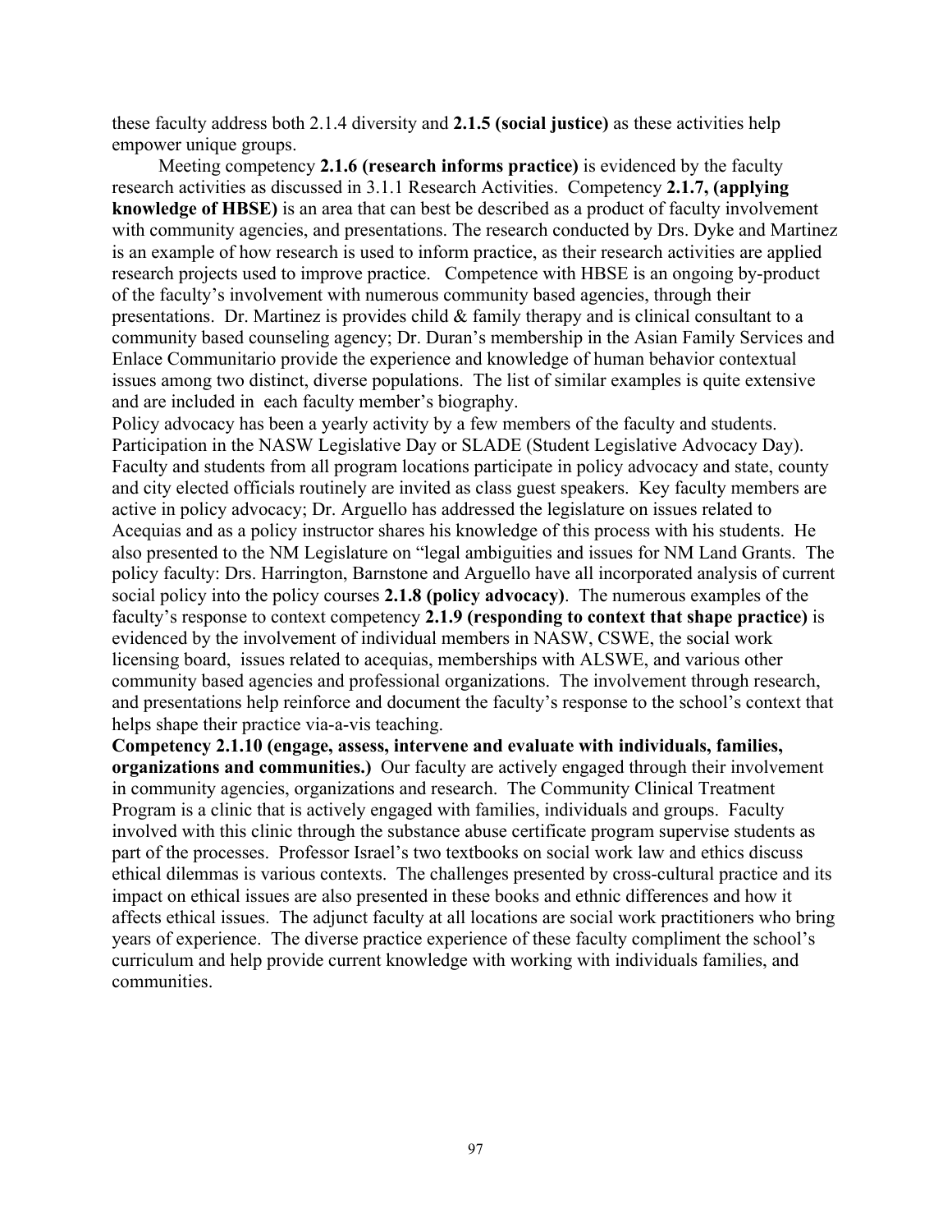these faculty address both 2.1.4 diversity and **2.1.5 (social justice)** as these activities help empower unique groups.

Meeting competency **2.1.6 (research informs practice)** is evidenced by the faculty research activities as discussed in 3.1.1 Research Activities. Competency **2.1.7, (applying knowledge of HBSE)** is an area that can best be described as a product of faculty involvement with community agencies, and presentations. The research conducted by Drs. Dyke and Martinez is an example of how research is used to inform practice, as their research activities are applied research projects used to improve practice. Competence with HBSE is an ongoing by-product of the faculty's involvement with numerous community based agencies, through their presentations. Dr. Martinez is provides child & family therapy and is clinical consultant to a community based counseling agency; Dr. Duran's membership in the Asian Family Services and Enlace Communitario provide the experience and knowledge of human behavior contextual issues among two distinct, diverse populations. The list of similar examples is quite extensive and are included in each faculty member's biography.

Policy advocacy has been a yearly activity by a few members of the faculty and students. Participation in the NASW Legislative Day or SLADE (Student Legislative Advocacy Day). Faculty and students from all program locations participate in policy advocacy and state, county and city elected officials routinely are invited as class guest speakers. Key faculty members are active in policy advocacy; Dr. Arguello has addressed the legislature on issues related to Acequias and as a policy instructor shares his knowledge of this process with his students. He also presented to the NM Legislature on "legal ambiguities and issues for NM Land Grants. The policy faculty: Drs. Harrington, Barnstone and Arguello have all incorporated analysis of current social policy into the policy courses **2.1.8 (policy advocacy)**. The numerous examples of the faculty's response to context competency **2.1.9 (responding to context that shape practice)** is evidenced by the involvement of individual members in NASW, CSWE, the social work licensing board, issues related to acequias, memberships with ALSWE, and various other community based agencies and professional organizations. The involvement through research, and presentations help reinforce and document the faculty's response to the school's context that helps shape their practice via-a-vis teaching.

**Competency 2.1.10 (engage, assess, intervene and evaluate with individuals, families, organizations and communities.)** Our faculty are actively engaged through their involvement in community agencies, organizations and research. The Community Clinical Treatment Program is a clinic that is actively engaged with families, individuals and groups. Faculty involved with this clinic through the substance abuse certificate program supervise students as part of the processes. Professor Israel's two textbooks on social work law and ethics discuss ethical dilemmas is various contexts. The challenges presented by cross-cultural practice and its impact on ethical issues are also presented in these books and ethnic differences and how it affects ethical issues. The adjunct faculty at all locations are social work practitioners who bring years of experience. The diverse practice experience of these faculty compliment the school's curriculum and help provide current knowledge with working with individuals families, and communities.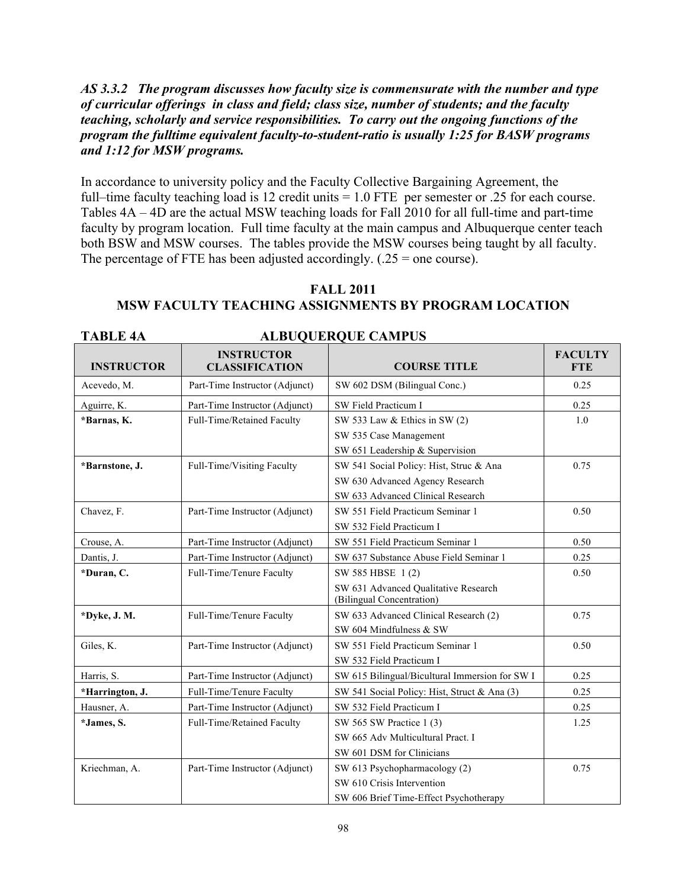***AS 3.3.2 The program discusses how faculty size is commensurate with the number and type of curricular offerings in class and field; class size, number of students; and the faculty teaching, scholarly and service responsibilities. To carry out the ongoing functions of the program the fulltime equivalent faculty-to-student-ratio is usually 1:25 for BASW programs and 1:12 for MSW programs.***

In accordance to university policy and the Faculty Collective Bargaining Agreement, the full–time faculty teaching load is 12 credit units = 1.0 FTE per semester or .25 for each course. Tables 4A – 4D are the actual MSW teaching loads for Fall 2010 for all full-time and part-time faculty by program location. Full time faculty at the main campus and Albuquerque center teach both BSW and MSW courses. The tables provide the MSW courses being taught by all faculty. The percentage of FTE has been adjusted accordingly. (.25 = one course).

## FALL 2011
## MSW FACULTY TEACHING ASSIGNMENTS BY PROGRAM LOCATION

**TABLE 4A — ALBUQUERQUE CAMPUS**

| INSTRUCTOR | INSTRUCTOR CLASSIFICATION | COURSE TITLE | FACULTY FTE |
|---|---|---|---|
| Acevedo, M. | Part-Time Instructor (Adjunct) | SW 602 DSM (Bilingual Conc.) | 0.25 |
| Aguirre, K. | Part-Time Instructor (Adjunct) | SW Field Practicum I | 0.25 |
| **\*Barnas, K.** | Full-Time/Retained Faculty | SW 533 Law & Ethics in SW (2)<br>SW 535 Case Management<br>SW 651 Leadership & Supervision | 1.0 |
| **\*Barnstone, J.** | Full-Time/Visiting Faculty | SW 541 Social Policy: Hist, Struc & Ana<br>SW 630 Advanced Agency Research<br>SW 633 Advanced Clinical Research | 0.75 |
| Chavez, F. | Part-Time Instructor (Adjunct) | SW 551 Field Practicum Seminar 1<br>SW 532 Field Practicum I | 0.50 |
| Crouse, A. | Part-Time Instructor (Adjunct) | SW 551 Field Practicum Seminar 1 | 0.50 |
| Dantis, J. | Part-Time Instructor (Adjunct) | SW 637 Substance Abuse Field Seminar 1 | 0.25 |
| **\*Duran, C.** | Full-Time/Tenure Faculty | SW 585 HBSE 1 (2)<br>SW 631 Advanced Qualitative Research (Bilingual Concentration) | 0.50 |
| **\*Dyke, J. M.** | Full-Time/Tenure Faculty | SW 633 Advanced Clinical Research (2)<br>SW 604 Mindfulness & SW | 0.75 |
| Giles, K. | Part-Time Instructor (Adjunct) | SW 551 Field Practicum Seminar 1<br>SW 532 Field Practicum I | 0.50 |
| Harris, S. | Part-Time Instructor (Adjunct) | SW 615 Bilingual/Bicultural Immersion for SW I | 0.25 |
| **\*Harrington, J.** | Full-Time/Tenure Faculty | SW 541 Social Policy: Hist, Struct & Ana (3) | 0.25 |
| Hausner, A. | Part-Time Instructor (Adjunct) | SW 532 Field Practicum I | 0.25 |
| **\*James, S.** | Full-Time/Retained Faculty | SW 565 SW Practice 1 (3)<br>SW 665 Adv Multicultural Pract. I<br>SW 601 DSM for Clinicians | 1.25 |
| Kriechman, A. | Part-Time Instructor (Adjunct) | SW 613 Psychopharmacology (2)<br>SW 610 Crisis Intervention<br>SW 606 Brief Time-Effect Psychotherapy | 0.75 |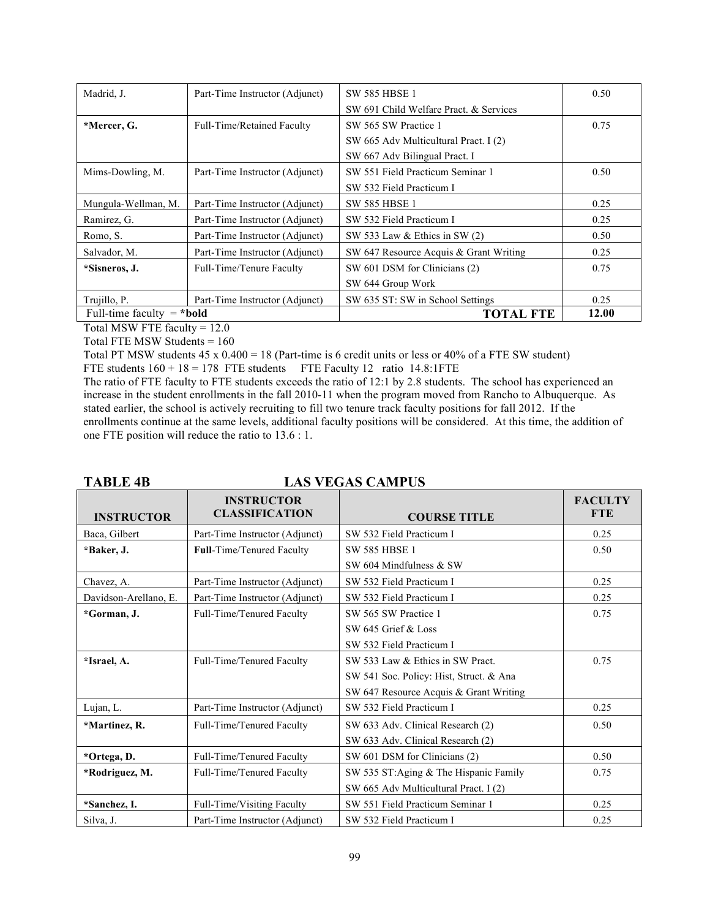| | | | |
|---|---|---|---|
| Madrid, J. | Part-Time Instructor (Adjunct) | SW 585 HBSE 1<br>SW 691 Child Welfare Pract. & Services | 0.50 |
| **\*Mercer, G.** | Full-Time/Retained Faculty | SW 565 SW Practice 1<br>SW 665 Adv Multicultural Pract. I (2)<br>SW 667 Adv Bilingual Pract. I | 0.75 |
| Mims-Dowling, M. | Part-Time Instructor (Adjunct) | SW 551 Field Practicum Seminar 1<br>SW 532 Field Practicum I | 0.50 |
| Mungula-Wellman, M. | Part-Time Instructor (Adjunct) | SW 585 HBSE 1 | 0.25 |
| Ramirez, G. | Part-Time Instructor (Adjunct) | SW 532 Field Practicum I | 0.25 |
| Romo, S. | Part-Time Instructor (Adjunct) | SW 533 Law & Ethics in SW (2) | 0.50 |
| Salvador, M. | Part-Time Instructor (Adjunct) | SW 647 Resource Acquis & Grant Writing | 0.25 |
| **\*Sisneros, J.** | Full-Time/Tenure Faculty | SW 601 DSM for Clinicians (2)<br>SW 644 Group Work | 0.75 |
| Trujillo, P. | Part-Time Instructor (Adjunct) | SW 635 ST: SW in School Settings | 0.25 |
| Full-time faculty = **\*bold** | | **TOTAL FTE** | **12.00** |

Total MSW FTE faculty = 12.0

Total FTE MSW Students = 160

Total PT MSW students 45 x 0.400 = 18 (Part-time is 6 credit units or less or 40% of a FTE SW student)

FTE students 160 + 18 = 178 FTE students  FTE Faculty 12 ratio 14.8:1FTE

The ratio of FTE faculty to FTE students exceeds the ratio of 12:1 by 2.8 students. The school has experienced an increase in the student enrollments in the fall 2010-11 when the program moved from Rancho to Albuquerque. As stated earlier, the school is actively recruiting to fill two tenure track faculty positions for fall 2012. If the enrollments continue at the same levels, additional faculty positions will be considered. At this time, the addition of one FTE position will reduce the ratio to 13.6 : 1.

## TABLE 4B LAS VEGAS CAMPUS

| INSTRUCTOR | INSTRUCTOR CLASSIFICATION | COURSE TITLE | FACULTY FTE |
|---|---|---|---|
| Baca, Gilbert | Part-Time Instructor (Adjunct) | SW 532 Field Practicum I | 0.25 |
| **\*Baker, J.** | **Full**-Time/Tenured Faculty | SW 585 HBSE 1<br>SW 604 Mindfulness & SW | 0.50 |
| Chavez, A. | Part-Time Instructor (Adjunct) | SW 532 Field Practicum I | 0.25 |
| Davidson-Arellano, E. | Part-Time Instructor (Adjunct) | SW 532 Field Practicum I | 0.25 |
| **\*Gorman, J.** | Full-Time/Tenured Faculty | SW 565 SW Practice 1<br>SW 645 Grief & Loss<br>SW 532 Field Practicum I | 0.75 |
| **\*Israel, A.** | Full-Time/Tenured Faculty | SW 533 Law & Ethics in SW Pract.<br>SW 541 Soc. Policy: Hist, Struct. & Ana<br>SW 647 Resource Acquis & Grant Writing | 0.75 |
| Lujan, L. | Part-Time Instructor (Adjunct) | SW 532 Field Practicum I | 0.25 |
| **\*Martinez, R.** | Full-Time/Tenured Faculty | SW 633 Adv. Clinical Research (2)<br>SW 633 Adv. Clinical Research (2) | 0.50 |
| **\*Ortega, D.** | Full-Time/Tenured Faculty | SW 601 DSM for Clinicians (2) | 0.50 |
| **\*Rodriguez, M.** | Full-Time/Tenured Faculty | SW 535 ST:Aging & The Hispanic Family<br>SW 665 Adv Multicultural Pract. I (2) | 0.75 |
| **\*Sanchez, I.** | Full-Time/Visiting Faculty | SW 551 Field Practicum Seminar 1 | 0.25 |
| Silva, J. | Part-Time Instructor (Adjunct) | SW 532 Field Practicum I | 0.25 |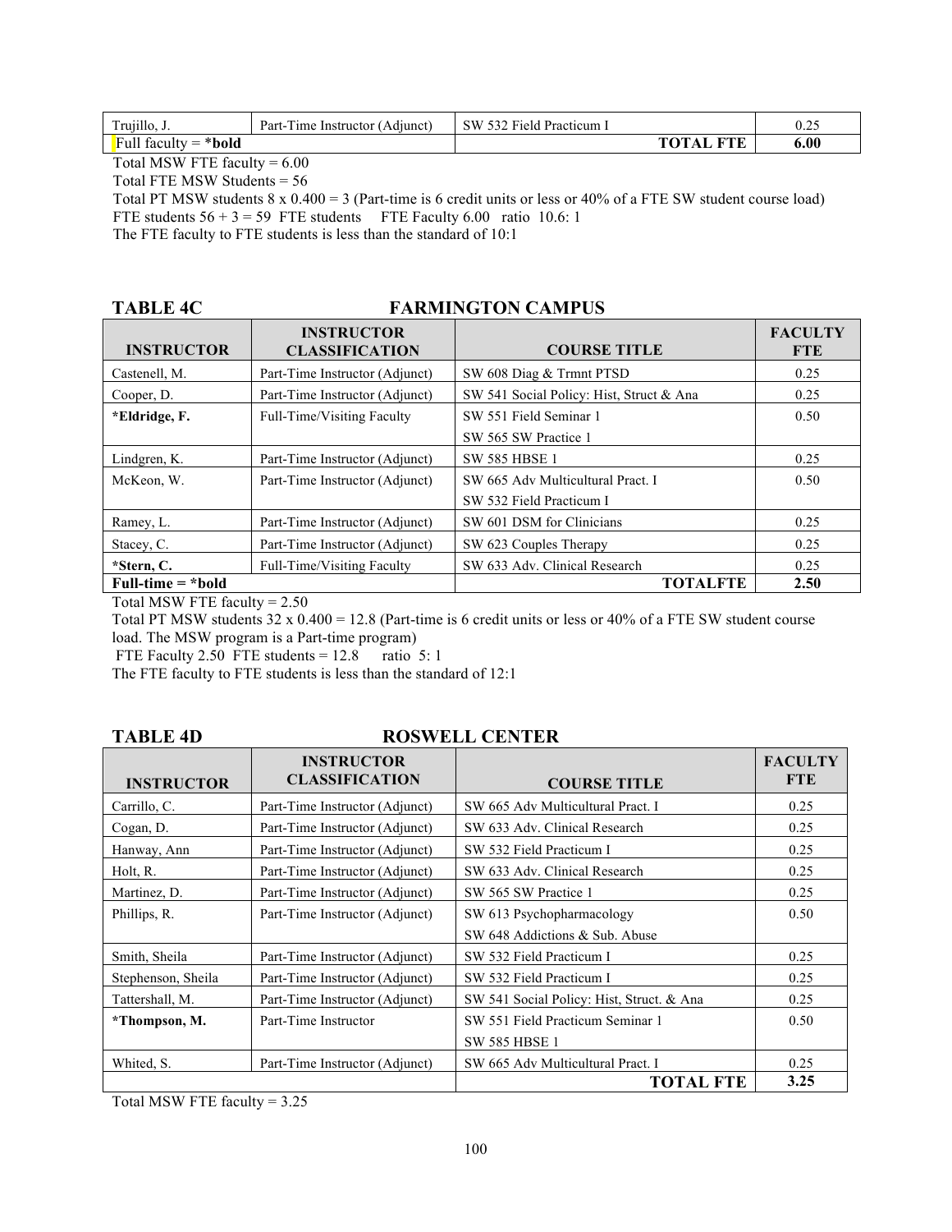| Trujillo, J. | Part-Time Instructor (Adjunct) | SW 532 Field Practicum I | 0.25 |
|---|---|---|---|
| Full faculty = ***bold** | | **TOTAL FTE** | **6.00** |

Total MSW FTE faculty = 6.00
Total FTE MSW Students = 56
Total PT MSW students 8 x 0.400 = 3 (Part-time is 6 credit units or less or 40% of a FTE SW student course load)
FTE students 56 + 3 = 59 FTE students FTE Faculty 6.00 ratio 10.6: 1
The FTE faculty to FTE students is less than the standard of 10:1

## TABLE 4C FARMINGTON CAMPUS

| INSTRUCTOR | INSTRUCTOR CLASSIFICATION | COURSE TITLE | FACULTY FTE |
|---|---|---|---|
| Castenell, M. | Part-Time Instructor (Adjunct) | SW 608 Diag & Trmnt PTSD | 0.25 |
| Cooper, D. | Part-Time Instructor (Adjunct) | SW 541 Social Policy: Hist, Struct & Ana | 0.25 |
| ***Eldridge, F.** | Full-Time/Visiting Faculty | SW 551 Field Seminar 1<br>SW 565 SW Practice 1 | 0.50 |
| Lindgren, K. | Part-Time Instructor (Adjunct) | SW 585 HBSE 1 | 0.25 |
| McKeon, W. | Part-Time Instructor (Adjunct) | SW 665 Adv Multicultural Pract. I<br>SW 532 Field Practicum I | 0.50 |
| Ramey, L. | Part-Time Instructor (Adjunct) | SW 601 DSM for Clinicians | 0.25 |
| Stacey, C. | Part-Time Instructor (Adjunct) | SW 623 Couples Therapy | 0.25 |
| ***Stern, C.** | Full-Time/Visiting Faculty | SW 633 Adv. Clinical Research | 0.25 |
| **Full-time = *bold** | | **TOTALFTE** | **2.50** |

Total MSW FTE faculty = 2.50
Total PT MSW students 32 x 0.400 = 12.8 (Part-time is 6 credit units or less or 40% of a FTE SW student course load. The MSW program is a Part-time program)
FTE Faculty 2.50 FTE students = 12.8 ratio 5: 1
The FTE faculty to FTE students is less than the standard of 12:1

## TABLE 4D ROSWELL CENTER

| INSTRUCTOR | INSTRUCTOR CLASSIFICATION | COURSE TITLE | FACULTY FTE |
|---|---|---|---|
| Carrillo, C. | Part-Time Instructor (Adjunct) | SW 665 Adv Multicultural Pract. I | 0.25 |
| Cogan, D. | Part-Time Instructor (Adjunct) | SW 633 Adv. Clinical Research | 0.25 |
| Hanway, Ann | Part-Time Instructor (Adjunct) | SW 532 Field Practicum I | 0.25 |
| Holt, R. | Part-Time Instructor (Adjunct) | SW 633 Adv. Clinical Research | 0.25 |
| Martinez, D. | Part-Time Instructor (Adjunct) | SW 565 SW Practice 1 | 0.25 |
| Phillips, R. | Part-Time Instructor (Adjunct) | SW 613 Psychopharmacology<br>SW 648 Addictions & Sub. Abuse | 0.50 |
| Smith, Sheila | Part-Time Instructor (Adjunct) | SW 532 Field Practicum I | 0.25 |
| Stephenson, Sheila | Part-Time Instructor (Adjunct) | SW 532 Field Practicum I | 0.25 |
| Tattershall, M. | Part-Time Instructor (Adjunct) | SW 541 Social Policy: Hist, Struct. & Ana | 0.25 |
| ***Thompson, M.** | Part-Time Instructor | SW 551 Field Practicum Seminar 1<br>SW 585 HBSE 1 | 0.50 |
| Whited, S. | Part-Time Instructor (Adjunct) | SW 665 Adv Multicultural Pract. I | 0.25 |
| | | **TOTAL FTE** | **3.25** |

Total MSW FTE faculty = 3.25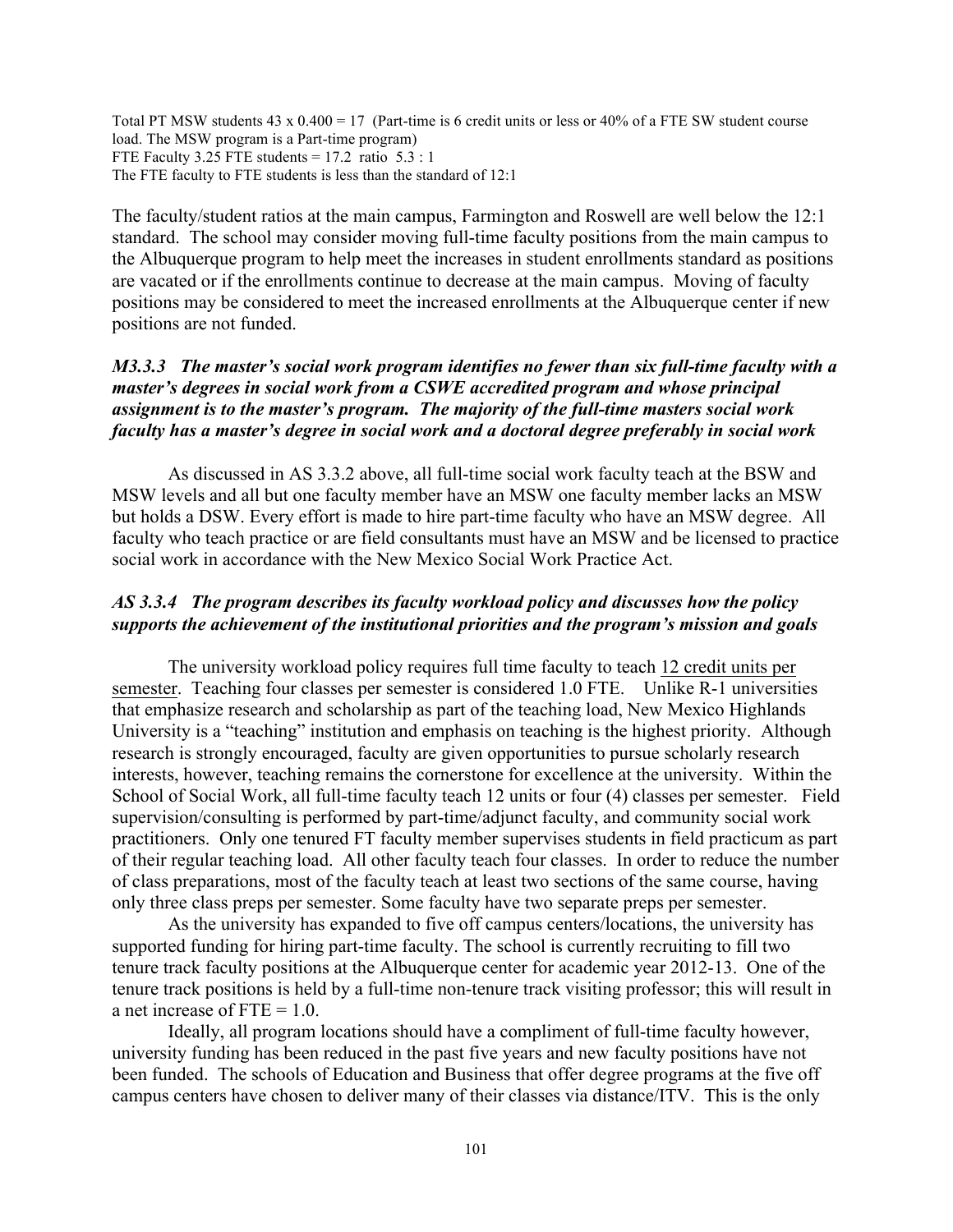Total PT MSW students 43 x 0.400 = 17 (Part-time is 6 credit units or less or 40% of a FTE SW student course load. The MSW program is a Part-time program)
FTE Faculty 3.25 FTE students = 17.2 ratio 5.3 : 1
The FTE faculty to FTE students is less than the standard of 12:1

The faculty/student ratios at the main campus, Farmington and Roswell are well below the 12:1 standard. The school may consider moving full-time faculty positions from the main campus to the Albuquerque program to help meet the increases in student enrollments standard as positions are vacated or if the enrollments continue to decrease at the main campus. Moving of faculty positions may be considered to meet the increased enrollments at the Albuquerque center if new positions are not funded.

### *M3.3.3 The master's social work program identifies no fewer than six full-time faculty with a master's degrees in social work from a CSWE accredited program and whose principal assignment is to the master's program. The majority of the full-time masters social work faculty has a master's degree in social work and a doctoral degree preferably in social work*

As discussed in AS 3.3.2 above, all full-time social work faculty teach at the BSW and MSW levels and all but one faculty member have an MSW one faculty member lacks an MSW but holds a DSW. Every effort is made to hire part-time faculty who have an MSW degree. All faculty who teach practice or are field consultants must have an MSW and be licensed to practice social work in accordance with the New Mexico Social Work Practice Act.

### *AS 3.3.4 The program describes its faculty workload policy and discusses how the policy supports the achievement of the institutional priorities and the program's mission and goals*

The university workload policy requires full time faculty to teach <u>12 credit units per semester</u>. Teaching four classes per semester is considered 1.0 FTE. Unlike R-1 universities that emphasize research and scholarship as part of the teaching load, New Mexico Highlands University is a "teaching" institution and emphasis on teaching is the highest priority. Although research is strongly encouraged, faculty are given opportunities to pursue scholarly research interests, however, teaching remains the cornerstone for excellence at the university. Within the School of Social Work, all full-time faculty teach 12 units or four (4) classes per semester. Field supervision/consulting is performed by part-time/adjunct faculty, and community social work practitioners. Only one tenured FT faculty member supervises students in field practicum as part of their regular teaching load. All other faculty teach four classes. In order to reduce the number of class preparations, most of the faculty teach at least two sections of the same course, having only three class preps per semester. Some faculty have two separate preps per semester.

As the university has expanded to five off campus centers/locations, the university has supported funding for hiring part-time faculty. The school is currently recruiting to fill two tenure track faculty positions at the Albuquerque center for academic year 2012-13. One of the tenure track positions is held by a full-time non-tenure track visiting professor; this will result in a net increase of FTE = 1.0.

Ideally, all program locations should have a compliment of full-time faculty however, university funding has been reduced in the past five years and new faculty positions have not been funded. The schools of Education and Business that offer degree programs at the five off campus centers have chosen to deliver many of their classes via distance/ITV. This is the only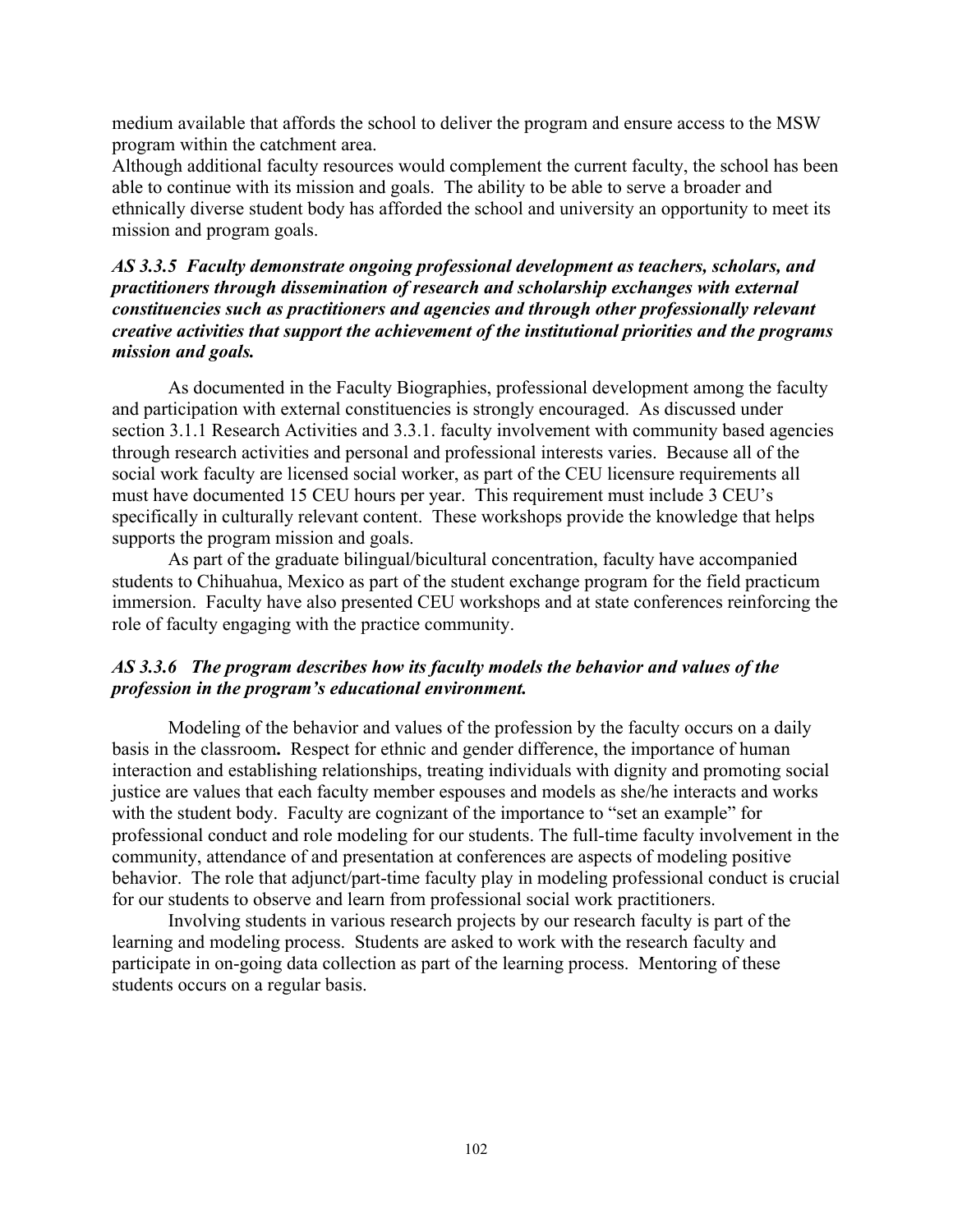medium available that affords the school to deliver the program and ensure access to the MSW program within the catchment area.

Although additional faculty resources would complement the current faculty, the school has been able to continue with its mission and goals. The ability to be able to serve a broader and ethnically diverse student body has afforded the school and university an opportunity to meet its mission and program goals.

***AS 3.3.5 Faculty demonstrate ongoing professional development as teachers, scholars, and practitioners through dissemination of research and scholarship exchanges with external constituencies such as practitioners and agencies and through other professionally relevant creative activities that support the achievement of the institutional priorities and the programs mission and goals.***

As documented in the Faculty Biographies, professional development among the faculty and participation with external constituencies is strongly encouraged. As discussed under section 3.1.1 Research Activities and 3.3.1. faculty involvement with community based agencies through research activities and personal and professional interests varies. Because all of the social work faculty are licensed social worker, as part of the CEU licensure requirements all must have documented 15 CEU hours per year. This requirement must include 3 CEU's specifically in culturally relevant content. These workshops provide the knowledge that helps supports the program mission and goals.

As part of the graduate bilingual/bicultural concentration, faculty have accompanied students to Chihuahua, Mexico as part of the student exchange program for the field practicum immersion. Faculty have also presented CEU workshops and at state conferences reinforcing the role of faculty engaging with the practice community.

***AS 3.3.6 The program describes how its faculty models the behavior and values of the profession in the program's educational environment.***

Modeling of the behavior and values of the profession by the faculty occurs on a daily basis in the classroom**.** Respect for ethnic and gender difference, the importance of human interaction and establishing relationships, treating individuals with dignity and promoting social justice are values that each faculty member espouses and models as she/he interacts and works with the student body. Faculty are cognizant of the importance to "set an example" for professional conduct and role modeling for our students. The full-time faculty involvement in the community, attendance of and presentation at conferences are aspects of modeling positive behavior. The role that adjunct/part-time faculty play in modeling professional conduct is crucial for our students to observe and learn from professional social work practitioners.

Involving students in various research projects by our research faculty is part of the learning and modeling process. Students are asked to work with the research faculty and participate in on-going data collection as part of the learning process. Mentoring of these students occurs on a regular basis.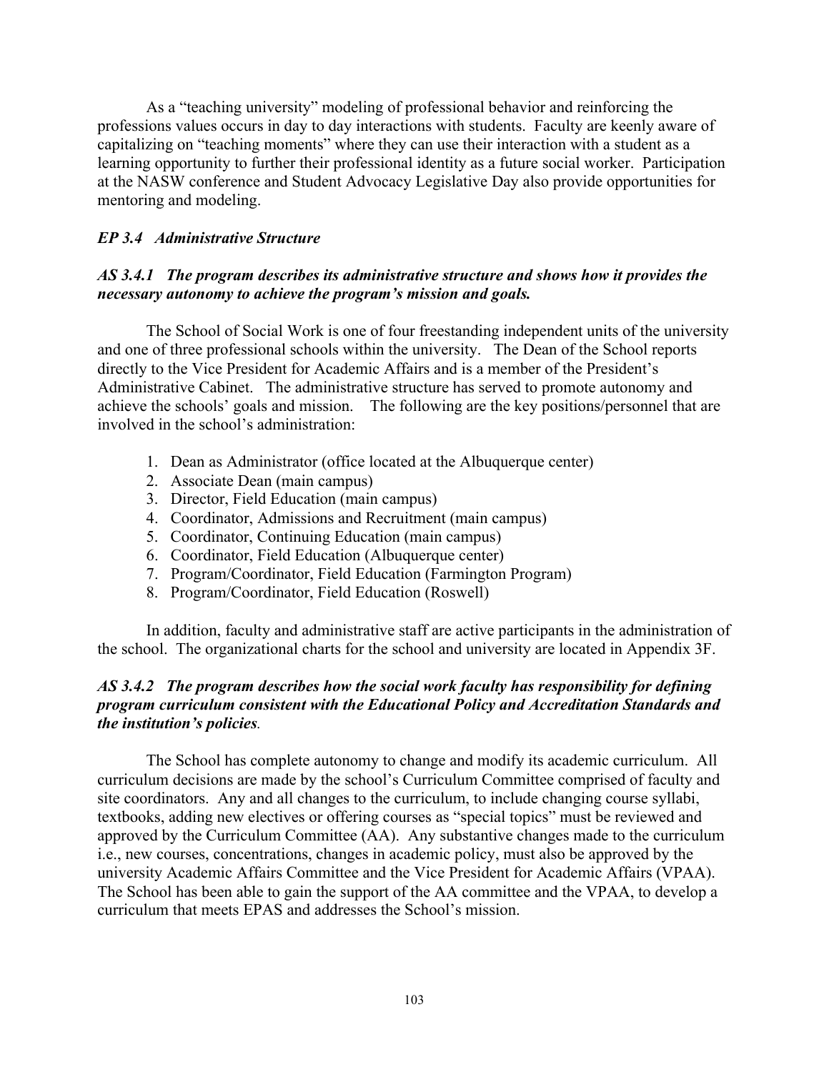As a "teaching university" modeling of professional behavior and reinforcing the professions values occurs in day to day interactions with students. Faculty are keenly aware of capitalizing on "teaching moments" where they can use their interaction with a student as a learning opportunity to further their professional identity as a future social worker. Participation at the NASW conference and Student Advocacy Legislative Day also provide opportunities for mentoring and modeling.

### *EP 3.4 Administrative Structure*

#### *AS 3.4.1 The program describes its administrative structure and shows how it provides the necessary autonomy to achieve the program's mission and goals.*

The School of Social Work is one of four freestanding independent units of the university and one of three professional schools within the university. The Dean of the School reports directly to the Vice President for Academic Affairs and is a member of the President's Administrative Cabinet. The administrative structure has served to promote autonomy and achieve the schools' goals and mission. The following are the key positions/personnel that are involved in the school's administration:

1. Dean as Administrator (office located at the Albuquerque center)
2. Associate Dean (main campus)
3. Director, Field Education (main campus)
4. Coordinator, Admissions and Recruitment (main campus)
5. Coordinator, Continuing Education (main campus)
6. Coordinator, Field Education (Albuquerque center)
7. Program/Coordinator, Field Education (Farmington Program)
8. Program/Coordinator, Field Education (Roswell)

In addition, faculty and administrative staff are active participants in the administration of the school. The organizational charts for the school and university are located in Appendix 3F.

#### *AS 3.4.2 The program describes how the social work faculty has responsibility for defining program curriculum consistent with the Educational Policy and Accreditation Standards and the institution's policies.*

The School has complete autonomy to change and modify its academic curriculum. All curriculum decisions are made by the school's Curriculum Committee comprised of faculty and site coordinators. Any and all changes to the curriculum, to include changing course syllabi, textbooks, adding new electives or offering courses as "special topics" must be reviewed and approved by the Curriculum Committee (AA). Any substantive changes made to the curriculum i.e., new courses, concentrations, changes in academic policy, must also be approved by the university Academic Affairs Committee and the Vice President for Academic Affairs (VPAA). The School has been able to gain the support of the AA committee and the VPAA, to develop a curriculum that meets EPAS and addresses the School's mission.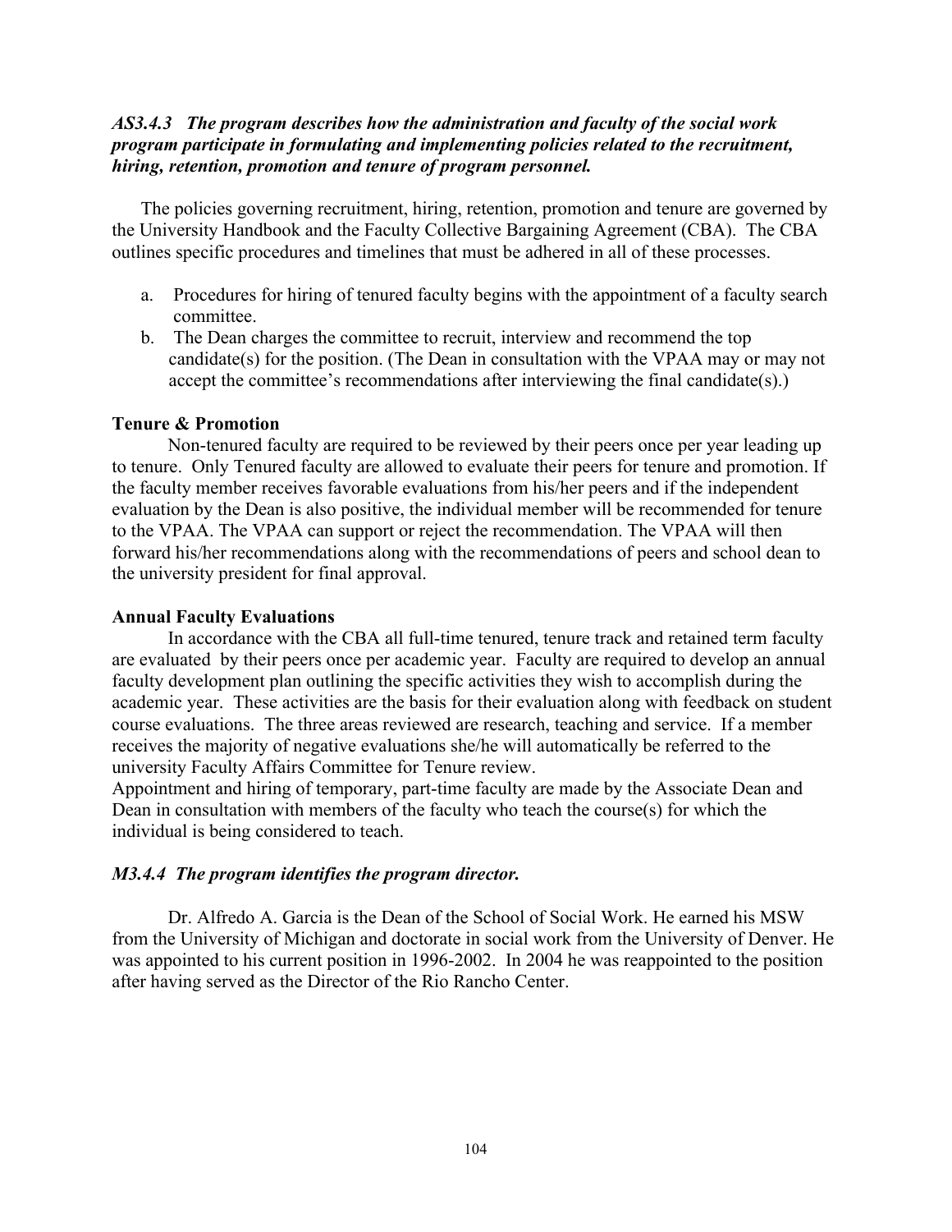***AS3.4.3 The program describes how the administration and faculty of the social work program participate in formulating and implementing policies related to the recruitment, hiring, retention, promotion and tenure of program personnel.***

The policies governing recruitment, hiring, retention, promotion and tenure are governed by the University Handbook and the Faculty Collective Bargaining Agreement (CBA). The CBA outlines specific procedures and timelines that must be adhered in all of these processes.

a. Procedures for hiring of tenured faculty begins with the appointment of a faculty search committee.
b. The Dean charges the committee to recruit, interview and recommend the top candidate(s) for the position. (The Dean in consultation with the VPAA may or may not accept the committee's recommendations after interviewing the final candidate(s).)

**Tenure & Promotion**

Non-tenured faculty are required to be reviewed by their peers once per year leading up to tenure. Only Tenured faculty are allowed to evaluate their peers for tenure and promotion. If the faculty member receives favorable evaluations from his/her peers and if the independent evaluation by the Dean is also positive, the individual member will be recommended for tenure to the VPAA. The VPAA can support or reject the recommendation. The VPAA will then forward his/her recommendations along with the recommendations of peers and school dean to the university president for final approval.

**Annual Faculty Evaluations**

In accordance with the CBA all full-time tenured, tenure track and retained term faculty are evaluated by their peers once per academic year. Faculty are required to develop an annual faculty development plan outlining the specific activities they wish to accomplish during the academic year. These activities are the basis for their evaluation along with feedback on student course evaluations. The three areas reviewed are research, teaching and service. If a member receives the majority of negative evaluations she/he will automatically be referred to the university Faculty Affairs Committee for Tenure review.

Appointment and hiring of temporary, part-time faculty are made by the Associate Dean and Dean in consultation with members of the faculty who teach the course(s) for which the individual is being considered to teach.

***M3.4.4 The program identifies the program director.***

Dr. Alfredo A. Garcia is the Dean of the School of Social Work. He earned his MSW from the University of Michigan and doctorate in social work from the University of Denver. He was appointed to his current position in 1996-2002. In 2004 he was reappointed to the position after having served as the Director of the Rio Rancho Center.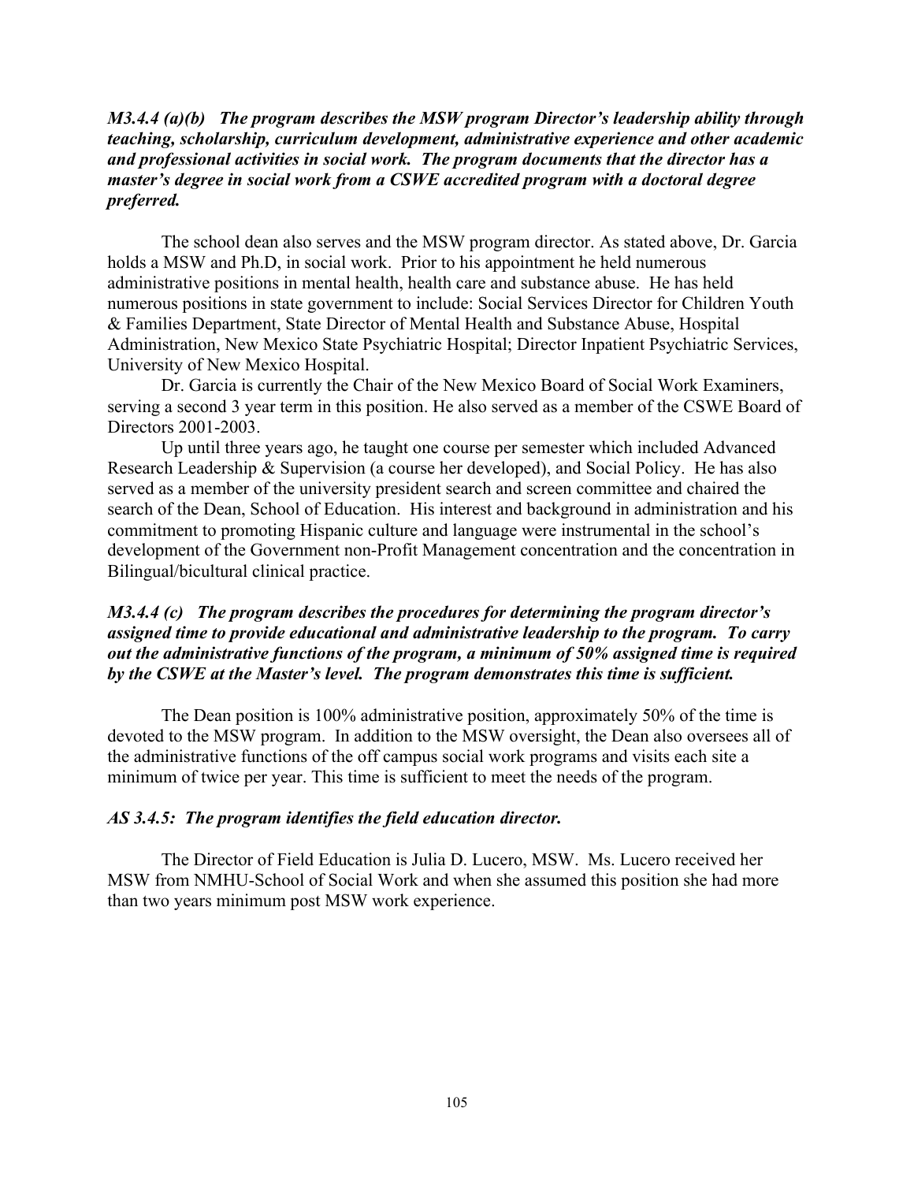***M3.4.4 (a)(b) The program describes the MSW program Director's leadership ability through teaching, scholarship, curriculum development, administrative experience and other academic and professional activities in social work. The program documents that the director has a master's degree in social work from a CSWE accredited program with a doctoral degree preferred.***

The school dean also serves and the MSW program director. As stated above, Dr. Garcia holds a MSW and Ph.D, in social work. Prior to his appointment he held numerous administrative positions in mental health, health care and substance abuse. He has held numerous positions in state government to include: Social Services Director for Children Youth & Families Department, State Director of Mental Health and Substance Abuse, Hospital Administration, New Mexico State Psychiatric Hospital; Director Inpatient Psychiatric Services, University of New Mexico Hospital.

Dr. Garcia is currently the Chair of the New Mexico Board of Social Work Examiners, serving a second 3 year term in this position. He also served as a member of the CSWE Board of Directors 2001-2003.

Up until three years ago, he taught one course per semester which included Advanced Research Leadership & Supervision (a course her developed), and Social Policy. He has also served as a member of the university president search and screen committee and chaired the search of the Dean, School of Education. His interest and background in administration and his commitment to promoting Hispanic culture and language were instrumental in the school's development of the Government non-Profit Management concentration and the concentration in Bilingual/bicultural clinical practice.

***M3.4.4 (c) The program describes the procedures for determining the program director's assigned time to provide educational and administrative leadership to the program. To carry out the administrative functions of the program, a minimum of 50% assigned time is required by the CSWE at the Master's level. The program demonstrates this time is sufficient.***

The Dean position is 100% administrative position, approximately 50% of the time is devoted to the MSW program. In addition to the MSW oversight, the Dean also oversees all of the administrative functions of the off campus social work programs and visits each site a minimum of twice per year. This time is sufficient to meet the needs of the program.

***AS 3.4.5: The program identifies the field education director.***

The Director of Field Education is Julia D. Lucero, MSW. Ms. Lucero received her MSW from NMHU-School of Social Work and when she assumed this position she had more than two years minimum post MSW work experience.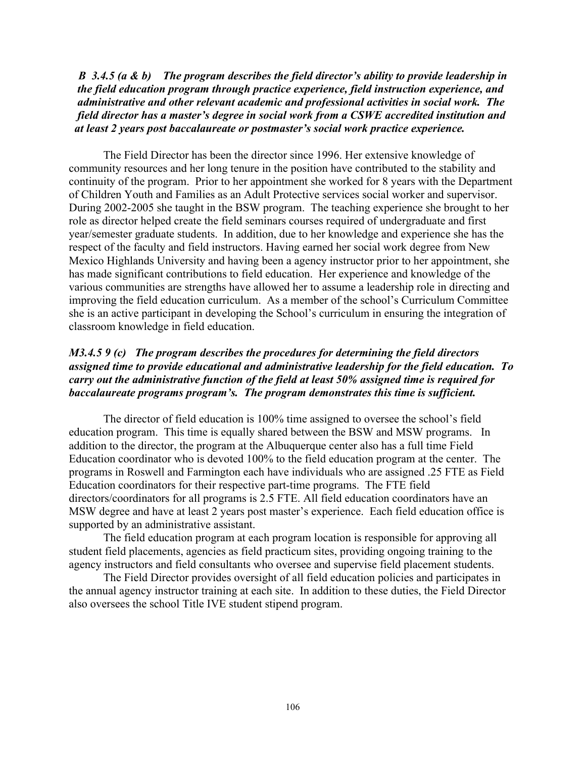***B 3.4.5 (a & b) The program describes the field director's ability to provide leadership in the field education program through practice experience, field instruction experience, and administrative and other relevant academic and professional activities in social work. The field director has a master's degree in social work from a CSWE accredited institution and at least 2 years post baccalaureate or postmaster's social work practice experience.***

The Field Director has been the director since 1996. Her extensive knowledge of community resources and her long tenure in the position have contributed to the stability and continuity of the program. Prior to her appointment she worked for 8 years with the Department of Children Youth and Families as an Adult Protective services social worker and supervisor. During 2002-2005 she taught in the BSW program. The teaching experience she brought to her role as director helped create the field seminars courses required of undergraduate and first year/semester graduate students. In addition, due to her knowledge and experience she has the respect of the faculty and field instructors. Having earned her social work degree from New Mexico Highlands University and having been a agency instructor prior to her appointment, she has made significant contributions to field education. Her experience and knowledge of the various communities are strengths have allowed her to assume a leadership role in directing and improving the field education curriculum. As a member of the school's Curriculum Committee she is an active participant in developing the School's curriculum in ensuring the integration of classroom knowledge in field education.

***M3.4.5 9 (c) The program describes the procedures for determining the field directors assigned time to provide educational and administrative leadership for the field education. To carry out the administrative function of the field at least 50% assigned time is required for baccalaureate programs program's. The program demonstrates this time is sufficient.***

The director of field education is 100% time assigned to oversee the school's field education program. This time is equally shared between the BSW and MSW programs. In addition to the director, the program at the Albuquerque center also has a full time Field Education coordinator who is devoted 100% to the field education program at the center. The programs in Roswell and Farmington each have individuals who are assigned .25 FTE as Field Education coordinators for their respective part-time programs. The FTE field directors/coordinators for all programs is 2.5 FTE. All field education coordinators have an MSW degree and have at least 2 years post master's experience. Each field education office is supported by an administrative assistant.

The field education program at each program location is responsible for approving all student field placements, agencies as field practicum sites, providing ongoing training to the agency instructors and field consultants who oversee and supervise field placement students.

The Field Director provides oversight of all field education policies and participates in the annual agency instructor training at each site. In addition to these duties, the Field Director also oversees the school Title IVE student stipend program.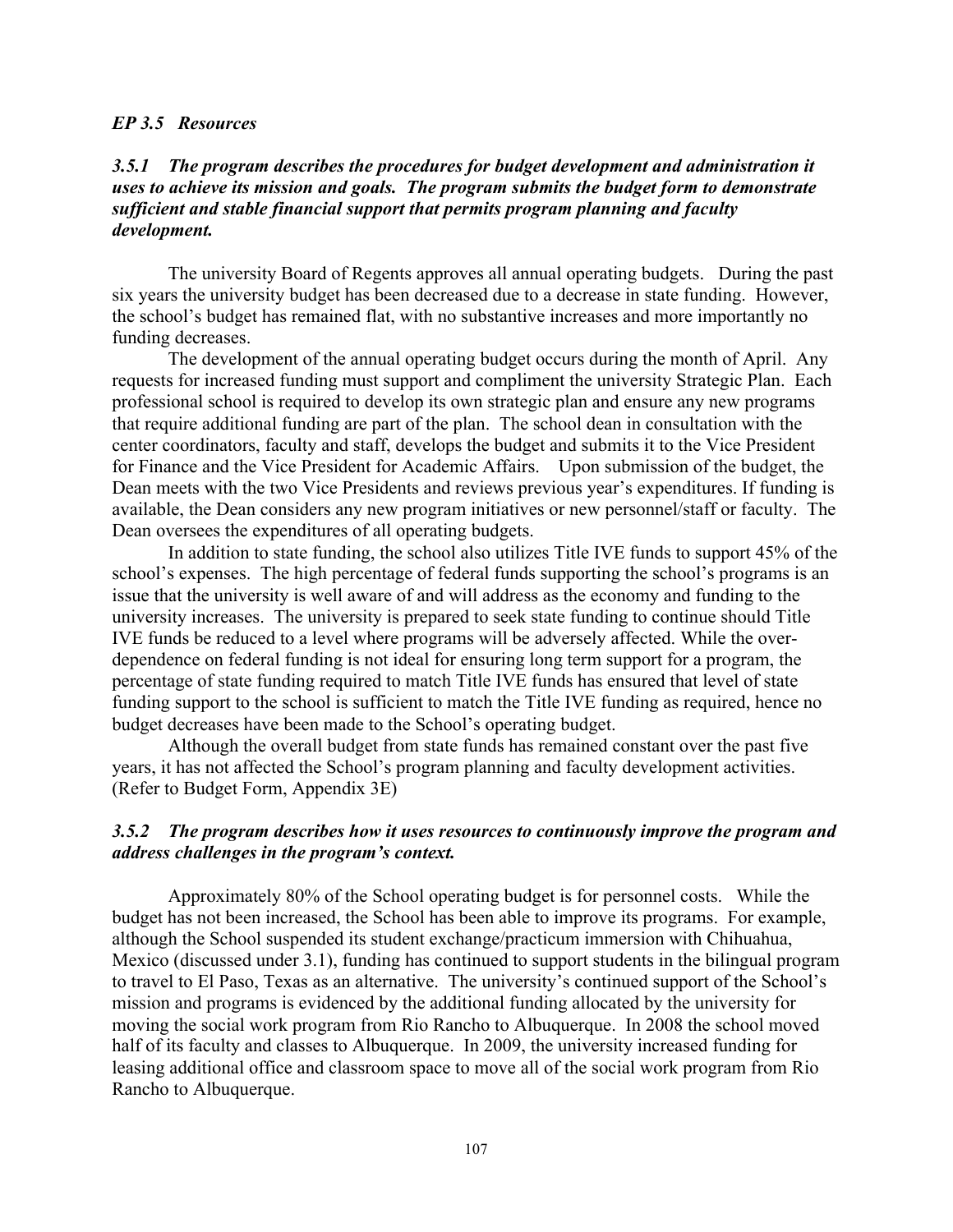### *EP 3.5 Resources*

***3.5.1 The program describes the procedures for budget development and administration it uses to achieve its mission and goals. The program submits the budget form to demonstrate sufficient and stable financial support that permits program planning and faculty development.***

The university Board of Regents approves all annual operating budgets. During the past six years the university budget has been decreased due to a decrease in state funding. However, the school's budget has remained flat, with no substantive increases and more importantly no funding decreases.

The development of the annual operating budget occurs during the month of April. Any requests for increased funding must support and compliment the university Strategic Plan. Each professional school is required to develop its own strategic plan and ensure any new programs that require additional funding are part of the plan. The school dean in consultation with the center coordinators, faculty and staff, develops the budget and submits it to the Vice President for Finance and the Vice President for Academic Affairs. Upon submission of the budget, the Dean meets with the two Vice Presidents and reviews previous year's expenditures. If funding is available, the Dean considers any new program initiatives or new personnel/staff or faculty. The Dean oversees the expenditures of all operating budgets.

In addition to state funding, the school also utilizes Title IVE funds to support 45% of the school's expenses. The high percentage of federal funds supporting the school's programs is an issue that the university is well aware of and will address as the economy and funding to the university increases. The university is prepared to seek state funding to continue should Title IVE funds be reduced to a level where programs will be adversely affected. While the over-dependence on federal funding is not ideal for ensuring long term support for a program, the percentage of state funding required to match Title IVE funds has ensured that level of state funding support to the school is sufficient to match the Title IVE funding as required, hence no budget decreases have been made to the School's operating budget.

Although the overall budget from state funds has remained constant over the past five years, it has not affected the School's program planning and faculty development activities. (Refer to Budget Form, Appendix 3E)

***3.5.2 The program describes how it uses resources to continuously improve the program and address challenges in the program's context.***

Approximately 80% of the School operating budget is for personnel costs. While the budget has not been increased, the School has been able to improve its programs. For example, although the School suspended its student exchange/practicum immersion with Chihuahua, Mexico (discussed under 3.1), funding has continued to support students in the bilingual program to travel to El Paso, Texas as an alternative. The university's continued support of the School's mission and programs is evidenced by the additional funding allocated by the university for moving the social work program from Rio Rancho to Albuquerque. In 2008 the school moved half of its faculty and classes to Albuquerque. In 2009, the university increased funding for leasing additional office and classroom space to move all of the social work program from Rio Rancho to Albuquerque.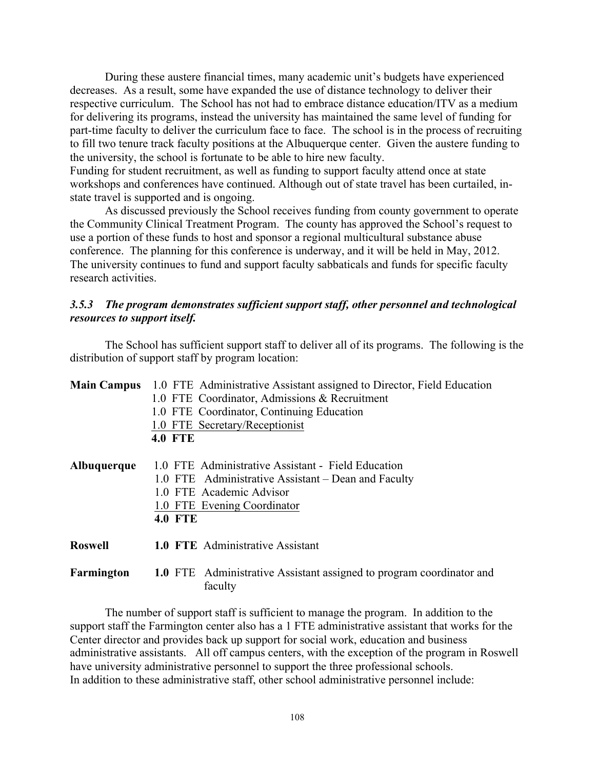During these austere financial times, many academic unit's budgets have experienced decreases. As a result, some have expanded the use of distance technology to deliver their respective curriculum. The School has not had to embrace distance education/ITV as a medium for delivering its programs, instead the university has maintained the same level of funding for part-time faculty to deliver the curriculum face to face. The school is in the process of recruiting to fill two tenure track faculty positions at the Albuquerque center. Given the austere funding to the university, the school is fortunate to be able to hire new faculty.

Funding for student recruitment, as well as funding to support faculty attend once at state workshops and conferences have continued. Although out of state travel has been curtailed, in-state travel is supported and is ongoing.

As discussed previously the School receives funding from county government to operate the Community Clinical Treatment Program. The county has approved the School's request to use a portion of these funds to host and sponsor a regional multicultural substance abuse conference. The planning for this conference is underway, and it will be held in May, 2012. The university continues to fund and support faculty sabbaticals and funds for specific faculty research activities.

### *3.5.3 The program demonstrates sufficient support staff, other personnel and technological resources to support itself.*

The School has sufficient support staff to deliver all of its programs. The following is the distribution of support staff by program location:

**Main Campus**
- 1.0 FTE Administrative Assistant assigned to Director, Field Education
- 1.0 FTE Coordinator, Admissions & Recruitment
- 1.0 FTE Coordinator, Continuing Education
- 1.0 FTE Secretary/Receptionist
- **4.0 FTE**

**Albuquerque**
- 1.0 FTE Administrative Assistant - Field Education
- 1.0 FTE Administrative Assistant – Dean and Faculty
- 1.0 FTE Academic Advisor
- 1.0 FTE Evening Coordinator
- **4.0 FTE**

**Roswell**
- **1.0 FTE** Administrative Assistant

**Farmington**
- **1.0** FTE Administrative Assistant assigned to program coordinator and faculty

The number of support staff is sufficient to manage the program. In addition to the support staff the Farmington center also has a 1 FTE administrative assistant that works for the Center director and provides back up support for social work, education and business administrative assistants. All off campus centers, with the exception of the program in Roswell have university administrative personnel to support the three professional schools.

In addition to these administrative staff, other school administrative personnel include: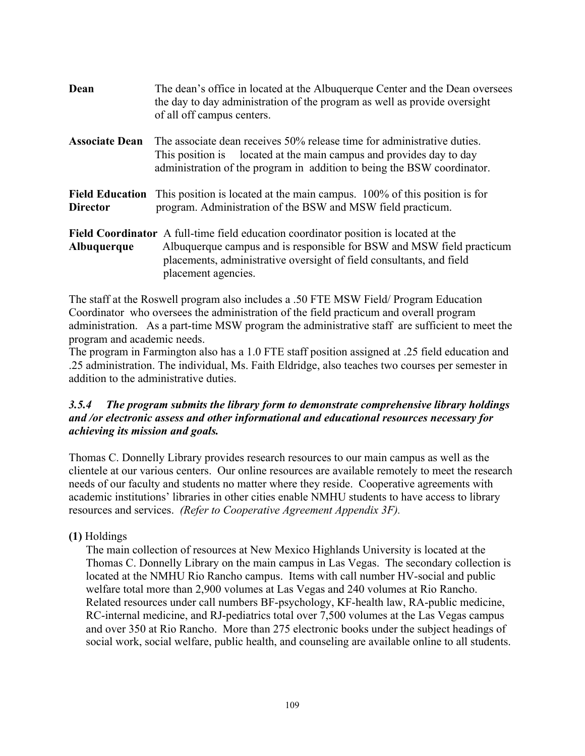**Dean** The dean's office in located at the Albuquerque Center and the Dean oversees the day to day administration of the program as well as provide oversight of all off campus centers.

**Associate Dean** The associate dean receives 50% release time for administrative duties. This position is located at the main campus and provides day to day administration of the program in addition to being the BSW coordinator.

**Field Education Director** This position is located at the main campus. 100% of this position is for program. Administration of the BSW and MSW field practicum.

**Field Coordinator Albuquerque** A full-time field education coordinator position is located at the Albuquerque campus and is responsible for BSW and MSW field practicum placements, administrative oversight of field consultants, and field placement agencies.

The staff at the Roswell program also includes a .50 FTE MSW Field/ Program Education Coordinator who oversees the administration of the field practicum and overall program administration. As a part-time MSW program the administrative staff are sufficient to meet the program and academic needs.

The program in Farmington also has a 1.0 FTE staff position assigned at .25 field education and .25 administration. The individual, Ms. Faith Eldridge, also teaches two courses per semester in addition to the administrative duties.

***3.5.4 The program submits the library form to demonstrate comprehensive library holdings and /or electronic assess and other informational and educational resources necessary for achieving its mission and goals.***

Thomas C. Donnelly Library provides research resources to our main campus as well as the clientele at our various centers. Our online resources are available remotely to meet the research needs of our faculty and students no matter where they reside. Cooperative agreements with academic institutions' libraries in other cities enable NMHU students to have access to library resources and services. *(Refer to Cooperative Agreement Appendix 3F).*

**(1)** Holdings

The main collection of resources at New Mexico Highlands University is located at the Thomas C. Donnelly Library on the main campus in Las Vegas. The secondary collection is located at the NMHU Rio Rancho campus. Items with call number HV-social and public welfare total more than 2,900 volumes at Las Vegas and 240 volumes at Rio Rancho. Related resources under call numbers BF-psychology, KF-health law, RA-public medicine, RC-internal medicine, and RJ-pediatrics total over 7,500 volumes at the Las Vegas campus and over 350 at Rio Rancho. More than 275 electronic books under the subject headings of social work, social welfare, public health, and counseling are available online to all students.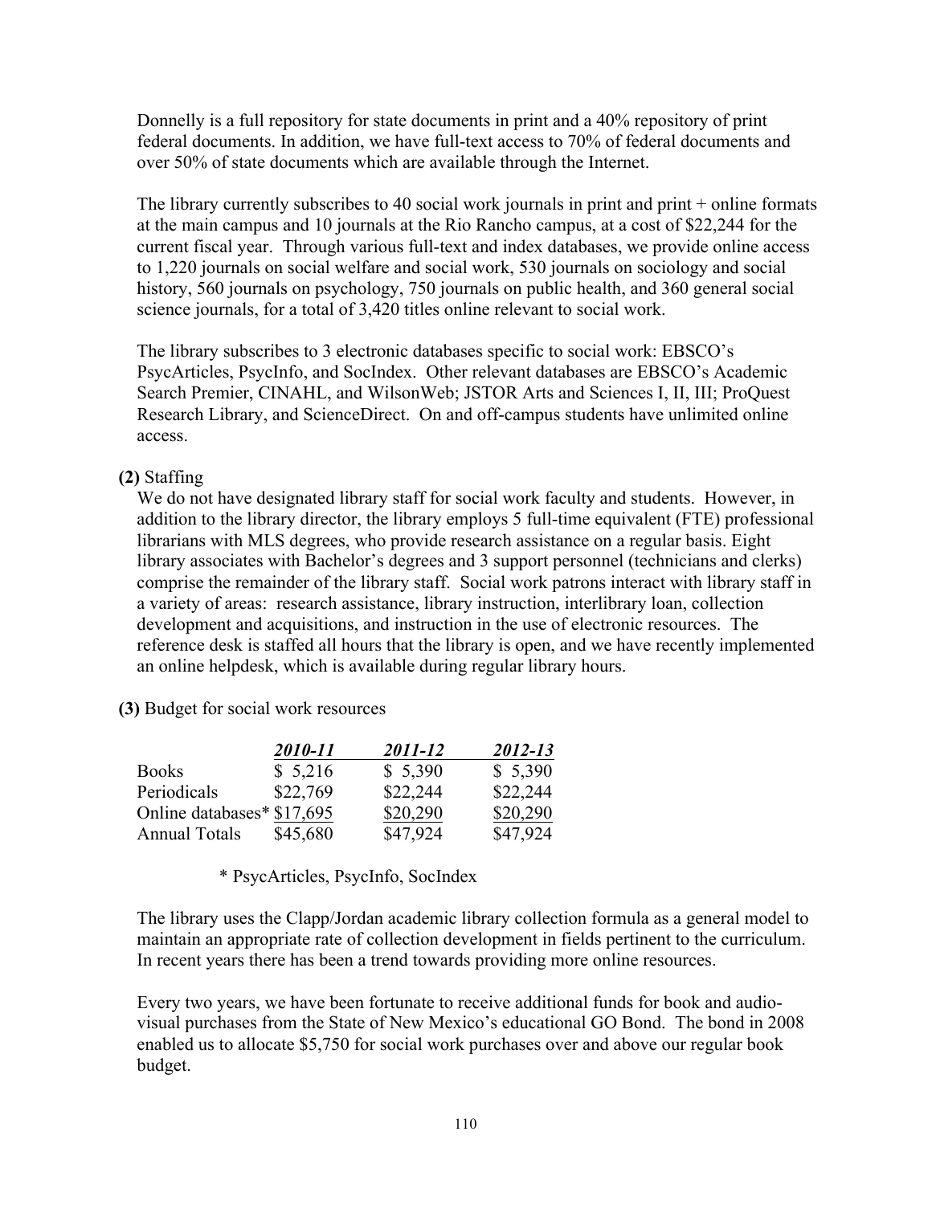Donnelly is a full repository for state documents in print and a 40% repository of print federal documents. In addition, we have full-text access to 70% of federal documents and over 50% of state documents which are available through the Internet.

The library currently subscribes to 40 social work journals in print and print + online formats at the main campus and 10 journals at the Rio Rancho campus, at a cost of $22,244 for the current fiscal year. Through various full-text and index databases, we provide online access to 1,220 journals on social welfare and social work, 530 journals on sociology and social history, 560 journals on psychology, 750 journals on public health, and 360 general social science journals, for a total of 3,420 titles online relevant to social work.

The library subscribes to 3 electronic databases specific to social work: EBSCO's PsycArticles, PsycInfo, and SocIndex. Other relevant databases are EBSCO's Academic Search Premier, CINAHL, and WilsonWeb; JSTOR Arts and Sciences I, II, III; ProQuest Research Library, and ScienceDirect. On and off-campus students have unlimited online access.

**(2)** Staffing

We do not have designated library staff for social work faculty and students. However, in addition to the library director, the library employs 5 full-time equivalent (FTE) professional librarians with MLS degrees, who provide research assistance on a regular basis. Eight library associates with Bachelor's degrees and 3 support personnel (technicians and clerks) comprise the remainder of the library staff. Social work patrons interact with library staff in a variety of areas: research assistance, library instruction, interlibrary loan, collection development and acquisitions, and instruction in the use of electronic resources. The reference desk is staffed all hours that the library is open, and we have recently implemented an online helpdesk, which is available during regular library hours.

**(3)** Budget for social work resources

| | ***2010-11*** | ***2011-12*** | ***2012-13*** |
|---|---|---|---|
| Books | $ 5,216 | $ 5,390 | $ 5,390 |
| Periodicals | $22,769 | $22,244 | $22,244 |
| Online databases* | $17,695 | $20,290 | $20,290 |
| Annual Totals | $45,680 | $47,924 | $47,924 |

\* PsycArticles, PsycInfo, SocIndex

The library uses the Clapp/Jordan academic library collection formula as a general model to maintain an appropriate rate of collection development in fields pertinent to the curriculum. In recent years there has been a trend towards providing more online resources.

Every two years, we have been fortunate to receive additional funds for book and audio-visual purchases from the State of New Mexico's educational GO Bond. The bond in 2008 enabled us to allocate $5,750 for social work purchases over and above our regular book budget.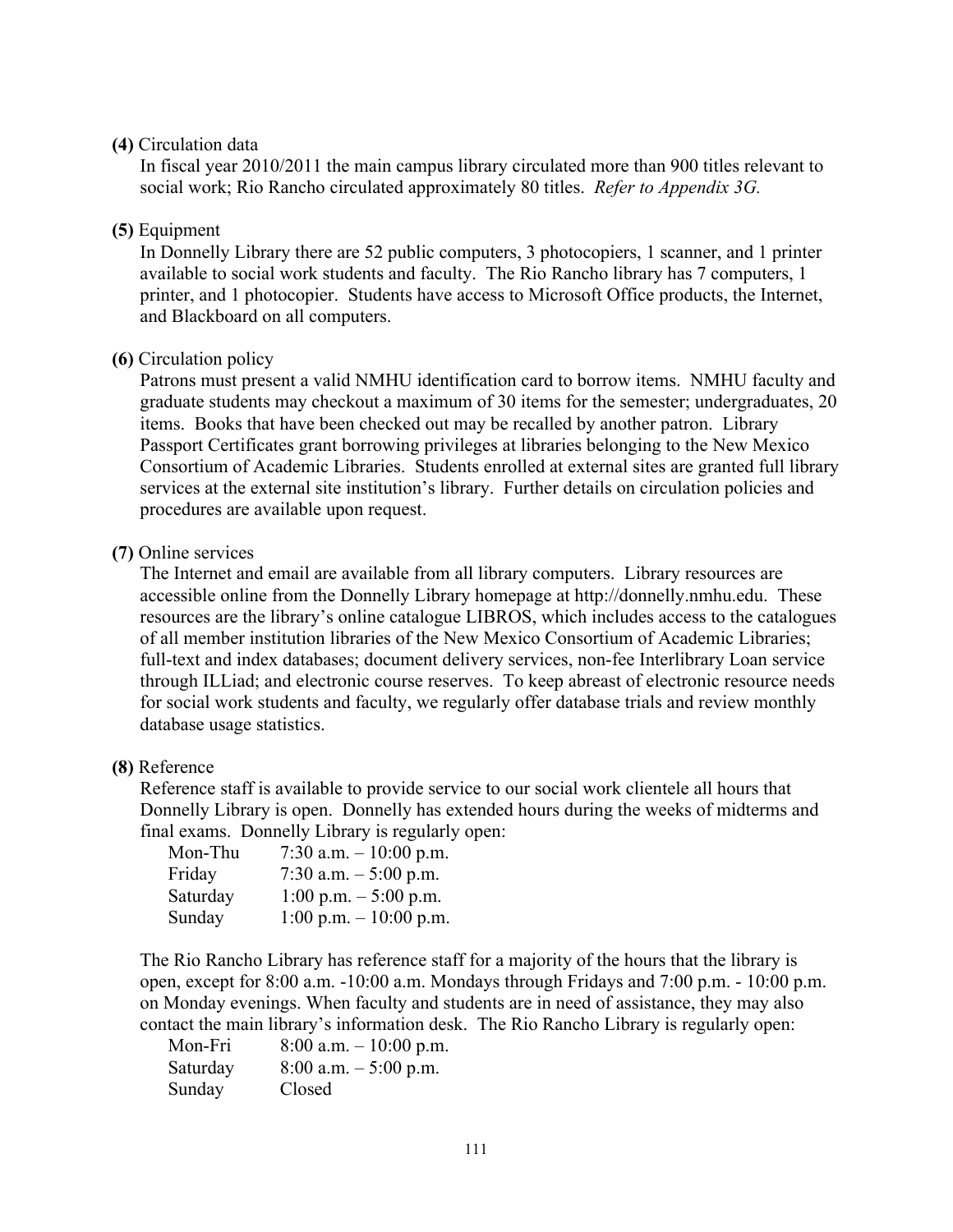**(4)** Circulation data

In fiscal year 2010/2011 the main campus library circulated more than 900 titles relevant to social work; Rio Rancho circulated approximately 80 titles. *Refer to Appendix 3G.*

**(5)** Equipment

In Donnelly Library there are 52 public computers, 3 photocopiers, 1 scanner, and 1 printer available to social work students and faculty. The Rio Rancho library has 7 computers, 1 printer, and 1 photocopier. Students have access to Microsoft Office products, the Internet, and Blackboard on all computers.

**(6)** Circulation policy

Patrons must present a valid NMHU identification card to borrow items. NMHU faculty and graduate students may checkout a maximum of 30 items for the semester; undergraduates, 20 items. Books that have been checked out may be recalled by another patron. Library Passport Certificates grant borrowing privileges at libraries belonging to the New Mexico Consortium of Academic Libraries. Students enrolled at external sites are granted full library services at the external site institution's library. Further details on circulation policies and procedures are available upon request.

**(7)** Online services

The Internet and email are available from all library computers. Library resources are accessible online from the Donnelly Library homepage at http://donnelly.nmhu.edu. These resources are the library's online catalogue LIBROS, which includes access to the catalogues of all member institution libraries of the New Mexico Consortium of Academic Libraries; full-text and index databases; document delivery services, non-fee Interlibrary Loan service through ILLiad; and electronic course reserves. To keep abreast of electronic resource needs for social work students and faculty, we regularly offer database trials and review monthly database usage statistics.

**(8)** Reference

Reference staff is available to provide service to our social work clientele all hours that Donnelly Library is open. Donnelly has extended hours during the weeks of midterms and final exams. Donnelly Library is regularly open:

| | |
|---|---|
| Mon-Thu | 7:30 a.m. – 10:00 p.m. |
| Friday | 7:30 a.m. – 5:00 p.m. |
| Saturday | 1:00 p.m. – 5:00 p.m. |
| Sunday | 1:00 p.m. – 10:00 p.m. |

The Rio Rancho Library has reference staff for a majority of the hours that the library is open, except for 8:00 a.m. -10:00 a.m. Mondays through Fridays and 7:00 p.m. - 10:00 p.m. on Monday evenings. When faculty and students are in need of assistance, they may also contact the main library's information desk. The Rio Rancho Library is regularly open:

| | |
|---|---|
| Mon-Fri | 8:00 a.m. – 10:00 p.m. |
| Saturday | 8:00 a.m. – 5:00 p.m. |
| Sunday | Closed |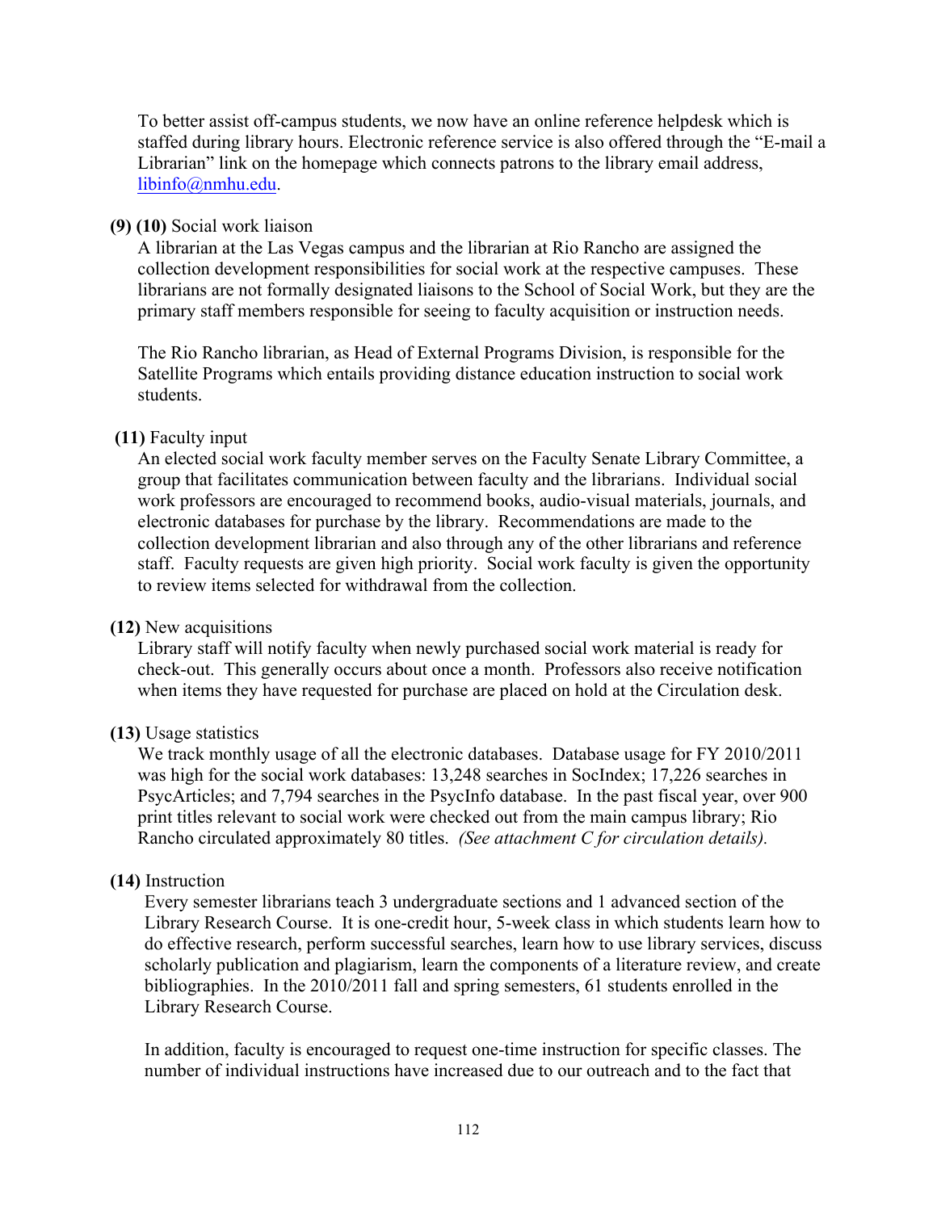To better assist off-campus students, we now have an online reference helpdesk which is staffed during library hours. Electronic reference service is also offered through the "E-mail a Librarian" link on the homepage which connects patrons to the library email address, libinfo@nmhu.edu.

**(9) (10)** Social work liaison

A librarian at the Las Vegas campus and the librarian at Rio Rancho are assigned the collection development responsibilities for social work at the respective campuses. These librarians are not formally designated liaisons to the School of Social Work, but they are the primary staff members responsible for seeing to faculty acquisition or instruction needs.

The Rio Rancho librarian, as Head of External Programs Division, is responsible for the Satellite Programs which entails providing distance education instruction to social work students.

**(11)** Faculty input

An elected social work faculty member serves on the Faculty Senate Library Committee, a group that facilitates communication between faculty and the librarians. Individual social work professors are encouraged to recommend books, audio-visual materials, journals, and electronic databases for purchase by the library. Recommendations are made to the collection development librarian and also through any of the other librarians and reference staff. Faculty requests are given high priority. Social work faculty is given the opportunity to review items selected for withdrawal from the collection.

**(12)** New acquisitions

Library staff will notify faculty when newly purchased social work material is ready for check-out. This generally occurs about once a month. Professors also receive notification when items they have requested for purchase are placed on hold at the Circulation desk.

**(13)** Usage statistics

We track monthly usage of all the electronic databases. Database usage for FY 2010/2011 was high for the social work databases: 13,248 searches in SocIndex; 17,226 searches in PsycArticles; and 7,794 searches in the PsycInfo database. In the past fiscal year, over 900 print titles relevant to social work were checked out from the main campus library; Rio Rancho circulated approximately 80 titles. *(See attachment C for circulation details).*

**(14)** Instruction

Every semester librarians teach 3 undergraduate sections and 1 advanced section of the Library Research Course. It is one-credit hour, 5-week class in which students learn how to do effective research, perform successful searches, learn how to use library services, discuss scholarly publication and plagiarism, learn the components of a literature review, and create bibliographies. In the 2010/2011 fall and spring semesters, 61 students enrolled in the Library Research Course.

In addition, faculty is encouraged to request one-time instruction for specific classes. The number of individual instructions have increased due to our outreach and to the fact that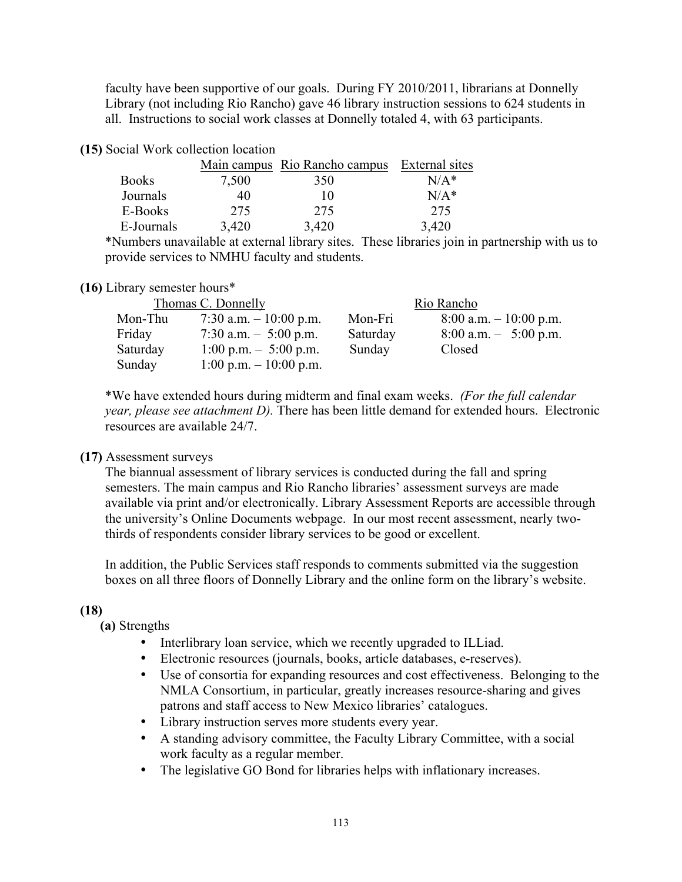faculty have been supportive of our goals. During FY 2010/2011, librarians at Donnelly Library (not including Rio Rancho) gave 46 library instruction sessions to 624 students in all. Instructions to social work classes at Donnelly totaled 4, with 63 participants.

**(15)** Social Work collection location

| | Main campus | Rio Rancho campus | External sites |
|---|---|---|---|
| Books | 7,500 | 350 | N/A* |
| Journals | 40 | 10 | N/A* |
| E-Books | 275 | 275 | 275 |
| E-Journals | 3,420 | 3,420 | 3,420 |

*Numbers unavailable at external library sites. These libraries join in partnership with us to provide services to NMHU faculty and students.

**(16)** Library semester hours*

| Thomas C. Donnelly | | Rio Rancho | |
|---|---|---|---|
| Mon-Thu | 7:30 a.m. – 10:00 p.m. | Mon-Fri | 8:00 a.m. – 10:00 p.m. |
| Friday | 7:30 a.m. – 5:00 p.m. | Saturday | 8:00 a.m. – 5:00 p.m. |
| Saturday | 1:00 p.m. – 5:00 p.m. | Sunday | Closed |
| Sunday | 1:00 p.m. – 10:00 p.m. | | |

*We have extended hours during midterm and final exam weeks. *(For the full calendar year, please see attachment D).* There has been little demand for extended hours. Electronic resources are available 24/7.

**(17)** Assessment surveys

The biannual assessment of library services is conducted during the fall and spring semesters. The main campus and Rio Rancho libraries' assessment surveys are made available via print and/or electronically. Library Assessment Reports are accessible through the university's Online Documents webpage. In our most recent assessment, nearly two-thirds of respondents consider library services to be good or excellent.

In addition, the Public Services staff responds to comments submitted via the suggestion boxes on all three floors of Donnelly Library and the online form on the library's website.

**(18)**

**(a)** Strengths

- Interlibrary loan service, which we recently upgraded to ILLiad.
- Electronic resources (journals, books, article databases, e-reserves).
- Use of consortia for expanding resources and cost effectiveness. Belonging to the NMLA Consortium, in particular, greatly increases resource-sharing and gives patrons and staff access to New Mexico libraries' catalogues.
- Library instruction serves more students every year.
- A standing advisory committee, the Faculty Library Committee, with a social work faculty as a regular member.
- The legislative GO Bond for libraries helps with inflationary increases.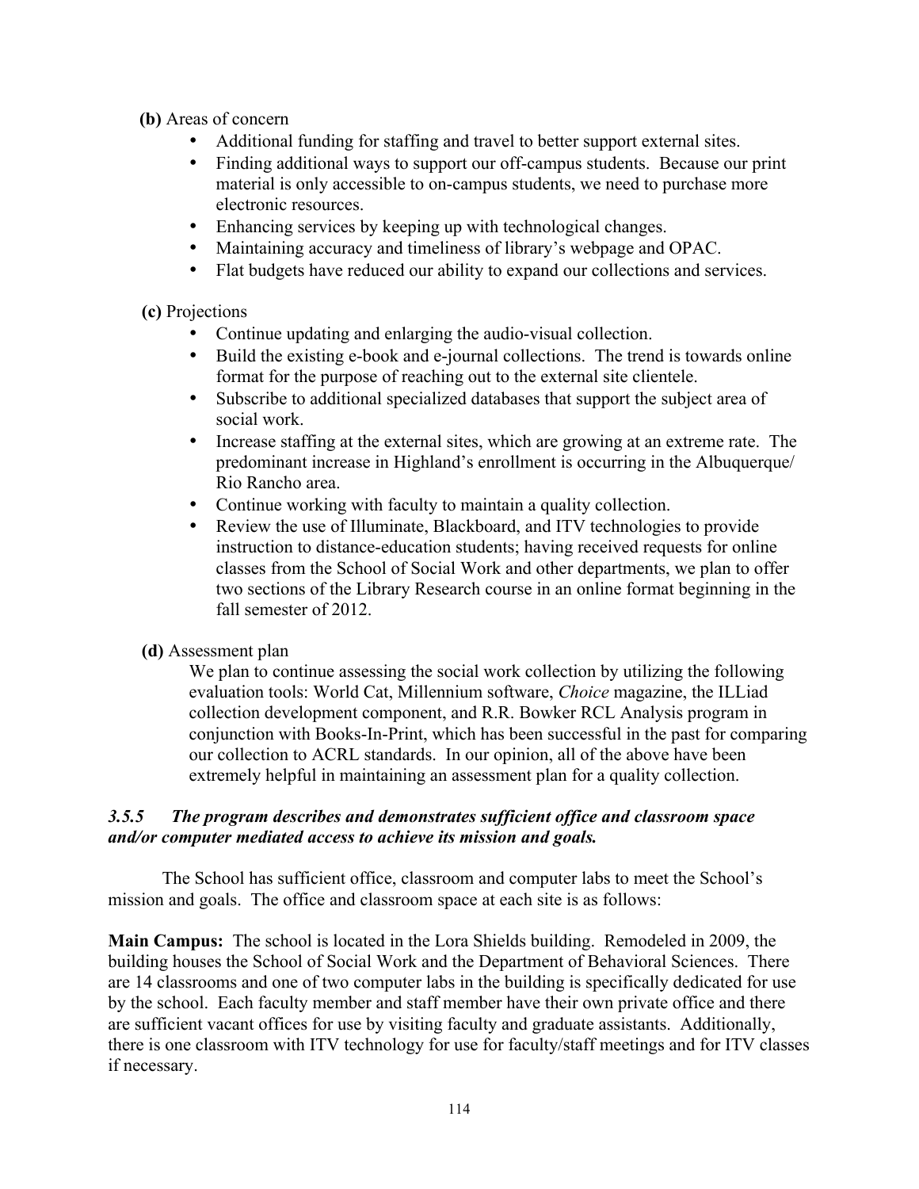**(b)** Areas of concern

- Additional funding for staffing and travel to better support external sites.
- Finding additional ways to support our off-campus students. Because our print material is only accessible to on-campus students, we need to purchase more electronic resources.
- Enhancing services by keeping up with technological changes.
- Maintaining accuracy and timeliness of library's webpage and OPAC.
- Flat budgets have reduced our ability to expand our collections and services.

**(c)** Projections

- Continue updating and enlarging the audio-visual collection.
- Build the existing e-book and e-journal collections. The trend is towards online format for the purpose of reaching out to the external site clientele.
- Subscribe to additional specialized databases that support the subject area of social work.
- Increase staffing at the external sites, which are growing at an extreme rate. The predominant increase in Highland's enrollment is occurring in the Albuquerque/ Rio Rancho area.
- Continue working with faculty to maintain a quality collection.
- Review the use of Illuminate, Blackboard, and ITV technologies to provide instruction to distance-education students; having received requests for online classes from the School of Social Work and other departments, we plan to offer two sections of the Library Research course in an online format beginning in the fall semester of 2012.

**(d)** Assessment plan

We plan to continue assessing the social work collection by utilizing the following evaluation tools: World Cat, Millennium software, *Choice* magazine, the ILLiad collection development component, and R.R. Bowker RCL Analysis program in conjunction with Books-In-Print, which has been successful in the past for comparing our collection to ACRL standards. In our opinion, all of the above have been extremely helpful in maintaining an assessment plan for a quality collection.

### *3.5.5 The program describes and demonstrates sufficient office and classroom space and/or computer mediated access to achieve its mission and goals.*

The School has sufficient office, classroom and computer labs to meet the School's mission and goals. The office and classroom space at each site is as follows:

**Main Campus:** The school is located in the Lora Shields building. Remodeled in 2009, the building houses the School of Social Work and the Department of Behavioral Sciences. There are 14 classrooms and one of two computer labs in the building is specifically dedicated for use by the school. Each faculty member and staff member have their own private office and there are sufficient vacant offices for use by visiting faculty and graduate assistants. Additionally, there is one classroom with ITV technology for use for faculty/staff meetings and for ITV classes if necessary.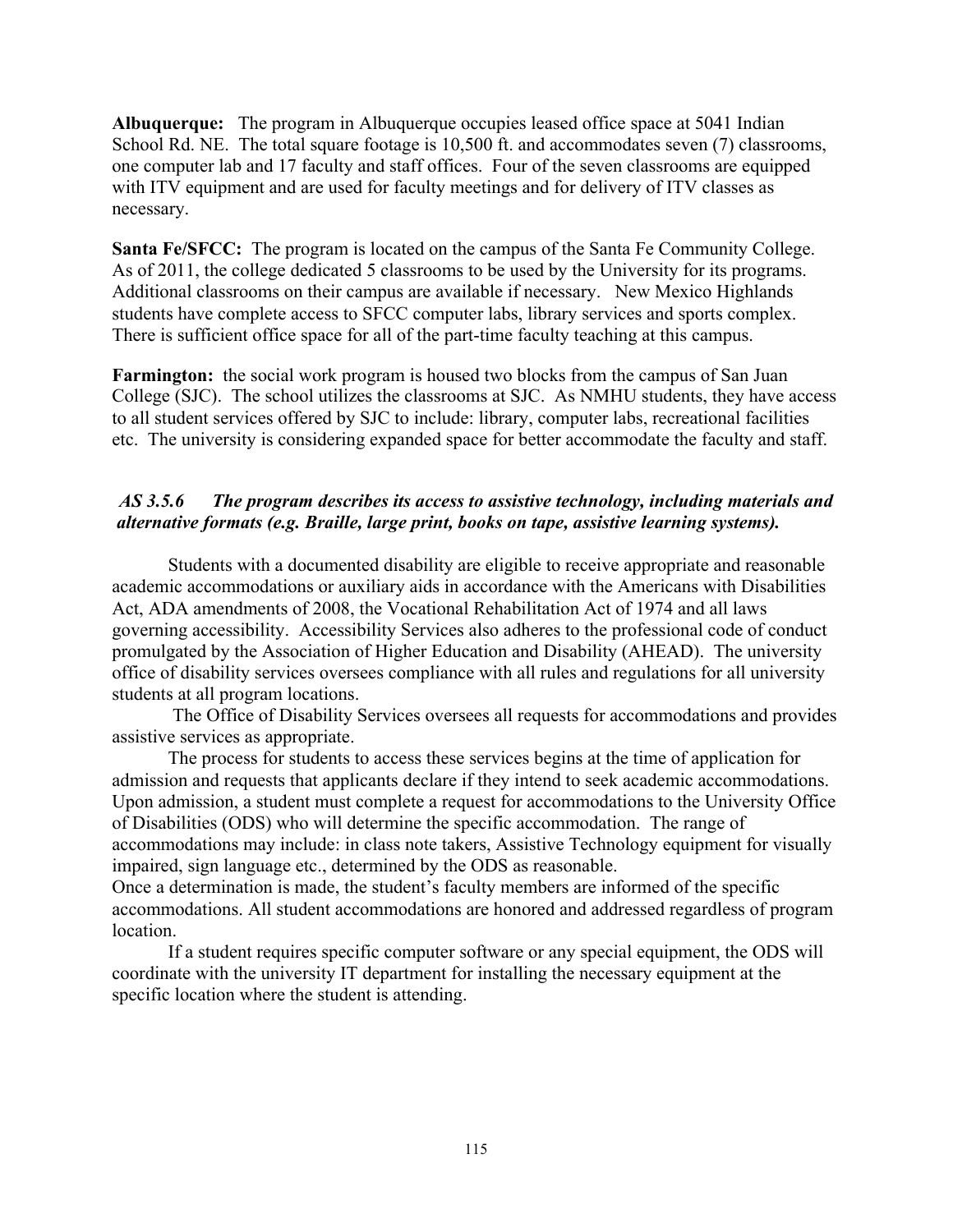**Albuquerque:** The program in Albuquerque occupies leased office space at 5041 Indian School Rd. NE. The total square footage is 10,500 ft. and accommodates seven (7) classrooms, one computer lab and 17 faculty and staff offices. Four of the seven classrooms are equipped with ITV equipment and are used for faculty meetings and for delivery of ITV classes as necessary.

**Santa Fe/SFCC:** The program is located on the campus of the Santa Fe Community College. As of 2011, the college dedicated 5 classrooms to be used by the University for its programs. Additional classrooms on their campus are available if necessary. New Mexico Highlands students have complete access to SFCC computer labs, library services and sports complex. There is sufficient office space for all of the part-time faculty teaching at this campus.

**Farmington:** the social work program is housed two blocks from the campus of San Juan College (SJC). The school utilizes the classrooms at SJC. As NMHU students, they have access to all student services offered by SJC to include: library, computer labs, recreational facilities etc. The university is considering expanded space for better accommodate the faculty and staff.

***AS 3.5.6 The program describes its access to assistive technology, including materials and alternative formats (e.g. Braille, large print, books on tape, assistive learning systems).***

Students with a documented disability are eligible to receive appropriate and reasonable academic accommodations or auxiliary aids in accordance with the Americans with Disabilities Act, ADA amendments of 2008, the Vocational Rehabilitation Act of 1974 and all laws governing accessibility. Accessibility Services also adheres to the professional code of conduct promulgated by the Association of Higher Education and Disability (AHEAD). The university office of disability services oversees compliance with all rules and regulations for all university students at all program locations.

The Office of Disability Services oversees all requests for accommodations and provides assistive services as appropriate.

The process for students to access these services begins at the time of application for admission and requests that applicants declare if they intend to seek academic accommodations. Upon admission, a student must complete a request for accommodations to the University Office of Disabilities (ODS) who will determine the specific accommodation. The range of accommodations may include: in class note takers, Assistive Technology equipment for visually impaired, sign language etc., determined by the ODS as reasonable.

Once a determination is made, the student's faculty members are informed of the specific accommodations. All student accommodations are honored and addressed regardless of program location.

If a student requires specific computer software or any special equipment, the ODS will coordinate with the university IT department for installing the necessary equipment at the specific location where the student is attending.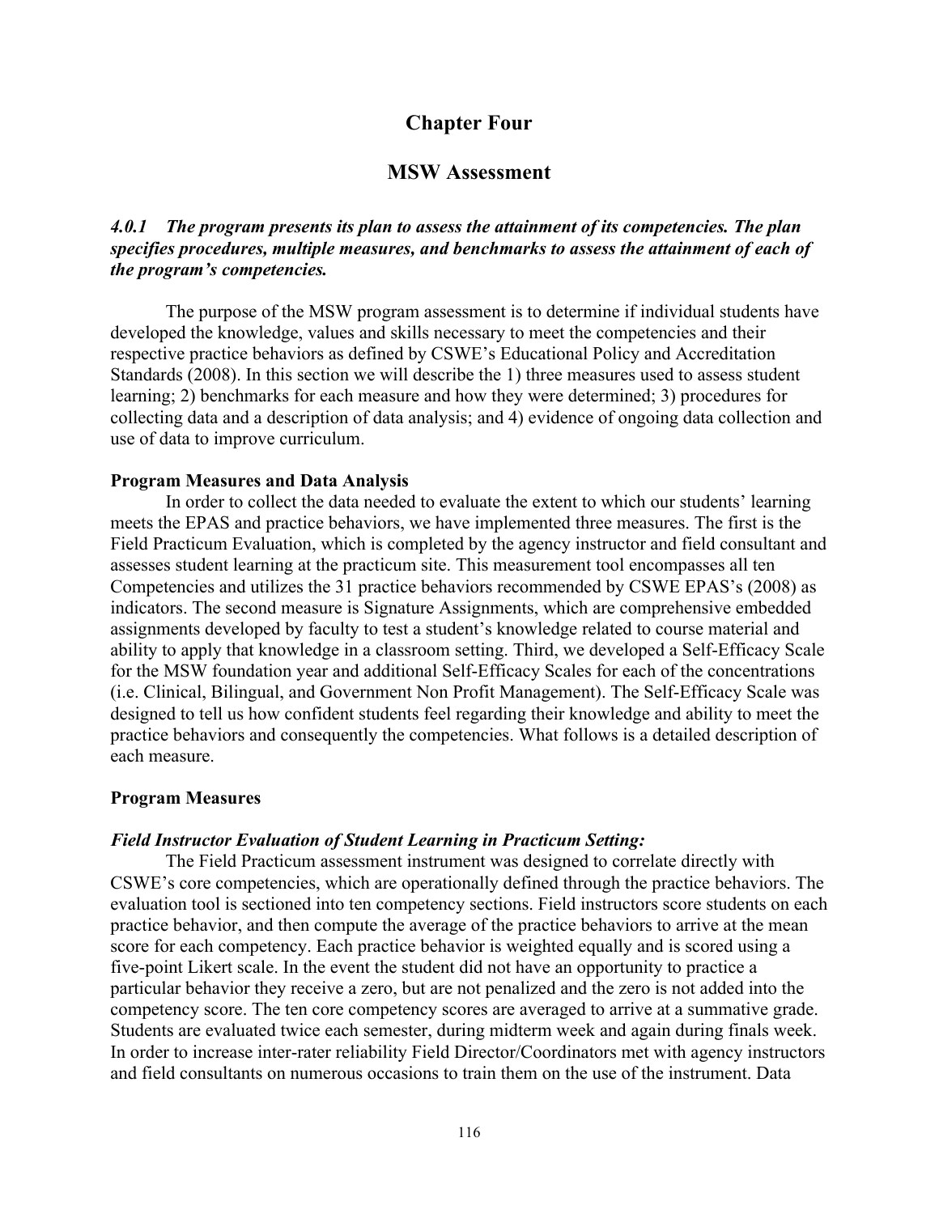# Chapter Four

## MSW Assessment

***4.0.1 The program presents its plan to assess the attainment of its competencies. The plan specifies procedures, multiple measures, and benchmarks to assess the attainment of each of the program's competencies.***

The purpose of the MSW program assessment is to determine if individual students have developed the knowledge, values and skills necessary to meet the competencies and their respective practice behaviors as defined by CSWE's Educational Policy and Accreditation Standards (2008). In this section we will describe the 1) three measures used to assess student learning; 2) benchmarks for each measure and how they were determined; 3) procedures for collecting data and a description of data analysis; and 4) evidence of ongoing data collection and use of data to improve curriculum.

**Program Measures and Data Analysis**

In order to collect the data needed to evaluate the extent to which our students' learning meets the EPAS and practice behaviors, we have implemented three measures. The first is the Field Practicum Evaluation, which is completed by the agency instructor and field consultant and assesses student learning at the practicum site. This measurement tool encompasses all ten Competencies and utilizes the 31 practice behaviors recommended by CSWE EPAS's (2008) as indicators. The second measure is Signature Assignments, which are comprehensive embedded assignments developed by faculty to test a student's knowledge related to course material and ability to apply that knowledge in a classroom setting. Third, we developed a Self-Efficacy Scale for the MSW foundation year and additional Self-Efficacy Scales for each of the concentrations (i.e. Clinical, Bilingual, and Government Non Profit Management). The Self-Efficacy Scale was designed to tell us how confident students feel regarding their knowledge and ability to meet the practice behaviors and consequently the competencies. What follows is a detailed description of each measure.

**Program Measures**

***Field Instructor Evaluation of Student Learning in Practicum Setting:***

The Field Practicum assessment instrument was designed to correlate directly with CSWE's core competencies, which are operationally defined through the practice behaviors. The evaluation tool is sectioned into ten competency sections. Field instructors score students on each practice behavior, and then compute the average of the practice behaviors to arrive at the mean score for each competency. Each practice behavior is weighted equally and is scored using a five-point Likert scale. In the event the student did not have an opportunity to practice a particular behavior they receive a zero, but are not penalized and the zero is not added into the competency score. The ten core competency scores are averaged to arrive at a summative grade. Students are evaluated twice each semester, during midterm week and again during finals week. In order to increase inter-rater reliability Field Director/Coordinators met with agency instructors and field consultants on numerous occasions to train them on the use of the instrument. Data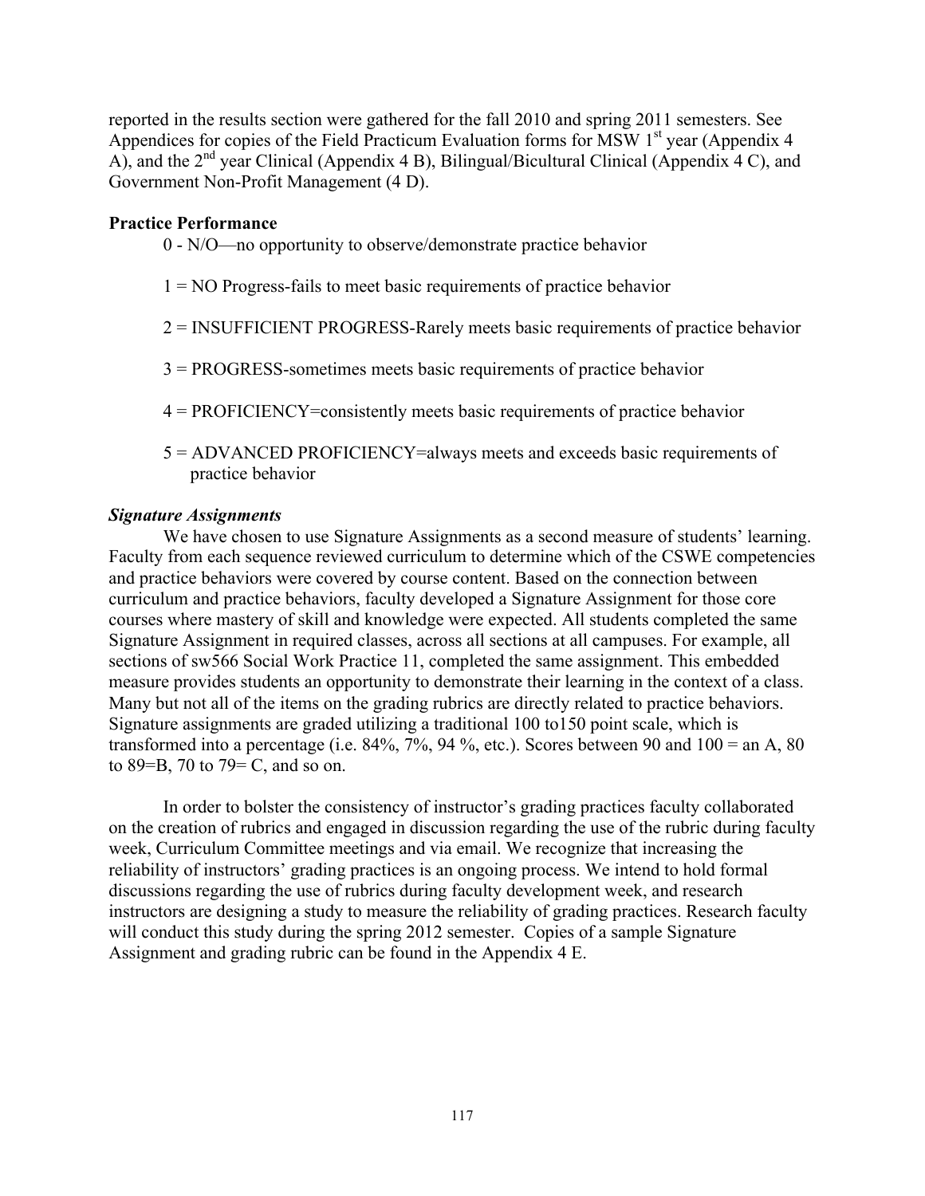reported in the results section were gathered for the fall 2010 and spring 2011 semesters. See Appendices for copies of the Field Practicum Evaluation forms for MSW 1st year (Appendix 4 A), and the 2nd year Clinical (Appendix 4 B), Bilingual/Bicultural Clinical (Appendix 4 C), and Government Non-Profit Management (4 D).

**Practice Performance**

0 - N/O—no opportunity to observe/demonstrate practice behavior

1 = NO Progress-fails to meet basic requirements of practice behavior

2 = INSUFFICIENT PROGRESS-Rarely meets basic requirements of practice behavior

3 = PROGRESS-sometimes meets basic requirements of practice behavior

4 = PROFICIENCY=consistently meets basic requirements of practice behavior

5 = ADVANCED PROFICIENCY=always meets and exceeds basic requirements of practice behavior

***Signature Assignments***

We have chosen to use Signature Assignments as a second measure of students' learning. Faculty from each sequence reviewed curriculum to determine which of the CSWE competencies and practice behaviors were covered by course content. Based on the connection between curriculum and practice behaviors, faculty developed a Signature Assignment for those core courses where mastery of skill and knowledge were expected. All students completed the same Signature Assignment in required classes, across all sections at all campuses. For example, all sections of sw566 Social Work Practice 11, completed the same assignment. This embedded measure provides students an opportunity to demonstrate their learning in the context of a class. Many but not all of the items on the grading rubrics are directly related to practice behaviors. Signature assignments are graded utilizing a traditional 100 to150 point scale, which is transformed into a percentage (i.e. 84%, 7%, 94 %, etc.). Scores between 90 and 100 = an A, 80 to 89=B, 70 to 79= C, and so on.

In order to bolster the consistency of instructor's grading practices faculty collaborated on the creation of rubrics and engaged in discussion regarding the use of the rubric during faculty week, Curriculum Committee meetings and via email. We recognize that increasing the reliability of instructors' grading practices is an ongoing process. We intend to hold formal discussions regarding the use of rubrics during faculty development week, and research instructors are designing a study to measure the reliability of grading practices. Research faculty will conduct this study during the spring 2012 semester. Copies of a sample Signature Assignment and grading rubric can be found in the Appendix 4 E.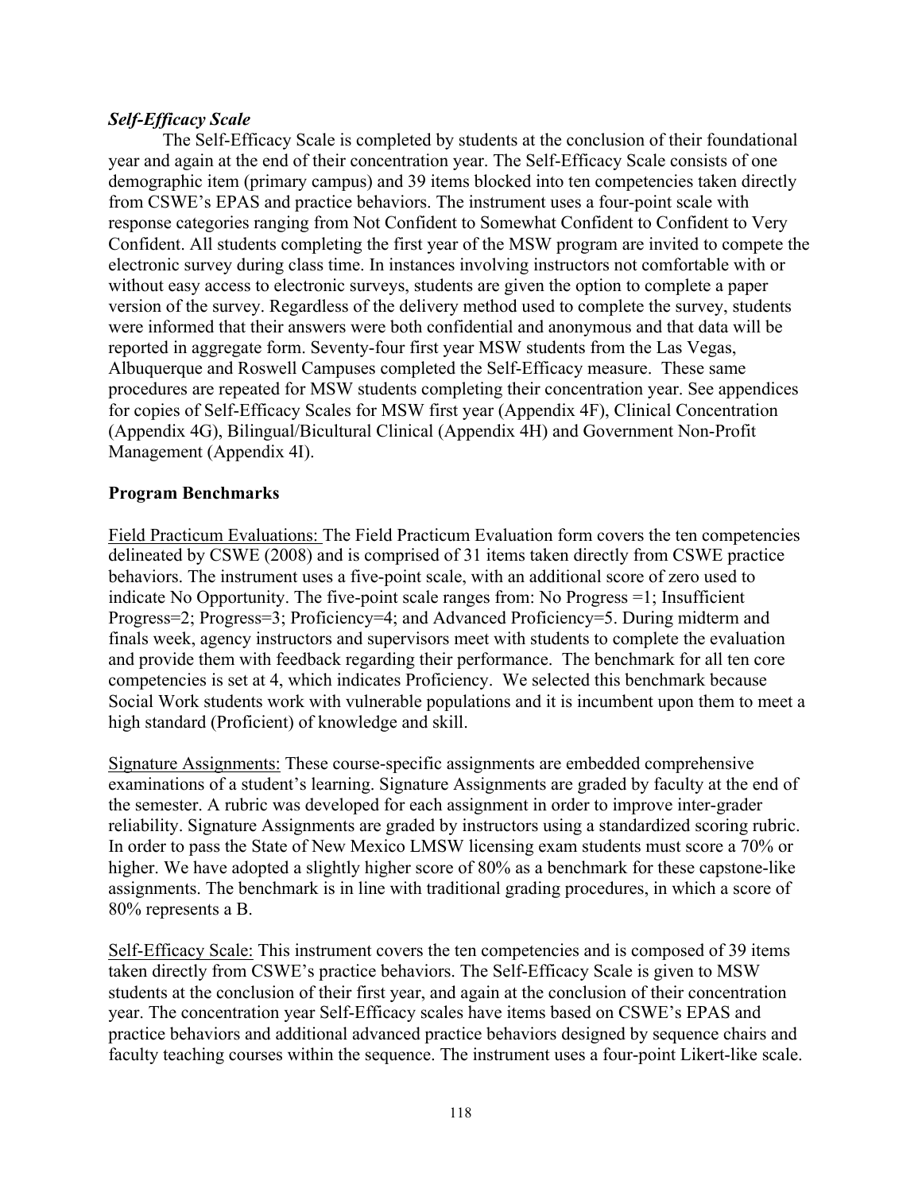***Self-Efficacy Scale***

The Self-Efficacy Scale is completed by students at the conclusion of their foundational year and again at the end of their concentration year. The Self-Efficacy Scale consists of one demographic item (primary campus) and 39 items blocked into ten competencies taken directly from CSWE's EPAS and practice behaviors. The instrument uses a four-point scale with response categories ranging from Not Confident to Somewhat Confident to Confident to Very Confident. All students completing the first year of the MSW program are invited to compete the electronic survey during class time. In instances involving instructors not comfortable with or without easy access to electronic surveys, students are given the option to complete a paper version of the survey. Regardless of the delivery method used to complete the survey, students were informed that their answers were both confidential and anonymous and that data will be reported in aggregate form. Seventy-four first year MSW students from the Las Vegas, Albuquerque and Roswell Campuses completed the Self-Efficacy measure. These same procedures are repeated for MSW students completing their concentration year. See appendices for copies of Self-Efficacy Scales for MSW first year (Appendix 4F), Clinical Concentration (Appendix 4G), Bilingual/Bicultural Clinical (Appendix 4H) and Government Non-Profit Management (Appendix 4I).

**Program Benchmarks**

Field Practicum Evaluations: The Field Practicum Evaluation form covers the ten competencies delineated by CSWE (2008) and is comprised of 31 items taken directly from CSWE practice behaviors. The instrument uses a five-point scale, with an additional score of zero used to indicate No Opportunity. The five-point scale ranges from: No Progress =1; Insufficient Progress=2; Progress=3; Proficiency=4; and Advanced Proficiency=5. During midterm and finals week, agency instructors and supervisors meet with students to complete the evaluation and provide them with feedback regarding their performance. The benchmark for all ten core competencies is set at 4, which indicates Proficiency. We selected this benchmark because Social Work students work with vulnerable populations and it is incumbent upon them to meet a high standard (Proficient) of knowledge and skill.

Signature Assignments: These course-specific assignments are embedded comprehensive examinations of a student's learning. Signature Assignments are graded by faculty at the end of the semester. A rubric was developed for each assignment in order to improve inter-grader reliability. Signature Assignments are graded by instructors using a standardized scoring rubric. In order to pass the State of New Mexico LMSW licensing exam students must score a 70% or higher. We have adopted a slightly higher score of 80% as a benchmark for these capstone-like assignments. The benchmark is in line with traditional grading procedures, in which a score of 80% represents a B.

Self-Efficacy Scale: This instrument covers the ten competencies and is composed of 39 items taken directly from CSWE's practice behaviors. The Self-Efficacy Scale is given to MSW students at the conclusion of their first year, and again at the conclusion of their concentration year. The concentration year Self-Efficacy scales have items based on CSWE's EPAS and practice behaviors and additional advanced practice behaviors designed by sequence chairs and faculty teaching courses within the sequence. The instrument uses a four-point Likert-like scale.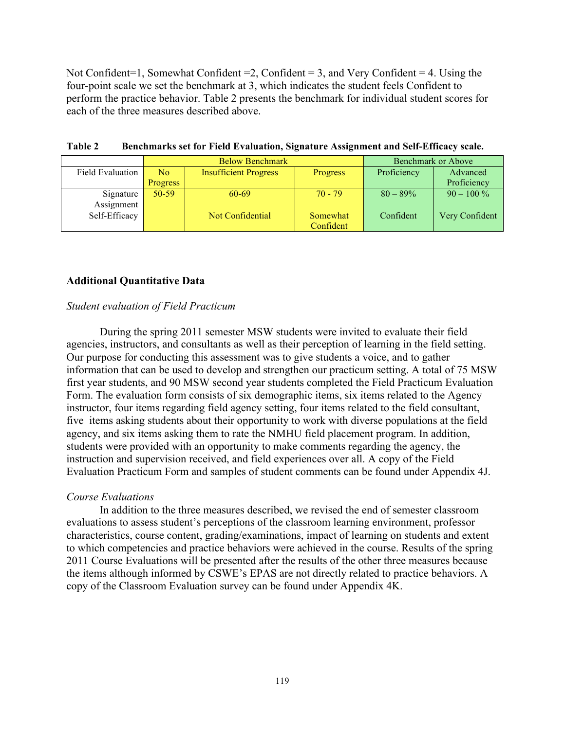Not Confident=1, Somewhat Confident =2, Confident = 3, and Very Confident = 4. Using the four-point scale we set the benchmark at 3, which indicates the student feels Confident to perform the practice behavior. Table 2 presents the benchmark for individual student scores for each of the three measures described above.

**Table 2 Benchmarks set for Field Evaluation, Signature Assignment and Self-Efficacy scale.**

| | Below Benchmark | | | Benchmark or Above | |
|---|---|---|---|---|---|
| Field Evaluation | No Progress | Insufficient Progress | Progress | Proficiency | Advanced Proficiency |
| Signature Assignment | 50-59 | 60-69 | 70 - 79 | 80 – 89% | 90 – 100 % |
| Self-Efficacy | | Not Confidential | Somewhat Confident | Confident | Very Confident |

### Additional Quantitative Data

*Student evaluation of Field Practicum*

During the spring 2011 semester MSW students were invited to evaluate their field agencies, instructors, and consultants as well as their perception of learning in the field setting. Our purpose for conducting this assessment was to give students a voice, and to gather information that can be used to develop and strengthen our practicum setting. A total of 75 MSW first year students, and 90 MSW second year students completed the Field Practicum Evaluation Form. The evaluation form consists of six demographic items, six items related to the Agency instructor, four items regarding field agency setting, four items related to the field consultant, five items asking students about their opportunity to work with diverse populations at the field agency, and six items asking them to rate the NMHU field placement program. In addition, students were provided with an opportunity to make comments regarding the agency, the instruction and supervision received, and field experiences over all. A copy of the Field Evaluation Practicum Form and samples of student comments can be found under Appendix 4J.

*Course Evaluations*

In addition to the three measures described, we revised the end of semester classroom evaluations to assess student's perceptions of the classroom learning environment, professor characteristics, course content, grading/examinations, impact of learning on students and extent to which competencies and practice behaviors were achieved in the course. Results of the spring 2011 Course Evaluations will be presented after the results of the other three measures because the items although informed by CSWE's EPAS are not directly related to practice behaviors. A copy of the Classroom Evaluation survey can be found under Appendix 4K.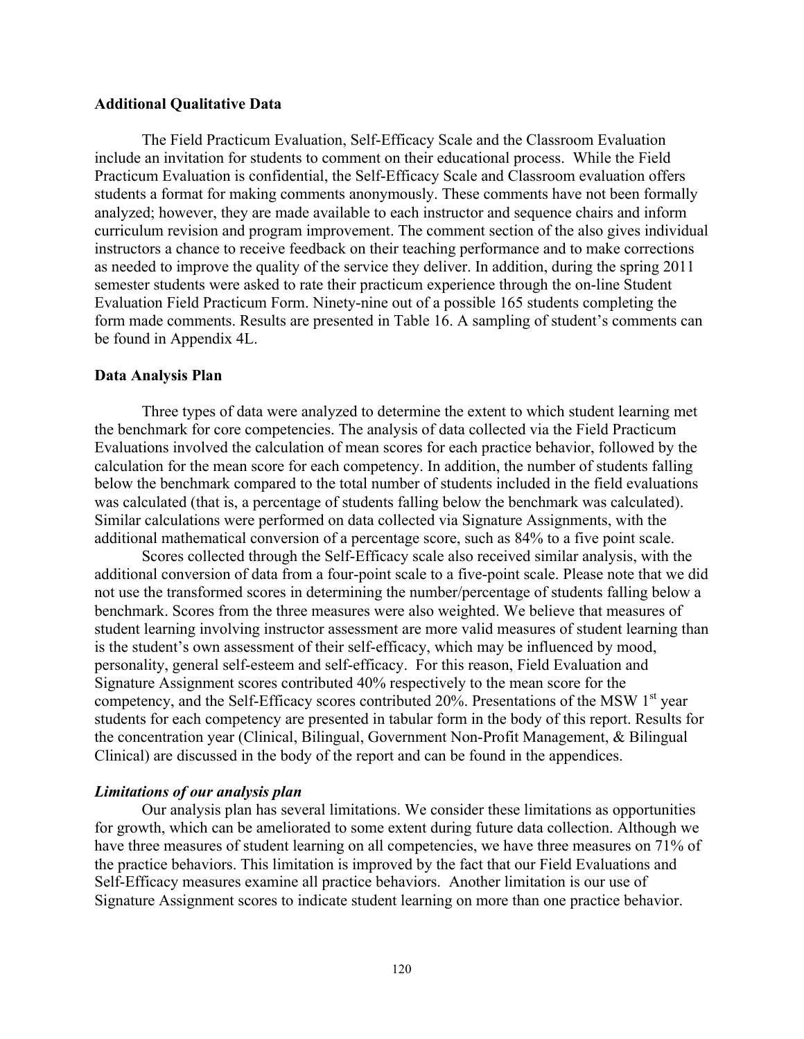**Additional Qualitative Data**

The Field Practicum Evaluation, Self-Efficacy Scale and the Classroom Evaluation include an invitation for students to comment on their educational process. While the Field Practicum Evaluation is confidential, the Self-Efficacy Scale and Classroom evaluation offers students a format for making comments anonymously. These comments have not been formally analyzed; however, they are made available to each instructor and sequence chairs and inform curriculum revision and program improvement. The comment section of the also gives individual instructors a chance to receive feedback on their teaching performance and to make corrections as needed to improve the quality of the service they deliver. In addition, during the spring 2011 semester students were asked to rate their practicum experience through the on-line Student Evaluation Field Practicum Form. Ninety-nine out of a possible 165 students completing the form made comments. Results are presented in Table 16. A sampling of student's comments can be found in Appendix 4L.

**Data Analysis Plan**

Three types of data were analyzed to determine the extent to which student learning met the benchmark for core competencies. The analysis of data collected via the Field Practicum Evaluations involved the calculation of mean scores for each practice behavior, followed by the calculation for the mean score for each competency. In addition, the number of students falling below the benchmark compared to the total number of students included in the field evaluations was calculated (that is, a percentage of students falling below the benchmark was calculated). Similar calculations were performed on data collected via Signature Assignments, with the additional mathematical conversion of a percentage score, such as 84% to a five point scale.

Scores collected through the Self-Efficacy scale also received similar analysis, with the additional conversion of data from a four-point scale to a five-point scale. Please note that we did not use the transformed scores in determining the number/percentage of students falling below a benchmark. Scores from the three measures were also weighted. We believe that measures of student learning involving instructor assessment are more valid measures of student learning than is the student's own assessment of their self-efficacy, which may be influenced by mood, personality, general self-esteem and self-efficacy. For this reason, Field Evaluation and Signature Assignment scores contributed 40% respectively to the mean score for the competency, and the Self-Efficacy scores contributed 20%. Presentations of the MSW 1st year students for each competency are presented in tabular form in the body of this report. Results for the concentration year (Clinical, Bilingual, Government Non-Profit Management, & Bilingual Clinical) are discussed in the body of the report and can be found in the appendices.

***Limitations of our analysis plan***

Our analysis plan has several limitations. We consider these limitations as opportunities for growth, which can be ameliorated to some extent during future data collection. Although we have three measures of student learning on all competencies, we have three measures on 71% of the practice behaviors. This limitation is improved by the fact that our Field Evaluations and Self-Efficacy measures examine all practice behaviors. Another limitation is our use of Signature Assignment scores to indicate student learning on more than one practice behavior.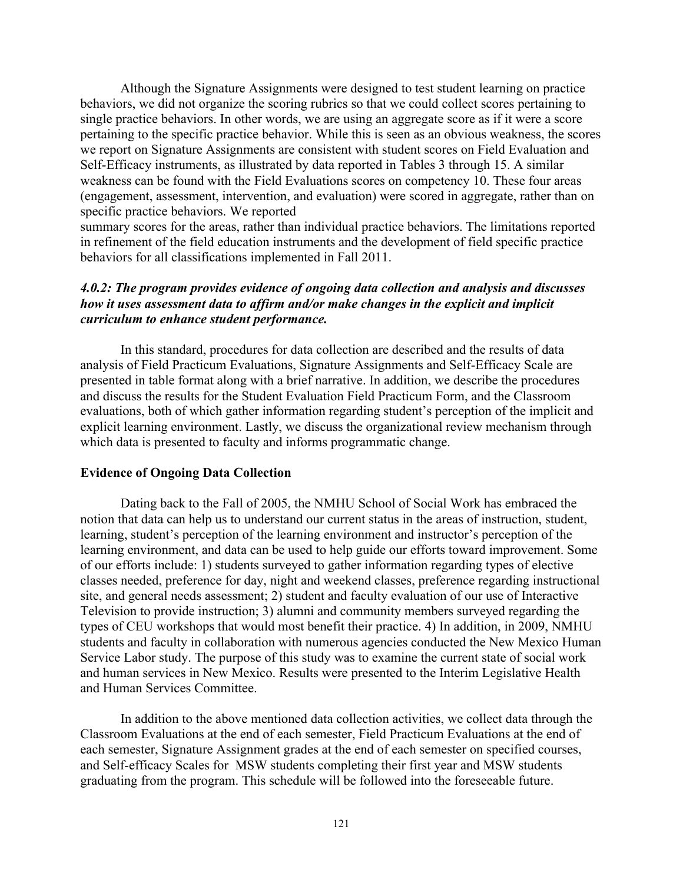Although the Signature Assignments were designed to test student learning on practice behaviors, we did not organize the scoring rubrics so that we could collect scores pertaining to single practice behaviors. In other words, we are using an aggregate score as if it were a score pertaining to the specific practice behavior. While this is seen as an obvious weakness, the scores we report on Signature Assignments are consistent with student scores on Field Evaluation and Self-Efficacy instruments, as illustrated by data reported in Tables 3 through 15. A similar weakness can be found with the Field Evaluations scores on competency 10. These four areas (engagement, assessment, intervention, and evaluation) were scored in aggregate, rather than on specific practice behaviors. We reported summary scores for the areas, rather than individual practice behaviors. The limitations reported in refinement of the field education instruments and the development of field specific practice behaviors for all classifications implemented in Fall 2011.

### *4.0.2: The program provides evidence of ongoing data collection and analysis and discusses how it uses assessment data to affirm and/or make changes in the explicit and implicit curriculum to enhance student performance.*

In this standard, procedures for data collection are described and the results of data analysis of Field Practicum Evaluations, Signature Assignments and Self-Efficacy Scale are presented in table format along with a brief narrative. In addition, we describe the procedures and discuss the results for the Student Evaluation Field Practicum Form, and the Classroom evaluations, both of which gather information regarding student's perception of the implicit and explicit learning environment. Lastly, we discuss the organizational review mechanism through which data is presented to faculty and informs programmatic change.

**Evidence of Ongoing Data Collection**

Dating back to the Fall of 2005, the NMHU School of Social Work has embraced the notion that data can help us to understand our current status in the areas of instruction, student, learning, student's perception of the learning environment and instructor's perception of the learning environment, and data can be used to help guide our efforts toward improvement. Some of our efforts include: 1) students surveyed to gather information regarding types of elective classes needed, preference for day, night and weekend classes, preference regarding instructional site, and general needs assessment; 2) student and faculty evaluation of our use of Interactive Television to provide instruction; 3) alumni and community members surveyed regarding the types of CEU workshops that would most benefit their practice. 4) In addition, in 2009, NMHU students and faculty in collaboration with numerous agencies conducted the New Mexico Human Service Labor study. The purpose of this study was to examine the current state of social work and human services in New Mexico. Results were presented to the Interim Legislative Health and Human Services Committee.

In addition to the above mentioned data collection activities, we collect data through the Classroom Evaluations at the end of each semester, Field Practicum Evaluations at the end of each semester, Signature Assignment grades at the end of each semester on specified courses, and Self-efficacy Scales for MSW students completing their first year and MSW students graduating from the program. This schedule will be followed into the foreseeable future.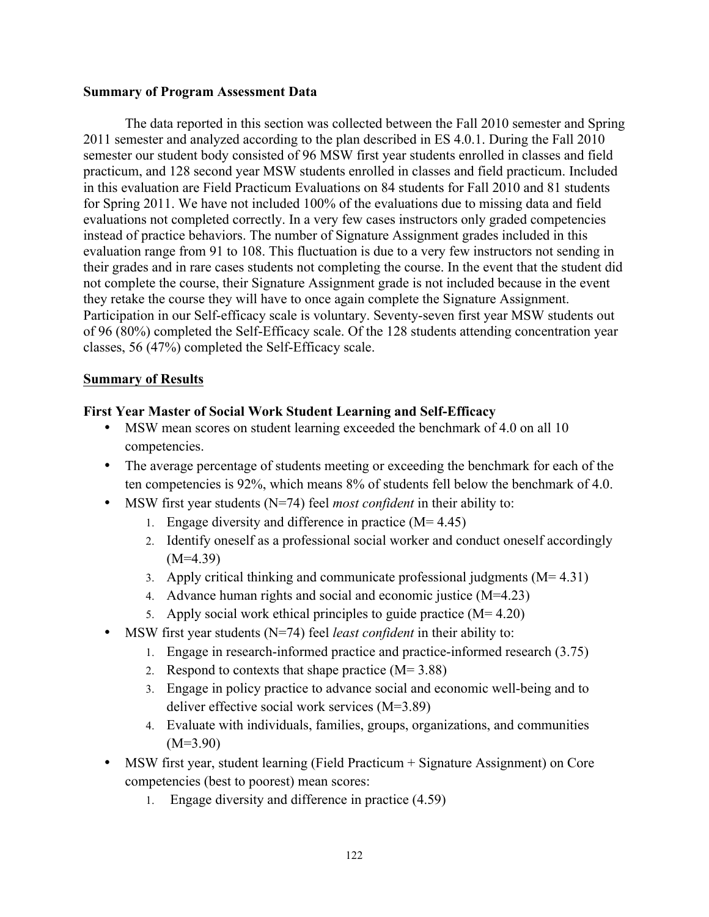**Summary of Program Assessment Data**

The data reported in this section was collected between the Fall 2010 semester and Spring 2011 semester and analyzed according to the plan described in ES 4.0.1. During the Fall 2010 semester our student body consisted of 96 MSW first year students enrolled in classes and field practicum, and 128 second year MSW students enrolled in classes and field practicum. Included in this evaluation are Field Practicum Evaluations on 84 students for Fall 2010 and 81 students for Spring 2011. We have not included 100% of the evaluations due to missing data and field evaluations not completed correctly. In a very few cases instructors only graded competencies instead of practice behaviors. The number of Signature Assignment grades included in this evaluation range from 91 to 108. This fluctuation is due to a very few instructors not sending in their grades and in rare cases students not completing the course. In the event that the student did not complete the course, their Signature Assignment grade is not included because in the event they retake the course they will have to once again complete the Signature Assignment. Participation in our Self-efficacy scale is voluntary. Seventy-seven first year MSW students out of 96 (80%) completed the Self-Efficacy scale. Of the 128 students attending concentration year classes, 56 (47%) completed the Self-Efficacy scale.

**Summary of Results**

**First Year Master of Social Work Student Learning and Self-Efficacy**

- MSW mean scores on student learning exceeded the benchmark of 4.0 on all 10 competencies.
- The average percentage of students meeting or exceeding the benchmark for each of the ten competencies is 92%, which means 8% of students fell below the benchmark of 4.0.
- MSW first year students (N=74) feel *most confident* in their ability to:
    1. Engage diversity and difference in practice (M= 4.45)
    2. Identify oneself as a professional social worker and conduct oneself accordingly (M=4.39)
    3. Apply critical thinking and communicate professional judgments (M= 4.31)
    4. Advance human rights and social and economic justice (M=4.23)
    5. Apply social work ethical principles to guide practice (M= 4.20)
- MSW first year students (N=74) feel *least confident* in their ability to:
    1. Engage in research-informed practice and practice-informed research (3.75)
    2. Respond to contexts that shape practice (M= 3.88)
    3. Engage in policy practice to advance social and economic well-being and to deliver effective social work services (M=3.89)
    4. Evaluate with individuals, families, groups, organizations, and communities (M=3.90)
- MSW first year, student learning (Field Practicum + Signature Assignment) on Core competencies (best to poorest) mean scores:
    1. Engage diversity and difference in practice (4.59)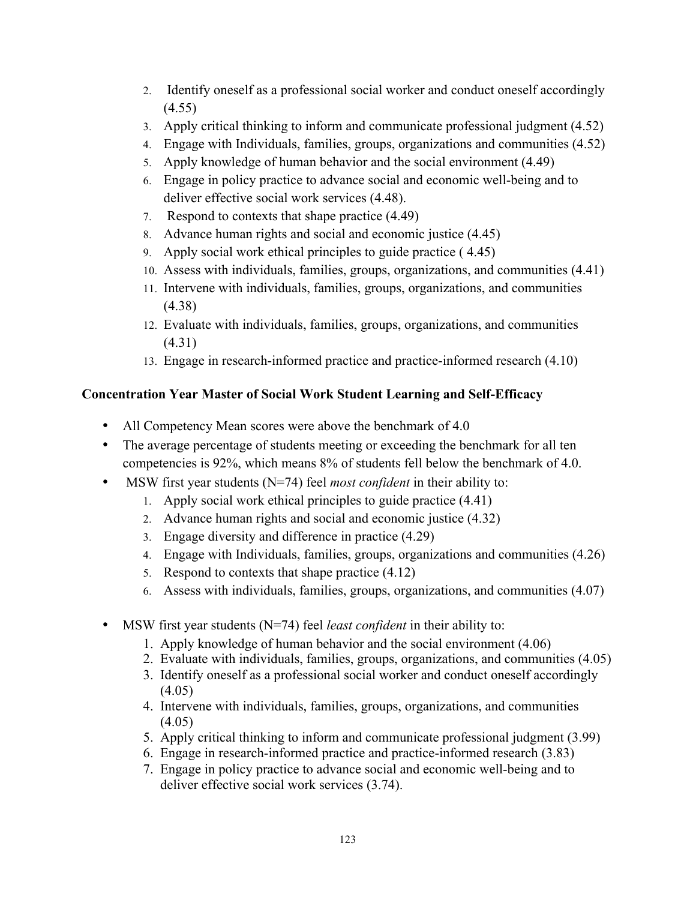2. Identify oneself as a professional social worker and conduct oneself accordingly (4.55)
3. Apply critical thinking to inform and communicate professional judgment (4.52)
4. Engage with Individuals, families, groups, organizations and communities (4.52)
5. Apply knowledge of human behavior and the social environment (4.49)
6. Engage in policy practice to advance social and economic well-being and to deliver effective social work services (4.48).
7. Respond to contexts that shape practice (4.49)
8. Advance human rights and social and economic justice (4.45)
9. Apply social work ethical principles to guide practice ( 4.45)
10. Assess with individuals, families, groups, organizations, and communities (4.41)
11. Intervene with individuals, families, groups, organizations, and communities (4.38)
12. Evaluate with individuals, families, groups, organizations, and communities (4.31)
13. Engage in research-informed practice and practice-informed research (4.10)

**Concentration Year Master of Social Work Student Learning and Self-Efficacy**

- All Competency Mean scores were above the benchmark of 4.0
- The average percentage of students meeting or exceeding the benchmark for all ten competencies is 92%, which means 8% of students fell below the benchmark of 4.0.
- MSW first year students (N=74) feel *most confident* in their ability to:
    1. Apply social work ethical principles to guide practice (4.41)
    2. Advance human rights and social and economic justice (4.32)
    3. Engage diversity and difference in practice (4.29)
    4. Engage with Individuals, families, groups, organizations and communities (4.26)
    5. Respond to contexts that shape practice (4.12)
    6. Assess with individuals, families, groups, organizations, and communities (4.07)

- MSW first year students (N=74) feel *least confident* in their ability to:
    1. Apply knowledge of human behavior and the social environment (4.06)
    2. Evaluate with individuals, families, groups, organizations, and communities (4.05)
    3. Identify oneself as a professional social worker and conduct oneself accordingly (4.05)
    4. Intervene with individuals, families, groups, organizations, and communities (4.05)
    5. Apply critical thinking to inform and communicate professional judgment (3.99)
    6. Engage in research-informed practice and practice-informed research (3.83)
    7. Engage in policy practice to advance social and economic well-being and to deliver effective social work services (3.74).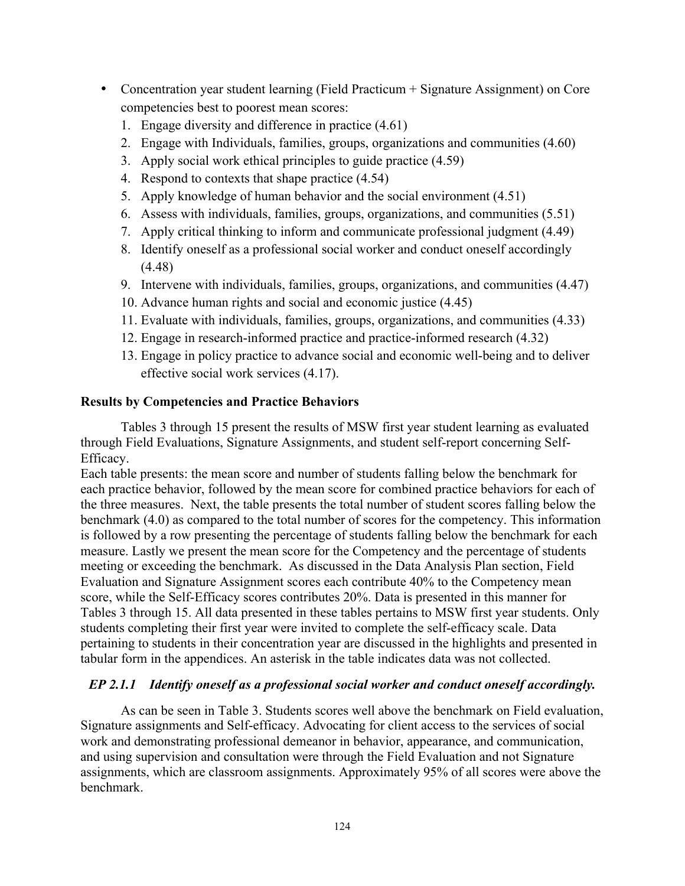- Concentration year student learning (Field Practicum + Signature Assignment) on Core competencies best to poorest mean scores:
  1. Engage diversity and difference in practice (4.61)
  2. Engage with Individuals, families, groups, organizations and communities (4.60)
  3. Apply social work ethical principles to guide practice (4.59)
  4. Respond to contexts that shape practice (4.54)
  5. Apply knowledge of human behavior and the social environment (4.51)
  6. Assess with individuals, families, groups, organizations, and communities (5.51)
  7. Apply critical thinking to inform and communicate professional judgment (4.49)
  8. Identify oneself as a professional social worker and conduct oneself accordingly (4.48)
  9. Intervene with individuals, families, groups, organizations, and communities (4.47)
  10. Advance human rights and social and economic justice (4.45)
  11. Evaluate with individuals, families, groups, organizations, and communities (4.33)
  12. Engage in research-informed practice and practice-informed research (4.32)
  13. Engage in policy practice to advance social and economic well-being and to deliver effective social work services (4.17).

**Results by Competencies and Practice Behaviors**

Tables 3 through 15 present the results of MSW first year student learning as evaluated through Field Evaluations, Signature Assignments, and student self-report concerning Self-Efficacy.

Each table presents: the mean score and number of students falling below the benchmark for each practice behavior, followed by the mean score for combined practice behaviors for each of the three measures. Next, the table presents the total number of student scores falling below the benchmark (4.0) as compared to the total number of scores for the competency. This information is followed by a row presenting the percentage of students falling below the benchmark for each measure. Lastly we present the mean score for the Competency and the percentage of students meeting or exceeding the benchmark. As discussed in the Data Analysis Plan section, Field Evaluation and Signature Assignment scores each contribute 40% to the Competency mean score, while the Self-Efficacy scores contributes 20%. Data is presented in this manner for Tables 3 through 15. All data presented in these tables pertains to MSW first year students. Only students completing their first year were invited to complete the self-efficacy scale. Data pertaining to students in their concentration year are discussed in the highlights and presented in tabular form in the appendices. An asterisk in the table indicates data was not collected.

### *EP 2.1.1 Identify oneself as a professional social worker and conduct oneself accordingly.*

As can be seen in Table 3. Students scores well above the benchmark on Field evaluation, Signature assignments and Self-efficacy. Advocating for client access to the services of social work and demonstrating professional demeanor in behavior, appearance, and communication, and using supervision and consultation were through the Field Evaluation and not Signature assignments, which are classroom assignments. Approximately 95% of all scores were above the benchmark.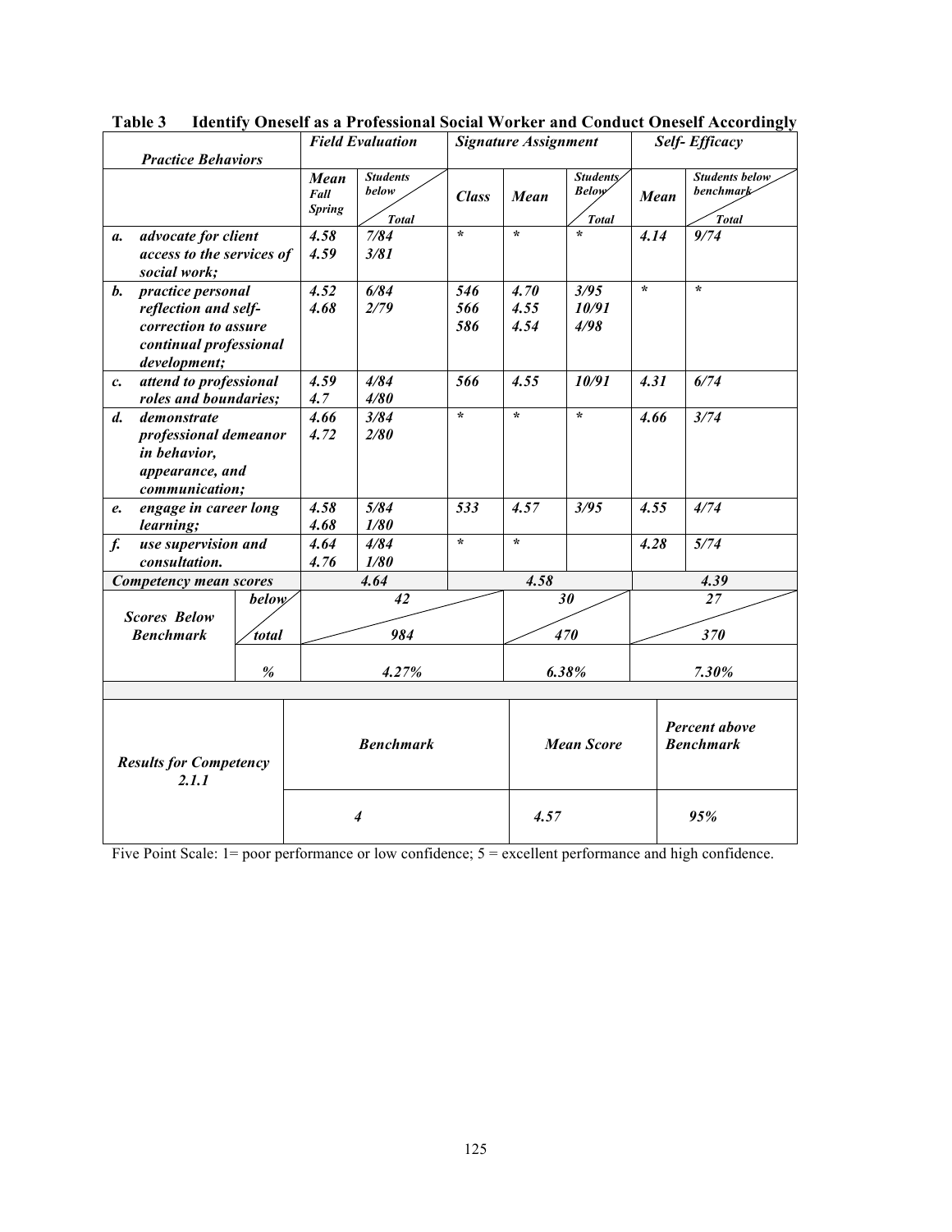**Table 3 Identify Oneself as a Professional Social Worker and Conduct Oneself Accordingly**

| Practice Behaviors | Field Evaluation | | Signature Assignment | | | Self- Efficacy | |
|---|---|---|---|---|---|---|---|
| | Mean Fall Spring | Students below / Total | Class | Mean | Students Below / Total | Mean | Students below benchmark / Total |
| *a. advocate for client access to the services of social work;* | 4.58<br>4.59 | 7/84<br>3/81 | * | * | * | 4.14 | 9/74 |
| *b. practice personal reflection and self-correction to assure continual professional development;* | 4.52<br>4.68 | 6/84<br>2/79 | 546<br>566<br>586 | 4.70<br>4.55<br>4.54 | 3/95<br>10/91<br>4/98 | * | * |
| *c. attend to professional roles and boundaries;* | 4.59<br>4.7 | 4/84<br>4/80 | 566 | 4.55 | 10/91 | 4.31 | 6/74 |
| *d. demonstrate professional demeanor in behavior, appearance, and communication;* | 4.66<br>4.72 | 3/84<br>2/80 | * | * | * | 4.66 | 3/74 |
| *e. engage in career long learning;* | 4.58<br>4.68 | 5/84<br>1/80 | 533 | 4.57 | 3/95 | 4.55 | 4/74 |
| *f. use supervision and consultation.* | 4.64<br>4.76 | 4/84<br>1/80 | * | * | | 4.28 | 5/74 |
| **Competency mean scores** | 4.64 | | 4.58 | | | 4.39 | |
| **Scores Below Benchmark** below / total | 42 / 984 | | 30 / 470 | | | 27 / 370 | |
| % | 4.27% | | 6.38% | | | 7.30% | |

| Results for Competency 2.1.1 | Benchmark | Mean Score | Percent above Benchmark |
|---|---|---|---|
| | 4 | 4.57 | 95% |

Five Point Scale: 1= poor performance or low confidence; 5 = excellent performance and high confidence.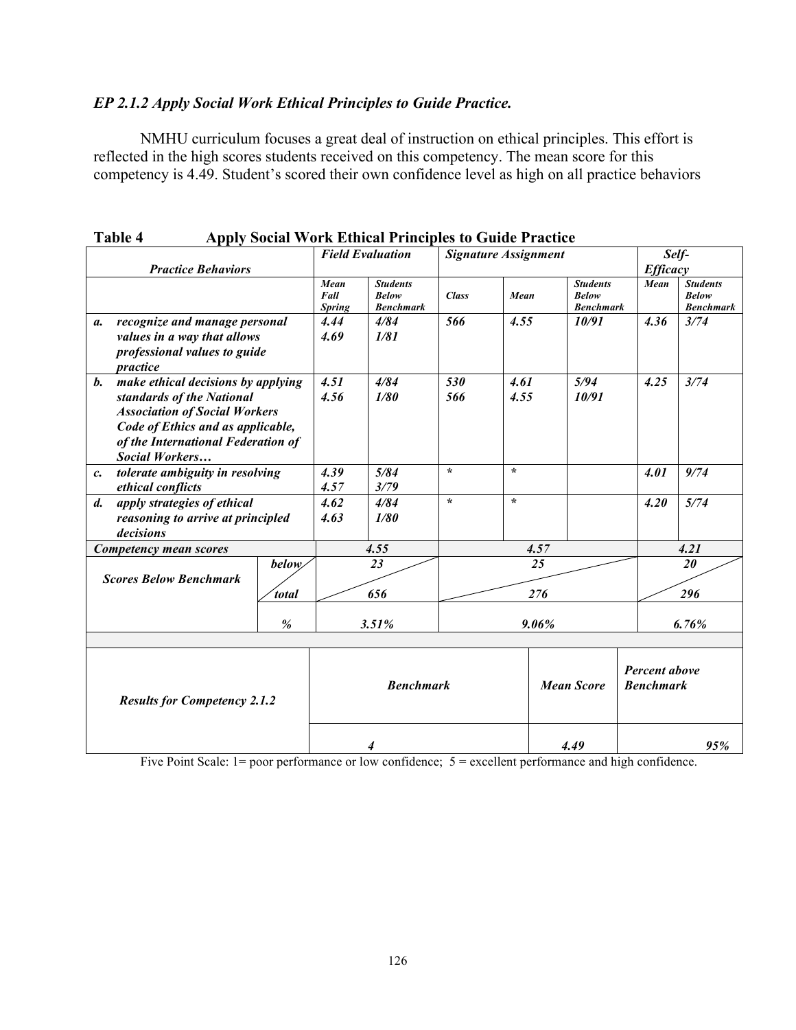*EP 2.1.2 Apply Social Work Ethical Principles to Guide Practice.*

NMHU curriculum focuses a great deal of instruction on ethical principles. This effort is reflected in the high scores students received on this competency. The mean score for this competency is 4.49. Student's scored their own confidence level as high on all practice behaviors

**Table 4 Apply Social Work Ethical Principles to Guide Practice**

| *Practice Behaviors* | | *Field Evaluation* | | *Signature Assignment* | | | *Self-Efficacy* | |
|---|---|---|---|---|---|---|---|---|
| | | *Mean Fall Spring* | *Students Below Benchmark* | *Class* | *Mean* | *Students Below Benchmark* | *Mean* | *Students Below Benchmark* |
| *a. recognize and manage personal values in a way that allows professional values to guide practice* | | *4.44* *4.69* | *4/84* *1/81* | *566* | *4.55* | *10/91* | *4.36* | *3/74* |
| *b. make ethical decisions by applying standards of the National Association of Social Workers Code of Ethics and as applicable, of the International Federation of Social Workers…* | | *4.51* *4.56* | *4/84* *1/80* | *530* *566* | *4.61* *4.55* | *5/94* *10/91* | *4.25* | *3/74* |
| *c. tolerate ambiguity in resolving ethical conflicts* | | *4.39* *4.57* | *5/84* *3/79* | * | * | | *4.01* | *9/74* |
| *d. apply strategies of ethical reasoning to arrive at principled decisions* | | *4.62* *4.63* | *4/84* *1/80* | * | * | | *4.20* | *5/74* |
| *Competency mean scores* | | *4.55* | | *4.57* | | | *4.21* | |
| *Scores Below Benchmark* | *below* | *23* | | *25* | | | *20* | |
| | *total* | *656* | | *276* | | | *296* | |
| | *%* | *3.51%* | | *9.06%* | | | *6.76%* | |

| *Results for Competency 2.1.2* | *Benchmark* | *Mean Score* | *Percent above Benchmark* |
|---|---|---|---|
| | *4* | *4.49* | *95%* |

Five Point Scale: 1= poor performance or low confidence; 5 = excellent performance and high confidence.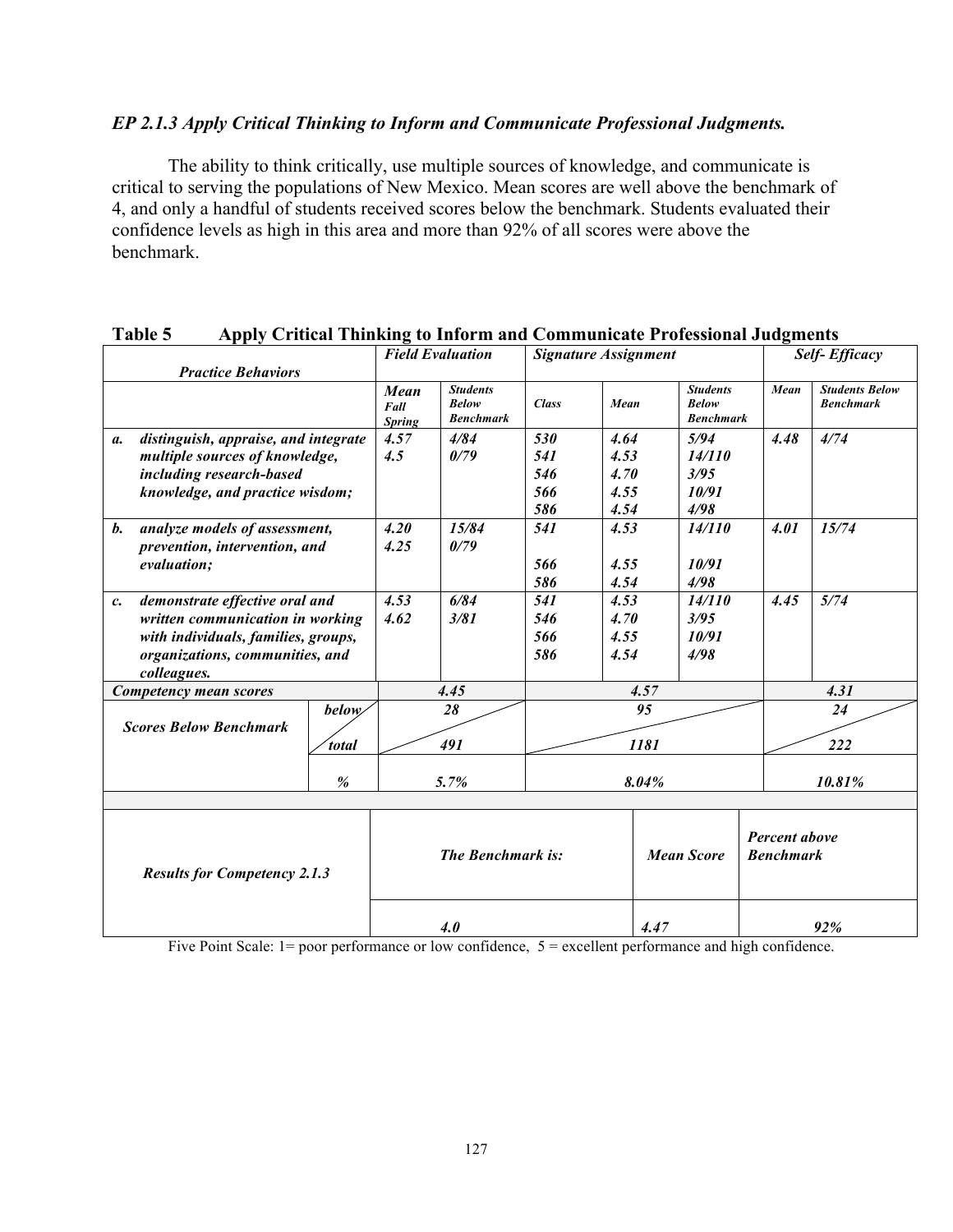### *EP 2.1.3 Apply Critical Thinking to Inform and Communicate Professional Judgments.*

The ability to think critically, use multiple sources of knowledge, and communicate is critical to serving the populations of New Mexico. Mean scores are well above the benchmark of 4, and only a handful of students received scores below the benchmark. Students evaluated their confidence levels as high in this area and more than 92% of all scores were above the benchmark.

**Table 5 Apply Critical Thinking to Inform and Communicate Professional Judgments**

| *Practice Behaviors* | | *Field Evaluation* | | *Signature Assignment* | | | *Self- Efficacy* | |
|---|---|---|---|---|---|---|---|---|
| | | *Mean Fall Spring* | *Students Below Benchmark* | *Class* | *Mean* | *Students Below Benchmark* | *Mean* | *Students Below Benchmark* |
| *a. distinguish, appraise, and integrate multiple sources of knowledge, including research-based knowledge, and practice wisdom;* | | *4.57*<br>*4.5* | *4/84*<br>*0/79* | *530*<br>*541*<br>*546*<br>*566*<br>*586* | *4.64*<br>*4.53*<br>*4.70*<br>*4.55*<br>*4.54* | *5/94*<br>*14/110*<br>*3/95*<br>*10/91*<br>*4/98* | *4.48* | *4/74* |
| *b. analyze models of assessment, prevention, intervention, and evaluation;* | | *4.20*<br>*4.25* | *15/84*<br>*0/79* | *541*<br><br>*566*<br>*586* | *4.53*<br><br>*4.55*<br>*4.54* | *14/110*<br><br>*10/91*<br>*4/98* | *4.01* | *15/74* |
| *c. demonstrate effective oral and written communication in working with individuals, families, groups, organizations, communities, and colleagues.* | | *4.53*<br>*4.62* | *6/84*<br>*3/81* | *541*<br>*546*<br>*566*<br>*586* | *4.53*<br>*4.70*<br>*4.55*<br>*4.54* | *14/110*<br>*3/95*<br>*10/91*<br>*4/98* | *4.45* | *5/74* |
| *Competency mean scores* | | *4.45* | | *4.57* | | | *4.31* | |
| *Scores Below Benchmark* | *below* | *28* | | *95* | | | *24* | |
| | *total* | *491* | | *1181* | | | *222* | |
| | *%* | *5.7%* | | *8.04%* | | | *10.81%* | |

| *Results for Competency 2.1.3* | *The Benchmark is:* | *Mean Score* | *Percent above Benchmark* |
|---|---|---|---|
| | *4.0* | *4.47* | *92%* |

Five Point Scale: 1= poor performance or low confidence, 5 = excellent performance and high confidence.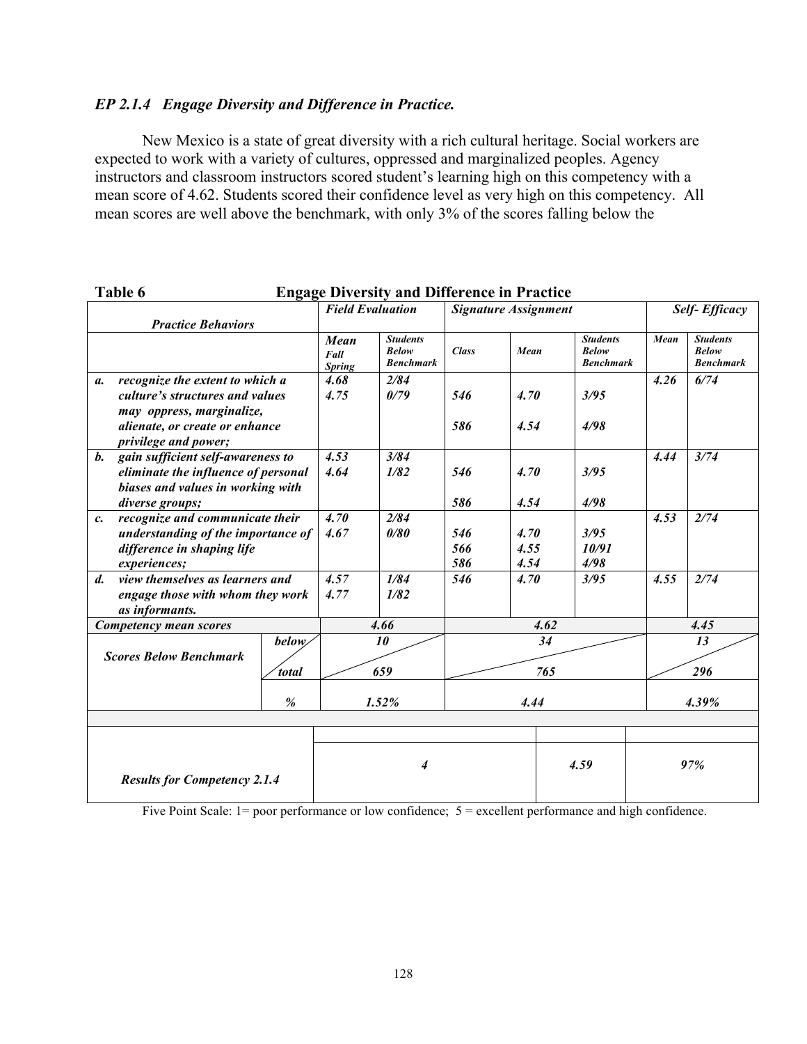## *EP 2.1.4 Engage Diversity and Difference in Practice.*

New Mexico is a state of great diversity with a rich cultural heritage. Social workers are expected to work with a variety of cultures, oppressed and marginalized peoples. Agency instructors and classroom instructors scored student's learning high on this competency with a mean score of 4.62. Students scored their confidence level as very high on this competency. All mean scores are well above the benchmark, with only 3% of the scores falling below the

**Table 6 Engage Diversity and Difference in Practice**

| *Practice Behaviors* | | *Field Evaluation* | | *Signature Assignment* | | | *Self- Efficacy* | |
|---|---|---|---|---|---|---|---|---|
| | | *Mean Fall Spring* | *Students Below Benchmark* | *Class* | *Mean* | *Students Below Benchmark* | *Mean* | *Students Below Benchmark* |
| ***a. recognize the extent to which a culture's structures and values may oppress, marginalize, alienate, or create or enhance privilege and power;*** | | *4.68 4.75* | *2/84 0/79* | *546 586* | *4.70 4.54* | *3/95 4/98* | *4.26* | *6/74* |
| ***b. gain sufficient self-awareness to eliminate the influence of personal biases and values in working with diverse groups;*** | | *4.53 4.64* | *3/84 1/82* | *546 586* | *4.70 4.54* | *3/95 4/98* | *4.44* | *3/74* |
| ***c. recognize and communicate their understanding of the importance of difference in shaping life experiences;*** | | *4.70 4.67* | *2/84 0/80* | *546 566 586* | *4.70 4.55 4.54* | *3/95 10/91 4/98* | *4.53* | *2/74* |
| ***d. view themselves as learners and engage those with whom they work as informants.*** | | *4.57 4.77* | *1/84 1/82* | *546* | *4.70* | *3/95* | *4.55* | *2/74* |
| ***Competency mean scores*** | | *4.66* | | *4.62* | | | *4.45* | |
| ***Scores Below Benchmark*** | *below* | *10* | | *34* | | | *13* | |
| | *total* | *659* | | *765* | | | *296* | |
| | *%* | *1.52%* | | *4.44* | | | *4.39%* | |
| ***Results for Competency 2.1.4*** | | *4* | | | *4.59* | | *97%* | |

Five Point Scale: 1= poor performance or low confidence; 5 = excellent performance and high confidence.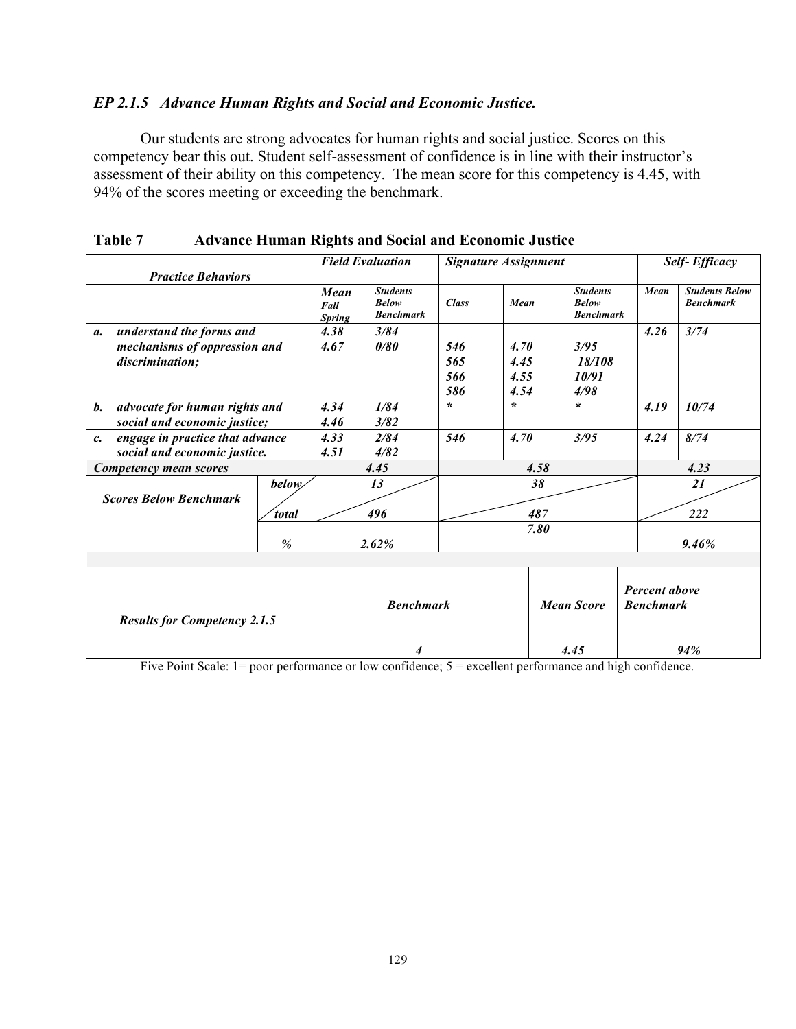### *EP 2.1.5 Advance Human Rights and Social and Economic Justice.*

Our students are strong advocates for human rights and social justice. Scores on this competency bear this out. Student self-assessment of confidence is in line with their instructor's assessment of their ability on this competency. The mean score for this competency is 4.45, with 94% of the scores meeting or exceeding the benchmark.

**Table 7 Advance Human Rights and Social and Economic Justice**

| *Practice Behaviors* | | *Field Evaluation* | | *Signature Assignment* | | | *Self- Efficacy* | |
|---|---|---|---|---|---|---|---|---|
| | | *Mean Fall Spring* | *Students Below Benchmark* | *Class* | *Mean* | *Students Below Benchmark* | *Mean* | *Students Below Benchmark* |
| *a. understand the forms and mechanisms of oppression and discrimination;* | | *4.38*<br>*4.67* | *3/84*<br>*0/80* | *546*<br>*565*<br>*566*<br>*586* | *4.70*<br>*4.45*<br>*4.55*<br>*4.54* | *3/95*<br>*18/108*<br>*10/91*<br>*4/98* | *4.26* | *3/74* |
| *b. advocate for human rights and social and economic justice;* | | *4.34*<br>*4.46* | *1/84*<br>*3/82* | * | * | * | *4.19* | *10/74* |
| *c. engage in practice that advance social and economic justice.* | | *4.33*<br>*4.51* | *2/84*<br>*4/82* | *546* | *4.70* | *3/95* | *4.24* | *8/74* |
| *Competency mean scores* | | *4.45* | | *4.58* | | | *4.23* | |
| *Scores Below Benchmark* | *below / total* | *13 / 496* | | *38 / 487* | | | *21 / 222* | |
| | *%* | *2.62%* | | *7.80* | | | *9.46%* | |

| *Results for Competency 2.1.5* | *Benchmark* | *Mean Score* | *Percent above Benchmark* |
|---|---|---|---|
| | *4* | *4.45* | *94%* |

Five Point Scale: 1= poor performance or low confidence; 5 = excellent performance and high confidence.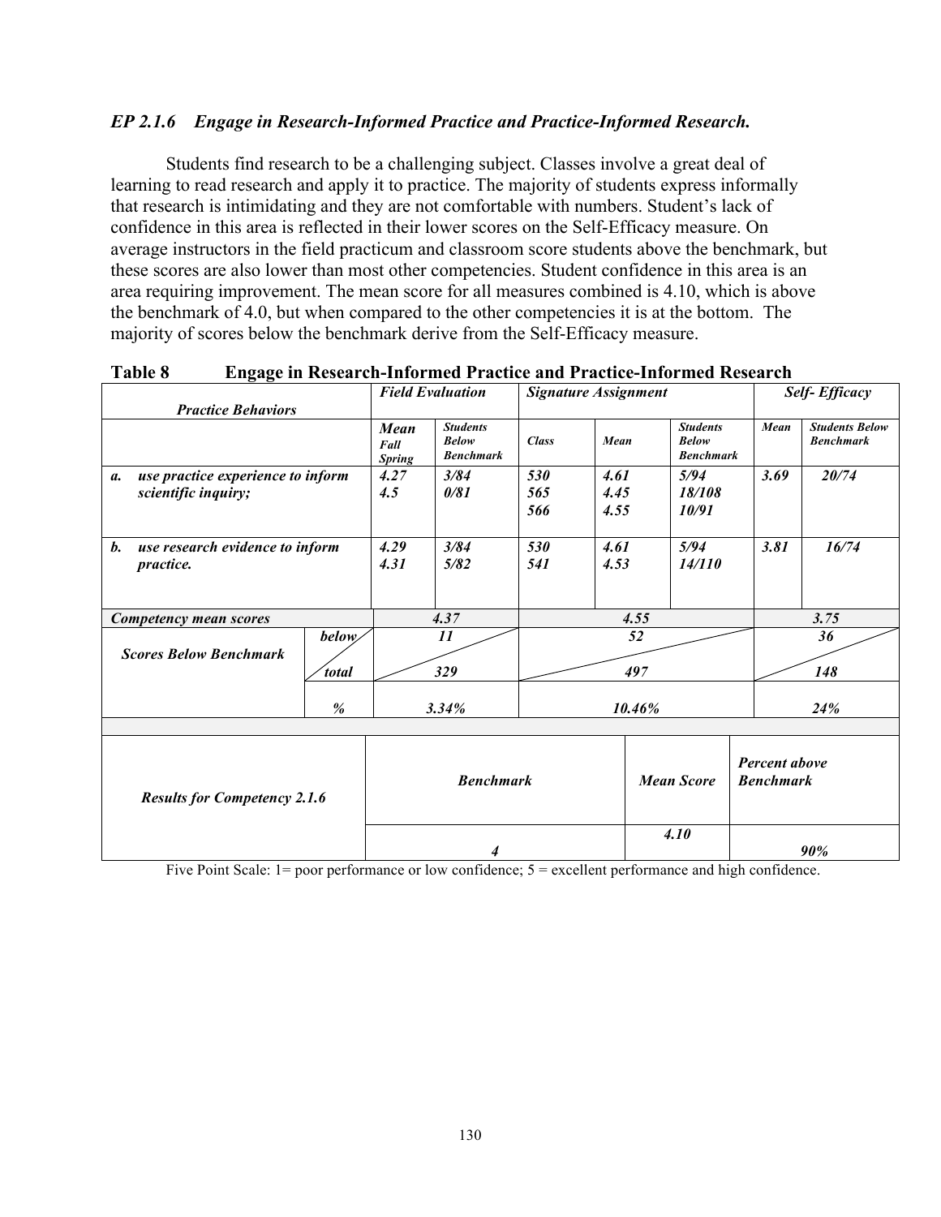### *EP 2.1.6 Engage in Research-Informed Practice and Practice-Informed Research.*

Students find research to be a challenging subject. Classes involve a great deal of learning to read research and apply it to practice. The majority of students express informally that research is intimidating and they are not comfortable with numbers. Student's lack of confidence in this area is reflected in their lower scores on the Self-Efficacy measure. On average instructors in the field practicum and classroom score students above the benchmark, but these scores are also lower than most other competencies. Student confidence in this area is an area requiring improvement. The mean score for all measures combined is 4.10, which is above the benchmark of 4.0, but when compared to the other competencies it is at the bottom. The majority of scores below the benchmark derive from the Self-Efficacy measure.

**Table 8 Engage in Research-Informed Practice and Practice-Informed Research**

| *Practice Behaviors* | | *Field Evaluation* | | *Signature Assignment* | | | *Self- Efficacy* | |
|---|---|---|---|---|---|---|---|---|
| | | *Mean Fall Spring* | *Students Below Benchmark* | *Class* | *Mean* | *Students Below Benchmark* | *Mean* | *Students Below Benchmark* |
| *a. use practice experience to inform scientific inquiry;* | | *4.27*<br>*4.5* | *3/84*<br>*0/81* | *530*<br>*565*<br>*566* | *4.61*<br>*4.45*<br>*4.55* | *5/94*<br>*18/108*<br>*10/91* | *3.69* | *20/74* |
| *b. use research evidence to inform practice.* | | *4.29*<br>*4.31* | *3/84*<br>*5/82* | *530*<br>*541* | *4.61*<br>*4.53* | *5/94*<br>*14/110* | *3.81* | *16/74* |
| *Competency mean scores* | | *4.37* | | *4.55* | | | *3.75* | |
| *Scores Below Benchmark* | *below / total* | *11 / 329* | | *52 / 497* | | | *36 / 148* | |
| | *%* | *3.34%* | | *10.46%* | | | *24%* | |

| *Results for Competency 2.1.6* | *Benchmark* | *Mean Score* | *Percent above Benchmark* |
|---|---|---|---|
| | *4* | *4.10* | *90%* |

Five Point Scale: 1= poor performance or low confidence; 5 = excellent performance and high confidence.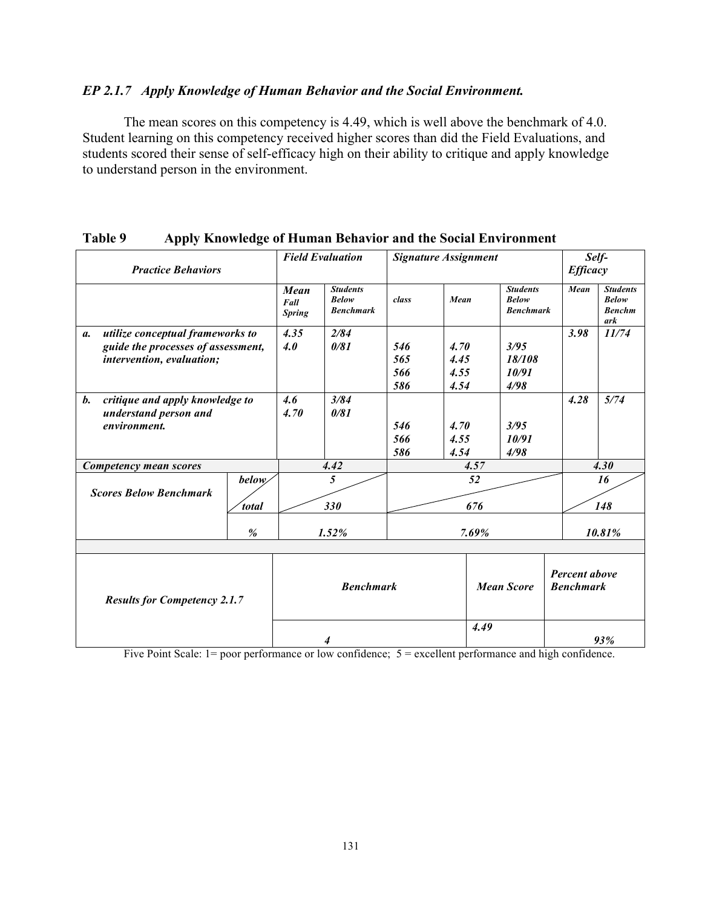### *EP 2.1.7 Apply Knowledge of Human Behavior and the Social Environment.*

The mean scores on this competency is 4.49, which is well above the benchmark of 4.0. Student learning on this competency received higher scores than did the Field Evaluations, and students scored their sense of self-efficacy high on their ability to critique and apply knowledge to understand person in the environment.

**Table 9 Apply Knowledge of Human Behavior and the Social Environment**

| *Practice Behaviors* | | *Field Evaluation* | | *Signature Assignment* | | | *Self-Efficacy* | |
|---|---|---|---|---|---|---|---|---|
| | | *Mean Fall Spring* | *Students Below Benchmark* | *class* | *Mean* | *Students Below Benchmark* | *Mean* | *Students Below Benchmark* |
| ***a. utilize conceptual frameworks to guide the processes of assessment, intervention, evaluation;*** | | *4.35*<br>*4.0* | *2/84*<br>*0/81* | *546*<br>*565*<br>*566*<br>*586* | *4.70*<br>*4.45*<br>*4.55*<br>*4.54* | *3/95*<br>*18/108*<br>*10/91*<br>*4/98* | *3.98* | *11/74* |
| ***b. critique and apply knowledge to understand person and environment.*** | | *4.6*<br>*4.70* | *3/84*<br>*0/81* | *546*<br>*566*<br>*586* | *4.70*<br>*4.55*<br>*4.54* | *3/95*<br>*10/91*<br>*4/98* | *4.28* | *5/74* |
| ***Competency mean scores*** | | *4.42* | | *4.57* | | | *4.30* | |
| ***Scores Below Benchmark*** | *below* | *5* | | *52* | | | *16* | |
| | *total* | *330* | | *676* | | | *148* | |
| | *%* | *1.52%* | | *7.69%* | | | *10.81%* | |

| ***Results for Competency 2.1.7*** | ***Benchmark*** | ***Mean Score*** | ***Percent above Benchmark*** |
|---|---|---|---|
| | *4* | *4.49* | *93%* |

Five Point Scale: 1= poor performance or low confidence; 5 = excellent performance and high confidence.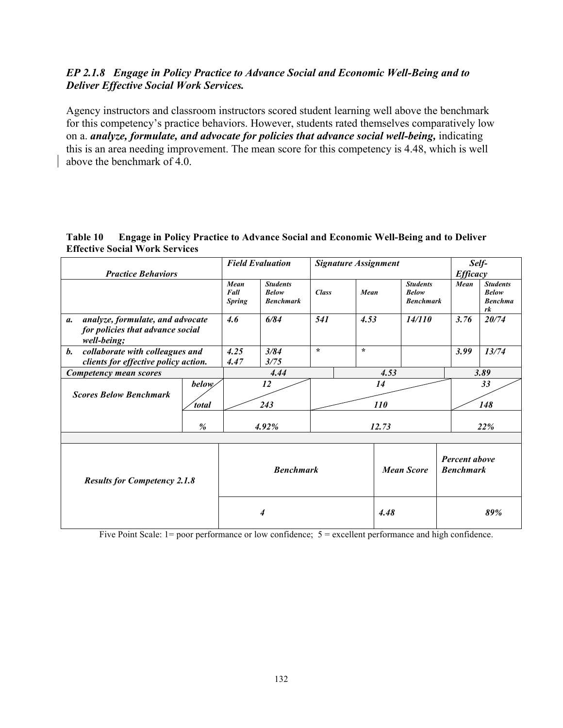*EP 2.1.8 Engage in Policy Practice to Advance Social and Economic Well-Being and to Deliver Effective Social Work Services.*

Agency instructors and classroom instructors scored student learning well above the benchmark for this competency's practice behaviors. However, students rated themselves comparatively low on a. ***analyze, formulate, and advocate for policies that advance social well-being,*** indicating this is an area needing improvement. The mean score for this competency is 4.48, which is well above the benchmark of 4.0.

**Table 10 Engage in Policy Practice to Advance Social and Economic Well-Being and to Deliver Effective Social Work Services**

| *Practice Behaviors* | | *Field Evaluation* | | *Signature Assignment* | | | *Self-Efficacy* | |
|---|---|---|---|---|---|---|---|---|
| | | *Mean Fall Spring* | *Students Below Benchmark* | *Class* | *Mean* | *Students Below Benchmark* | *Mean* | *Students Below Benchmark* |
| *a. analyze, formulate, and advocate for policies that advance social well-being;* | | *4.6* | *6/84* | *541* | *4.53* | *14/110* | *3.76* | *20/74* |
| *b. collaborate with colleagues and clients for effective policy action.* | | *4.25 4.47* | *3/84 3/75* | * | * | | *3.99* | *13/74* |
| *Competency mean scores* | | *4.44* | | *4.53* | | | *3.89* | |
| *Scores Below Benchmark* | *below* | *12* | | *14* | | | *33* | |
| | *total* | *243* | | *110* | | | *148* | |
| | *%* | *4.92%* | | *12.73* | | | *22%* | |

| *Results for Competency 2.1.8* | *Benchmark* | *Mean Score* | *Percent above Benchmark* |
|---|---|---|---|
| | *4* | *4.48* | *89%* |

Five Point Scale: 1= poor performance or low confidence; 5 = excellent performance and high confidence.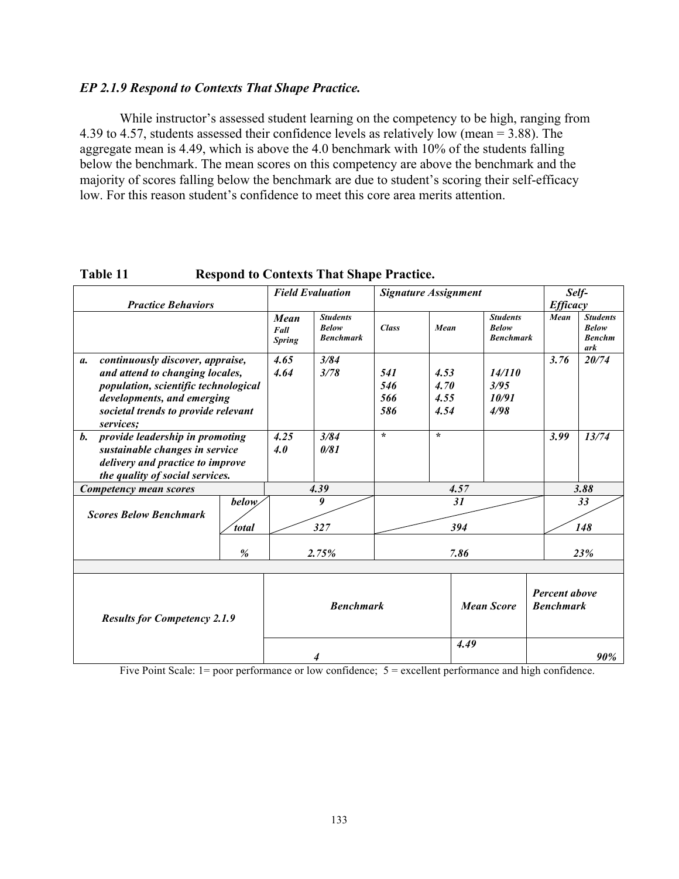### *EP 2.1.9 Respond to Contexts That Shape Practice.*

While instructor's assessed student learning on the competency to be high, ranging from 4.39 to 4.57, students assessed their confidence levels as relatively low (mean = 3.88). The aggregate mean is 4.49, which is above the 4.0 benchmark with 10% of the students falling below the benchmark. The mean scores on this competency are above the benchmark and the majority of scores falling below the benchmark are due to student's scoring their self-efficacy low. For this reason student's confidence to meet this core area merits attention.

**Table 11 Respond to Contexts That Shape Practice.**

| *Practice Behaviors* | *Field Evaluation* | | *Signature Assignment* | | | *Self-Efficacy* | |
|---|---|---|---|---|---|---|---|
| | *Mean Fall Spring* | *Students Below Benchmark* | *Class* | *Mean* | *Students Below Benchmark* | *Mean* | *Students Below Benchmark* |
| *a. continuously discover, appraise, and attend to changing locales, population, scientific technological developments, and emerging societal trends to provide relevant services;* | *4.65*<br>*4.64* | *3/84*<br>*3/78* | *541*<br>*546*<br>*566*<br>*586* | *4.53*<br>*4.70*<br>*4.55*<br>*4.54* | *14/110*<br>*3/95*<br>*10/91*<br>*4/98* | *3.76* | *20/74* |
| *b. provide leadership in promoting sustainable changes in service delivery and practice to improve the quality of social services.* | *4.25*<br>*4.0* | *3/84*<br>*0/81* | * | * | | *3.99* | *13/74* |
| ***Competency mean scores*** | *4.39* | | *4.57* | | | *3.88* | |
| ***Scores Below Benchmark*** below/total | *9 / 327* | | *31 / 394* | | | *33 / 148* | |
| % | *2.75%* | | *7.86* | | | *23%* | |

| ***Results for Competency 2.1.9*** | ***Benchmark*** | ***Mean Score*** | ***Percent above Benchmark*** |
|---|---|---|---|
| | *4* | *4.49* | *90%* |

Five Point Scale: 1= poor performance or low confidence; 5 = excellent performance and high confidence.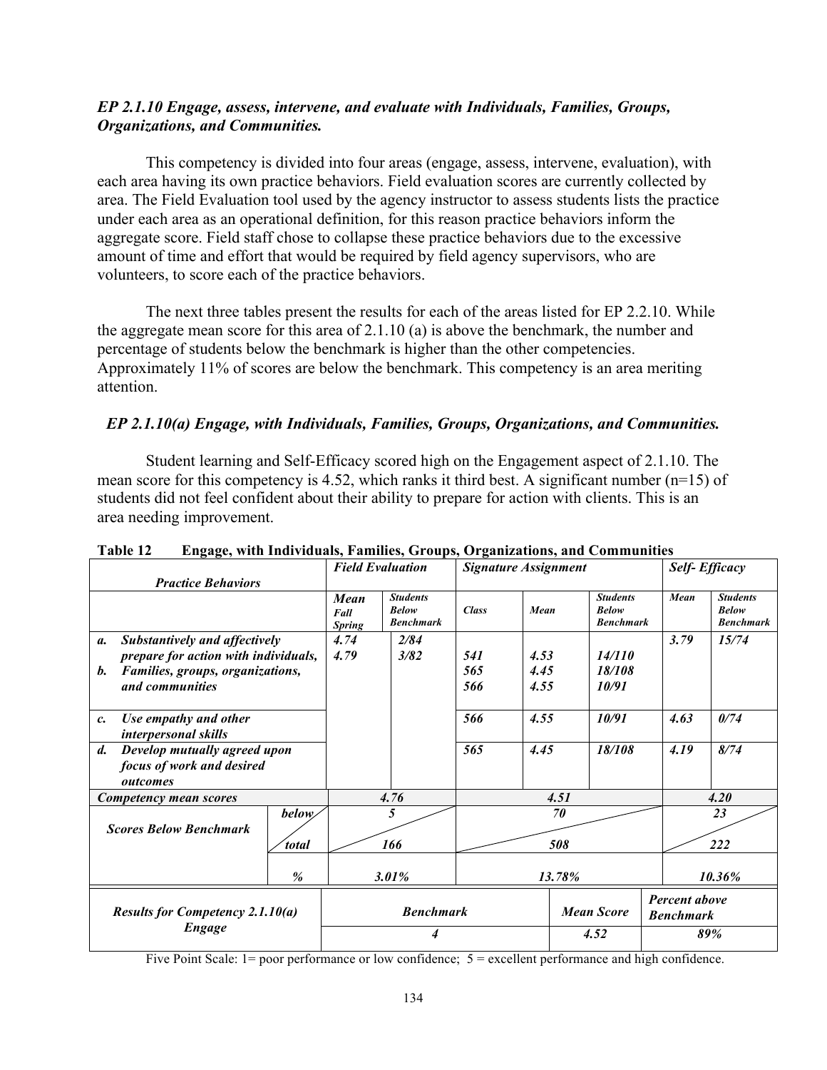### *EP 2.1.10 Engage, assess, intervene, and evaluate with Individuals, Families, Groups, Organizations, and Communities.*

This competency is divided into four areas (engage, assess, intervene, evaluation), with each area having its own practice behaviors. Field evaluation scores are currently collected by area. The Field Evaluation tool used by the agency instructor to assess students lists the practice under each area as an operational definition, for this reason practice behaviors inform the aggregate score. Field staff chose to collapse these practice behaviors due to the excessive amount of time and effort that would be required by field agency supervisors, who are volunteers, to score each of the practice behaviors.

The next three tables present the results for each of the areas listed for EP 2.2.10. While the aggregate mean score for this area of 2.1.10 (a) is above the benchmark, the number and percentage of students below the benchmark is higher than the other competencies. Approximately 11% of scores are below the benchmark. This competency is an area meriting attention.

### *EP 2.1.10(a) Engage, with Individuals, Families, Groups, Organizations, and Communities.*

Student learning and Self-Efficacy scored high on the Engagement aspect of 2.1.10. The mean score for this competency is 4.52, which ranks it third best. A significant number (n=15) of students did not feel confident about their ability to prepare for action with clients. This is an area needing improvement.

**Table 12 Engage, with Individuals, Families, Groups, Organizations, and Communities**

| *Practice Behaviors* | | *Field Evaluation* | | *Signature Assignment* | | | *Self- Efficacy* | |
|---|---|---|---|---|---|---|---|---|
| | | *Mean Fall Spring* | *Students Below Benchmark* | *Class* | *Mean* | *Students Below Benchmark* | *Mean* | *Students Below Benchmark* |
| *a. Substantively and affectively prepare for action with individuals, b. Families, groups, organizations, and communities* | | *4.74 4.79* | *2/84 3/82* | *541 565 566* | *4.53 4.45 4.55* | *14/110 18/108 10/91* | *3.79* | *15/74* |
| *c. Use empathy and other interpersonal skills* | | | | *566* | *4.55* | *10/91* | *4.63* | *0/74* |
| *d. Develop mutually agreed upon focus of work and desired outcomes* | | | | *565* | *4.45* | *18/108* | *4.19* | *8/74* |
| *Competency mean scores* | | *4.76* | | *4.51* | | | *4.20* | |
| *Scores Below Benchmark* | *below* | *5* | | *70* | | | *23* | |
| | *total* | *166* | | *508* | | | *222* | |
| | *%* | *3.01%* | | *13.78%* | | | *10.36%* | |

| *Results for Competency 2.1.10(a) Engage* | *Benchmark* | *Mean Score* | *Percent above Benchmark* |
|---|---|---|---|
| | *4* | *4.52* | *89%* |

Five Point Scale: 1= poor performance or low confidence; 5 = excellent performance and high confidence.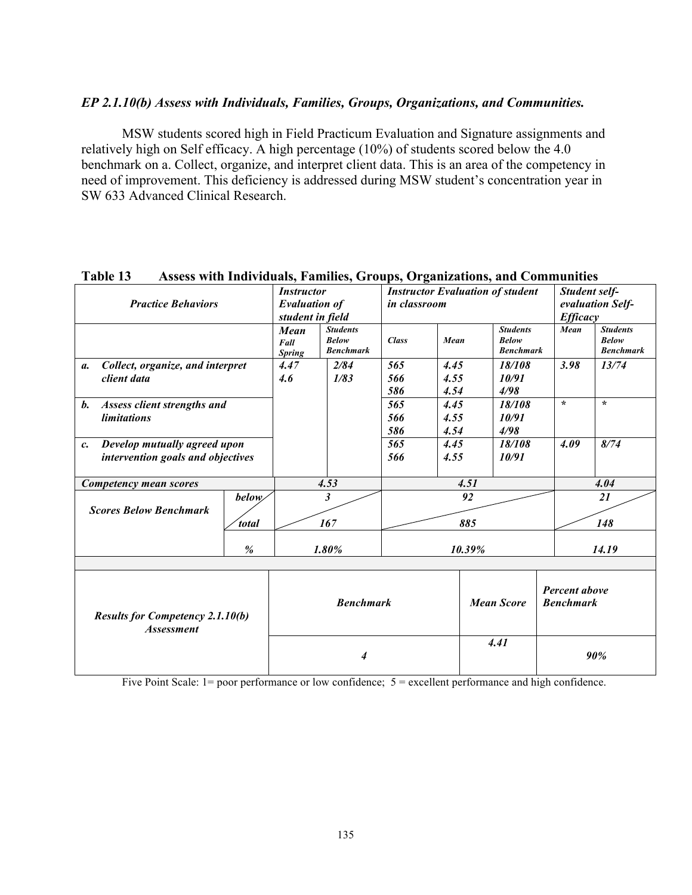*EP 2.1.10(b) Assess with Individuals, Families, Groups, Organizations, and Communities.*

MSW students scored high in Field Practicum Evaluation and Signature assignments and relatively high on Self efficacy. A high percentage (10%) of students scored below the 4.0 benchmark on a. Collect, organize, and interpret client data. This is an area of the competency in need of improvement. This deficiency is addressed during MSW student's concentration year in SW 633 Advanced Clinical Research.

**Table 13 Assess with Individuals, Families, Groups, Organizations, and Communities**

| *Practice Behaviors* | | *Instructor Evaluation of student in field* | | *Instructor Evaluation of student in classroom* | | | *Student self-evaluation Self-Efficacy* | |
|---|---|---|---|---|---|---|---|---|
| | | *Mean Fall Spring* | *Students Below Benchmark* | *Class* | *Mean* | *Students Below Benchmark* | *Mean* | *Students Below Benchmark* |
| *a. Collect, organize, and interpret client data* | | *4.47 4.6* | *2/84 1/83* | *565 566 586* | *4.45 4.55 4.54* | *18/108 10/91 4/98* | *3.98* | *13/74* |
| *b. Assess client strengths and limitations* | | | | *565 566 586* | *4.45 4.55 4.54* | *18/108 10/91 4/98* | * | * |
| *c. Develop mutually agreed upon intervention goals and objectives* | | | | *565 566* | *4.45 4.55* | *18/108 10/91* | *4.09* | *8/74* |
| *Competency mean scores* | | *4.53* | | *4.51* | | | *4.04* | |
| *Scores Below Benchmark* | *below / total* | *3 / 167* | | *92 / 885* | | | *21 / 148* | |
| | *%* | *1.80%* | | *10.39%* | | | *14.19* | |

| *Results for Competency 2.1.10(b) Assessment* | *Benchmark* | *Mean Score* | *Percent above Benchmark* |
|---|---|---|---|
| | *4* | *4.41* | *90%* |

Five Point Scale: 1= poor performance or low confidence; 5 = excellent performance and high confidence.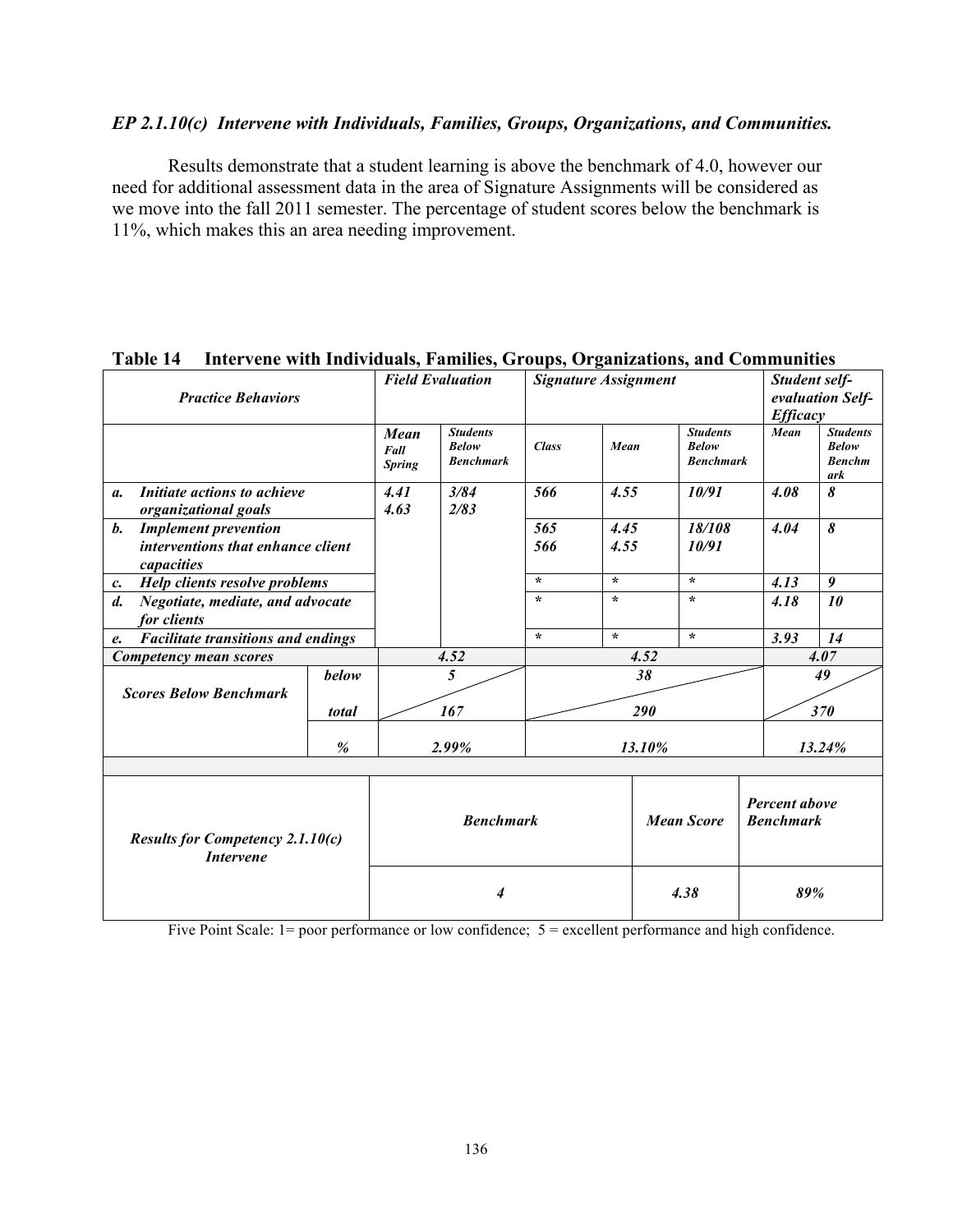### *EP 2.1.10(c) Intervene with Individuals, Families, Groups, Organizations, and Communities.*

Results demonstrate that a student learning is above the benchmark of 4.0, however our need for additional assessment data in the area of Signature Assignments will be considered as we move into the fall 2011 semester. The percentage of student scores below the benchmark is 11%, which makes this an area needing improvement.

**Table 14 Intervene with Individuals, Families, Groups, Organizations, and Communities**

| *Practice Behaviors* | | *Field Evaluation* | | *Signature Assignment* | | | *Student self-evaluation Self-Efficacy* | |
|---|---|---|---|---|---|---|---|---|
| | | *Mean Fall Spring* | *Students Below Benchmark* | *Class* | *Mean* | *Students Below Benchmark* | *Mean* | *Students Below Benchmark* |
| *a. Initiate actions to achieve organizational goals* | | *4.41 4.63* | *3/84 2/83* | *566* | *4.55* | *10/91* | *4.08* | *8* |
| *b. Implement prevention interventions that enhance client capacities* | | | | *565 566* | *4.45 4.55* | *18/108 10/91* | *4.04* | *8* |
| *c. Help clients resolve problems* | | | | * | * | * | *4.13* | *9* |
| *d. Negotiate, mediate, and advocate for clients* | | | | * | * | * | *4.18* | *10* |
| *e. Facilitate transitions and endings* | | | | * | * | * | *3.93* | *14* |
| *Competency mean scores* | | *4.52* | | *4.52* | | | *4.07* | |
| *Scores Below Benchmark* | *below* | *5* | | *38* | | | *49* | |
| | *total* | *167* | | *290* | | | *370* | |
| | *%* | *2.99%* | | *13.10%* | | | *13.24%* | |

| *Results for Competency 2.1.10(c) Intervene* | *Benchmark* | *Mean Score* | *Percent above Benchmark* |
|---|---|---|---|
| | *4* | *4.38* | *89%* |

Five Point Scale: 1= poor performance or low confidence; 5 = excellent performance and high confidence.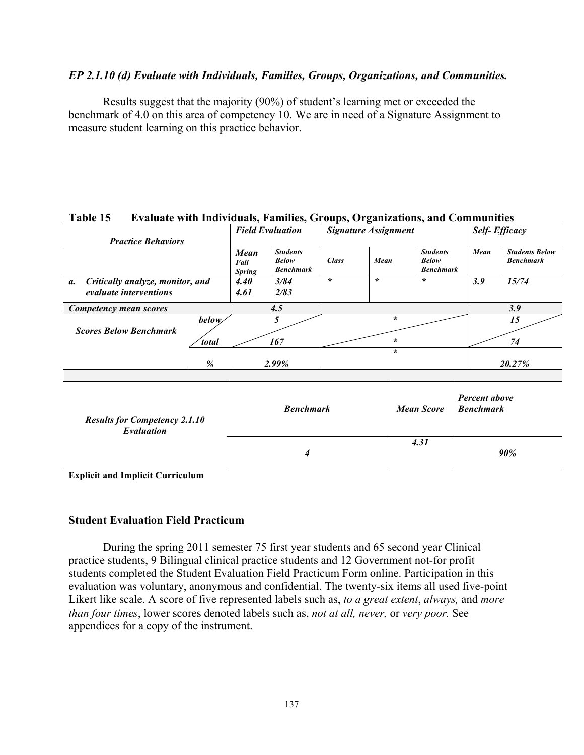*EP 2.1.10 (d) Evaluate with Individuals, Families, Groups, Organizations, and Communities.*

Results suggest that the majority (90%) of student's learning met or exceeded the benchmark of 4.0 on this area of competency 10. We are in need of a Signature Assignment to measure student learning on this practice behavior.

**Table 15 Evaluate with Individuals, Families, Groups, Organizations, and Communities**

| *Practice Behaviors* | | *Field Evaluation* | | *Signature Assignment* | | | *Self- Efficacy* | |
|---|---|---|---|---|---|---|---|---|
| | | *Mean Fall Spring* | *Students Below Benchmark* | *Class* | *Mean* | *Students Below Benchmark* | *Mean* | *Students Below Benchmark* |
| *a. Critically analyze, monitor, and evaluate interventions* | | *4.40*<br>*4.61* | *3/84*<br>*2/83* | * | * | * | *3.9* | *15/74* |
| *Competency mean scores* | | *4.5* | | | | | *3.9* | |
| *Scores Below Benchmark* | *below* | *5* | | * | | | *15* | |
| | *total* | *167* | | * | | | *74* | |
| | *%* | *2.99%* | | * | | | *20.27%* | |
| *Results for Competency 2.1.10 Evaluation* | | *Benchmark* | | | *Mean Score* | | *Percent above Benchmark* | |
| | | *4* | | | *4.31* | | *90%* | |

**Explicit and Implicit Curriculum**

**Student Evaluation Field Practicum**

During the spring 2011 semester 75 first year students and 65 second year Clinical practice students, 9 Bilingual clinical practice students and 12 Government not-for profit students completed the Student Evaluation Field Practicum Form online. Participation in this evaluation was voluntary, anonymous and confidential. The twenty-six items all used five-point Likert like scale. A score of five represented labels such as, *to a great extent*, *always,* and *more than four times*, lower scores denoted labels such as, *not at all, never,* or *very poor.* See appendices for a copy of the instrument.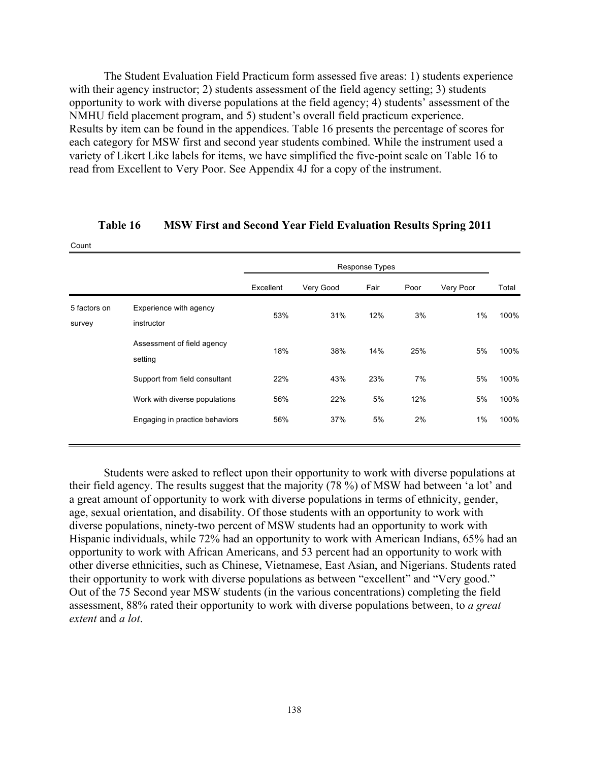The Student Evaluation Field Practicum form assessed five areas: 1) students experience with their agency instructor; 2) students assessment of the field agency setting; 3) students opportunity to work with diverse populations at the field agency; 4) students' assessment of the NMHU field placement program, and 5) student's overall field practicum experience. Results by item can be found in the appendices. Table 16 presents the percentage of scores for each category for MSW first and second year students combined. While the instrument used a variety of Likert Like labels for items, we have simplified the five-point scale on Table 16 to read from Excellent to Very Poor. See Appendix 4J for a copy of the instrument.

**Table 16 MSW First and Second Year Field Evaluation Results Spring 2011**

Count

| | | Response Types | | | | | |
|---|---|---|---|---|---|---|---|
| | | Excellent | Very Good | Fair | Poor | Very Poor | Total |
| 5 factors on survey | Experience with agency instructor | 53% | 31% | 12% | 3% | 1% | 100% |
| | Assessment of field agency setting | 18% | 38% | 14% | 25% | 5% | 100% |
| | Support from field consultant | 22% | 43% | 23% | 7% | 5% | 100% |
| | Work with diverse populations | 56% | 22% | 5% | 12% | 5% | 100% |
| | Engaging in practice behaviors | 56% | 37% | 5% | 2% | 1% | 100% |

Students were asked to reflect upon their opportunity to work with diverse populations at their field agency. The results suggest that the majority (78 %) of MSW had between 'a lot' and a great amount of opportunity to work with diverse populations in terms of ethnicity, gender, age, sexual orientation, and disability. Of those students with an opportunity to work with diverse populations, ninety-two percent of MSW students had an opportunity to work with Hispanic individuals, while 72% had an opportunity to work with American Indians, 65% had an opportunity to work with African Americans, and 53 percent had an opportunity to work with other diverse ethnicities, such as Chinese, Vietnamese, East Asian, and Nigerians. Students rated their opportunity to work with diverse populations as between "excellent" and "Very good." Out of the 75 Second year MSW students (in the various concentrations) completing the field assessment, 88% rated their opportunity to work with diverse populations between, to *a great extent* and *a lot*.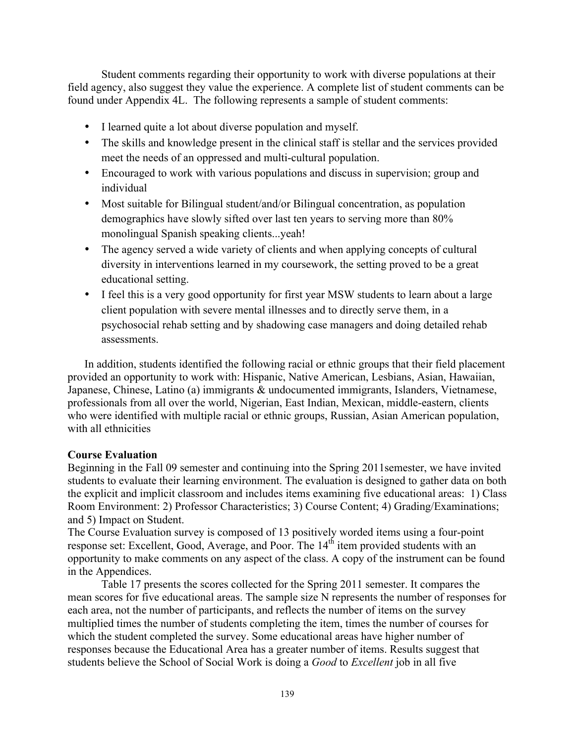Student comments regarding their opportunity to work with diverse populations at their field agency, also suggest they value the experience. A complete list of student comments can be found under Appendix 4L. The following represents a sample of student comments:

- I learned quite a lot about diverse population and myself.
- The skills and knowledge present in the clinical staff is stellar and the services provided meet the needs of an oppressed and multi-cultural population.
- Encouraged to work with various populations and discuss in supervision; group and individual
- Most suitable for Bilingual student/and/or Bilingual concentration, as population demographics have slowly sifted over last ten years to serving more than 80% monolingual Spanish speaking clients...yeah!
- The agency served a wide variety of clients and when applying concepts of cultural diversity in interventions learned in my coursework, the setting proved to be a great educational setting.
- I feel this is a very good opportunity for first year MSW students to learn about a large client population with severe mental illnesses and to directly serve them, in a psychosocial rehab setting and by shadowing case managers and doing detailed rehab assessments.

In addition, students identified the following racial or ethnic groups that their field placement provided an opportunity to work with: Hispanic, Native American, Lesbians, Asian, Hawaiian, Japanese, Chinese, Latino (a) immigrants & undocumented immigrants, Islanders, Vietnamese, professionals from all over the world, Nigerian, East Indian, Mexican, middle-eastern, clients who were identified with multiple racial or ethnic groups, Russian, Asian American population, with all ethnicities

**Course Evaluation**

Beginning in the Fall 09 semester and continuing into the Spring 2011semester, we have invited students to evaluate their learning environment. The evaluation is designed to gather data on both the explicit and implicit classroom and includes items examining five educational areas: 1) Class Room Environment: 2) Professor Characteristics; 3) Course Content; 4) Grading/Examinations; and 5) Impact on Student.

The Course Evaluation survey is composed of 13 positively worded items using a four-point response set: Excellent, Good, Average, and Poor. The 14th item provided students with an opportunity to make comments on any aspect of the class. A copy of the instrument can be found in the Appendices.

Table 17 presents the scores collected for the Spring 2011 semester. It compares the mean scores for five educational areas. The sample size N represents the number of responses for each area, not the number of participants, and reflects the number of items on the survey multiplied times the number of students completing the item, times the number of courses for which the student completed the survey. Some educational areas have higher number of responses because the Educational Area has a greater number of items. Results suggest that students believe the School of Social Work is doing a *Good* to *Excellent* job in all five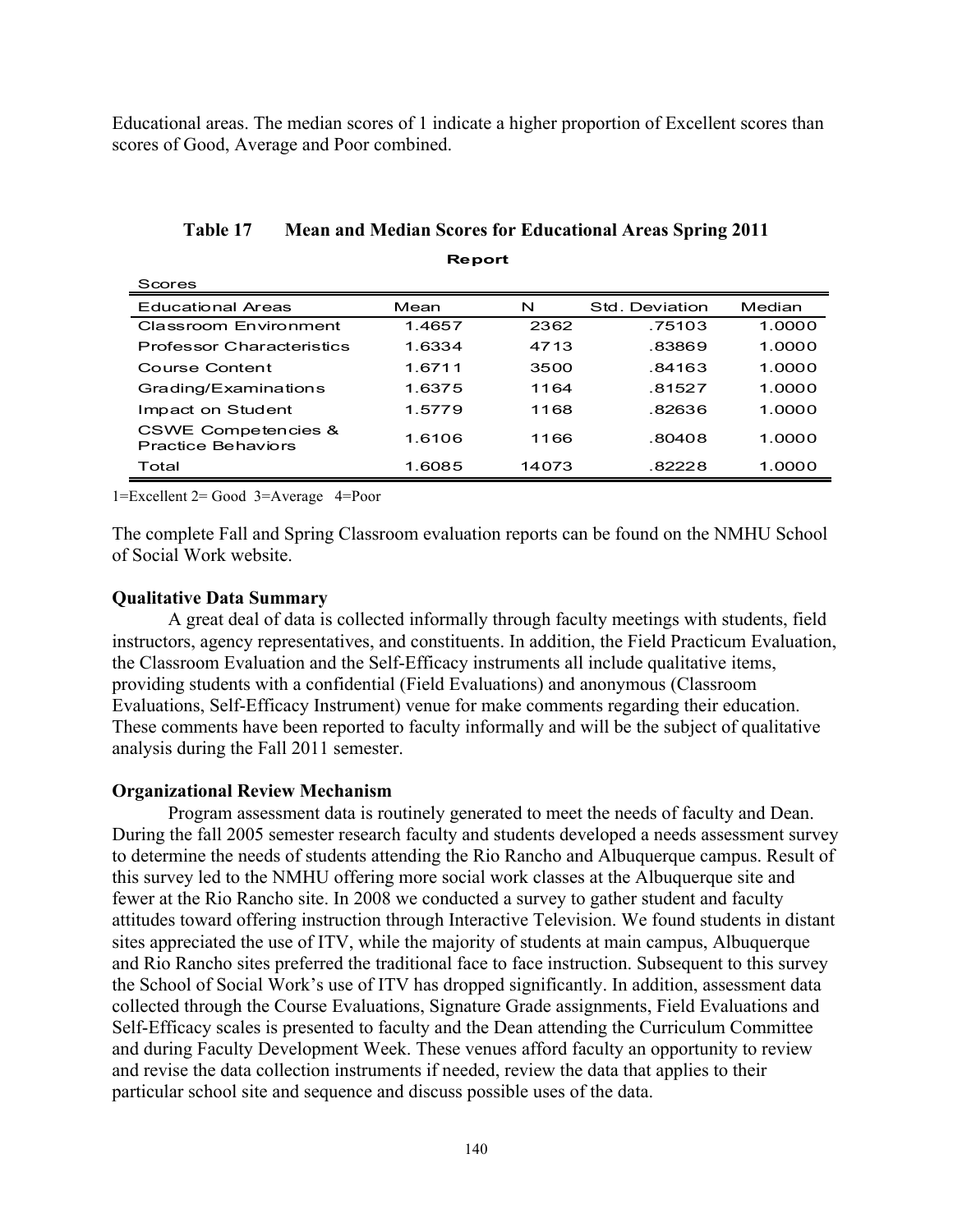Educational areas. The median scores of 1 indicate a higher proportion of Excellent scores than scores of Good, Average and Poor combined.

**Table 17 Mean and Median Scores for Educational Areas Spring 2011**

**Report**

Scores

| Educational Areas | Mean | N | Std. Deviation | Median |
|---|---|---|---|---|
| Classroom Environment | 1.4657 | 2362 | .75103 | 1.0000 |
| Professor Characteristics | 1.6334 | 4713 | .83869 | 1.0000 |
| Course Content | 1.6711 | 3500 | .84163 | 1.0000 |
| Grading/Examinations | 1.6375 | 1164 | .81527 | 1.0000 |
| Impact on Student | 1.5779 | 1168 | .82636 | 1.0000 |
| CSWE Competencies & Practice Behaviors | 1.6106 | 1166 | .80408 | 1.0000 |
| Total | 1.6085 | 14073 | .82228 | 1.0000 |

1=Excellent 2= Good 3=Average 4=Poor

The complete Fall and Spring Classroom evaluation reports can be found on the NMHU School of Social Work website.

**Qualitative Data Summary**

A great deal of data is collected informally through faculty meetings with students, field instructors, agency representatives, and constituents. In addition, the Field Practicum Evaluation, the Classroom Evaluation and the Self-Efficacy instruments all include qualitative items, providing students with a confidential (Field Evaluations) and anonymous (Classroom Evaluations, Self-Efficacy Instrument) venue for make comments regarding their education. These comments have been reported to faculty informally and will be the subject of qualitative analysis during the Fall 2011 semester.

**Organizational Review Mechanism**

Program assessment data is routinely generated to meet the needs of faculty and Dean. During the fall 2005 semester research faculty and students developed a needs assessment survey to determine the needs of students attending the Rio Rancho and Albuquerque campus. Result of this survey led to the NMHU offering more social work classes at the Albuquerque site and fewer at the Rio Rancho site. In 2008 we conducted a survey to gather student and faculty attitudes toward offering instruction through Interactive Television. We found students in distant sites appreciated the use of ITV, while the majority of students at main campus, Albuquerque and Rio Rancho sites preferred the traditional face to face instruction. Subsequent to this survey the School of Social Work's use of ITV has dropped significantly. In addition, assessment data collected through the Course Evaluations, Signature Grade assignments, Field Evaluations and Self-Efficacy scales is presented to faculty and the Dean attending the Curriculum Committee and during Faculty Development Week. These venues afford faculty an opportunity to review and revise the data collection instruments if needed, review the data that applies to their particular school site and sequence and discuss possible uses of the data.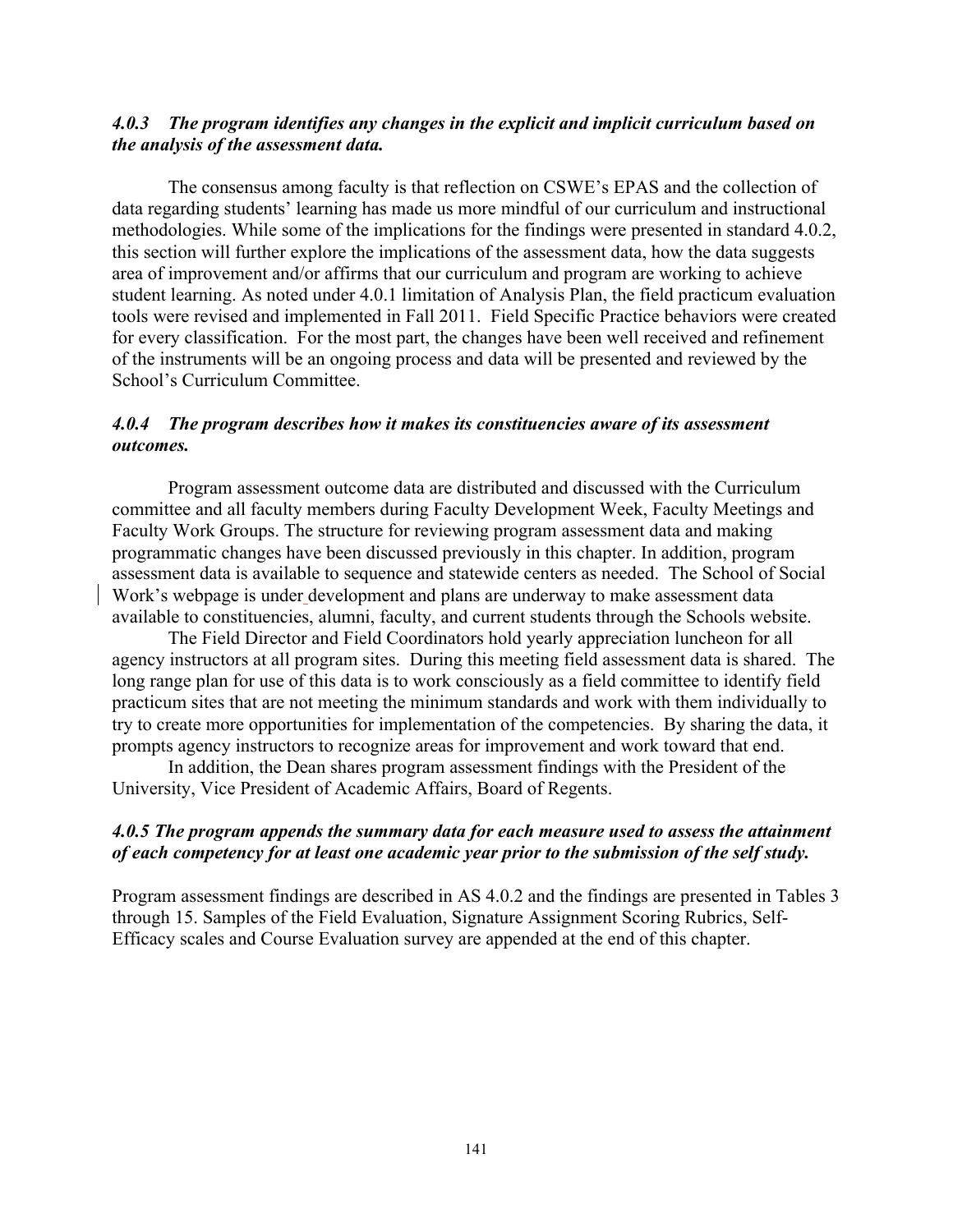### *4.0.3 The program identifies any changes in the explicit and implicit curriculum based on the analysis of the assessment data.*

The consensus among faculty is that reflection on CSWE's EPAS and the collection of data regarding students' learning has made us more mindful of our curriculum and instructional methodologies. While some of the implications for the findings were presented in standard 4.0.2, this section will further explore the implications of the assessment data, how the data suggests area of improvement and/or affirms that our curriculum and program are working to achieve student learning. As noted under 4.0.1 limitation of Analysis Plan, the field practicum evaluation tools were revised and implemented in Fall 2011. Field Specific Practice behaviors were created for every classification. For the most part, the changes have been well received and refinement of the instruments will be an ongoing process and data will be presented and reviewed by the School's Curriculum Committee.

### *4.0.4 The program describes how it makes its constituencies aware of its assessment outcomes.*

Program assessment outcome data are distributed and discussed with the Curriculum committee and all faculty members during Faculty Development Week, Faculty Meetings and Faculty Work Groups. The structure for reviewing program assessment data and making programmatic changes have been discussed previously in this chapter. In addition, program assessment data is available to sequence and statewide centers as needed. The School of Social Work's webpage is under development and plans are underway to make assessment data available to constituencies, alumni, faculty, and current students through the Schools website.

The Field Director and Field Coordinators hold yearly appreciation luncheon for all agency instructors at all program sites. During this meeting field assessment data is shared. The long range plan for use of this data is to work consciously as a field committee to identify field practicum sites that are not meeting the minimum standards and work with them individually to try to create more opportunities for implementation of the competencies. By sharing the data, it prompts agency instructors to recognize areas for improvement and work toward that end.

In addition, the Dean shares program assessment findings with the President of the University, Vice President of Academic Affairs, Board of Regents.

### *4.0.5 The program appends the summary data for each measure used to assess the attainment of each competency for at least one academic year prior to the submission of the self study.*

Program assessment findings are described in AS 4.0.2 and the findings are presented in Tables 3 through 15. Samples of the Field Evaluation, Signature Assignment Scoring Rubrics, Self-Efficacy scales and Course Evaluation survey are appended at the end of this chapter.